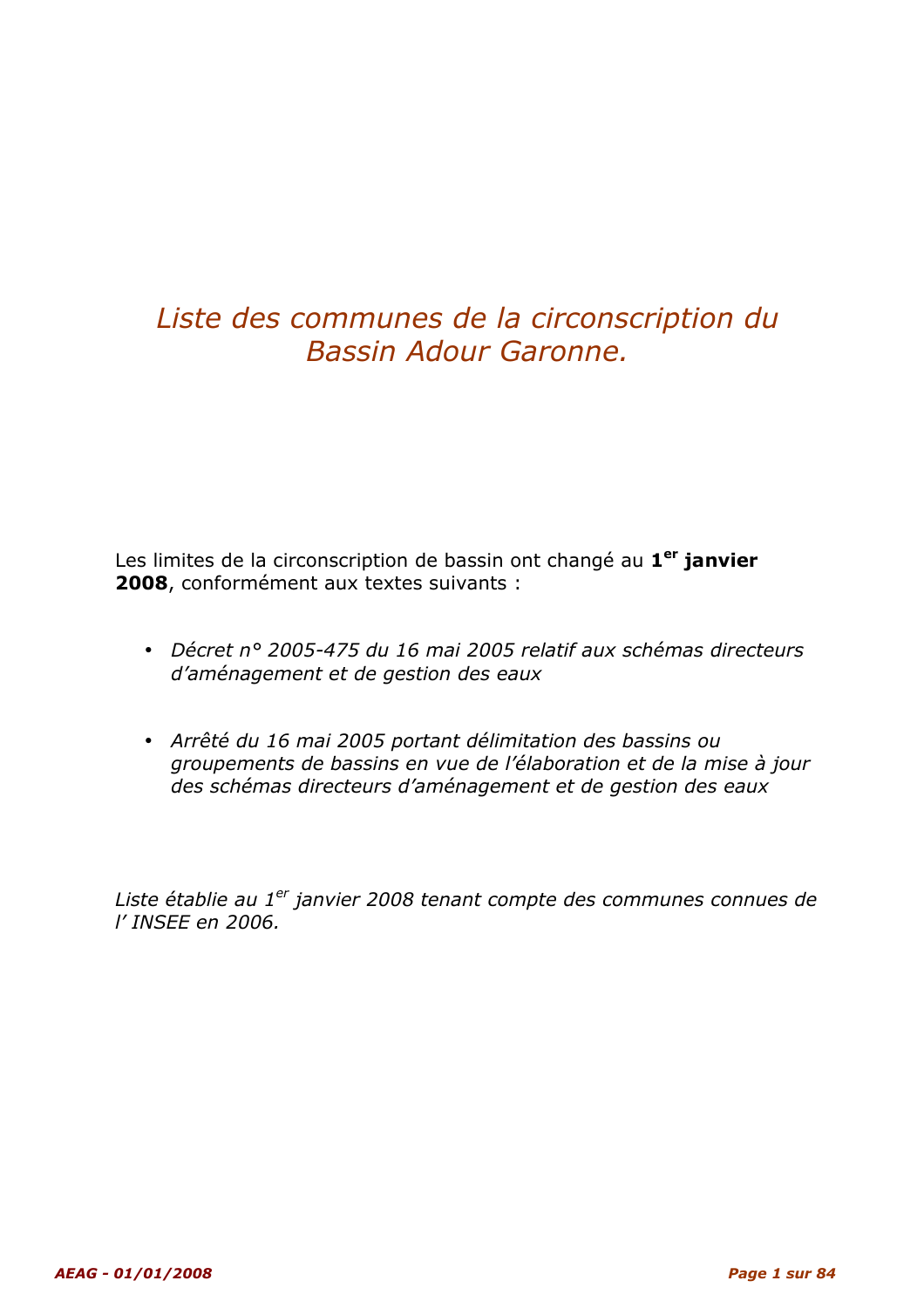# *Liste des communes de la circonscription du Bassin Adour Garonne.*

Les limites de la circonscription de bassin ont changé au **1er janvier 2008**, conformément aux textes suivants :

- *Décret n° 2005-475 du 16 mai 2005 relatif aux schémas directeurs d'aménagement et de gestion des eaux*
- *Arrêté du 16 mai 2005 portant délimitation des bassins ou groupements de bassins en vue de l'élaboration et de la mise à jour des schémas directeurs d'aménagement et de gestion des eaux*

*Liste établie au 1er janvier 2008 tenant compte des communes connues de l' INSEE en 2006.*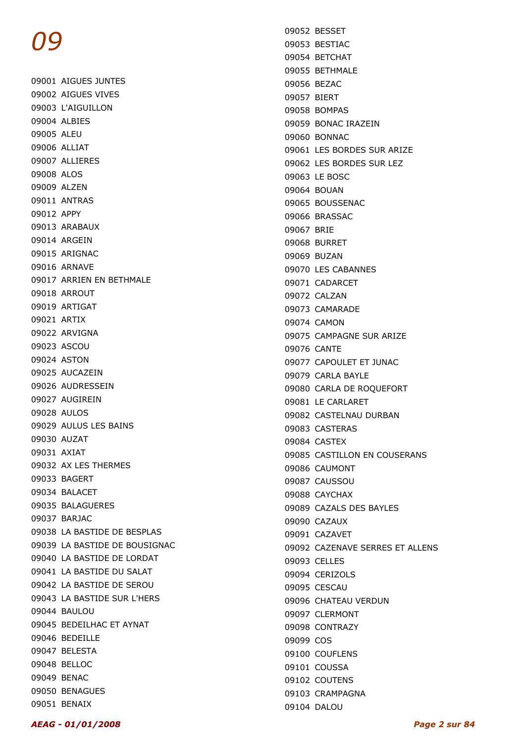# 09

09001 AIGUES JUNTES
09002 AIGUES VIVES
09003 L'AIGUILLON
09004 ALBIES
09005 ALEU
09006 ALLIAT
09007 ALLIERES
09008 ALOS
09009 ALZEN
09011 ANTRAS
09012 APPY
09013 ARABAUX
09014 ARGEIN
09015 ARIGNAC
09016 ARNAVE
09017 ARRIEN EN BETHMALE
09018 ARROUT
09019 ARTIGAT
09021 ARTIX
09022 ARVIGNA
09023 ASCOU
09024 ASTON
09025 AUCAZEIN
09026 AUDRESSEIN
09027 AUGIREIN
09028 AULOS
09029 AULUS LES BAINS
09030 AUZAT
09031 AXIAT
09032 AX LES THERMES
09033 BAGERT
09034 BALACET
09035 BALAGUERES
09037 BARJAC
09038 LA BASTIDE DE BESPLAS
09039 LA BASTIDE DE BOUSIGNAC
09040 LA BASTIDE DE LORDAT
09041 LA BASTIDE DU SALAT
09042 LA BASTIDE DE SEROU
09043 LA BASTIDE SUR L'HERS
09044 BAULOU
09045 BEDEILHAC ET AYNAT
09046 BEDEILLE
09047 BELESTA
09048 BELLOC
09049 BENAC
09050 BENAGUES
09051 BENAIX
09052 BESSET
09053 BESTIAC
09054 BETCHAT
09055 BETHMALE
09056 BEZAC
09057 BIERT
09058 BOMPAS
09059 BONAC IRAZEIN
09060 BONNAC
09061 LES BORDES SUR ARIZE
09062 LES BORDES SUR LEZ
09063 LE BOSC
09064 BOUAN
09065 BOUSSENAC
09066 BRASSAC
09067 BRIE
09068 BURRET
09069 BUZAN
09070 LES CABANNES
09071 CADARCET
09072 CALZAN
09073 CAMARADE
09074 CAMON
09075 CAMPAGNE SUR ARIZE
09076 CANTE
09077 CAPOULET ET JUNAC
09079 CARLA BAYLE
09080 CARLA DE ROQUEFORT
09081 LE CARLARET
09082 CASTELNAU DURBAN
09083 CASTERAS
09084 CASTEX
09085 CASTILLON EN COUSERANS
09086 CAUMONT
09087 CAUSSOU
09088 CAYCHAX
09089 CAZALS DES BAYLES
09090 CAZAUX
09091 CAZAVET
09092 CAZENAVE SERRES ET ALLENS
09093 CELLES
09094 CERIZOLS
09095 CESCAU
09096 CHATEAU VERDUN
09097 CLERMONT
09098 CONTRAZY
09099 COS
09100 COUFLENS
09101 COUSSA
09102 COUTENS
09103 CRAMPAGNA
09104 DALOU

*AEAG - 01/01/2008*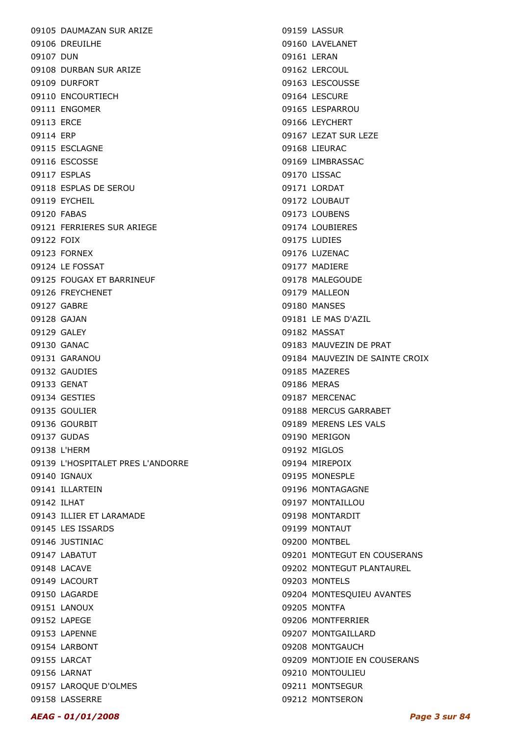09105 DAUMAZAN SUR ARIZE
09106 DREUILHE
09107 DUN
09108 DURBAN SUR ARIZE
09109 DURFORT
09110 ENCOURTIECH
09111 ENGOMER
09113 ERCE
09114 ERP
09115 ESCLAGNE
09116 ESCOSSE
09117 ESPLAS
09118 ESPLAS DE SEROU
09119 EYCHEIL
09120 FABAS
09121 FERRIERES SUR ARIEGE
09122 FOIX
09123 FORNEX
09124 LE FOSSAT
09125 FOUGAX ET BARRINEUF
09126 FREYCHENET
09127 GABRE
09128 GAJAN
09129 GALEY
09130 GANAC
09131 GARANOU
09132 GAUDIES
09133 GENAT
09134 GESTIES
09135 GOULIER
09136 GOURBIT
09137 GUDAS
09138 L'HERM
09139 L'HOSPITALET PRES L'ANDORRE
09140 IGNAUX
09141 ILLARTEIN
09142 ILHAT
09143 ILLIER ET LARAMADE
09145 LES ISSARDS
09146 JUSTINIAC
09147 LABATUT
09148 LACAVE
09149 LACOURT
09150 LAGARDE
09151 LANOUX
09152 LAPEGE
09153 LAPENNE
09154 LARBONT
09155 LARCAT
09156 LARNAT
09157 LAROQUE D'OLMES
09158 LASSERRE
09159 LASSUR
09160 LAVELANET
09161 LERAN
09162 LERCOUL
09163 LESCOUSSE
09164 LESCURE
09165 LESPARROU
09166 LEYCHERT
09167 LEZAT SUR LEZE
09168 LIEURAC
09169 LIMBRASSAC
09170 LISSAC
09171 LORDAT
09172 LOUBAUT
09173 LOUBENS
09174 LOUBIERES
09175 LUDIES
09176 LUZENAC
09177 MADIERE
09178 MALEGOUDE
09179 MALLEON
09180 MANSES
09181 LE MAS D'AZIL
09182 MASSAT
09183 MAUVEZIN DE PRAT
09184 MAUVEZIN DE SAINTE CROIX
09185 MAZERES
09186 MERAS
09187 MERCENAC
09188 MERCUS GARRABET
09189 MERENS LES VALS
09190 MERIGON
09192 MIGLOS
09194 MIREPOIX
09195 MONESPLE
09196 MONTAGAGNE
09197 MONTAILLOU
09198 MONTARDIT
09199 MONTAUT
09200 MONTBEL
09201 MONTEGUT EN COUSERANS
09202 MONTEGUT PLANTAUREL
09203 MONTELS
09204 MONTESQUIEU AVANTES
09205 MONTFA
09206 MONTFERRIER
09207 MONTGAILLARD
09208 MONTGAUCH
09209 MONTJOIE EN COUSERANS
09210 MONTOULIEU
09211 MONTSEGUR
09212 MONTSERON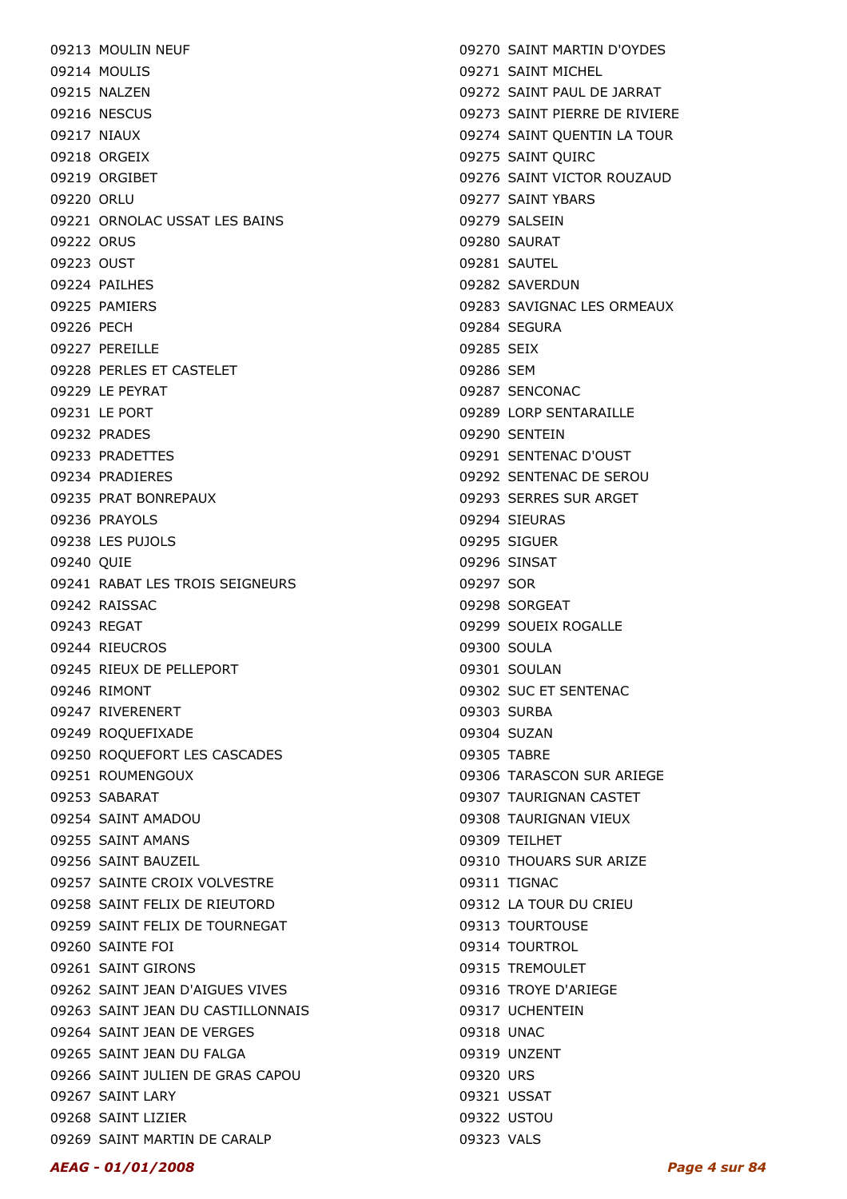09213 MOULIN NEUF
09214 MOULIS
09215 NALZEN
09216 NESCUS
09217 NIAUX
09218 ORGEIX
09219 ORGIBET
09220 ORLU
09221 ORNOLAC USSAT LES BAINS
09222 ORUS
09223 OUST
09224 PAILHES
09225 PAMIERS
09226 PECH
09227 PEREILLE
09228 PERLES ET CASTELET
09229 LE PEYRAT
09231 LE PORT
09232 PRADES
09233 PRADETTES
09234 PRADIERES
09235 PRAT BONREPAUX
09236 PRAYOLS
09238 LES PUJOLS
09240 QUIE
09241 RABAT LES TROIS SEIGNEURS
09242 RAISSAC
09243 REGAT
09244 RIEUCROS
09245 RIEUX DE PELLEPORT
09246 RIMONT
09247 RIVERENERT
09249 ROQUEFIXADE
09250 ROQUEFORT LES CASCADES
09251 ROUMENGOUX
09253 SABARAT
09254 SAINT AMADOU
09255 SAINT AMANS
09256 SAINT BAUZEIL
09257 SAINTE CROIX VOLVESTRE
09258 SAINT FELIX DE RIEUTORD
09259 SAINT FELIX DE TOURNEGAT
09260 SAINTE FOI
09261 SAINT GIRONS
09262 SAINT JEAN D'AIGUES VIVES
09263 SAINT JEAN DU CASTILLONNAIS
09264 SAINT JEAN DE VERGES
09265 SAINT JEAN DU FALGA
09266 SAINT JULIEN DE GRAS CAPOU
09267 SAINT LARY
09268 SAINT LIZIER
09269 SAINT MARTIN DE CARALP
09270 SAINT MARTIN D'OYDES
09271 SAINT MICHEL
09272 SAINT PAUL DE JARRAT
09273 SAINT PIERRE DE RIVIERE
09274 SAINT QUENTIN LA TOUR
09275 SAINT QUIRC
09276 SAINT VICTOR ROUZAUD
09277 SAINT YBARS
09279 SALSEIN
09280 SAURAT
09281 SAUTEL
09282 SAVERDUN
09283 SAVIGNAC LES ORMEAUX
09284 SEGURA
09285 SEIX
09286 SEM
09287 SENCONAC
09289 LORP SENTARAILLE
09290 SENTEIN
09291 SENTENAC D'OUST
09292 SENTENAC DE SEROU
09293 SERRES SUR ARGET
09294 SIEURAS
09295 SIGUER
09296 SINSAT
09297 SOR
09298 SORGEAT
09299 SOUEIX ROGALLE
09300 SOULA
09301 SOULAN
09302 SUC ET SENTENAC
09303 SURBA
09304 SUZAN
09305 TABRE
09306 TARASCON SUR ARIEGE
09307 TAURIGNAN CASTET
09308 TAURIGNAN VIEUX
09309 TEILHET
09310 THOUARS SUR ARIZE
09311 TIGNAC
09312 LA TOUR DU CRIEU
09313 TOURTOUSE
09314 TOURTROL
09315 TREMOULET
09316 TROYE D'ARIEGE
09317 UCHENTEIN
09318 UNAC
09319 UNZENT
09320 URS
09321 USSAT
09322 USTOU
09323 VALS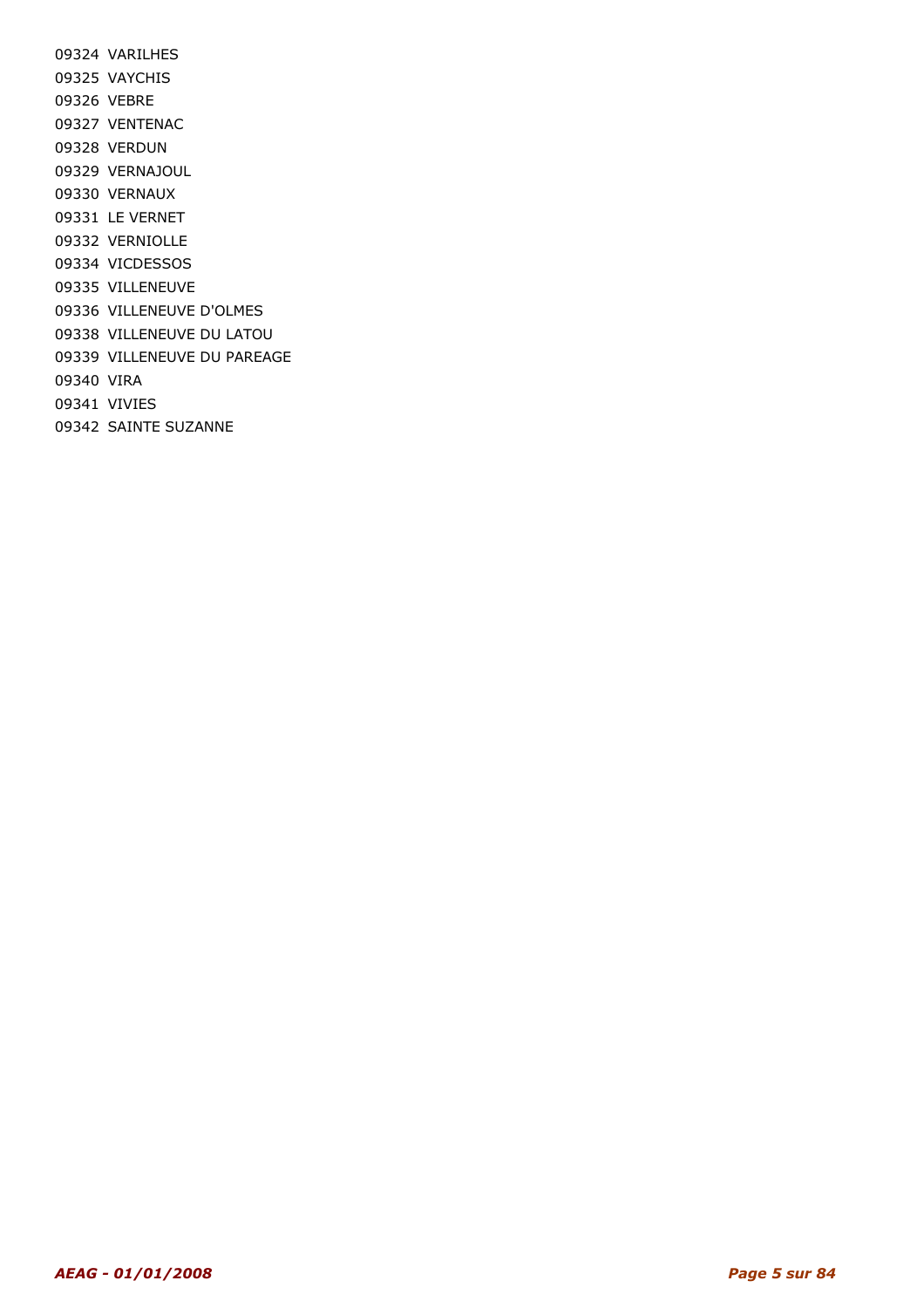09324 VARILHES
09325 VAYCHIS
09326 VEBRE
09327 VENTENAC
09328 VERDUN
09329 VERNAJOUL
09330 VERNAUX
09331 LE VERNET
09332 VERNIOLLE
09334 VICDESSOS
09335 VILLENEUVE
09336 VILLENEUVE D'OLMES
09338 VILLENEUVE DU LATOU
09339 VILLENEUVE DU PAREAGE
09340 VIRA
09341 VIVIES
09342 SAINTE SUZANNE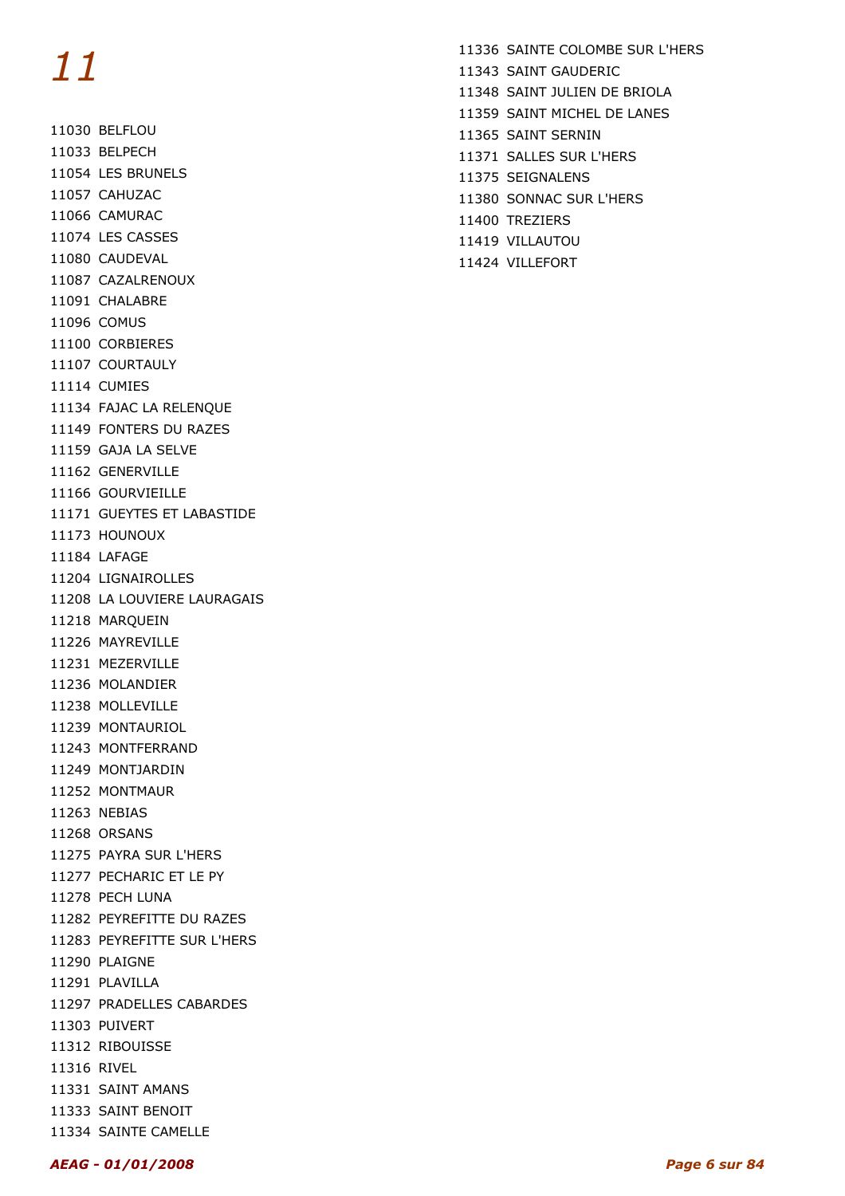# *11*

11030 BELFLOU
11033 BELPECH
11054 LES BRUNELS
11057 CAHUZAC
11066 CAMURAC
11074 LES CASSES
11080 CAUDEVAL
11087 CAZALRENOUX
11091 CHALABRE
11096 COMUS
11100 CORBIERES
11107 COURTAULY
11114 CUMIES
11134 FAJAC LA RELENQUE
11149 FONTERS DU RAZES
11159 GAJA LA SELVE
11162 GENERVILLE
11166 GOURVIEILLE
11171 GUEYTES ET LABASTIDE
11173 HOUNOUX
11184 LAFAGE
11204 LIGNAIROLLES
11208 LA LOUVIERE LAURAGAIS
11218 MARQUEIN
11226 MAYREVILLE
11231 MEZERVILLE
11236 MOLANDIER
11238 MOLLEVILLE
11239 MONTAURIOL
11243 MONTFERRAND
11249 MONTJARDIN
11252 MONTMAUR
11263 NEBIAS
11268 ORSANS
11275 PAYRA SUR L'HERS
11277 PECHARIC ET LE PY
11278 PECH LUNA
11282 PEYREFITTE DU RAZES
11283 PEYREFITTE SUR L'HERS
11290 PLAIGNE
11291 PLAVILLA
11297 PRADELLES CABARDES
11303 PUIVERT
11312 RIBOUISSE
11316 RIVEL
11331 SAINT AMANS
11333 SAINT BENOIT
11334 SAINTE CAMELLE
11336 SAINTE COLOMBE SUR L'HERS
11343 SAINT GAUDERIC
11348 SAINT JULIEN DE BRIOLA
11359 SAINT MICHEL DE LANES
11365 SAINT SERNIN
11371 SALLES SUR L'HERS
11375 SEIGNALENS
11380 SONNAC SUR L'HERS
11400 TREZIERS
11419 VILLAUTOU
11424 VILLEFORT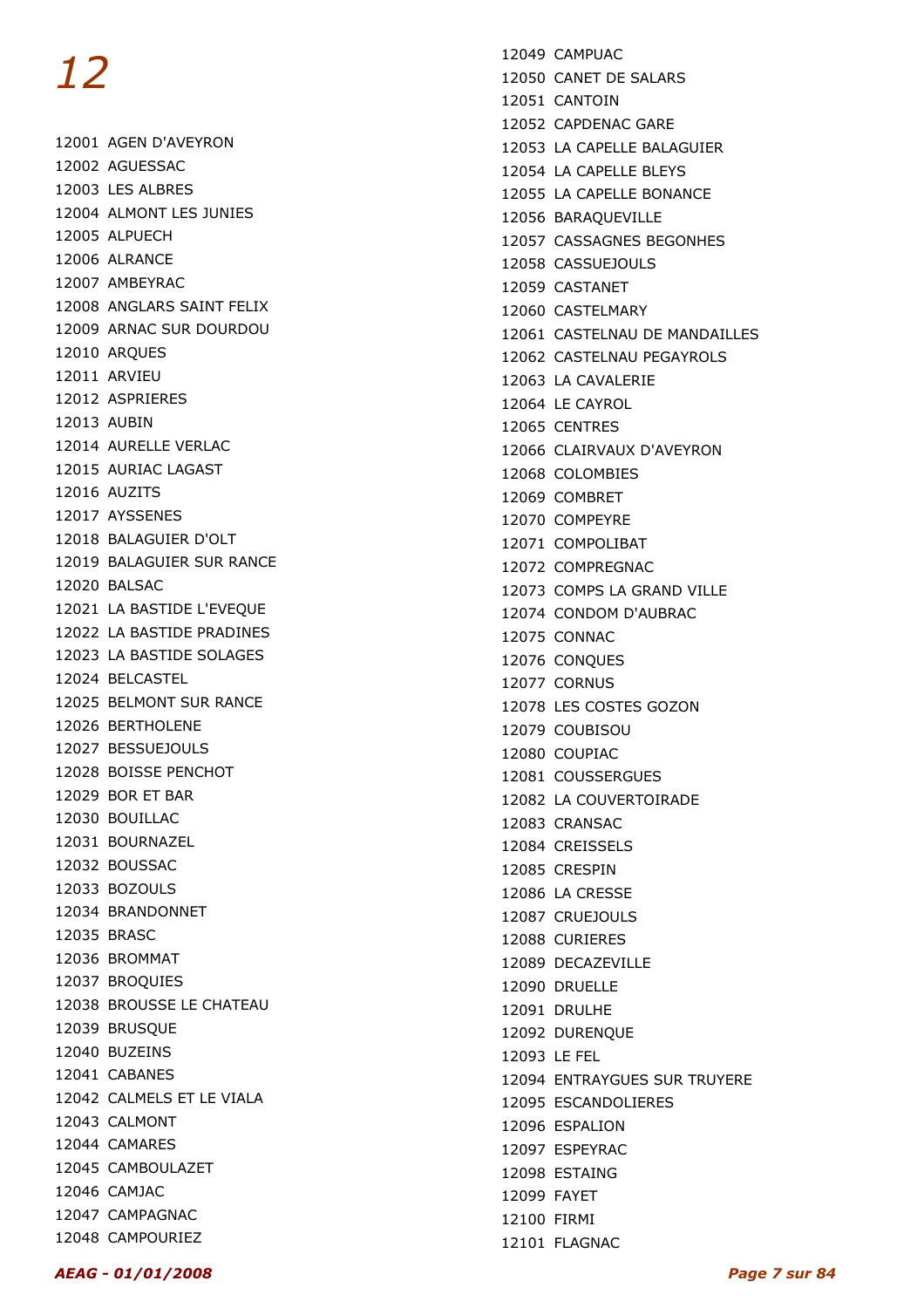# 12

12001 AGEN D'AVEYRON
12002 AGUESSAC
12003 LES ALBRES
12004 ALMONT LES JUNIES
12005 ALPUECH
12006 ALRANCE
12007 AMBEYRAC
12008 ANGLARS SAINT FELIX
12009 ARNAC SUR DOURDOU
12010 ARQUES
12011 ARVIEU
12012 ASPRIERES
12013 AUBIN
12014 AURELLE VERLAC
12015 AURIAC LAGAST
12016 AUZITS
12017 AYSSENES
12018 BALAGUIER D'OLT
12019 BALAGUIER SUR RANCE
12020 BALSAC
12021 LA BASTIDE L'EVEQUE
12022 LA BASTIDE PRADINES
12023 LA BASTIDE SOLAGES
12024 BELCASTEL
12025 BELMONT SUR RANCE
12026 BERTHOLENE
12027 BESSUEJOULS
12028 BOISSE PENCHOT
12029 BOR ET BAR
12030 BOUILLAC
12031 BOURNAZEL
12032 BOUSSAC
12033 BOZOULS
12034 BRANDONNET
12035 BRASC
12036 BROMMAT
12037 BROQUIES
12038 BROUSSE LE CHATEAU
12039 BRUSQUE
12040 BUZEINS
12041 CABANES
12042 CALMELS ET LE VIALA
12043 CALMONT
12044 CAMARES
12045 CAMBOULAZET
12046 CAMJAC
12047 CAMPAGNAC
12048 CAMPOURIEZ
12049 CAMPUAC
12050 CANET DE SALARS
12051 CANTOIN
12052 CAPDENAC GARE
12053 LA CAPELLE BALAGUIER
12054 LA CAPELLE BLEYS
12055 LA CAPELLE BONANCE
12056 BARAQUEVILLE
12057 CASSAGNES BEGONHES
12058 CASSUEJOULS
12059 CASTANET
12060 CASTELMARY
12061 CASTELNAU DE MANDAILLES
12062 CASTELNAU PEGAYROLS
12063 LA CAVALERIE
12064 LE CAYROL
12065 CENTRES
12066 CLAIRVAUX D'AVEYRON
12068 COLOMBIES
12069 COMBRET
12070 COMPEYRE
12071 COMPOLIBAT
12072 COMPREGNAC
12073 COMPS LA GRAND VILLE
12074 CONDOM D'AUBRAC
12075 CONNAC
12076 CONQUES
12077 CORNUS
12078 LES COSTES GOZON
12079 COUBISOU
12080 COUPIAC
12081 COUSSERGUES
12082 LA COUVERTOIRADE
12083 CRANSAC
12084 CREISSELS
12085 CRESPIN
12086 LA CRESSE
12087 CRUEJOULS
12088 CURIERES
12089 DECAZEVILLE
12090 DRUELLE
12091 DRULHE
12092 DURENQUE
12093 LE FEL
12094 ENTRAYGUES SUR TRUYERE
12095 ESCANDOLIERES
12096 ESPALION
12097 ESPEYRAC
12098 ESTAING
12099 FAYET
12100 FIRMI
12101 FLAGNAC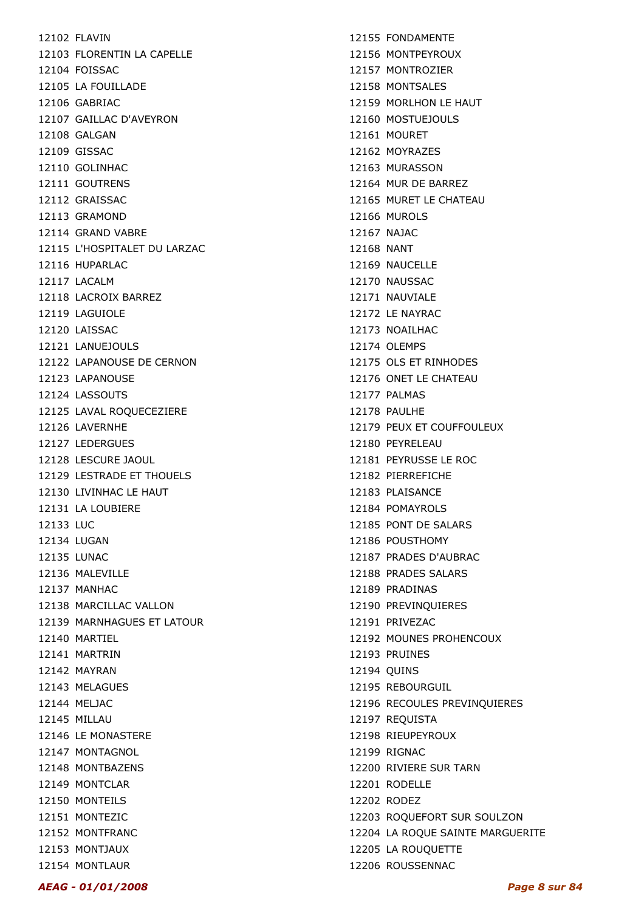12102 FLAVIN
12103 FLORENTIN LA CAPELLE
12104 FOISSAC
12105 LA FOUILLADE
12106 GABRIAC
12107 GAILLAC D'AVEYRON
12108 GALGAN
12109 GISSAC
12110 GOLINHAC
12111 GOUTRENS
12112 GRAISSAC
12113 GRAMOND
12114 GRAND VABRE
12115 L'HOSPITALET DU LARZAC
12116 HUPARLAC
12117 LACALM
12118 LACROIX BARREZ
12119 LAGUIOLE
12120 LAISSAC
12121 LANUEJOULS
12122 LAPANOUSE DE CERNON
12123 LAPANOUSE
12124 LASSOUTS
12125 LAVAL ROQUECEZIERE
12126 LAVERNHE
12127 LEDERGUES
12128 LESCURE JAOUL
12129 LESTRADE ET THOUELS
12130 LIVINHAC LE HAUT
12131 LA LOUBIERE
12133 LUC
12134 LUGAN
12135 LUNAC
12136 MALEVILLE
12137 MANHAC
12138 MARCILLAC VALLON
12139 MARNHAGUES ET LATOUR
12140 MARTIEL
12141 MARTRIN
12142 MAYRAN
12143 MELAGUES
12144 MELJAC
12145 MILLAU
12146 LE MONASTERE
12147 MONTAGNOL
12148 MONTBAZENS
12149 MONTCLAR
12150 MONTEILS
12151 MONTEZIC
12152 MONTFRANC
12153 MONTJAUX
12154 MONTLAUR
12155 FONDAMENTE
12156 MONTPEYROUX
12157 MONTROZIER
12158 MONTSALES
12159 MORLHON LE HAUT
12160 MOSTUEJOULS
12161 MOURET
12162 MOYRAZES
12163 MURASSON
12164 MUR DE BARREZ
12165 MURET LE CHATEAU
12166 MUROLS
12167 NAJAC
12168 NANT
12169 NAUCELLE
12170 NAUSSAC
12171 NAUVIALE
12172 LE NAYRAC
12173 NOAILHAC
12174 OLEMPS
12175 OLS ET RINHODES
12176 ONET LE CHATEAU
12177 PALMAS
12178 PAULHE
12179 PEUX ET COUFFOULEUX
12180 PEYRELEAU
12181 PEYRUSSE LE ROC
12182 PIERREFICHE
12183 PLAISANCE
12184 POMAYROLS
12185 PONT DE SALARS
12186 POUSTHOMY
12187 PRADES D'AUBRAC
12188 PRADES SALARS
12189 PRADINAS
12190 PREVINQUIERES
12191 PRIVEZAC
12192 MOUNES PROHENCOUX
12193 PRUINES
12194 QUINS
12195 REBOURGUIL
12196 RECOULES PREVINQUIERES
12197 REQUISTA
12198 RIEUPEYROUX
12199 RIGNAC
12200 RIVIERE SUR TARN
12201 RODELLE
12202 RODEZ
12203 ROQUEFORT SUR SOULZON
12204 LA ROQUE SAINTE MARGUERITE
12205 LA ROUQUETTE
12206 ROUSSENNAC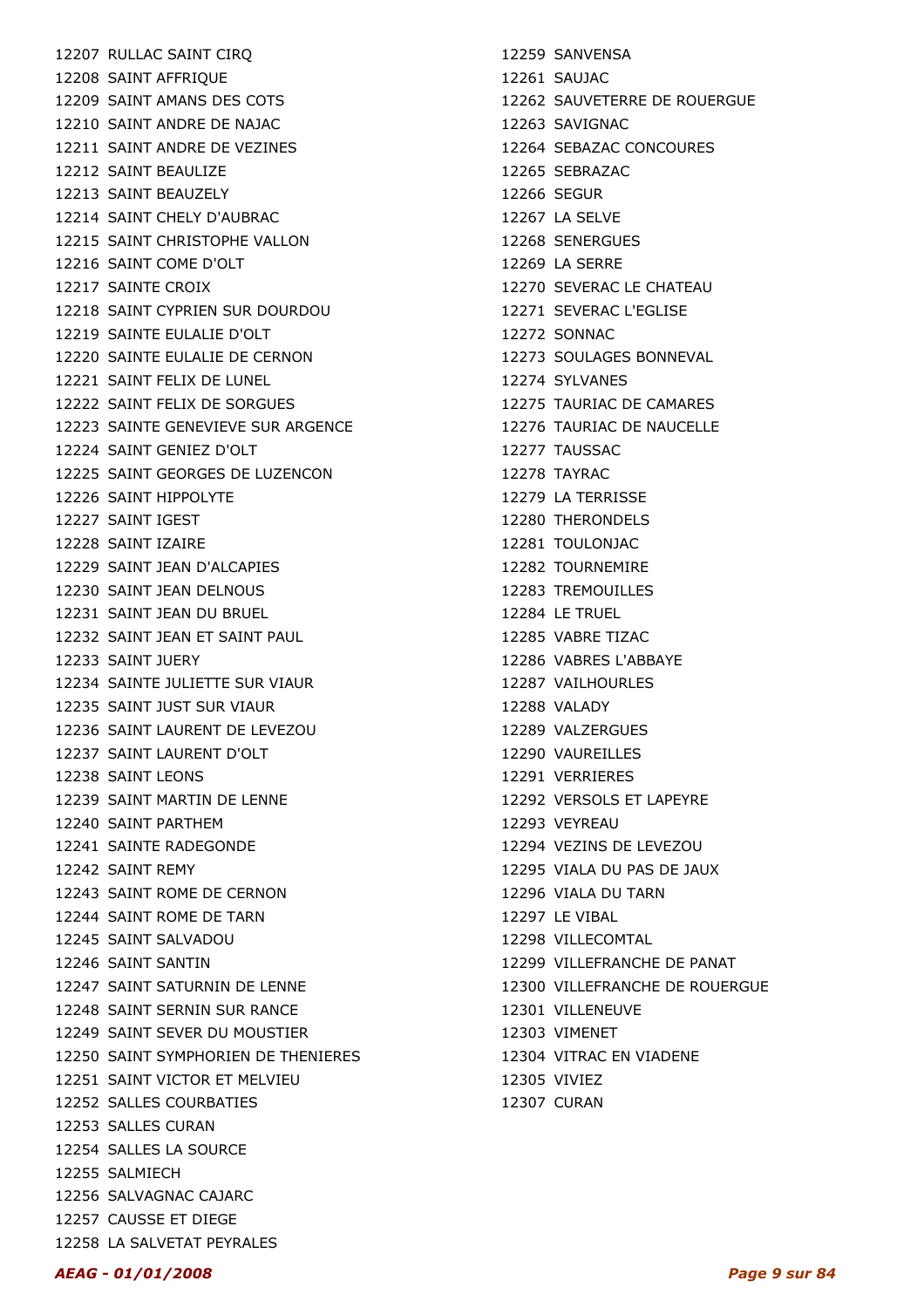12207 RULLAC SAINT CIRQ
12208 SAINT AFFRIQUE
12209 SAINT AMANS DES COTS
12210 SAINT ANDRE DE NAJAC
12211 SAINT ANDRE DE VEZINES
12212 SAINT BEAULIZE
12213 SAINT BEAUZELY
12214 SAINT CHELY D'AUBRAC
12215 SAINT CHRISTOPHE VALLON
12216 SAINT COME D'OLT
12217 SAINTE CROIX
12218 SAINT CYPRIEN SUR DOURDOU
12219 SAINTE EULALIE D'OLT
12220 SAINTE EULALIE DE CERNON
12221 SAINT FELIX DE LUNEL
12222 SAINT FELIX DE SORGUES
12223 SAINTE GENEVIEVE SUR ARGENCE
12224 SAINT GENIEZ D'OLT
12225 SAINT GEORGES DE LUZENCON
12226 SAINT HIPPOLYTE
12227 SAINT IGEST
12228 SAINT IZAIRE
12229 SAINT JEAN D'ALCAPIES
12230 SAINT JEAN DELNOUS
12231 SAINT JEAN DU BRUEL
12232 SAINT JEAN ET SAINT PAUL
12233 SAINT JUERY
12234 SAINTE JULIETTE SUR VIAUR
12235 SAINT JUST SUR VIAUR
12236 SAINT LAURENT DE LEVEZOU
12237 SAINT LAURENT D'OLT
12238 SAINT LEONS
12239 SAINT MARTIN DE LENNE
12240 SAINT PARTHEM
12241 SAINTE RADEGONDE
12242 SAINT REMY
12243 SAINT ROME DE CERNON
12244 SAINT ROME DE TARN
12245 SAINT SALVADOU
12246 SAINT SANTIN
12247 SAINT SATURNIN DE LENNE
12248 SAINT SERNIN SUR RANCE
12249 SAINT SEVER DU MOUSTIER
12250 SAINT SYMPHORIEN DE THENIERES
12251 SAINT VICTOR ET MELVIEU
12252 SALLES COURBATIES
12253 SALLES CURAN
12254 SALLES LA SOURCE
12255 SALMIECH
12256 SALVAGNAC CAJARC
12257 CAUSSE ET DIEGE
12258 LA SALVETAT PEYRALES
12259 SANVENSA
12261 SAUJAC
12262 SAUVETERRE DE ROUERGUE
12263 SAVIGNAC
12264 SEBAZAC CONCOURES
12265 SEBRAZAC
12266 SEGUR
12267 LA SELVE
12268 SENERGUES
12269 LA SERRE
12270 SEVERAC LE CHATEAU
12271 SEVERAC L'EGLISE
12272 SONNAC
12273 SOULAGES BONNEVAL
12274 SYLVANES
12275 TAURIAC DE CAMARES
12276 TAURIAC DE NAUCELLE
12277 TAUSSAC
12278 TAYRAC
12279 LA TERRISSE
12280 THERONDELS
12281 TOULONJAC
12282 TOURNEMIRE
12283 TREMOUILLES
12284 LE TRUEL
12285 VABRE TIZAC
12286 VABRES L'ABBAYE
12287 VAILHOURLES
12288 VALADY
12289 VALZERGUES
12290 VAUREILLES
12291 VERRIERES
12292 VERSOLS ET LAPEYRE
12293 VEYREAU
12294 VEZINS DE LEVEZOU
12295 VIALA DU PAS DE JAUX
12296 VIALA DU TARN
12297 LE VIBAL
12298 VILLECOMTAL
12299 VILLEFRANCHE DE PANAT
12300 VILLEFRANCHE DE ROUERGUE
12301 VILLENEUVE
12303 VIMENET
12304 VITRAC EN VIADENE
12305 VIVIEZ
12307 CURAN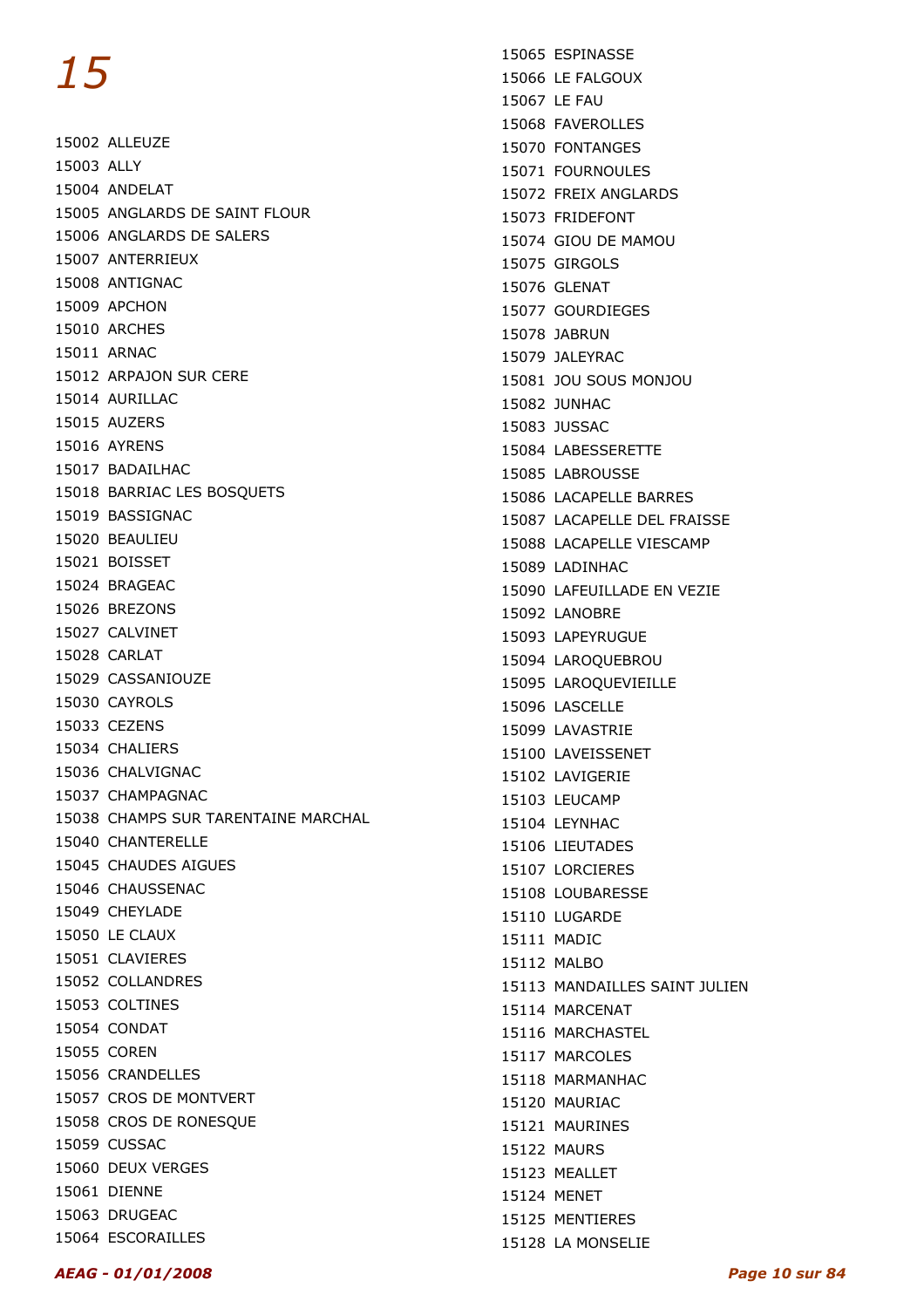# 15

15002 ALLEUZE
15003 ALLY
15004 ANDELAT
15005 ANGLARDS DE SAINT FLOUR
15006 ANGLARDS DE SALERS
15007 ANTERRIEUX
15008 ANTIGNAC
15009 APCHON
15010 ARCHES
15011 ARNAC
15012 ARPAJON SUR CERE
15014 AURILLAC
15015 AUZERS
15016 AYRENS
15017 BADAILHAC
15018 BARRIAC LES BOSQUETS
15019 BASSIGNAC
15020 BEAULIEU
15021 BOISSET
15024 BRAGEAC
15026 BREZONS
15027 CALVINET
15028 CARLAT
15029 CASSANIOUZE
15030 CAYROLS
15033 CEZENS
15034 CHALIERS
15036 CHALVIGNAC
15037 CHAMPAGNAC
15038 CHAMPS SUR TARENTAINE MARCHAL
15040 CHANTERELLE
15045 CHAUDES AIGUES
15046 CHAUSSENAC
15049 CHEYLADE
15050 LE CLAUX
15051 CLAVIERES
15052 COLLANDRES
15053 COLTINES
15054 CONDAT
15055 COREN
15056 CRANDELLES
15057 CROS DE MONTVERT
15058 CROS DE RONESQUE
15059 CUSSAC
15060 DEUX VERGES
15061 DIENNE
15063 DRUGEAC
15064 ESCORAILLES
15065 ESPINASSE
15066 LE FALGOUX
15067 LE FAU
15068 FAVEROLLES
15070 FONTANGES
15071 FOURNOULES
15072 FREIX ANGLARDS
15073 FRIDEFONT
15074 GIOU DE MAMOU
15075 GIRGOLS
15076 GLENAT
15077 GOURDIEGES
15078 JABRUN
15079 JALEYRAC
15081 JOU SOUS MONJOU
15082 JUNHAC
15083 JUSSAC
15084 LABESSERETTE
15085 LABROUSSE
15086 LACAPELLE BARRES
15087 LACAPELLE DEL FRAISSE
15088 LACAPELLE VIESCAMP
15089 LADINHAC
15090 LAFEUILLADE EN VEZIE
15092 LANOBRE
15093 LAPEYRUGUE
15094 LAROQUEBROU
15095 LAROQUEVIEILLE
15096 LASCELLE
15099 LAVASTRIE
15100 LAVEISSENET
15102 LAVIGERIE
15103 LEUCAMP
15104 LEYNHAC
15106 LIEUTADES
15107 LORCIERES
15108 LOUBARESSE
15110 LUGARDE
15111 MADIC
15112 MALBO
15113 MANDAILLES SAINT JULIEN
15114 MARCENAT
15116 MARCHASTEL
15117 MARCOLES
15118 MARMANHAC
15120 MAURIAC
15121 MAURINES
15122 MAURS
15123 MEALLET
15124 MENET
15125 MENTIERES
15128 LA MONSELIE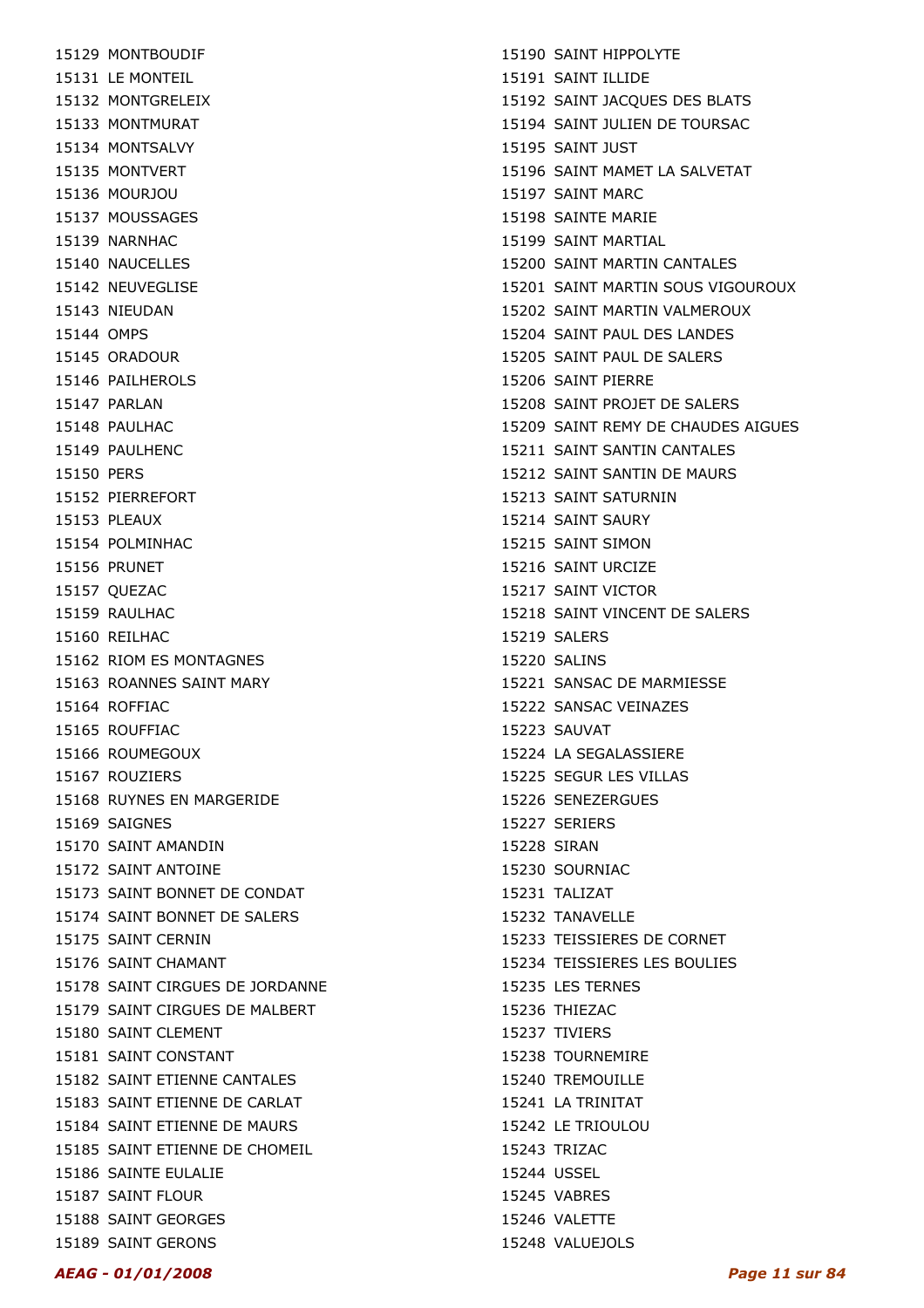15129 MONTBOUDIF
15131 LE MONTEIL
15132 MONTGRELEIX
15133 MONTMURAT
15134 MONTSALVY
15135 MONTVERT
15136 MOURJOU
15137 MOUSSAGES
15139 NARNHAC
15140 NAUCELLES
15142 NEUVEGLISE
15143 NIEUDAN
15144 OMPS
15145 ORADOUR
15146 PAILHEROLS
15147 PARLAN
15148 PAULHAC
15149 PAULHENC
15150 PERS
15152 PIERREFORT
15153 PLEAUX
15154 POLMINHAC
15156 PRUNET
15157 QUEZAC
15159 RAULHAC
15160 REILHAC
15162 RIOM ES MONTAGNES
15163 ROANNES SAINT MARY
15164 ROFFIAC
15165 ROUFFIAC
15166 ROUMEGOUX
15167 ROUZIERS
15168 RUYNES EN MARGERIDE
15169 SAIGNES
15170 SAINT AMANDIN
15172 SAINT ANTOINE
15173 SAINT BONNET DE CONDAT
15174 SAINT BONNET DE SALERS
15175 SAINT CERNIN
15176 SAINT CHAMANT
15178 SAINT CIRGUES DE JORDANNE
15179 SAINT CIRGUES DE MALBERT
15180 SAINT CLEMENT
15181 SAINT CONSTANT
15182 SAINT ETIENNE CANTALES
15183 SAINT ETIENNE DE CARLAT
15184 SAINT ETIENNE DE MAURS
15185 SAINT ETIENNE DE CHOMEIL
15186 SAINTE EULALIE
15187 SAINT FLOUR
15188 SAINT GEORGES
15189 SAINT GERONS
15190 SAINT HIPPOLYTE
15191 SAINT ILLIDE
15192 SAINT JACQUES DES BLATS
15194 SAINT JULIEN DE TOURSAC
15195 SAINT JUST
15196 SAINT MAMET LA SALVETAT
15197 SAINT MARC
15198 SAINTE MARIE
15199 SAINT MARTIAL
15200 SAINT MARTIN CANTALES
15201 SAINT MARTIN SOUS VIGOUROUX
15202 SAINT MARTIN VALMEROUX
15204 SAINT PAUL DES LANDES
15205 SAINT PAUL DE SALERS
15206 SAINT PIERRE
15208 SAINT PROJET DE SALERS
15209 SAINT REMY DE CHAUDES AIGUES
15211 SAINT SANTIN CANTALES
15212 SAINT SANTIN DE MAURS
15213 SAINT SATURNIN
15214 SAINT SAURY
15215 SAINT SIMON
15216 SAINT URCIZE
15217 SAINT VICTOR
15218 SAINT VINCENT DE SALERS
15219 SALERS
15220 SALINS
15221 SANSAC DE MARMIESSE
15222 SANSAC VEINAZES
15223 SAUVAT
15224 LA SEGALASSIERE
15225 SEGUR LES VILLAS
15226 SENEZERGUES
15227 SERIERS
15228 SIRAN
15230 SOURNIAC
15231 TALIZAT
15232 TANAVELLE
15233 TEISSIERES DE CORNET
15234 TEISSIERES LES BOULIES
15235 LES TERNES
15236 THIEZAC
15237 TIVIERS
15238 TOURNEMIRE
15240 TREMOUILLE
15241 LA TRINITAT
15242 LE TRIOULOU
15243 TRIZAC
15244 USSEL
15245 VABRES
15246 VALETTE
15248 VALUEJOLS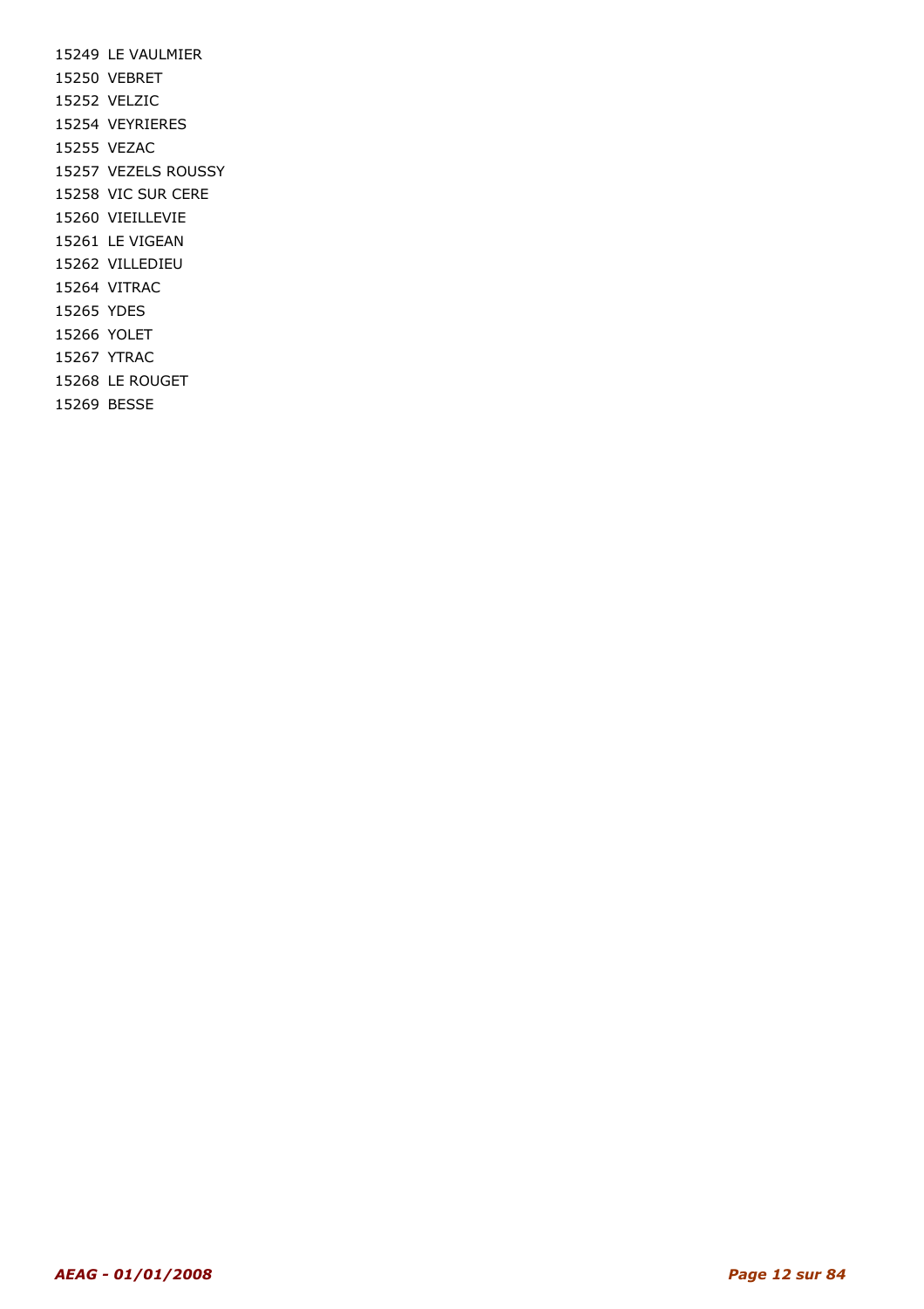15249 LE VAULMIER
15250 VEBRET
15252 VELZIC
15254 VEYRIERES
15255 VEZAC
15257 VEZELS ROUSSY
15258 VIC SUR CERE
15260 VIEILLEVIE
15261 LE VIGEAN
15262 VILLEDIEU
15264 VITRAC
15265 YDES
15266 YOLET
15267 YTRAC
15268 LE ROUGET
15269 BESSE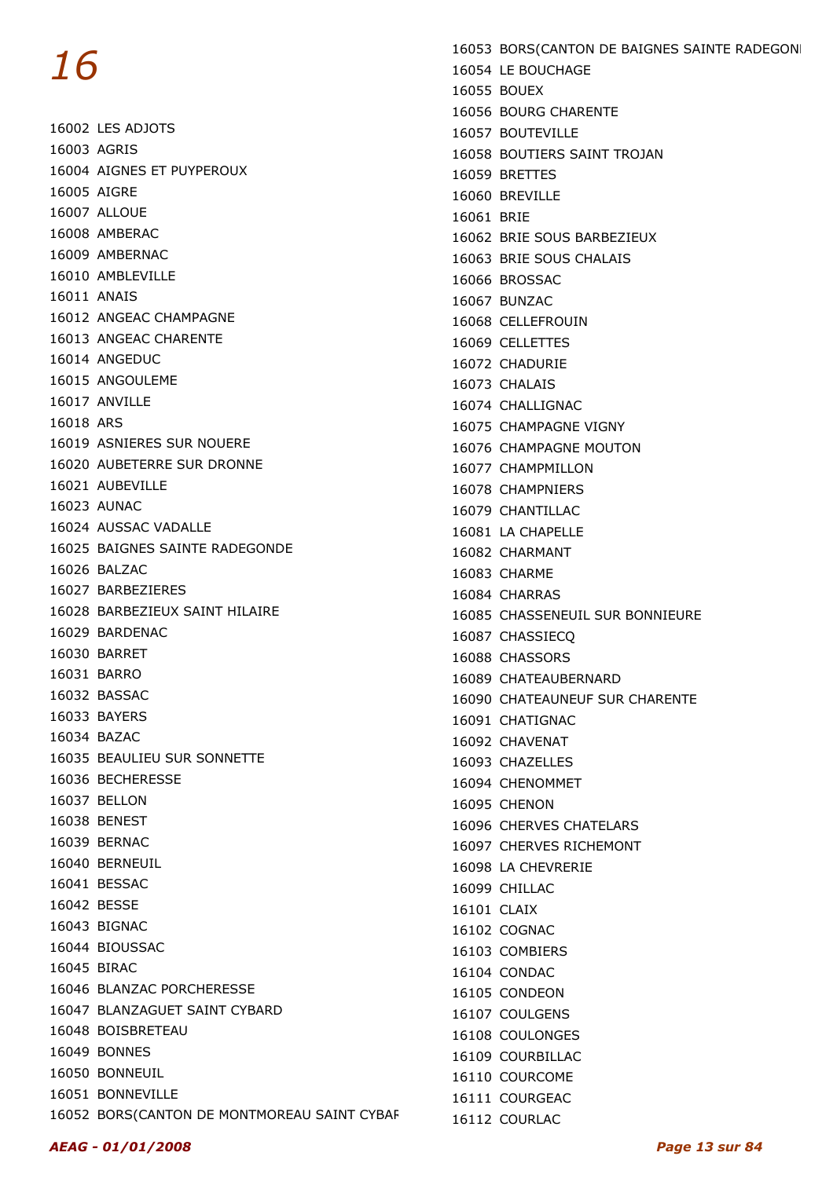# 16

16002 LES ADJOTS
16003 AGRIS
16004 AIGNES ET PUYPEROUX
16005 AIGRE
16007 ALLOUE
16008 AMBERAC
16009 AMBERNAC
16010 AMBLEVILLE
16011 ANAIS
16012 ANGEAC CHAMPAGNE
16013 ANGEAC CHARENTE
16014 ANGEDUC
16015 ANGOULEME
16017 ANVILLE
16018 ARS
16019 ASNIERES SUR NOUERE
16020 AUBETERRE SUR DRONNE
16021 AUBEVILLE
16023 AUNAC
16024 AUSSAC VADALLE
16025 BAIGNES SAINTE RADEGONDE
16026 BALZAC
16027 BARBEZIERES
16028 BARBEZIEUX SAINT HILAIRE
16029 BARDENAC
16030 BARRET
16031 BARRO
16032 BASSAC
16033 BAYERS
16034 BAZAC
16035 BEAULIEU SUR SONNETTE
16036 BECHERESSE
16037 BELLON
16038 BENEST
16039 BERNAC
16040 BERNEUIL
16041 BESSAC
16042 BESSE
16043 BIGNAC
16044 BIOUSSAC
16045 BIRAC
16046 BLANZAC PORCHERESSE
16047 BLANZAGUET SAINT CYBARD
16048 BOISBRETEAU
16049 BONNES
16050 BONNEUIL
16051 BONNEVILLE
16052 BORS(CANTON DE MONTMOREAU SAINT CYBAR
16053 BORS(CANTON DE BAIGNES SAINTE RADEGONI
16054 LE BOUCHAGE
16055 BOUEX
16056 BOURG CHARENTE
16057 BOUTEVILLE
16058 BOUTIERS SAINT TROJAN
16059 BRETTES
16060 BREVILLE
16061 BRIE
16062 BRIE SOUS BARBEZIEUX
16063 BRIE SOUS CHALAIS
16066 BROSSAC
16067 BUNZAC
16068 CELLEFROUIN
16069 CELLETTES
16072 CHADURIE
16073 CHALAIS
16074 CHALLIGNAC
16075 CHAMPAGNE VIGNY
16076 CHAMPAGNE MOUTON
16077 CHAMPMILLON
16078 CHAMPNIERS
16079 CHANTILLAC
16081 LA CHAPELLE
16082 CHARMANT
16083 CHARME
16084 CHARRAS
16085 CHASSENEUIL SUR BONNIEURE
16087 CHASSIECQ
16088 CHASSORS
16089 CHATEAUBERNARD
16090 CHATEAUNEUF SUR CHARENTE
16091 CHATIGNAC
16092 CHAVENAT
16093 CHAZELLES
16094 CHENOMMET
16095 CHENON
16096 CHERVES CHATELARS
16097 CHERVES RICHEMONT
16098 LA CHEVRERIE
16099 CHILLAC
16101 CLAIX
16102 COGNAC
16103 COMBIERS
16104 CONDAC
16105 CONDEON
16107 COULGENS
16108 COULONGES
16109 COURBILLAC
16110 COURCOME
16111 COURGEAC
16112 COURLAC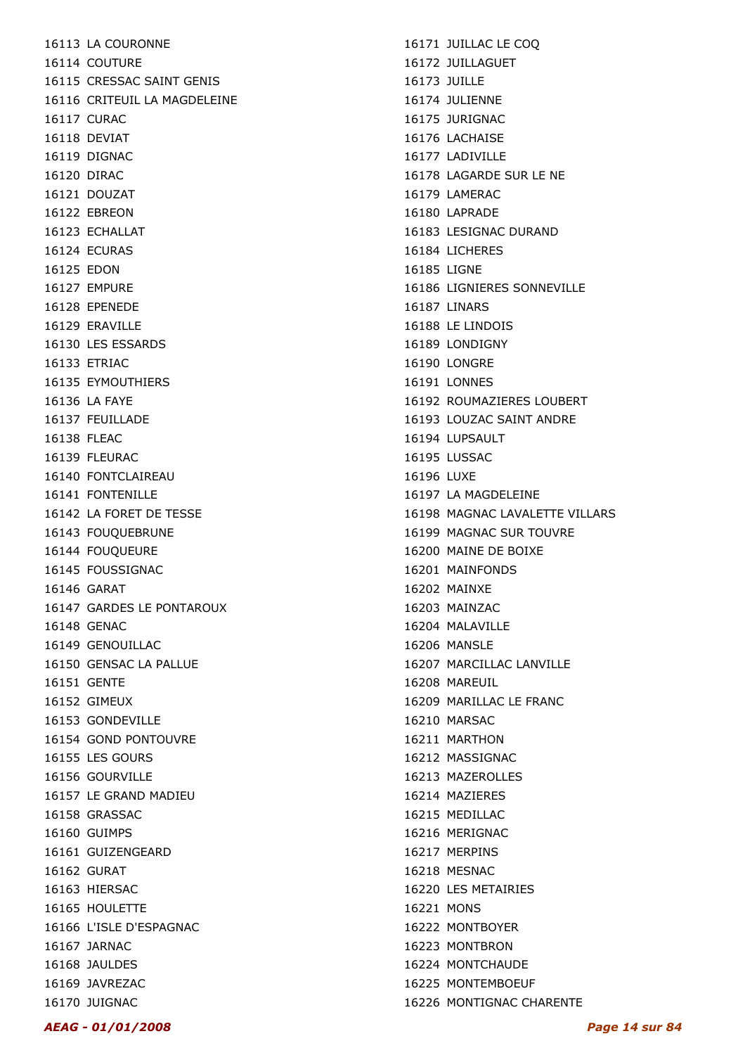16113 LA COURONNE
16114 COUTURE
16115 CRESSAC SAINT GENIS
16116 CRITEUIL LA MAGDELEINE
16117 CURAC
16118 DEVIAT
16119 DIGNAC
16120 DIRAC
16121 DOUZAT
16122 EBREON
16123 ECHALLAT
16124 ECURAS
16125 EDON
16127 EMPURE
16128 EPENEDE
16129 ERAVILLE
16130 LES ESSARDS
16133 ETRIAC
16135 EYMOUTHIERS
16136 LA FAYE
16137 FEUILLADE
16138 FLEAC
16139 FLEURAC
16140 FONTCLAIREAU
16141 FONTENILLE
16142 LA FORET DE TESSE
16143 FOUQUEBRUNE
16144 FOUQUEURE
16145 FOUSSIGNAC
16146 GARAT
16147 GARDES LE PONTAROUX
16148 GENAC
16149 GENOUILLAC
16150 GENSAC LA PALLUE
16151 GENTE
16152 GIMEUX
16153 GONDEVILLE
16154 GOND PONTOUVRE
16155 LES GOURS
16156 GOURVILLE
16157 LE GRAND MADIEU
16158 GRASSAC
16160 GUIMPS
16161 GUIZENGEARD
16162 GURAT
16163 HIERSAC
16165 HOULETTE
16166 L'ISLE D'ESPAGNAC
16167 JARNAC
16168 JAULDES
16169 JAVREZAC
16170 JUIGNAC
16171 JUILLAC LE COQ
16172 JUILLAGUET
16173 JUILLE
16174 JULIENNE
16175 JURIGNAC
16176 LACHAISE
16177 LADIVILLE
16178 LAGARDE SUR LE NE
16179 LAMERAC
16180 LAPRADE
16183 LESIGNAC DURAND
16184 LICHERES
16185 LIGNE
16186 LIGNIERES SONNEVILLE
16187 LINARS
16188 LE LINDOIS
16189 LONDIGNY
16190 LONGRE
16191 LONNES
16192 ROUMAZIERES LOUBERT
16193 LOUZAC SAINT ANDRE
16194 LUPSAULT
16195 LUSSAC
16196 LUXE
16197 LA MAGDELEINE
16198 MAGNAC LAVALETTE VILLARS
16199 MAGNAC SUR TOUVRE
16200 MAINE DE BOIXE
16201 MAINFONDS
16202 MAINXE
16203 MAINZAC
16204 MALAVILLE
16206 MANSLE
16207 MARCILLAC LANVILLE
16208 MAREUIL
16209 MARILLAC LE FRANC
16210 MARSAC
16211 MARTHON
16212 MASSIGNAC
16213 MAZEROLLES
16214 MAZIERES
16215 MEDILLAC
16216 MERIGNAC
16217 MERPINS
16218 MESNAC
16220 LES METAIRIES
16221 MONS
16222 MONTBOYER
16223 MONTBRON
16224 MONTCHAUDE
16225 MONTEMBOEUF
16226 MONTIGNAC CHARENTE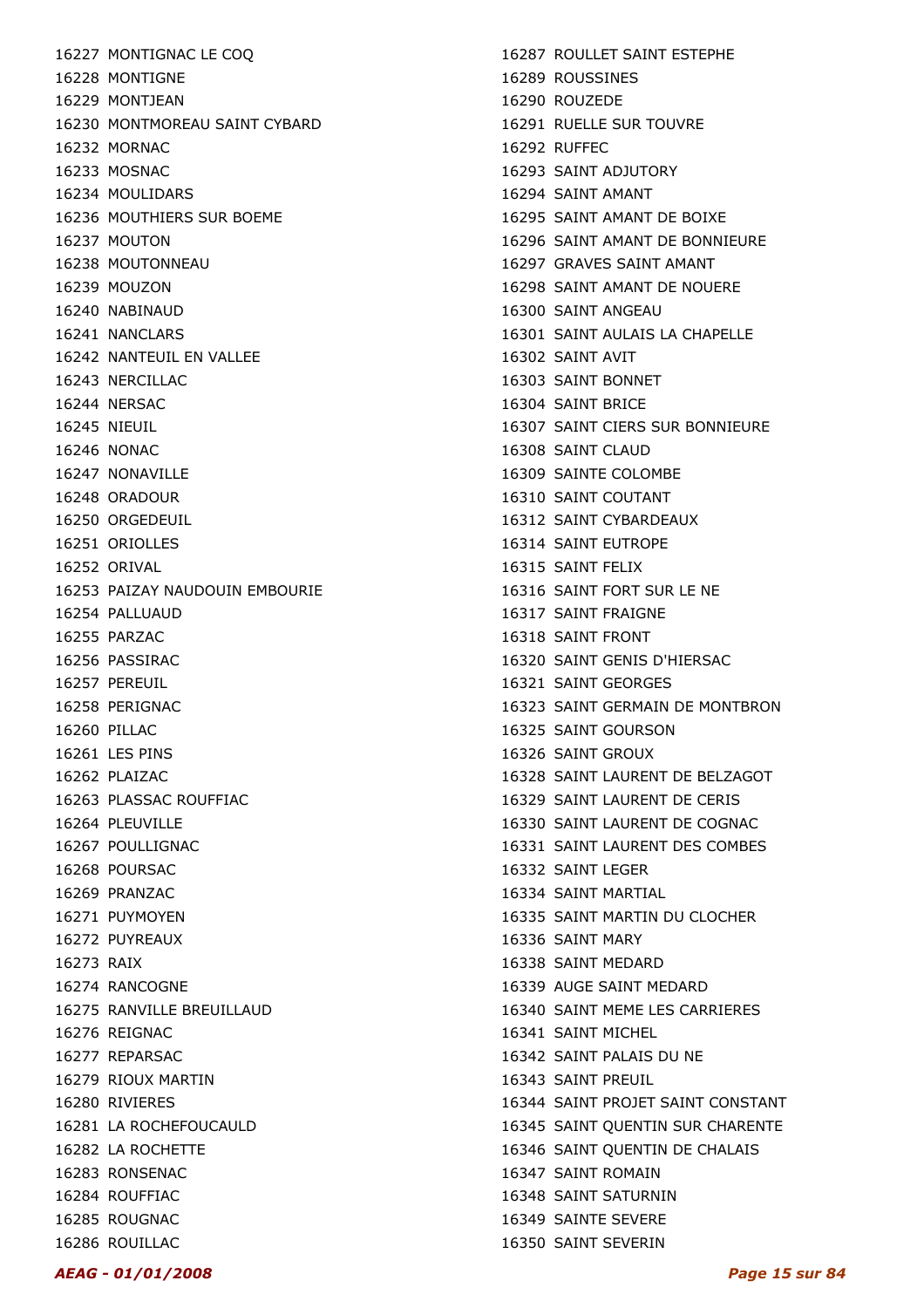16227 MONTIGNAC LE COQ
16228 MONTIGNE
16229 MONTJEAN
16230 MONTMOREAU SAINT CYBARD
16232 MORNAC
16233 MOSNAC
16234 MOULIDARS
16236 MOUTHIERS SUR BOEME
16237 MOUTON
16238 MOUTONNEAU
16239 MOUZON
16240 NABINAUD
16241 NANCLARS
16242 NANTEUIL EN VALLEE
16243 NERCILLAC
16244 NERSAC
16245 NIEUIL
16246 NONAC
16247 NONAVILLE
16248 ORADOUR
16250 ORGEDEUIL
16251 ORIOLLES
16252 ORIVAL
16253 PAIZAY NAUDOUIN EMBOURIE
16254 PALLUAUD
16255 PARZAC
16256 PASSIRAC
16257 PEREUIL
16258 PERIGNAC
16260 PILLAC
16261 LES PINS
16262 PLAIZAC
16263 PLASSAC ROUFFIAC
16264 PLEUVILLE
16267 POULLIGNAC
16268 POURSAC
16269 PRANZAC
16271 PUYMOYEN
16272 PUYREAUX
16273 RAIX
16274 RANCOGNE
16275 RANVILLE BREUILLAUD
16276 REIGNAC
16277 REPARSAC
16279 RIOUX MARTIN
16280 RIVIERES
16281 LA ROCHEFOUCAULD
16282 LA ROCHETTE
16283 RONSENAC
16284 ROUFFIAC
16285 ROUGNAC
16286 ROUILLAC
16287 ROULLET SAINT ESTEPHE
16289 ROUSSINES
16290 ROUZEDE
16291 RUELLE SUR TOUVRE
16292 RUFFEC
16293 SAINT ADJUTORY
16294 SAINT AMANT
16295 SAINT AMANT DE BOIXE
16296 SAINT AMANT DE BONNIEURE
16297 GRAVES SAINT AMANT
16298 SAINT AMANT DE NOUERE
16300 SAINT ANGEAU
16301 SAINT AULAIS LA CHAPELLE
16302 SAINT AVIT
16303 SAINT BONNET
16304 SAINT BRICE
16307 SAINT CIERS SUR BONNIEURE
16308 SAINT CLAUD
16309 SAINTE COLOMBE
16310 SAINT COUTANT
16312 SAINT CYBARDEAUX
16314 SAINT EUTROPE
16315 SAINT FELIX
16316 SAINT FORT SUR LE NE
16317 SAINT FRAIGNE
16318 SAINT FRONT
16320 SAINT GENIS D'HIERSAC
16321 SAINT GEORGES
16323 SAINT GERMAIN DE MONTBRON
16325 SAINT GOURSON
16326 SAINT GROUX
16328 SAINT LAURENT DE BELZAGOT
16329 SAINT LAURENT DE CERIS
16330 SAINT LAURENT DE COGNAC
16331 SAINT LAURENT DES COMBES
16332 SAINT LEGER
16334 SAINT MARTIAL
16335 SAINT MARTIN DU CLOCHER
16336 SAINT MARY
16338 SAINT MEDARD
16339 AUGE SAINT MEDARD
16340 SAINT MEME LES CARRIERES
16341 SAINT MICHEL
16342 SAINT PALAIS DU NE
16343 SAINT PREUIL
16344 SAINT PROJET SAINT CONSTANT
16345 SAINT QUENTIN SUR CHARENTE
16346 SAINT QUENTIN DE CHALAIS
16347 SAINT ROMAIN
16348 SAINT SATURNIN
16349 SAINTE SEVERE
16350 SAINT SEVERIN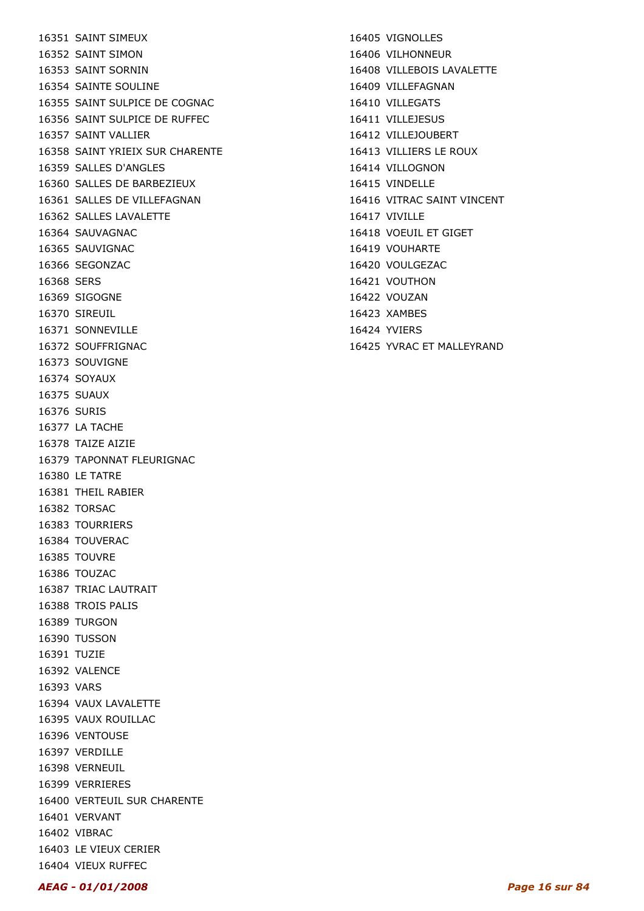16351 SAINT SIMEUX
16352 SAINT SIMON
16353 SAINT SORNIN
16354 SAINTE SOULINE
16355 SAINT SULPICE DE COGNAC
16356 SAINT SULPICE DE RUFFEC
16357 SAINT VALLIER
16358 SAINT YRIEIX SUR CHARENTE
16359 SALLES D'ANGLES
16360 SALLES DE BARBEZIEUX
16361 SALLES DE VILLEFAGNAN
16362 SALLES LAVALETTE
16364 SAUVAGNAC
16365 SAUVIGNAC
16366 SEGONZAC
16368 SERS
16369 SIGOGNE
16370 SIREUIL
16371 SONNEVILLE
16372 SOUFFRIGNAC
16373 SOUVIGNE
16374 SOYAUX
16375 SUAUX
16376 SURIS
16377 LA TACHE
16378 TAIZE AIZIE
16379 TAPONNAT FLEURIGNAC
16380 LE TATRE
16381 THEIL RABIER
16382 TORSAC
16383 TOURRIERS
16384 TOUVERAC
16385 TOUVRE
16386 TOUZAC
16387 TRIAC LAUTRAIT
16388 TROIS PALIS
16389 TURGON
16390 TUSSON
16391 TUZIE
16392 VALENCE
16393 VARS
16394 VAUX LAVALETTE
16395 VAUX ROUILLAC
16396 VENTOUSE
16397 VERDILLE
16398 VERNEUIL
16399 VERRIERES
16400 VERTEUIL SUR CHARENTE
16401 VERVANT
16402 VIBRAC
16403 LE VIEUX CERIER
16404 VIEUX RUFFEC
16405 VIGNOLLES
16406 VILHONNEUR
16408 VILLEBOIS LAVALETTE
16409 VILLEFAGNAN
16410 VILLEGATS
16411 VILLEJESUS
16412 VILLEJOUBERT
16413 VILLIERS LE ROUX
16414 VILLOGNON
16415 VINDELLE
16416 VITRAC SAINT VINCENT
16417 VIVILLE
16418 VOEUIL ET GIGET
16419 VOUHARTE
16420 VOULGEZAC
16421 VOUTHON
16422 VOUZAN
16423 XAMBES
16424 YVIERS
16425 YVRAC ET MALLEYRAND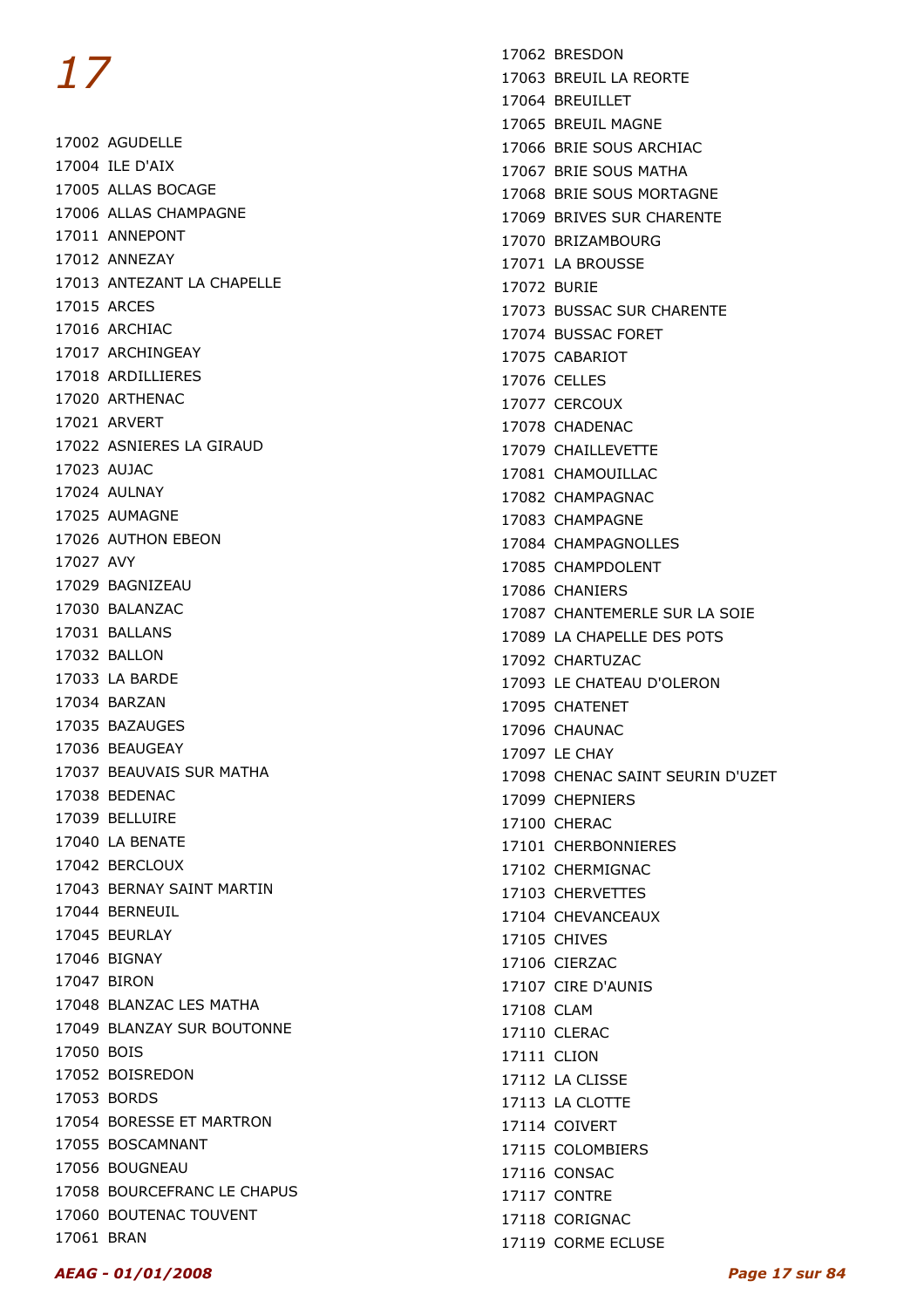# *17*

17002 AGUDELLE
17004 ILE D'AIX
17005 ALLAS BOCAGE
17006 ALLAS CHAMPAGNE
17011 ANNEPONT
17012 ANNEZAY
17013 ANTEZANT LA CHAPELLE
17015 ARCES
17016 ARCHIAC
17017 ARCHINGEAY
17018 ARDILLIERES
17020 ARTHENAC
17021 ARVERT
17022 ASNIERES LA GIRAUD
17023 AUJAC
17024 AULNAY
17025 AUMAGNE
17026 AUTHON EBEON
17027 AVY
17029 BAGNIZEAU
17030 BALANZAC
17031 BALLANS
17032 BALLON
17033 LA BARDE
17034 BARZAN
17035 BAZAUGES
17036 BEAUGEAY
17037 BEAUVAIS SUR MATHA
17038 BEDENAC
17039 BELLUIRE
17040 LA BENATE
17042 BERCLOUX
17043 BERNAY SAINT MARTIN
17044 BERNEUIL
17045 BEURLAY
17046 BIGNAY
17047 BIRON
17048 BLANZAC LES MATHA
17049 BLANZAY SUR BOUTONNE
17050 BOIS
17052 BOISREDON
17053 BORDS
17054 BORESSE ET MARTRON
17055 BOSCAMNANT
17056 BOUGNEAU
17058 BOURCEFRANC LE CHAPUS
17060 BOUTENAC TOUVENT
17061 BRAN
17062 BRESDON
17063 BREUIL LA REORTE
17064 BREUILLET
17065 BREUIL MAGNE
17066 BRIE SOUS ARCHIAC
17067 BRIE SOUS MATHA
17068 BRIE SOUS MORTAGNE
17069 BRIVES SUR CHARENTE
17070 BRIZAMBOURG
17071 LA BROUSSE
17072 BURIE
17073 BUSSAC SUR CHARENTE
17074 BUSSAC FORET
17075 CABARIOT
17076 CELLES
17077 CERCOUX
17078 CHADENAC
17079 CHAILLEVETTE
17081 CHAMOUILLAC
17082 CHAMPAGNAC
17083 CHAMPAGNE
17084 CHAMPAGNOLLES
17085 CHAMPDOLENT
17086 CHANIERS
17087 CHANTEMERLE SUR LA SOIE
17089 LA CHAPELLE DES POTS
17092 CHARTUZAC
17093 LE CHATEAU D'OLERON
17095 CHATENET
17096 CHAUNAC
17097 LE CHAY
17098 CHENAC SAINT SEURIN D'UZET
17099 CHEPNIERS
17100 CHERAC
17101 CHERBONNIERES
17102 CHERMIGNAC
17103 CHERVETTES
17104 CHEVANCEAUX
17105 CHIVES
17106 CIERZAC
17107 CIRE D'AUNIS
17108 CLAM
17110 CLERAC
17111 CLION
17112 LA CLISSE
17113 LA CLOTTE
17114 COIVERT
17115 COLOMBIERS
17116 CONSAC
17117 CONTRE
17118 CORIGNAC
17119 CORME ECLUSE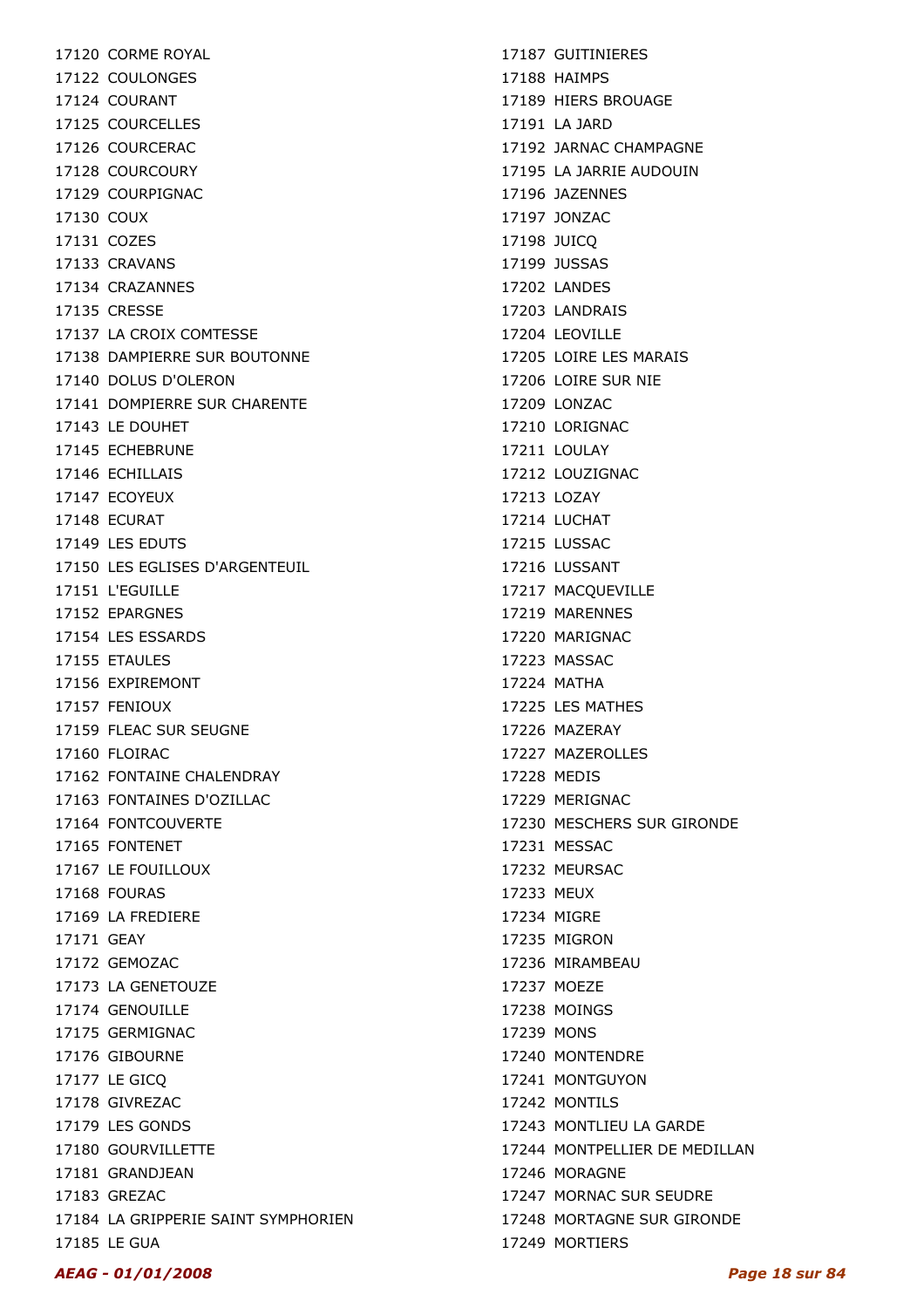17120 CORME ROYAL
17122 COULONGES
17124 COURANT
17125 COURCELLES
17126 COURCERAC
17128 COURCOURY
17129 COURPIGNAC
17130 COUX
17131 COZES
17133 CRAVANS
17134 CRAZANNES
17135 CRESSE
17137 LA CROIX COMTESSE
17138 DAMPIERRE SUR BOUTONNE
17140 DOLUS D'OLERON
17141 DOMPIERRE SUR CHARENTE
17143 LE DOUHET
17145 ECHEBRUNE
17146 ECHILLAIS
17147 ECOYEUX
17148 ECURAT
17149 LES EDUTS
17150 LES EGLISES D'ARGENTEUIL
17151 L'EGUILLE
17152 EPARGNES
17154 LES ESSARDS
17155 ETAULES
17156 EXPIREMONT
17157 FENIOUX
17159 FLEAC SUR SEUGNE
17160 FLOIRAC
17162 FONTAINE CHALENDRAY
17163 FONTAINES D'OZILLAC
17164 FONTCOUVERTE
17165 FONTENET
17167 LE FOUILLOUX
17168 FOURAS
17169 LA FREDIERE
17171 GEAY
17172 GEMOZAC
17173 LA GENETOUZE
17174 GENOUILLE
17175 GERMIGNAC
17176 GIBOURNE
17177 LE GICQ
17178 GIVREZAC
17179 LES GONDS
17180 GOURVILLETTE
17181 GRANDJEAN
17183 GREZAC
17184 LA GRIPPERIE SAINT SYMPHORIEN
17185 LE GUA
17187 GUITINIERES
17188 HAIMPS
17189 HIERS BROUAGE
17191 LA JARD
17192 JARNAC CHAMPAGNE
17195 LA JARRIE AUDOUIN
17196 JAZENNES
17197 JONZAC
17198 JUICQ
17199 JUSSAS
17202 LANDES
17203 LANDRAIS
17204 LEOVILLE
17205 LOIRE LES MARAIS
17206 LOIRE SUR NIE
17209 LONZAC
17210 LORIGNAC
17211 LOULAY
17212 LOUZIGNAC
17213 LOZAY
17214 LUCHAT
17215 LUSSAC
17216 LUSSANT
17217 MACQUEVILLE
17219 MARENNES
17220 MARIGNAC
17223 MASSAC
17224 MATHA
17225 LES MATHES
17226 MAZERAY
17227 MAZEROLLES
17228 MEDIS
17229 MERIGNAC
17230 MESCHERS SUR GIRONDE
17231 MESSAC
17232 MEURSAC
17233 MEUX
17234 MIGRE
17235 MIGRON
17236 MIRAMBEAU
17237 MOEZE
17238 MOINGS
17239 MONS
17240 MONTENDRE
17241 MONTGUYON
17242 MONTILS
17243 MONTLIEU LA GARDE
17244 MONTPELLIER DE MEDILLAN
17246 MORAGNE
17247 MORNAC SUR SEUDRE
17248 MORTAGNE SUR GIRONDE
17249 MORTIERS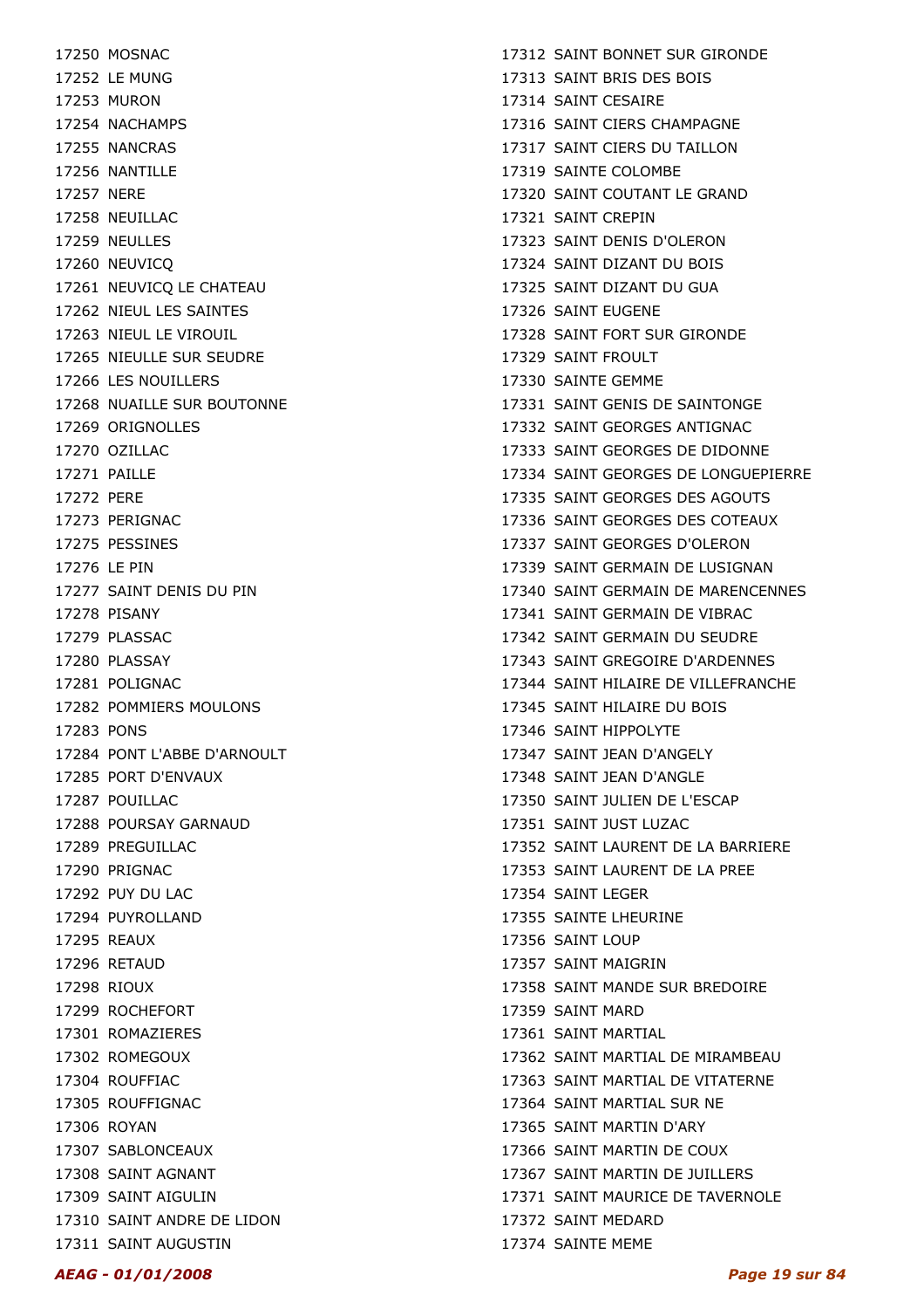17250 MOSNAC
17252 LE MUNG
17253 MURON
17254 NACHAMPS
17255 NANCRAS
17256 NANTILLE
17257 NERE
17258 NEUILLAC
17259 NEULLES
17260 NEUVICQ
17261 NEUVICQ LE CHATEAU
17262 NIEUL LES SAINTES
17263 NIEUL LE VIROUIL
17265 NIEULLE SUR SEUDRE
17266 LES NOUILLERS
17268 NUAILLE SUR BOUTONNE
17269 ORIGNOLLES
17270 OZILLAC
17271 PAILLE
17272 PERE
17273 PERIGNAC
17275 PESSINES
17276 LE PIN
17277 SAINT DENIS DU PIN
17278 PISANY
17279 PLASSAC
17280 PLASSAY
17281 POLIGNAC
17282 POMMIERS MOULONS
17283 PONS
17284 PONT L'ABBE D'ARNOULT
17285 PORT D'ENVAUX
17287 POUILLAC
17288 POURSAY GARNAUD
17289 PREGUILLAC
17290 PRIGNAC
17292 PUY DU LAC
17294 PUYROLLAND
17295 REAUX
17296 RETAUD
17298 RIOUX
17299 ROCHEFORT
17301 ROMAZIERES
17302 ROMEGOUX
17304 ROUFFIAC
17305 ROUFFIGNAC
17306 ROYAN
17307 SABLONCEAUX
17308 SAINT AGNANT
17309 SAINT AIGULIN
17310 SAINT ANDRE DE LIDON
17311 SAINT AUGUSTIN
17312 SAINT BONNET SUR GIRONDE
17313 SAINT BRIS DES BOIS
17314 SAINT CESAIRE
17316 SAINT CIERS CHAMPAGNE
17317 SAINT CIERS DU TAILLON
17319 SAINTE COLOMBE
17320 SAINT COUTANT LE GRAND
17321 SAINT CREPIN
17323 SAINT DENIS D'OLERON
17324 SAINT DIZANT DU BOIS
17325 SAINT DIZANT DU GUA
17326 SAINT EUGENE
17328 SAINT FORT SUR GIRONDE
17329 SAINT FROULT
17330 SAINTE GEMME
17331 SAINT GENIS DE SAINTONGE
17332 SAINT GEORGES ANTIGNAC
17333 SAINT GEORGES DE DIDONNE
17334 SAINT GEORGES DE LONGUEPIERRE
17335 SAINT GEORGES DES AGOUTS
17336 SAINT GEORGES DES COTEAUX
17337 SAINT GEORGES D'OLERON
17339 SAINT GERMAIN DE LUSIGNAN
17340 SAINT GERMAIN DE MARENCENNES
17341 SAINT GERMAIN DE VIBRAC
17342 SAINT GERMAIN DU SEUDRE
17343 SAINT GREGOIRE D'ARDENNES
17344 SAINT HILAIRE DE VILLEFRANCHE
17345 SAINT HILAIRE DU BOIS
17346 SAINT HIPPOLYTE
17347 SAINT JEAN D'ANGELY
17348 SAINT JEAN D'ANGLE
17350 SAINT JULIEN DE L'ESCAP
17351 SAINT JUST LUZAC
17352 SAINT LAURENT DE LA BARRIERE
17353 SAINT LAURENT DE LA PREE
17354 SAINT LEGER
17355 SAINTE LHEURINE
17356 SAINT LOUP
17357 SAINT MAIGRIN
17358 SAINT MANDE SUR BREDOIRE
17359 SAINT MARD
17361 SAINT MARTIAL
17362 SAINT MARTIAL DE MIRAMBEAU
17363 SAINT MARTIAL DE VITATERNE
17364 SAINT MARTIAL SUR NE
17365 SAINT MARTIN D'ARY
17366 SAINT MARTIN DE COUX
17367 SAINT MARTIN DE JUILLERS
17371 SAINT MAURICE DE TAVERNOLE
17372 SAINT MEDARD
17374 SAINTE MEME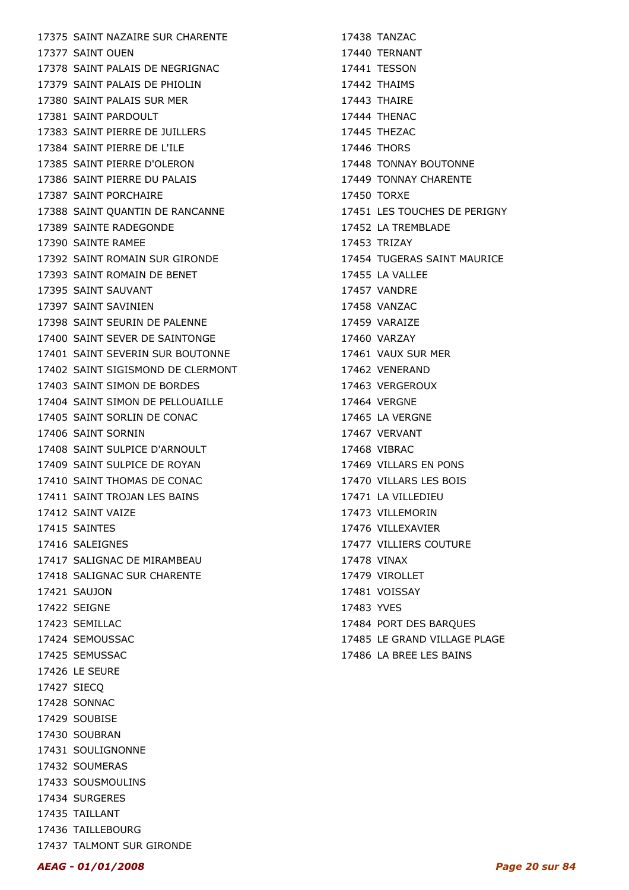17375 SAINT NAZAIRE SUR CHARENTE
17377 SAINT OUEN
17378 SAINT PALAIS DE NEGRIGNAC
17379 SAINT PALAIS DE PHIOLIN
17380 SAINT PALAIS SUR MER
17381 SAINT PARDOULT
17383 SAINT PIERRE DE JUILLERS
17384 SAINT PIERRE DE L'ILE
17385 SAINT PIERRE D'OLERON
17386 SAINT PIERRE DU PALAIS
17387 SAINT PORCHAIRE
17388 SAINT QUANTIN DE RANCANNE
17389 SAINTE RADEGONDE
17390 SAINTE RAMEE
17392 SAINT ROMAIN SUR GIRONDE
17393 SAINT ROMAIN DE BENET
17395 SAINT SAUVANT
17397 SAINT SAVINIEN
17398 SAINT SEURIN DE PALENNE
17400 SAINT SEVER DE SAINTONGE
17401 SAINT SEVERIN SUR BOUTONNE
17402 SAINT SIGISMOND DE CLERMONT
17403 SAINT SIMON DE BORDES
17404 SAINT SIMON DE PELLOUAILLE
17405 SAINT SORLIN DE CONAC
17406 SAINT SORNIN
17408 SAINT SULPICE D'ARNOULT
17409 SAINT SULPICE DE ROYAN
17410 SAINT THOMAS DE CONAC
17411 SAINT TROJAN LES BAINS
17412 SAINT VAIZE
17415 SAINTES
17416 SALEIGNES
17417 SALIGNAC DE MIRAMBEAU
17418 SALIGNAC SUR CHARENTE
17421 SAUJON
17422 SEIGNE
17423 SEMILLAC
17424 SEMOUSSAC
17425 SEMUSSAC
17426 LE SEURE
17427 SIECQ
17428 SONNAC
17429 SOUBISE
17430 SOUBRAN
17431 SOULIGNONNE
17432 SOUMERAS
17433 SOUSMOULINS
17434 SURGERES
17435 TAILLANT
17436 TAILLEBOURG
17437 TALMONT SUR GIRONDE
17438 TANZAC
17440 TERNANT
17441 TESSON
17442 THAIMS
17443 THAIRE
17444 THENAC
17445 THEZAC
17446 THORS
17448 TONNAY BOUTONNE
17449 TONNAY CHARENTE
17450 TORXE
17451 LES TOUCHES DE PERIGNY
17452 LA TREMBLADE
17453 TRIZAY
17454 TUGERAS SAINT MAURICE
17455 LA VALLEE
17457 VANDRE
17458 VANZAC
17459 VARAIZE
17460 VARZAY
17461 VAUX SUR MER
17462 VENERAND
17463 VERGEROUX
17464 VERGNE
17465 LA VERGNE
17467 VERVANT
17468 VIBRAC
17469 VILLARS EN PONS
17470 VILLARS LES BOIS
17471 LA VILLEDIEU
17473 VILLEMORIN
17476 VILLEXAVIER
17477 VILLIERS COUTURE
17478 VINAX
17479 VIROLLET
17481 VOISSAY
17483 YVES
17484 PORT DES BARQUES
17485 LE GRAND VILLAGE PLAGE
17486 LA BREE LES BAINS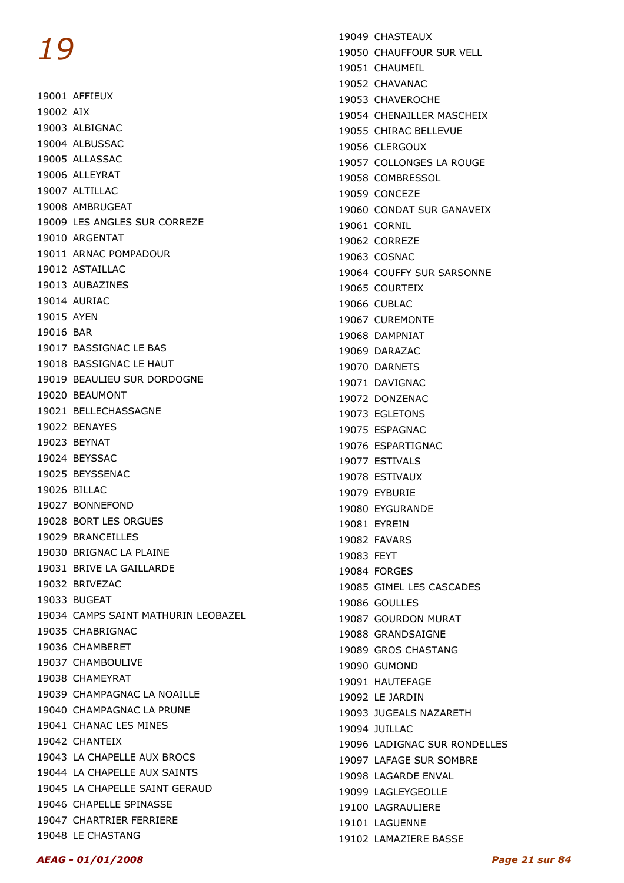# *19*

19001 AFFIEUX
19002 AIX
19003 ALBIGNAC
19004 ALBUSSAC
19005 ALLASSAC
19006 ALLEYRAT
19007 ALTILLAC
19008 AMBRUGEAT
19009 LES ANGLES SUR CORREZE
19010 ARGENTAT
19011 ARNAC POMPADOUR
19012 ASTAILLAC
19013 AUBAZINES
19014 AURIAC
19015 AYEN
19016 BAR
19017 BASSIGNAC LE BAS
19018 BASSIGNAC LE HAUT
19019 BEAULIEU SUR DORDOGNE
19020 BEAUMONT
19021 BELLECHASSAGNE
19022 BENAYES
19023 BEYNAT
19024 BEYSSAC
19025 BEYSSENAC
19026 BILLAC
19027 BONNEFOND
19028 BORT LES ORGUES
19029 BRANCEILLES
19030 BRIGNAC LA PLAINE
19031 BRIVE LA GAILLARDE
19032 BRIVEZAC
19033 BUGEAT
19034 CAMPS SAINT MATHURIN LEOBAZEL
19035 CHABRIGNAC
19036 CHAMBERET
19037 CHAMBOULIVE
19038 CHAMEYRAT
19039 CHAMPAGNAC LA NOAILLE
19040 CHAMPAGNAC LA PRUNE
19041 CHANAC LES MINES
19042 CHANTEIX
19043 LA CHAPELLE AUX BROCS
19044 LA CHAPELLE AUX SAINTS
19045 LA CHAPELLE SAINT GERAUD
19046 CHAPELLE SPINASSE
19047 CHARTRIER FERRIERE
19048 LE CHASTANG
19049 CHASTEAUX
19050 CHAUFFOUR SUR VELL
19051 CHAUMEIL
19052 CHAVANAC
19053 CHAVEROCHE
19054 CHENAILLER MASCHEIX
19055 CHIRAC BELLEVUE
19056 CLERGOUX
19057 COLLONGES LA ROUGE
19058 COMBRESSOL
19059 CONCEZE
19060 CONDAT SUR GANAVEIX
19061 CORNIL
19062 CORREZE
19063 COSNAC
19064 COUFFY SUR SARSONNE
19065 COURTEIX
19066 CUBLAC
19067 CUREMONTE
19068 DAMPNIAT
19069 DARAZAC
19070 DARNETS
19071 DAVIGNAC
19072 DONZENAC
19073 EGLETONS
19075 ESPAGNAC
19076 ESPARTIGNAC
19077 ESTIVALS
19078 ESTIVAUX
19079 EYBURIE
19080 EYGURANDE
19081 EYREIN
19082 FAVARS
19083 FEYT
19084 FORGES
19085 GIMEL LES CASCADES
19086 GOULLES
19087 GOURDON MURAT
19088 GRANDSAIGNE
19089 GROS CHASTANG
19090 GUMOND
19091 HAUTEFAGE
19092 LE JARDIN
19093 JUGEALS NAZARETH
19094 JUILLAC
19096 LADIGNAC SUR RONDELLES
19097 LAFAGE SUR SOMBRE
19098 LAGARDE ENVAL
19099 LAGLEYGEOLLE
19100 LAGRAULIERE
19101 LAGUENNE
19102 LAMAZIERE BASSE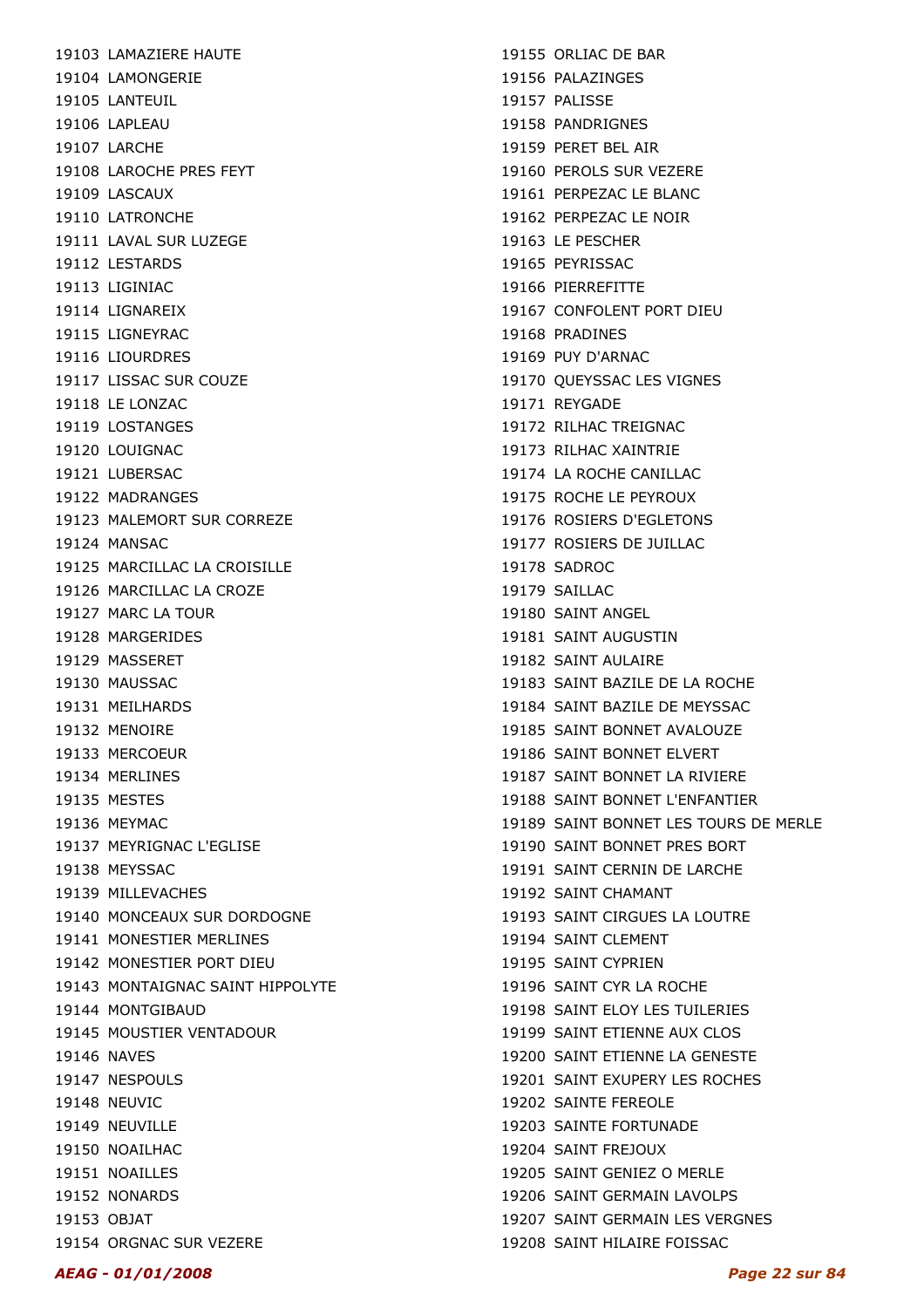19103 LAMAZIERE HAUTE
19104 LAMONGERIE
19105 LANTEUIL
19106 LAPLEAU
19107 LARCHE
19108 LAROCHE PRES FEYT
19109 LASCAUX
19110 LATRONCHE
19111 LAVAL SUR LUZEGE
19112 LESTARDS
19113 LIGINIAC
19114 LIGNAREIX
19115 LIGNEYRAC
19116 LIOURDRES
19117 LISSAC SUR COUZE
19118 LE LONZAC
19119 LOSTANGES
19120 LOUIGNAC
19121 LUBERSAC
19122 MADRANGES
19123 MALEMORT SUR CORREZE
19124 MANSAC
19125 MARCILLAC LA CROISILLE
19126 MARCILLAC LA CROZE
19127 MARC LA TOUR
19128 MARGERIDES
19129 MASSERET
19130 MAUSSAC
19131 MEILHARDS
19132 MENOIRE
19133 MERCOEUR
19134 MERLINES
19135 MESTES
19136 MEYMAC
19137 MEYRIGNAC L'EGLISE
19138 MEYSSAC
19139 MILLEVACHES
19140 MONCEAUX SUR DORDOGNE
19141 MONESTIER MERLINES
19142 MONESTIER PORT DIEU
19143 MONTAIGNAC SAINT HIPPOLYTE
19144 MONTGIBAUD
19145 MOUSTIER VENTADOUR
19146 NAVES
19147 NESPOULS
19148 NEUVIC
19149 NEUVILLE
19150 NOAILHAC
19151 NOAILLES
19152 NONARDS
19153 OBJAT
19154 ORGNAC SUR VEZERE
19155 ORLIAC DE BAR
19156 PALAZINGES
19157 PALISSE
19158 PANDRIGNES
19159 PERET BEL AIR
19160 PEROLS SUR VEZERE
19161 PERPEZAC LE BLANC
19162 PERPEZAC LE NOIR
19163 LE PESCHER
19165 PEYRISSAC
19166 PIERREFITTE
19167 CONFOLENT PORT DIEU
19168 PRADINES
19169 PUY D'ARNAC
19170 QUEYSSAC LES VIGNES
19171 REYGADE
19172 RILHAC TREIGNAC
19173 RILHAC XAINTRIE
19174 LA ROCHE CANILLAC
19175 ROCHE LE PEYROUX
19176 ROSIERS D'EGLETONS
19177 ROSIERS DE JUILLAC
19178 SADROC
19179 SAILLAC
19180 SAINT ANGEL
19181 SAINT AUGUSTIN
19182 SAINT AULAIRE
19183 SAINT BAZILE DE LA ROCHE
19184 SAINT BAZILE DE MEYSSAC
19185 SAINT BONNET AVALOUZE
19186 SAINT BONNET ELVERT
19187 SAINT BONNET LA RIVIERE
19188 SAINT BONNET L'ENFANTIER
19189 SAINT BONNET LES TOURS DE MERLE
19190 SAINT BONNET PRES BORT
19191 SAINT CERNIN DE LARCHE
19192 SAINT CHAMANT
19193 SAINT CIRGUES LA LOUTRE
19194 SAINT CLEMENT
19195 SAINT CYPRIEN
19196 SAINT CYR LA ROCHE
19198 SAINT ELOY LES TUILERIES
19199 SAINT ETIENNE AUX CLOS
19200 SAINT ETIENNE LA GENESTE
19201 SAINT EXUPERY LES ROCHES
19202 SAINTE FEREOLE
19203 SAINTE FORTUNADE
19204 SAINT FREJOUX
19205 SAINT GENIEZ O MERLE
19206 SAINT GERMAIN LAVOLPS
19207 SAINT GERMAIN LES VERGNES
19208 SAINT HILAIRE FOISSAC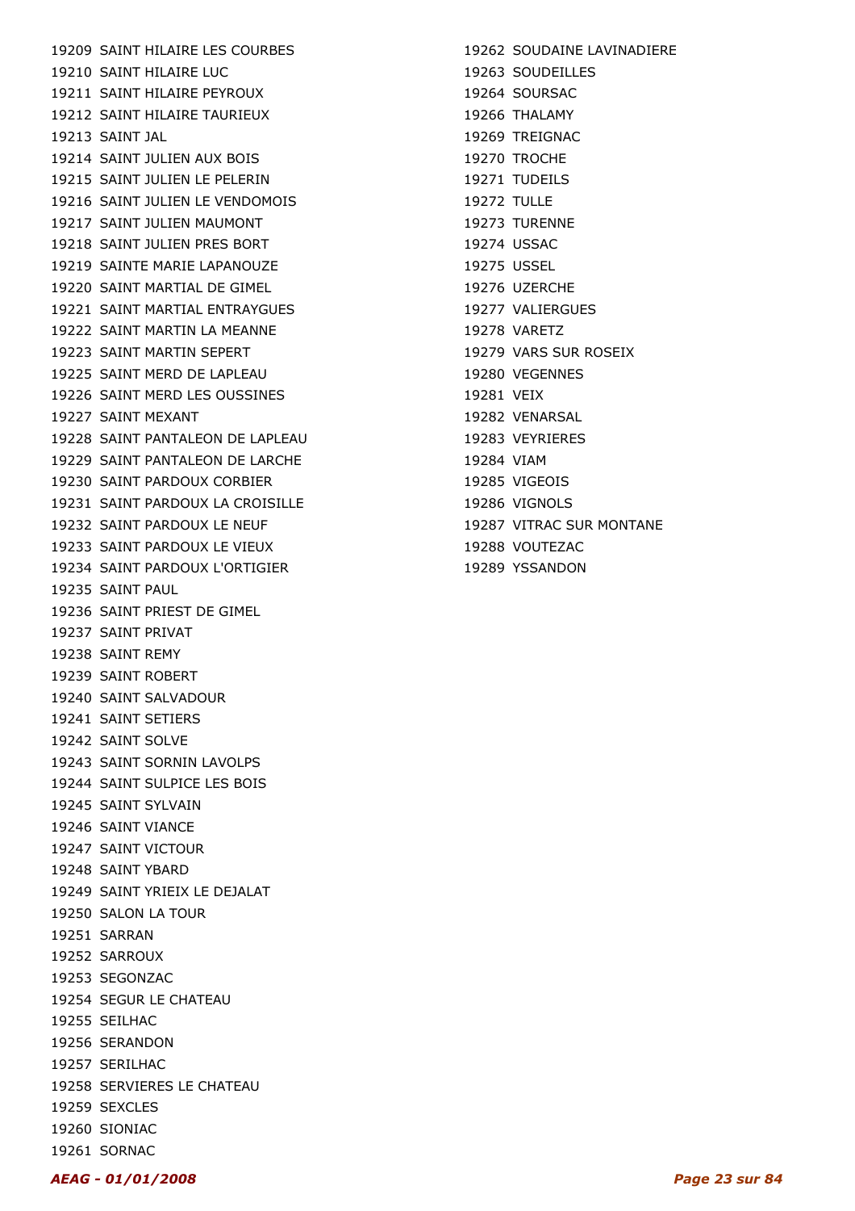19209 SAINT HILAIRE LES COURBES
19210 SAINT HILAIRE LUC
19211 SAINT HILAIRE PEYROUX
19212 SAINT HILAIRE TAURIEUX
19213 SAINT JAL
19214 SAINT JULIEN AUX BOIS
19215 SAINT JULIEN LE PELERIN
19216 SAINT JULIEN LE VENDOMOIS
19217 SAINT JULIEN MAUMONT
19218 SAINT JULIEN PRES BORT
19219 SAINTE MARIE LAPANOUZE
19220 SAINT MARTIAL DE GIMEL
19221 SAINT MARTIAL ENTRAYGUES
19222 SAINT MARTIN LA MEANNE
19223 SAINT MARTIN SEPERT
19225 SAINT MERD DE LAPLEAU
19226 SAINT MERD LES OUSSINES
19227 SAINT MEXANT
19228 SAINT PANTALEON DE LAPLEAU
19229 SAINT PANTALEON DE LARCHE
19230 SAINT PARDOUX CORBIER
19231 SAINT PARDOUX LA CROISILLE
19232 SAINT PARDOUX LE NEUF
19233 SAINT PARDOUX LE VIEUX
19234 SAINT PARDOUX L'ORTIGIER
19235 SAINT PAUL
19236 SAINT PRIEST DE GIMEL
19237 SAINT PRIVAT
19238 SAINT REMY
19239 SAINT ROBERT
19240 SAINT SALVADOUR
19241 SAINT SETIERS
19242 SAINT SOLVE
19243 SAINT SORNIN LAVOLPS
19244 SAINT SULPICE LES BOIS
19245 SAINT SYLVAIN
19246 SAINT VIANCE
19247 SAINT VICTOUR
19248 SAINT YBARD
19249 SAINT YRIEIX LE DEJALAT
19250 SALON LA TOUR
19251 SARRAN
19252 SARROUX
19253 SEGONZAC
19254 SEGUR LE CHATEAU
19255 SEILHAC
19256 SERANDON
19257 SERILHAC
19258 SERVIERES LE CHATEAU
19259 SEXCLES
19260 SIONIAC
19261 SORNAC
19262 SOUDAINE LAVINADIERE
19263 SOUDEILLES
19264 SOURSAC
19266 THALAMY
19269 TREIGNAC
19270 TROCHE
19271 TUDEILS
19272 TULLE
19273 TURENNE
19274 USSAC
19275 USSEL
19276 UZERCHE
19277 VALIERGUES
19278 VARETZ
19279 VARS SUR ROSEIX
19280 VEGENNES
19281 VEIX
19282 VENARSAL
19283 VEYRIERES
19284 VIAM
19285 VIGEOIS
19286 VIGNOLS
19287 VITRAC SUR MONTANE
19288 VOUTEZAC
19289 YSSANDON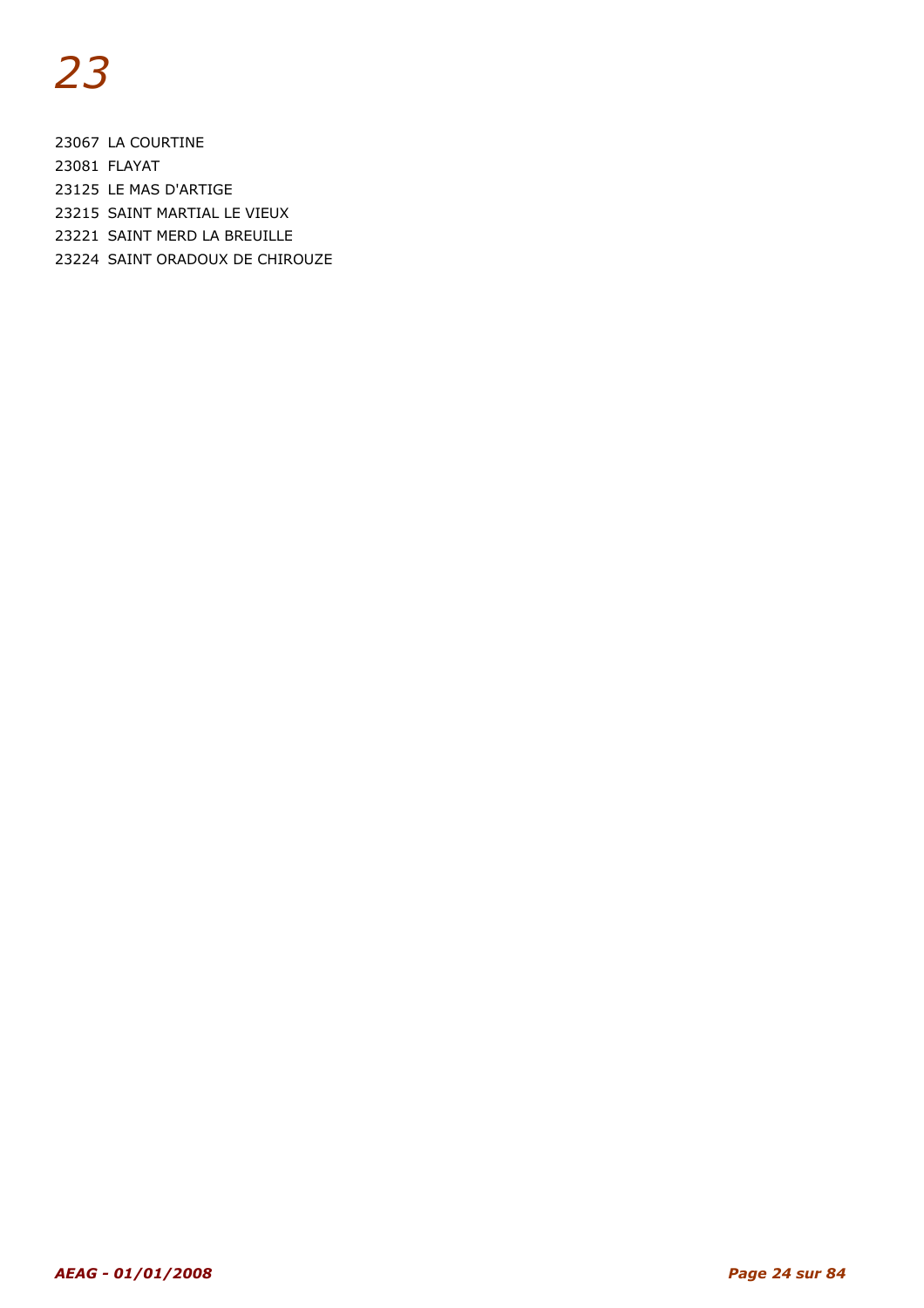# *23*

23067 LA COURTINE

23081 FLAYAT

23125 LE MAS D'ARTIGE

23215 SAINT MARTIAL LE VIEUX

23221 SAINT MERD LA BREUILLE

23224 SAINT ORADOUX DE CHIROUZE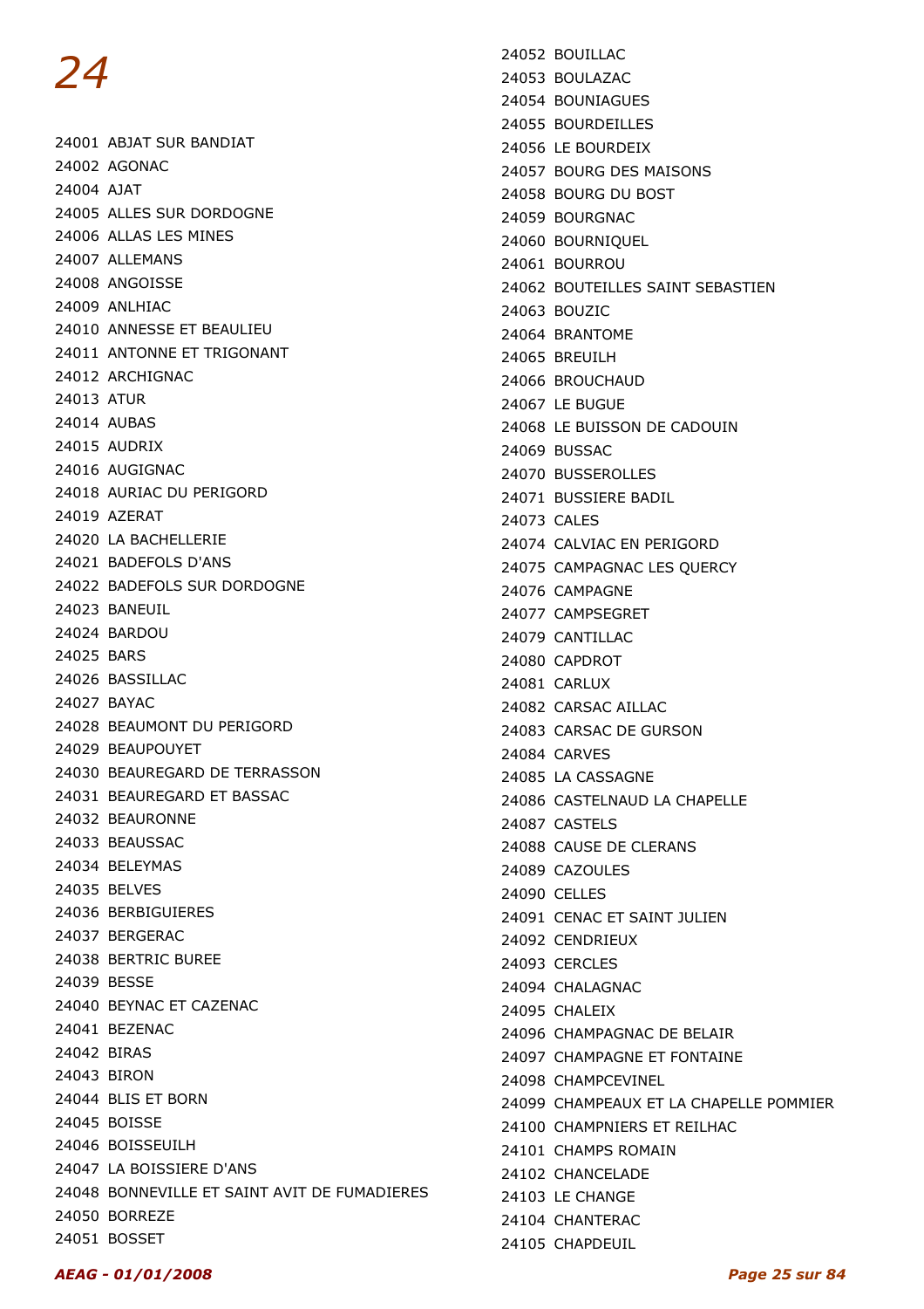# 24

24001 ABJAT SUR BANDIAT
24002 AGONAC
24004 AJAT
24005 ALLES SUR DORDOGNE
24006 ALLAS LES MINES
24007 ALLEMANS
24008 ANGOISSE
24009 ANLHIAC
24010 ANNESSE ET BEAULIEU
24011 ANTONNE ET TRIGONANT
24012 ARCHIGNAC
24013 ATUR
24014 AUBAS
24015 AUDRIX
24016 AUGIGNAC
24018 AURIAC DU PERIGORD
24019 AZERAT
24020 LA BACHELLERIE
24021 BADEFOLS D'ANS
24022 BADEFOLS SUR DORDOGNE
24023 BANEUIL
24024 BARDOU
24025 BARS
24026 BASSILLAC
24027 BAYAC
24028 BEAUMONT DU PERIGORD
24029 BEAUPOUYET
24030 BEAUREGARD DE TERRASSON
24031 BEAUREGARD ET BASSAC
24032 BEAURONNE
24033 BEAUSSAC
24034 BELEYMAS
24035 BELVES
24036 BERBIGUIERES
24037 BERGERAC
24038 BERTRIC BUREE
24039 BESSE
24040 BEYNAC ET CAZENAC
24041 BEZENAC
24042 BIRAS
24043 BIRON
24044 BLIS ET BORN
24045 BOISSE
24046 BOISSEUILH
24047 LA BOISSIERE D'ANS
24048 BONNEVILLE ET SAINT AVIT DE FUMADIERES
24050 BORREZE
24051 BOSSET
24052 BOUILLAC
24053 BOULAZAC
24054 BOUNIAGUES
24055 BOURDEILLES
24056 LE BOURDEIX
24057 BOURG DES MAISONS
24058 BOURG DU BOST
24059 BOURGNAC
24060 BOURNIQUEL
24061 BOURROU
24062 BOUTEILLES SAINT SEBASTIEN
24063 BOUZIC
24064 BRANTOME
24065 BREUILH
24066 BROUCHAUD
24067 LE BUGUE
24068 LE BUISSON DE CADOUIN
24069 BUSSAC
24070 BUSSEROLLES
24071 BUSSIERE BADIL
24073 CALES
24074 CALVIAC EN PERIGORD
24075 CAMPAGNAC LES QUERCY
24076 CAMPAGNE
24077 CAMPSEGRET
24079 CANTILLAC
24080 CAPDROT
24081 CARLUX
24082 CARSAC AILLAC
24083 CARSAC DE GURSON
24084 CARVES
24085 LA CASSAGNE
24086 CASTELNAUD LA CHAPELLE
24087 CASTELS
24088 CAUSE DE CLERANS
24089 CAZOULES
24090 CELLES
24091 CENAC ET SAINT JULIEN
24092 CENDRIEUX
24093 CERCLES
24094 CHALAGNAC
24095 CHALEIX
24096 CHAMPAGNAC DE BELAIR
24097 CHAMPAGNE ET FONTAINE
24098 CHAMPCEVINEL
24099 CHAMPEAUX ET LA CHAPELLE POMMIER
24100 CHAMPNIERS ET REILHAC
24101 CHAMPS ROMAIN
24102 CHANCELADE
24103 LE CHANGE
24104 CHANTERAC
24105 CHAPDEUIL

*AEAG - 01/01/2008*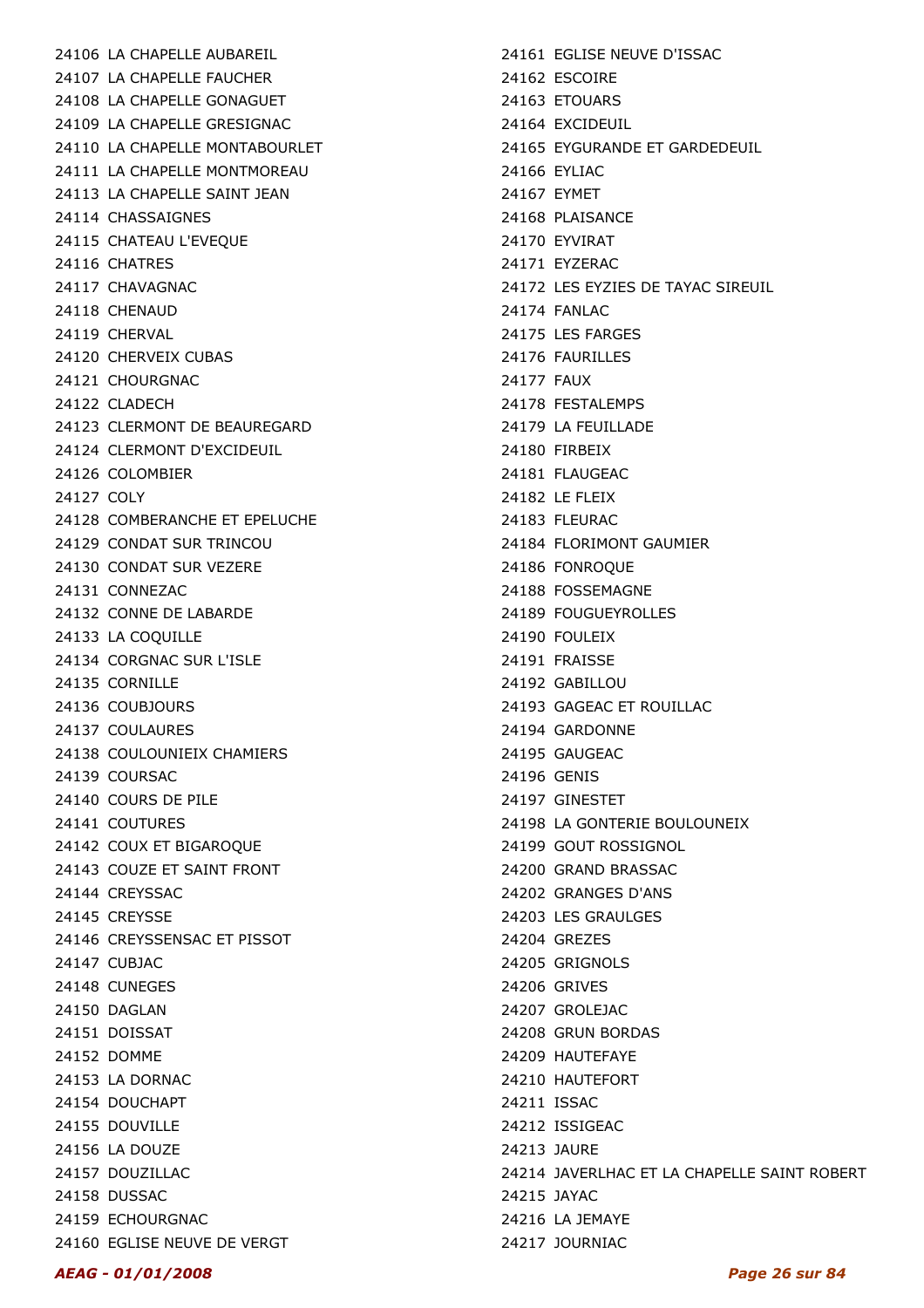24106 LA CHAPELLE AUBAREIL
24107 LA CHAPELLE FAUCHER
24108 LA CHAPELLE GONAGUET
24109 LA CHAPELLE GRESIGNAC
24110 LA CHAPELLE MONTABOURLET
24111 LA CHAPELLE MONTMOREAU
24113 LA CHAPELLE SAINT JEAN
24114 CHASSAIGNES
24115 CHATEAU L'EVEQUE
24116 CHATRES
24117 CHAVAGNAC
24118 CHENAUD
24119 CHERVAL
24120 CHERVEIX CUBAS
24121 CHOURGNAC
24122 CLADECH
24123 CLERMONT DE BEAUREGARD
24124 CLERMONT D'EXCIDEUIL
24126 COLOMBIER
24127 COLY
24128 COMBERANCHE ET EPELUCHE
24129 CONDAT SUR TRINCOU
24130 CONDAT SUR VEZERE
24131 CONNEZAC
24132 CONNE DE LABARDE
24133 LA COQUILLE
24134 CORGNAC SUR L'ISLE
24135 CORNILLE
24136 COUBJOURS
24137 COULAURES
24138 COULOUNIEIX CHAMIERS
24139 COURSAC
24140 COURS DE PILE
24141 COUTURES
24142 COUX ET BIGAROQUE
24143 COUZE ET SAINT FRONT
24144 CREYSSAC
24145 CREYSSE
24146 CREYSSENSAC ET PISSOT
24147 CUBJAC
24148 CUNEGES
24150 DAGLAN
24151 DOISSAT
24152 DOMME
24153 LA DORNAC
24154 DOUCHAPT
24155 DOUVILLE
24156 LA DOUZE
24157 DOUZILLAC
24158 DUSSAC
24159 ECHOURGNAC
24160 EGLISE NEUVE DE VERGT
24161 EGLISE NEUVE D'ISSAC
24162 ESCOIRE
24163 ETOUARS
24164 EXCIDEUIL
24165 EYGURANDE ET GARDEDEUIL
24166 EYLIAC
24167 EYMET
24168 PLAISANCE
24170 EYVIRAT
24171 EYZERAC
24172 LES EYZIES DE TAYAC SIREUIL
24174 FANLAC
24175 LES FARGES
24176 FAURILLES
24177 FAUX
24178 FESTALEMPS
24179 LA FEUILLADE
24180 FIRBEIX
24181 FLAUGEAC
24182 LE FLEIX
24183 FLEURAC
24184 FLORIMONT GAUMIER
24186 FONROQUE
24188 FOSSEMAGNE
24189 FOUGUEYROLLES
24190 FOULEIX
24191 FRAISSE
24192 GABILLOU
24193 GAGEAC ET ROUILLAC
24194 GARDONNE
24195 GAUGEAC
24196 GENIS
24197 GINESTET
24198 LA GONTERIE BOULOUNEIX
24199 GOUT ROSSIGNOL
24200 GRAND BRASSAC
24202 GRANGES D'ANS
24203 LES GRAULGES
24204 GREZES
24205 GRIGNOLS
24206 GRIVES
24207 GROLEJAC
24208 GRUN BORDAS
24209 HAUTEFAYE
24210 HAUTEFORT
24211 ISSAC
24212 ISSIGEAC
24213 JAURE
24214 JAVERLHAC ET LA CHAPELLE SAINT ROBERT
24215 JAYAC
24216 LA JEMAYE
24217 JOURNIAC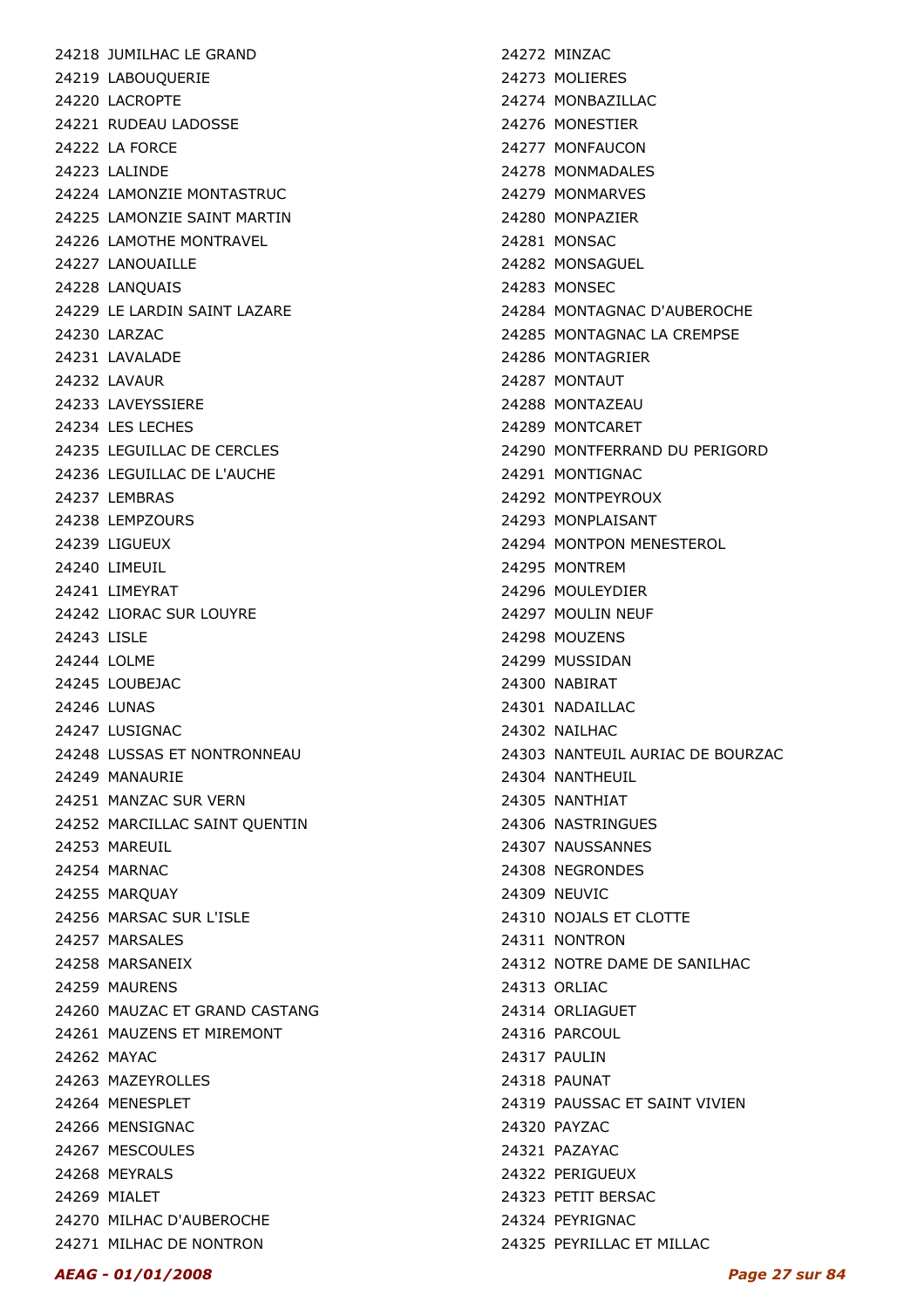24218 JUMILHAC LE GRAND
24219 LABOUQUERIE
24220 LACROPTE
24221 RUDEAU LADOSSE
24222 LA FORCE
24223 LALINDE
24224 LAMONZIE MONTASTRUC
24225 LAMONZIE SAINT MARTIN
24226 LAMOTHE MONTRAVEL
24227 LANOUAILLE
24228 LANQUAIS
24229 LE LARDIN SAINT LAZARE
24230 LARZAC
24231 LAVALADE
24232 LAVAUR
24233 LAVEYSSIERE
24234 LES LECHES
24235 LEGUILLAC DE CERCLES
24236 LEGUILLAC DE L'AUCHE
24237 LEMBRAS
24238 LEMPZOURS
24239 LIGUEUX
24240 LIMEUIL
24241 LIMEYRAT
24242 LIORAC SUR LOUYRE
24243 LISLE
24244 LOLME
24245 LOUBEJAC
24246 LUNAS
24247 LUSIGNAC
24248 LUSSAS ET NONTRONNEAU
24249 MANAURIE
24251 MANZAC SUR VERN
24252 MARCILLAC SAINT QUENTIN
24253 MAREUIL
24254 MARNAC
24255 MARQUAY
24256 MARSAC SUR L'ISLE
24257 MARSALES
24258 MARSANEIX
24259 MAURENS
24260 MAUZAC ET GRAND CASTANG
24261 MAUZENS ET MIREMONT
24262 MAYAC
24263 MAZEYROLLES
24264 MENESPLET
24266 MENSIGNAC
24267 MESCOULES
24268 MEYRALS
24269 MIALET
24270 MILHAC D'AUBEROCHE
24271 MILHAC DE NONTRON
24272 MINZAC
24273 MOLIERES
24274 MONBAZILLAC
24276 MONESTIER
24277 MONFAUCON
24278 MONMADALES
24279 MONMARVES
24280 MONPAZIER
24281 MONSAC
24282 MONSAGUEL
24283 MONSEC
24284 MONTAGNAC D'AUBEROCHE
24285 MONTAGNAC LA CREMPSE
24286 MONTAGRIER
24287 MONTAUT
24288 MONTAZEAU
24289 MONTCARET
24290 MONTFERRAND DU PERIGORD
24291 MONTIGNAC
24292 MONTPEYROUX
24293 MONPLAISANT
24294 MONTPON MENESTEROL
24295 MONTREM
24296 MOULEYDIER
24297 MOULIN NEUF
24298 MOUZENS
24299 MUSSIDAN
24300 NABIRAT
24301 NADAILLAC
24302 NAILHAC
24303 NANTEUIL AURIAC DE BOURZAC
24304 NANTHEUIL
24305 NANTHIAT
24306 NASTRINGUES
24307 NAUSSANNES
24308 NEGRONDES
24309 NEUVIC
24310 NOJALS ET CLOTTE
24311 NONTRON
24312 NOTRE DAME DE SANILHAC
24313 ORLIAC
24314 ORLIAGUET
24316 PARCOUL
24317 PAULIN
24318 PAUNAT
24319 PAUSSAC ET SAINT VIVIEN
24320 PAYZAC
24321 PAZAYAC
24322 PERIGUEUX
24323 PETIT BERSAC
24324 PEYRIGNAC
24325 PEYRILLAC ET MILLAC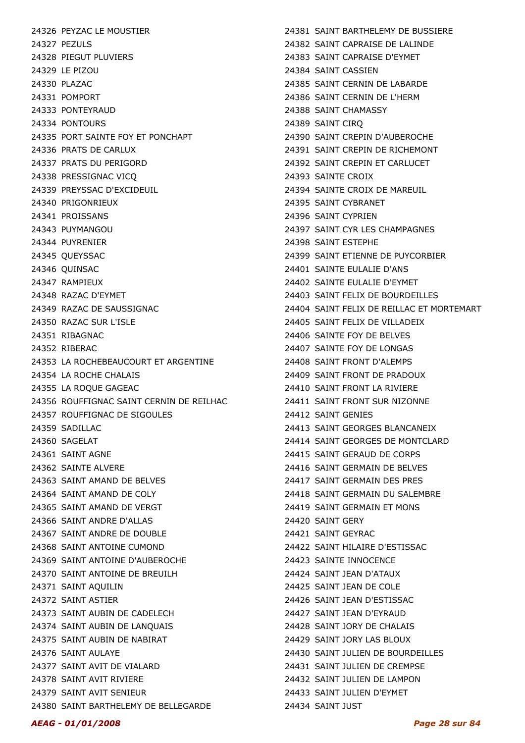24326 PEYZAC LE MOUSTIER
24327 PEZULS
24328 PIEGUT PLUVIERS
24329 LE PIZOU
24330 PLAZAC
24331 POMPORT
24333 PONTEYRAUD
24334 PONTOURS
24335 PORT SAINTE FOY ET PONCHAPT
24336 PRATS DE CARLUX
24337 PRATS DU PERIGORD
24338 PRESSIGNAC VICQ
24339 PREYSSAC D'EXCIDEUIL
24340 PRIGONRIEUX
24341 PROISSANS
24343 PUYMANGOU
24344 PUYRENIER
24345 QUEYSSAC
24346 QUINSAC
24347 RAMPIEUX
24348 RAZAC D'EYMET
24349 RAZAC DE SAUSSIGNAC
24350 RAZAC SUR L'ISLE
24351 RIBAGNAC
24352 RIBERAC
24353 LA ROCHEBEAUCOURT ET ARGENTINE
24354 LA ROCHE CHALAIS
24355 LA ROQUE GAGEAC
24356 ROUFFIGNAC SAINT CERNIN DE REILHAC
24357 ROUFFIGNAC DE SIGOULES
24359 SADILLAC
24360 SAGELAT
24361 SAINT AGNE
24362 SAINTE ALVERE
24363 SAINT AMAND DE BELVES
24364 SAINT AMAND DE COLY
24365 SAINT AMAND DE VERGT
24366 SAINT ANDRE D'ALLAS
24367 SAINT ANDRE DE DOUBLE
24368 SAINT ANTOINE CUMOND
24369 SAINT ANTOINE D'AUBEROCHE
24370 SAINT ANTOINE DE BREUILH
24371 SAINT AQUILIN
24372 SAINT ASTIER
24373 SAINT AUBIN DE CADELECH
24374 SAINT AUBIN DE LANQUAIS
24375 SAINT AUBIN DE NABIRAT
24376 SAINT AULAYE
24377 SAINT AVIT DE VIALARD
24378 SAINT AVIT RIVIERE
24379 SAINT AVIT SENIEUR
24380 SAINT BARTHELEMY DE BELLEGARDE
24381 SAINT BARTHELEMY DE BUSSIERE
24382 SAINT CAPRAISE DE LALINDE
24383 SAINT CAPRAISE D'EYMET
24384 SAINT CASSIEN
24385 SAINT CERNIN DE LABARDE
24386 SAINT CERNIN DE L'HERM
24388 SAINT CHAMASSY
24389 SAINT CIRQ
24390 SAINT CREPIN D'AUBEROCHE
24391 SAINT CREPIN DE RICHEMONT
24392 SAINT CREPIN ET CARLUCET
24393 SAINTE CROIX
24394 SAINTE CROIX DE MAREUIL
24395 SAINT CYBRANET
24396 SAINT CYPRIEN
24397 SAINT CYR LES CHAMPAGNES
24398 SAINT ESTEPHE
24399 SAINT ETIENNE DE PUYCORBIER
24401 SAINTE EULALIE D'ANS
24402 SAINTE EULALIE D'EYMET
24403 SAINT FELIX DE BOURDEILLES
24404 SAINT FELIX DE REILLAC ET MORTEMART
24405 SAINT FELIX DE VILLADEIX
24406 SAINTE FOY DE BELVES
24407 SAINTE FOY DE LONGAS
24408 SAINT FRONT D'ALEMPS
24409 SAINT FRONT DE PRADOUX
24410 SAINT FRONT LA RIVIERE
24411 SAINT FRONT SUR NIZONNE
24412 SAINT GENIES
24413 SAINT GEORGES BLANCANEIX
24414 SAINT GEORGES DE MONTCLARD
24415 SAINT GERAUD DE CORPS
24416 SAINT GERMAIN DE BELVES
24417 SAINT GERMAIN DES PRES
24418 SAINT GERMAIN DU SALEMBRE
24419 SAINT GERMAIN ET MONS
24420 SAINT GERY
24421 SAINT GEYRAC
24422 SAINT HILAIRE D'ESTISSAC
24423 SAINTE INNOCENCE
24424 SAINT JEAN D'ATAUX
24425 SAINT JEAN DE COLE
24426 SAINT JEAN D'ESTISSAC
24427 SAINT JEAN D'EYRAUD
24428 SAINT JORY DE CHALAIS
24429 SAINT JORY LAS BLOUX
24430 SAINT JULIEN DE BOURDEILLES
24431 SAINT JULIEN DE CREMPSE
24432 SAINT JULIEN DE LAMPON
24433 SAINT JULIEN D'EYMET
24434 SAINT JUST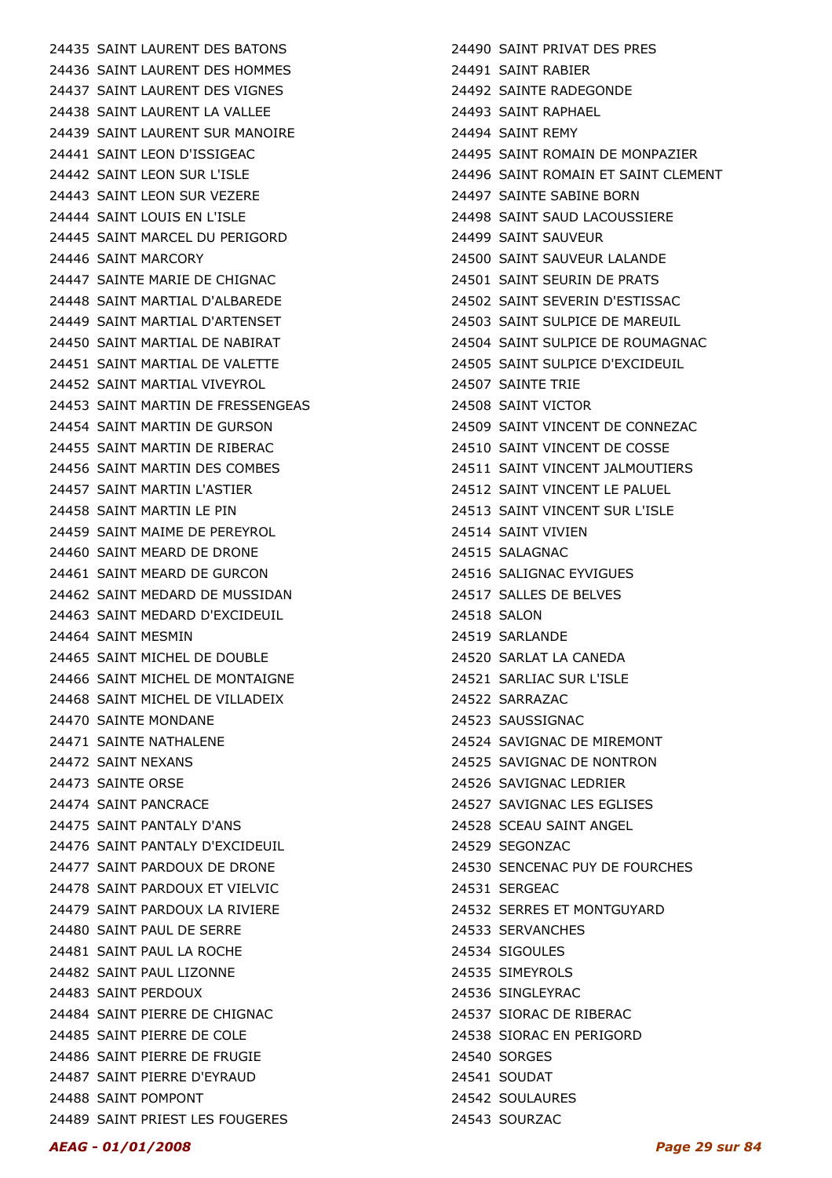24435 SAINT LAURENT DES BATONS
24436 SAINT LAURENT DES HOMMES
24437 SAINT LAURENT DES VIGNES
24438 SAINT LAURENT LA VALLEE
24439 SAINT LAURENT SUR MANOIRE
24441 SAINT LEON D'ISSIGEAC
24442 SAINT LEON SUR L'ISLE
24443 SAINT LEON SUR VEZERE
24444 SAINT LOUIS EN L'ISLE
24445 SAINT MARCEL DU PERIGORD
24446 SAINT MARCORY
24447 SAINTE MARIE DE CHIGNAC
24448 SAINT MARTIAL D'ALBAREDE
24449 SAINT MARTIAL D'ARTENSET
24450 SAINT MARTIAL DE NABIRAT
24451 SAINT MARTIAL DE VALETTE
24452 SAINT MARTIAL VIVEYROL
24453 SAINT MARTIN DE FRESSENGEAS
24454 SAINT MARTIN DE GURSON
24455 SAINT MARTIN DE RIBERAC
24456 SAINT MARTIN DES COMBES
24457 SAINT MARTIN L'ASTIER
24458 SAINT MARTIN LE PIN
24459 SAINT MAIME DE PEREYROL
24460 SAINT MEARD DE DRONE
24461 SAINT MEARD DE GURCON
24462 SAINT MEDARD DE MUSSIDAN
24463 SAINT MEDARD D'EXCIDEUIL
24464 SAINT MESMIN
24465 SAINT MICHEL DE DOUBLE
24466 SAINT MICHEL DE MONTAIGNE
24468 SAINT MICHEL DE VILLADEIX
24470 SAINTE MONDANE
24471 SAINTE NATHALENE
24472 SAINT NEXANS
24473 SAINTE ORSE
24474 SAINT PANCRACE
24475 SAINT PANTALY D'ANS
24476 SAINT PANTALY D'EXCIDEUIL
24477 SAINT PARDOUX DE DRONE
24478 SAINT PARDOUX ET VIELVIC
24479 SAINT PARDOUX LA RIVIERE
24480 SAINT PAUL DE SERRE
24481 SAINT PAUL LA ROCHE
24482 SAINT PAUL LIZONNE
24483 SAINT PERDOUX
24484 SAINT PIERRE DE CHIGNAC
24485 SAINT PIERRE DE COLE
24486 SAINT PIERRE DE FRUGIE
24487 SAINT PIERRE D'EYRAUD
24488 SAINT POMPONT
24489 SAINT PRIEST LES FOUGERES
24490 SAINT PRIVAT DES PRES
24491 SAINT RABIER
24492 SAINTE RADEGONDE
24493 SAINT RAPHAEL
24494 SAINT REMY
24495 SAINT ROMAIN DE MONPAZIER
24496 SAINT ROMAIN ET SAINT CLEMENT
24497 SAINTE SABINE BORN
24498 SAINT SAUD LACOUSSIERE
24499 SAINT SAUVEUR
24500 SAINT SAUVEUR LALANDE
24501 SAINT SEURIN DE PRATS
24502 SAINT SEVERIN D'ESTISSAC
24503 SAINT SULPICE DE MAREUIL
24504 SAINT SULPICE DE ROUMAGNAC
24505 SAINT SULPICE D'EXCIDEUIL
24507 SAINTE TRIE
24508 SAINT VICTOR
24509 SAINT VINCENT DE CONNEZAC
24510 SAINT VINCENT DE COSSE
24511 SAINT VINCENT JALMOUTIERS
24512 SAINT VINCENT LE PALUEL
24513 SAINT VINCENT SUR L'ISLE
24514 SAINT VIVIEN
24515 SALAGNAC
24516 SALIGNAC EYVIGUES
24517 SALLES DE BELVES
24518 SALON
24519 SARLANDE
24520 SARLAT LA CANEDA
24521 SARLIAC SUR L'ISLE
24522 SARRAZAC
24523 SAUSSIGNAC
24524 SAVIGNAC DE MIREMONT
24525 SAVIGNAC DE NONTRON
24526 SAVIGNAC LEDRIER
24527 SAVIGNAC LES EGLISES
24528 SCEAU SAINT ANGEL
24529 SEGONZAC
24530 SENCENAC PUY DE FOURCHES
24531 SERGEAC
24532 SERRES ET MONTGUYARD
24533 SERVANCHES
24534 SIGOULES
24535 SIMEYROLS
24536 SINGLEYRAC
24537 SIORAC DE RIBERAC
24538 SIORAC EN PERIGORD
24540 SORGES
24541 SOUDAT
24542 SOULAURES
24543 SOURZAC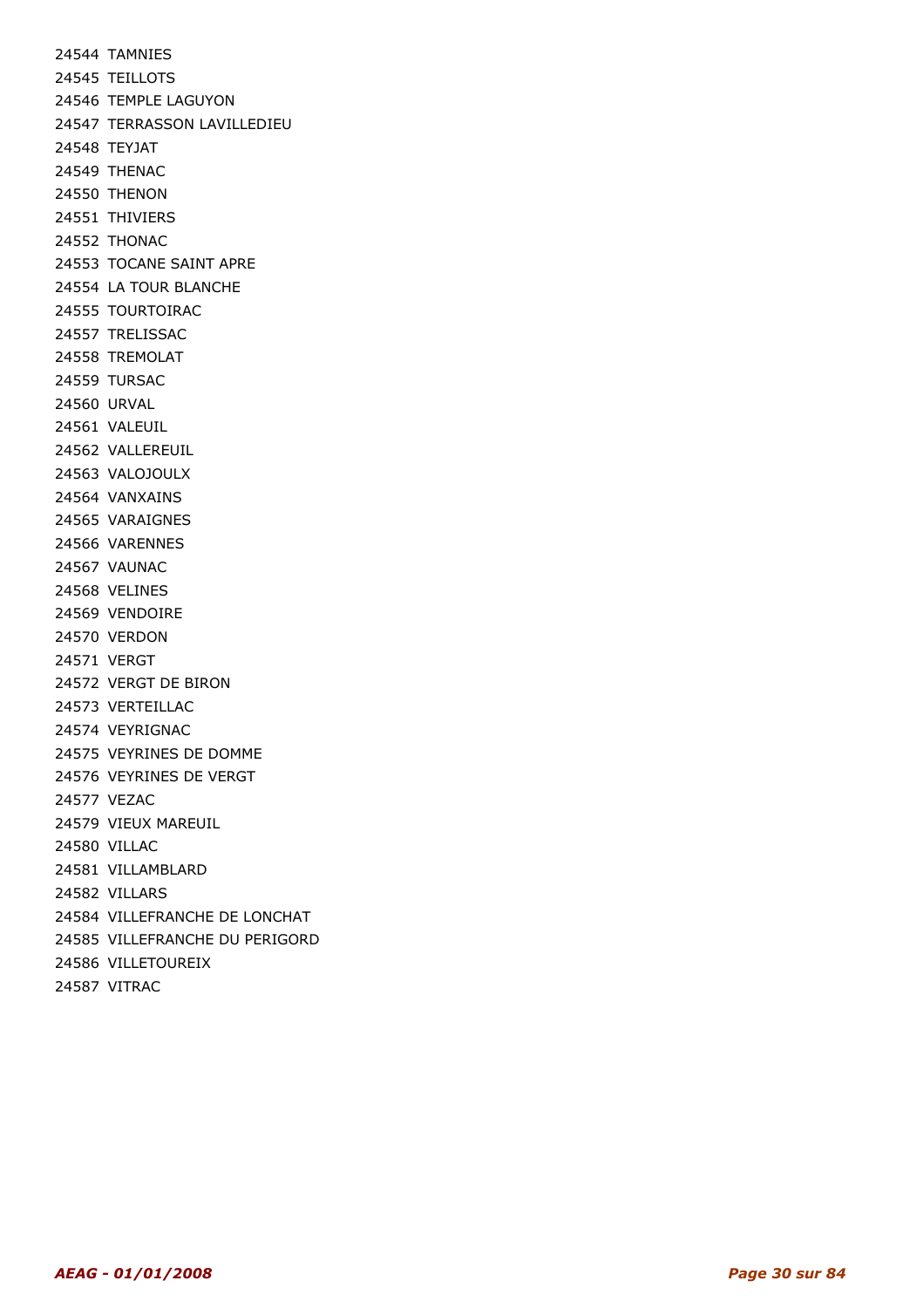24544 TAMNIES
24545 TEILLOTS
24546 TEMPLE LAGUYON
24547 TERRASSON LAVILLEDIEU
24548 TEYJAT
24549 THENAC
24550 THENON
24551 THIVIERS
24552 THONAC
24553 TOCANE SAINT APRE
24554 LA TOUR BLANCHE
24555 TOURTOIRAC
24557 TRELISSAC
24558 TREMOLAT
24559 TURSAC
24560 URVAL
24561 VALEUIL
24562 VALLEREUIL
24563 VALOJOULX
24564 VANXAINS
24565 VARAIGNES
24566 VARENNES
24567 VAUNAC
24568 VELINES
24569 VENDOIRE
24570 VERDON
24571 VERGT
24572 VERGT DE BIRON
24573 VERTEILLAC
24574 VEYRIGNAC
24575 VEYRINES DE DOMME
24576 VEYRINES DE VERGT
24577 VEZAC
24579 VIEUX MAREUIL
24580 VILLAC
24581 VILLAMBLARD
24582 VILLARS
24584 VILLEFRANCHE DE LONCHAT
24585 VILLEFRANCHE DU PERIGORD
24586 VILLETOUREIX
24587 VITRAC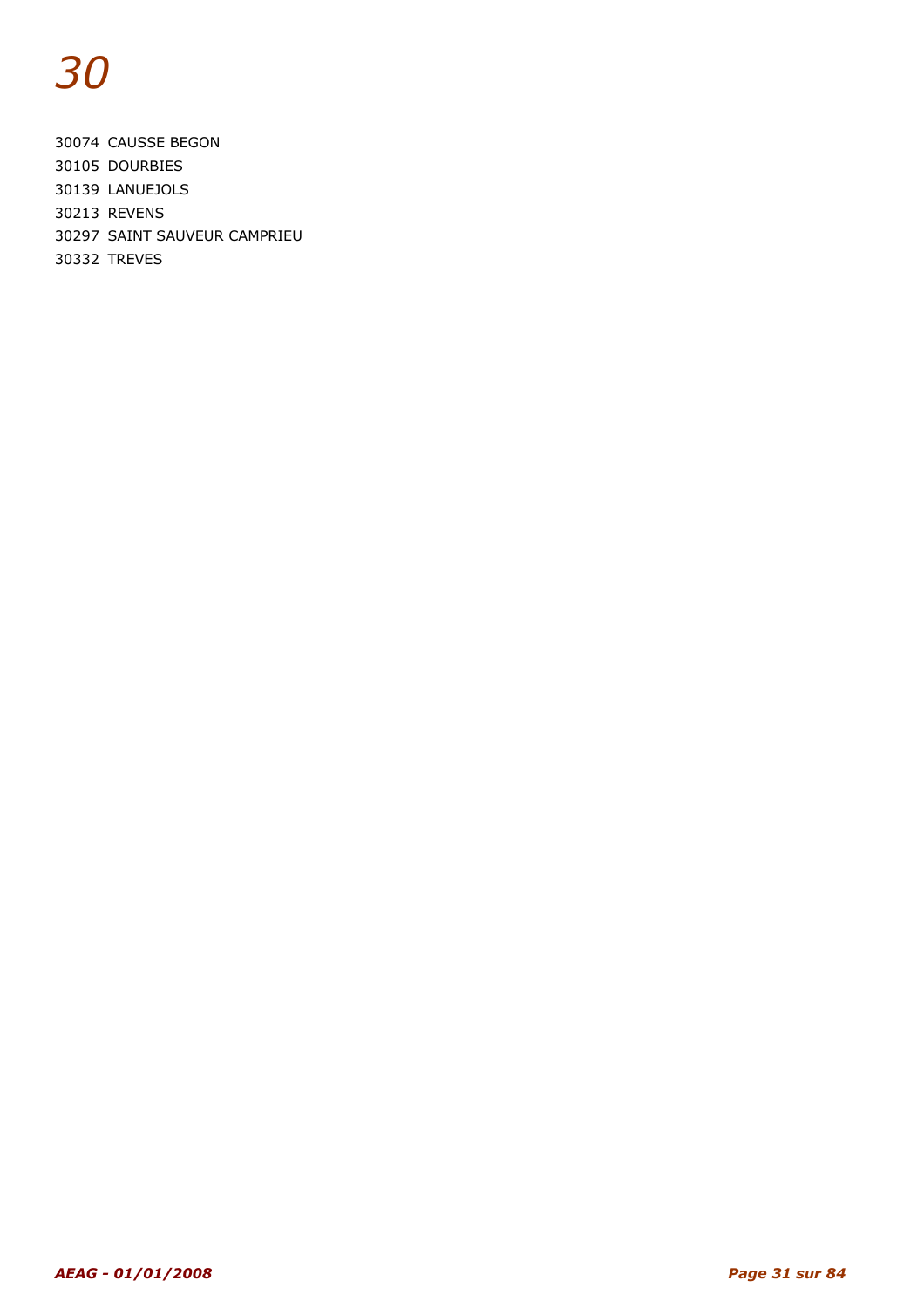# *30*

30074 CAUSSE BEGON
30105 DOURBIES
30139 LANUEJOLS
30213 REVENS
30297 SAINT SAUVEUR CAMPRIEU
30332 TREVES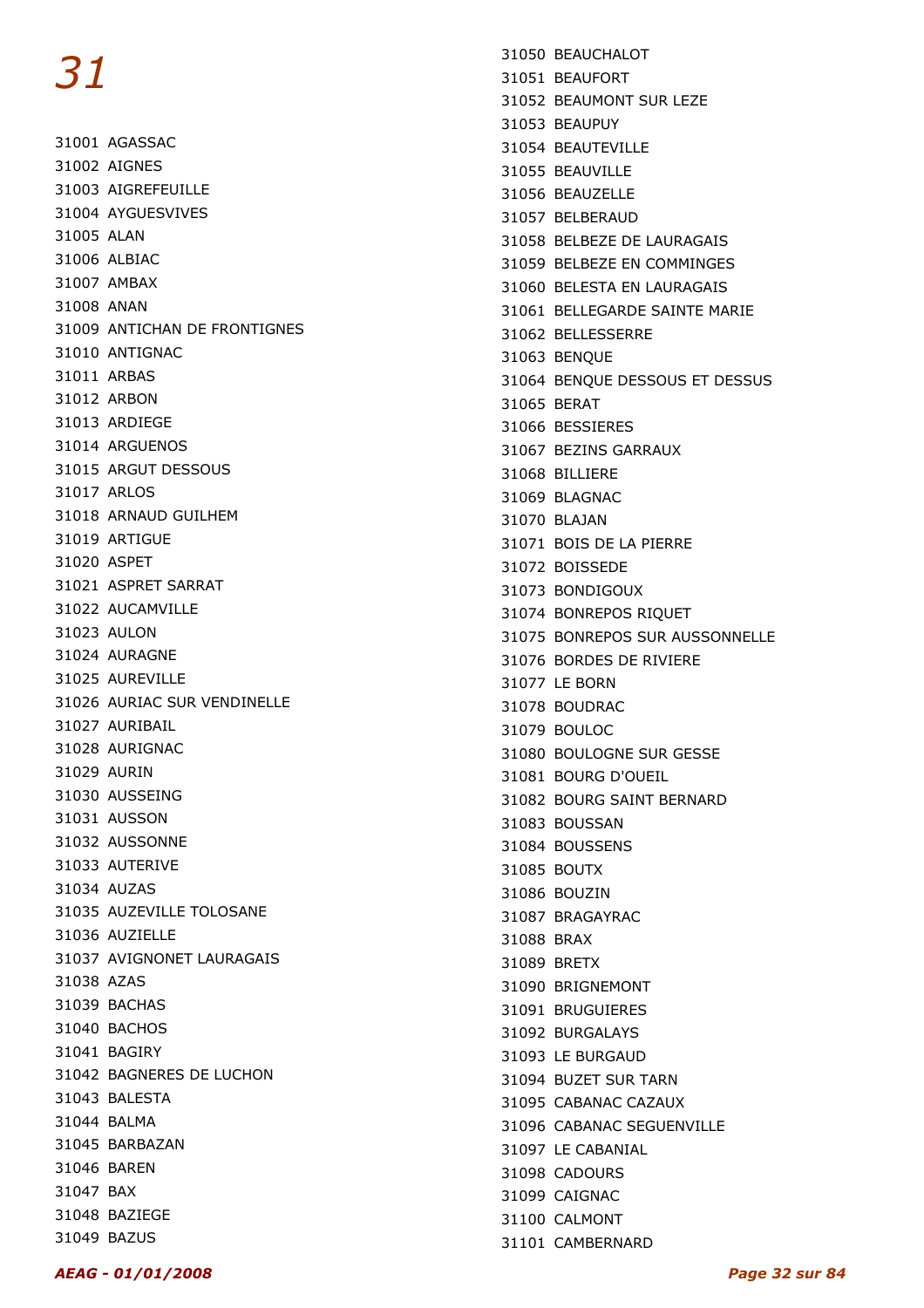# 31

31001 AGASSAC
31002 AIGNES
31003 AIGREFEUILLE
31004 AYGUESVIVES
31005 ALAN
31006 ALBIAC
31007 AMBAX
31008 ANAN
31009 ANTICHAN DE FRONTIGNES
31010 ANTIGNAC
31011 ARBAS
31012 ARBON
31013 ARDIEGE
31014 ARGUENOS
31015 ARGUT DESSOUS
31017 ARLOS
31018 ARNAUD GUILHEM
31019 ARTIGUE
31020 ASPET
31021 ASPRET SARRAT
31022 AUCAMVILLE
31023 AULON
31024 AURAGNE
31025 AUREVILLE
31026 AURIAC SUR VENDINELLE
31027 AURIBAIL
31028 AURIGNAC
31029 AURIN
31030 AUSSEING
31031 AUSSON
31032 AUSSONNE
31033 AUTERIVE
31034 AUZAS
31035 AUZEVILLE TOLOSANE
31036 AUZIELLE
31037 AVIGNONET LAURAGAIS
31038 AZAS
31039 BACHAS
31040 BACHOS
31041 BAGIRY
31042 BAGNERES DE LUCHON
31043 BALESTA
31044 BALMA
31045 BARBAZAN
31046 BAREN
31047 BAX
31048 BAZIEGE
31049 BAZUS
31050 BEAUCHALOT
31051 BEAUFORT
31052 BEAUMONT SUR LEZE
31053 BEAUPUY
31054 BEAUTEVILLE
31055 BEAUVILLE
31056 BEAUZELLE
31057 BELBERAUD
31058 BELBEZE DE LAURAGAIS
31059 BELBEZE EN COMMINGES
31060 BELESTA EN LAURAGAIS
31061 BELLEGARDE SAINTE MARIE
31062 BELLESSERRE
31063 BENQUE
31064 BENQUE DESSOUS ET DESSUS
31065 BERAT
31066 BESSIERES
31067 BEZINS GARRAUX
31068 BILLIERE
31069 BLAGNAC
31070 BLAJAN
31071 BOIS DE LA PIERRE
31072 BOISSEDE
31073 BONDIGOUX
31074 BONREPOS RIQUET
31075 BONREPOS SUR AUSSONNELLE
31076 BORDES DE RIVIERE
31077 LE BORN
31078 BOUDRAC
31079 BOULOC
31080 BOULOGNE SUR GESSE
31081 BOURG D'OUEIL
31082 BOURG SAINT BERNARD
31083 BOUSSAN
31084 BOUSSENS
31085 BOUTX
31086 BOUZIN
31087 BRAGAYRAC
31088 BRAX
31089 BRETX
31090 BRIGNEMONT
31091 BRUGUIERES
31092 BURGALAYS
31093 LE BURGAUD
31094 BUZET SUR TARN
31095 CABANAC CAZAUX
31096 CABANAC SEGUENVILLE
31097 LE CABANIAL
31098 CADOURS
31099 CAIGNAC
31100 CALMONT
31101 CAMBERNARD

*AEAG - 01/01/2008*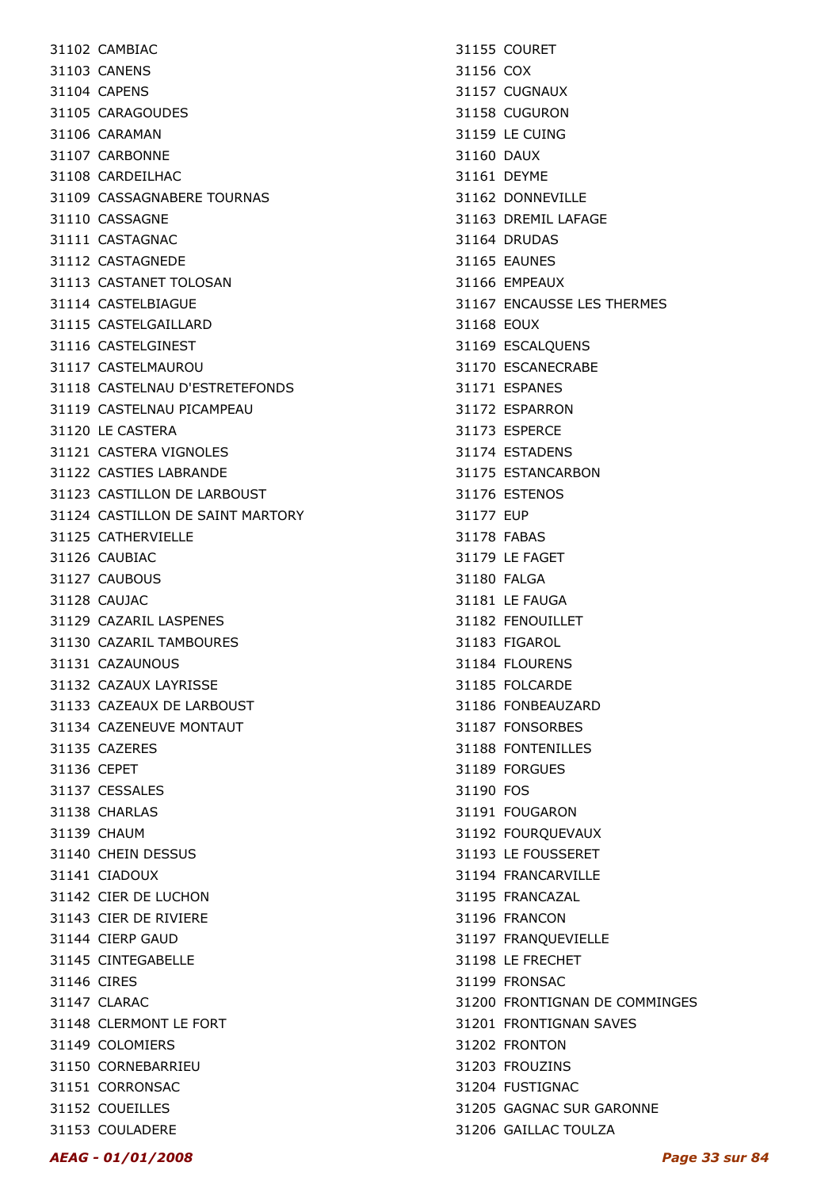31102 CAMBIAC
31103 CANENS
31104 CAPENS
31105 CARAGOUDES
31106 CARAMAN
31107 CARBONNE
31108 CARDEILHAC
31109 CASSAGNABERE TOURNAS
31110 CASSAGNE
31111 CASTAGNAC
31112 CASTAGNEDE
31113 CASTANET TOLOSAN
31114 CASTELBIAGUE
31115 CASTELGAILLARD
31116 CASTELGINEST
31117 CASTELMAUROU
31118 CASTELNAU D'ESTRETEFONDS
31119 CASTELNAU PICAMPEAU
31120 LE CASTERA
31121 CASTERA VIGNOLES
31122 CASTIES LABRANDE
31123 CASTILLON DE LARBOUST
31124 CASTILLON DE SAINT MARTORY
31125 CATHERVIELLE
31126 CAUBIAC
31127 CAUBOUS
31128 CAUJAC
31129 CAZARIL LASPENES
31130 CAZARIL TAMBOURES
31131 CAZAUNOUS
31132 CAZAUX LAYRISSE
31133 CAZEAUX DE LARBOUST
31134 CAZENEUVE MONTAUT
31135 CAZERES
31136 CEPET
31137 CESSALES
31138 CHARLAS
31139 CHAUM
31140 CHEIN DESSUS
31141 CIADOUX
31142 CIER DE LUCHON
31143 CIER DE RIVIERE
31144 CIERP GAUD
31145 CINTEGABELLE
31146 CIRES
31147 CLARAC
31148 CLERMONT LE FORT
31149 COLOMIERS
31150 CORNEBARRIEU
31151 CORRONSAC
31152 COUEILLES
31153 COULADERE
31155 COURET
31156 COX
31157 CUGNAUX
31158 CUGURON
31159 LE CUING
31160 DAUX
31161 DEYME
31162 DONNEVILLE
31163 DREMIL LAFAGE
31164 DRUDAS
31165 EAUNES
31166 EMPEAUX
31167 ENCAUSSE LES THERMES
31168 EOUX
31169 ESCALQUENS
31170 ESCANECRABE
31171 ESPANES
31172 ESPARRON
31173 ESPERCE
31174 ESTADENS
31175 ESTANCARBON
31176 ESTENOS
31177 EUP
31178 FABAS
31179 LE FAGET
31180 FALGA
31181 LE FAUGA
31182 FENOUILLET
31183 FIGAROL
31184 FLOURENS
31185 FOLCARDE
31186 FONBEAUZARD
31187 FONSORBES
31188 FONTENILLES
31189 FORGUES
31190 FOS
31191 FOUGARON
31192 FOURQUEVAUX
31193 LE FOUSSERET
31194 FRANCARVILLE
31195 FRANCAZAL
31196 FRANCON
31197 FRANQUEVIELLE
31198 LE FRECHET
31199 FRONSAC
31200 FRONTIGNAN DE COMMINGES
31201 FRONTIGNAN SAVES
31202 FRONTON
31203 FROUZINS
31204 FUSTIGNAC
31205 GAGNAC SUR GARONNE
31206 GAILLAC TOULZA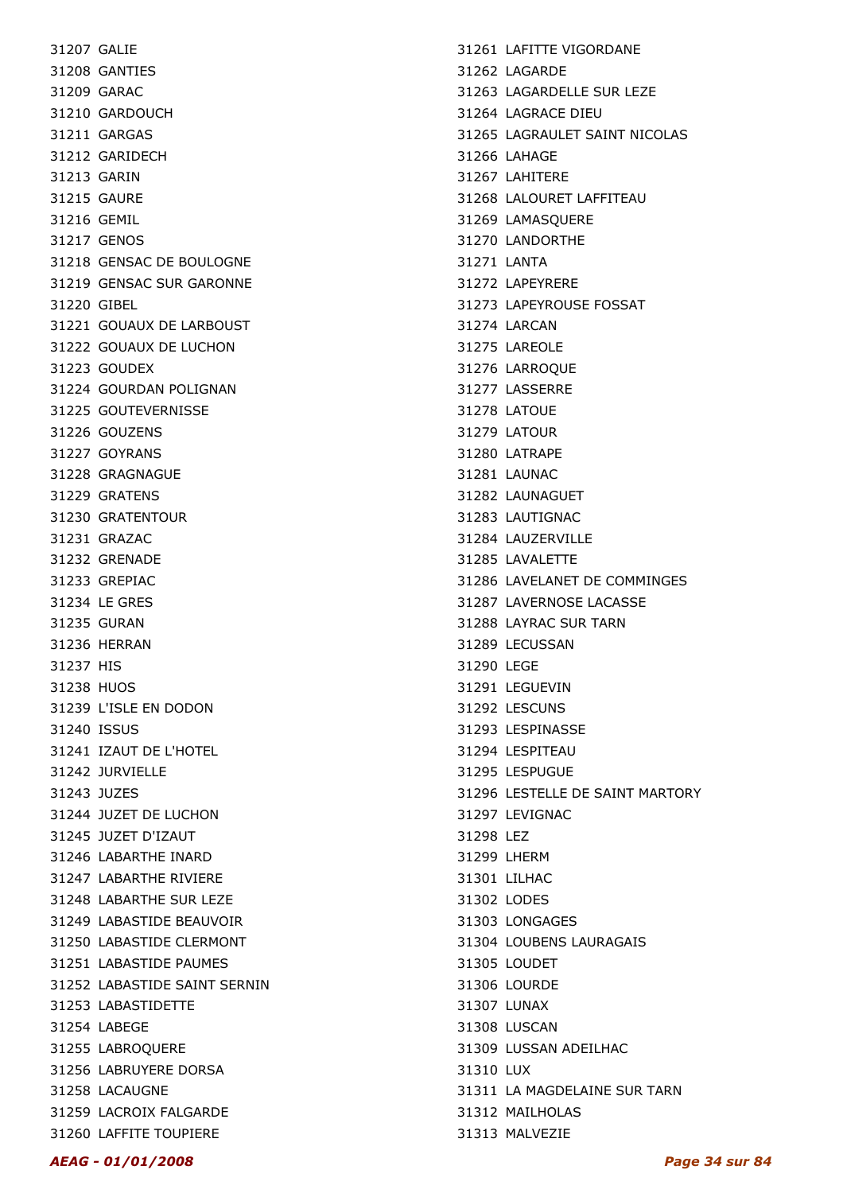31207 GALIE
31208 GANTIES
31209 GARAC
31210 GARDOUCH
31211 GARGAS
31212 GARIDECH
31213 GARIN
31215 GAURE
31216 GEMIL
31217 GENOS
31218 GENSAC DE BOULOGNE
31219 GENSAC SUR GARONNE
31220 GIBEL
31221 GOUAUX DE LARBOUST
31222 GOUAUX DE LUCHON
31223 GOUDEX
31224 GOURDAN POLIGNAN
31225 GOUTEVERNISSE
31226 GOUZENS
31227 GOYRANS
31228 GRAGNAGUE
31229 GRATENS
31230 GRATENTOUR
31231 GRAZAC
31232 GRENADE
31233 GREPIAC
31234 LE GRES
31235 GURAN
31236 HERRAN
31237 HIS
31238 HUOS
31239 L'ISLE EN DODON
31240 ISSUS
31241 IZAUT DE L'HOTEL
31242 JURVIELLE
31243 JUZES
31244 JUZET DE LUCHON
31245 JUZET D'IZAUT
31246 LABARTHE INARD
31247 LABARTHE RIVIERE
31248 LABARTHE SUR LEZE
31249 LABASTIDE BEAUVOIR
31250 LABASTIDE CLERMONT
31251 LABASTIDE PAUMES
31252 LABASTIDE SAINT SERNIN
31253 LABASTIDETTE
31254 LABEGE
31255 LABROQUERE
31256 LABRUYERE DORSA
31258 LACAUGNE
31259 LACROIX FALGARDE
31260 LAFFITE TOUPIERE
31261 LAFITTE VIGORDANE
31262 LAGARDE
31263 LAGARDELLE SUR LEZE
31264 LAGRACE DIEU
31265 LAGRAULET SAINT NICOLAS
31266 LAHAGE
31267 LAHITERE
31268 LALOURET LAFFITEAU
31269 LAMASQUERE
31270 LANDORTHE
31271 LANTA
31272 LAPEYRERE
31273 LAPEYROUSE FOSSAT
31274 LARCAN
31275 LAREOLE
31276 LARROQUE
31277 LASSERRE
31278 LATOUE
31279 LATOUR
31280 LATRAPE
31281 LAUNAC
31282 LAUNAGUET
31283 LAUTIGNAC
31284 LAUZERVILLE
31285 LAVALETTE
31286 LAVELANET DE COMMINGES
31287 LAVERNOSE LACASSE
31288 LAYRAC SUR TARN
31289 LECUSSAN
31290 LEGE
31291 LEGUEVIN
31292 LESCUNS
31293 LESPINASSE
31294 LESPITEAU
31295 LESPUGUE
31296 LESTELLE DE SAINT MARTORY
31297 LEVIGNAC
31298 LEZ
31299 LHERM
31301 LILHAC
31302 LODES
31303 LONGAGES
31304 LOUBENS LAURAGAIS
31305 LOUDET
31306 LOURDE
31307 LUNAX
31308 LUSCAN
31309 LUSSAN ADEILHAC
31310 LUX
31311 LA MAGDELAINE SUR TARN
31312 MAILHOLAS
31313 MALVEZIE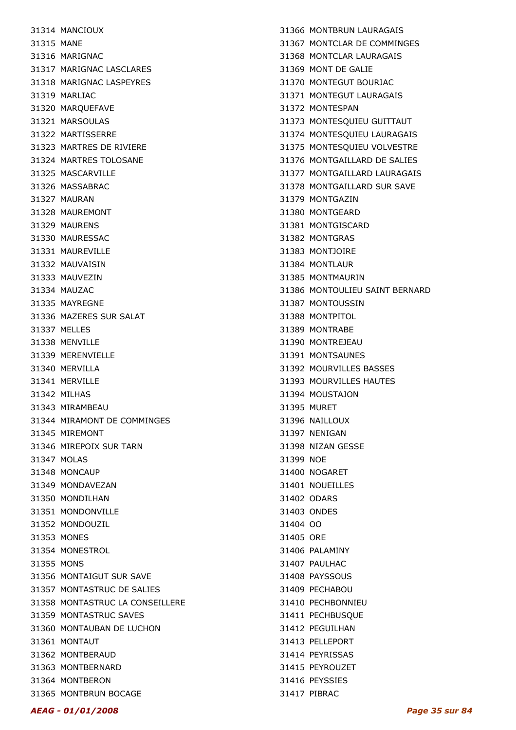31314 MANCIOUX
31315 MANE
31316 MARIGNAC
31317 MARIGNAC LASCLARES
31318 MARIGNAC LASPEYRES
31319 MARLIAC
31320 MARQUEFAVE
31321 MARSOULAS
31322 MARTISSERRE
31323 MARTRES DE RIVIERE
31324 MARTRES TOLOSANE
31325 MASCARVILLE
31326 MASSABRAC
31327 MAURAN
31328 MAUREMONT
31329 MAURENS
31330 MAURESSAC
31331 MAUREVILLE
31332 MAUVAISIN
31333 MAUVEZIN
31334 MAUZAC
31335 MAYREGNE
31336 MAZERES SUR SALAT
31337 MELLES
31338 MENVILLE
31339 MERENVIELLE
31340 MERVILLA
31341 MERVILLE
31342 MILHAS
31343 MIRAMBEAU
31344 MIRAMONT DE COMMINGES
31345 MIREMONT
31346 MIREPOIX SUR TARN
31347 MOLAS
31348 MONCAUP
31349 MONDAVEZAN
31350 MONDILHAN
31351 MONDONVILLE
31352 MONDOUZIL
31353 MONES
31354 MONESTROL
31355 MONS
31356 MONTAIGUT SUR SAVE
31357 MONTASTRUC DE SALIES
31358 MONTASTRUC LA CONSEILLERE
31359 MONTASTRUC SAVES
31360 MONTAUBAN DE LUCHON
31361 MONTAUT
31362 MONTBERAUD
31363 MONTBERNARD
31364 MONTBERON
31365 MONTBRUN BOCAGE
31366 MONTBRUN LAURAGAIS
31367 MONTCLAR DE COMMINGES
31368 MONTCLAR LAURAGAIS
31369 MONT DE GALIE
31370 MONTEGUT BOURJAC
31371 MONTEGUT LAURAGAIS
31372 MONTESPAN
31373 MONTESQUIEU GUITTAUT
31374 MONTESQUIEU LAURAGAIS
31375 MONTESQUIEU VOLVESTRE
31376 MONTGAILLARD DE SALIES
31377 MONTGAILLARD LAURAGAIS
31378 MONTGAILLARD SUR SAVE
31379 MONTGAZIN
31380 MONTGEARD
31381 MONTGISCARD
31382 MONTGRAS
31383 MONTJOIRE
31384 MONTLAUR
31385 MONTMAURIN
31386 MONTOULIEU SAINT BERNARD
31387 MONTOUSSIN
31388 MONTPITOL
31389 MONTRABE
31390 MONTREJEAU
31391 MONTSAUNES
31392 MOURVILLES BASSES
31393 MOURVILLES HAUTES
31394 MOUSTAJON
31395 MURET
31396 NAILLOUX
31397 NENIGAN
31398 NIZAN GESSE
31399 NOE
31400 NOGARET
31401 NOUEILLES
31402 ODARS
31403 ONDES
31404 OO
31405 ORE
31406 PALAMINY
31407 PAULHAC
31408 PAYSSOUS
31409 PECHABOU
31410 PECHBONNIEU
31411 PECHBUSQUE
31412 PEGUILHAN
31413 PELLEPORT
31414 PEYRISSAS
31415 PEYROUZET
31416 PEYSSIES
31417 PIBRAC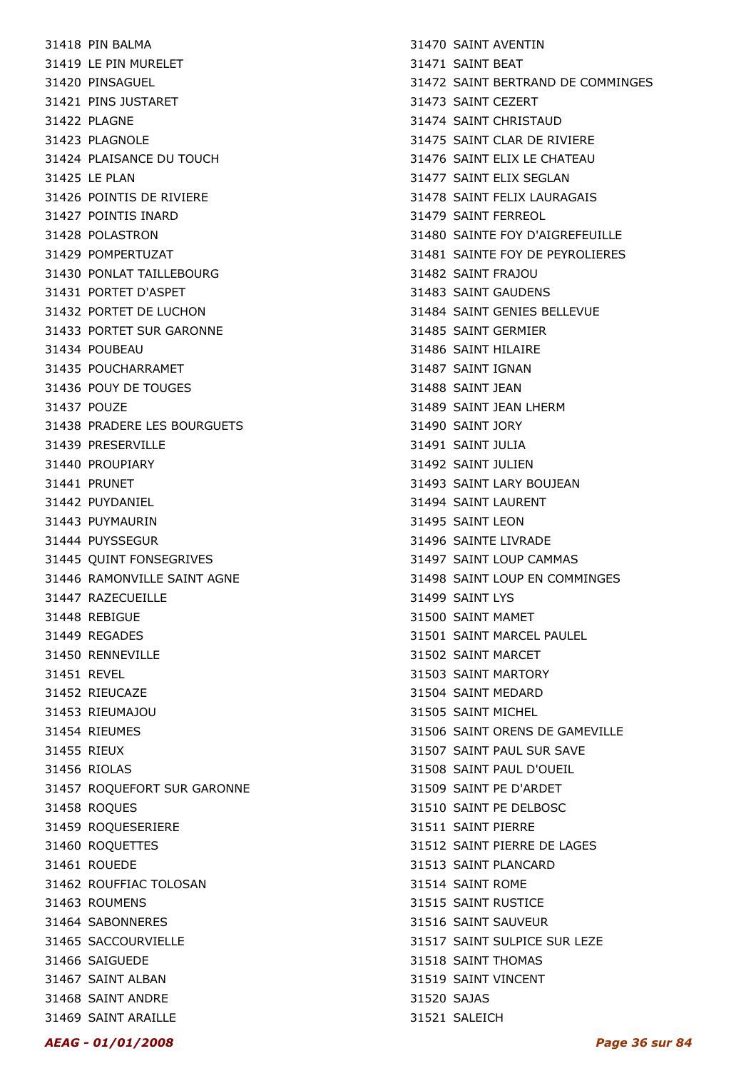31418 PIN BALMA
31419 LE PIN MURELET
31420 PINSAGUEL
31421 PINS JUSTARET
31422 PLAGNE
31423 PLAGNOLE
31424 PLAISANCE DU TOUCH
31425 LE PLAN
31426 POINTIS DE RIVIERE
31427 POINTIS INARD
31428 POLASTRON
31429 POMPERTUZAT
31430 PONLAT TAILLEBOURG
31431 PORTET D'ASPET
31432 PORTET DE LUCHON
31433 PORTET SUR GARONNE
31434 POUBEAU
31435 POUCHARRAMET
31436 POUY DE TOUGES
31437 POUZE
31438 PRADERE LES BOURGUETS
31439 PRESERVILLE
31440 PROUPIARY
31441 PRUNET
31442 PUYDANIEL
31443 PUYMAURIN
31444 PUYSSEGUR
31445 QUINT FONSEGRIVES
31446 RAMONVILLE SAINT AGNE
31447 RAZECUEILLE
31448 REBIGUE
31449 REGADES
31450 RENNEVILLE
31451 REVEL
31452 RIEUCAZE
31453 RIEUMAJOU
31454 RIEUMES
31455 RIEUX
31456 RIOLAS
31457 ROQUEFORT SUR GARONNE
31458 ROQUES
31459 ROQUESERIERE
31460 ROQUETTES
31461 ROUEDE
31462 ROUFFIAC TOLOSAN
31463 ROUMENS
31464 SABONNERES
31465 SACCOURVIELLE
31466 SAIGUEDE
31467 SAINT ALBAN
31468 SAINT ANDRE
31469 SAINT ARAILLE
31470 SAINT AVENTIN
31471 SAINT BEAT
31472 SAINT BERTRAND DE COMMINGES
31473 SAINT CEZERT
31474 SAINT CHRISTAUD
31475 SAINT CLAR DE RIVIERE
31476 SAINT ELIX LE CHATEAU
31477 SAINT ELIX SEGLAN
31478 SAINT FELIX LAURAGAIS
31479 SAINT FERREOL
31480 SAINTE FOY D'AIGREFEUILLE
31481 SAINTE FOY DE PEYROLIERES
31482 SAINT FRAJOU
31483 SAINT GAUDENS
31484 SAINT GENIES BELLEVUE
31485 SAINT GERMIER
31486 SAINT HILAIRE
31487 SAINT IGNAN
31488 SAINT JEAN
31489 SAINT JEAN LHERM
31490 SAINT JORY
31491 SAINT JULIA
31492 SAINT JULIEN
31493 SAINT LARY BOUJEAN
31494 SAINT LAURENT
31495 SAINT LEON
31496 SAINTE LIVRADE
31497 SAINT LOUP CAMMAS
31498 SAINT LOUP EN COMMINGES
31499 SAINT LYS
31500 SAINT MAMET
31501 SAINT MARCEL PAULEL
31502 SAINT MARCET
31503 SAINT MARTORY
31504 SAINT MEDARD
31505 SAINT MICHEL
31506 SAINT ORENS DE GAMEVILLE
31507 SAINT PAUL SUR SAVE
31508 SAINT PAUL D'OUEIL
31509 SAINT PE D'ARDET
31510 SAINT PE DELBOSC
31511 SAINT PIERRE
31512 SAINT PIERRE DE LAGES
31513 SAINT PLANCARD
31514 SAINT ROME
31515 SAINT RUSTICE
31516 SAINT SAUVEUR
31517 SAINT SULPICE SUR LEZE
31518 SAINT THOMAS
31519 SAINT VINCENT
31520 SAJAS
31521 SALEICH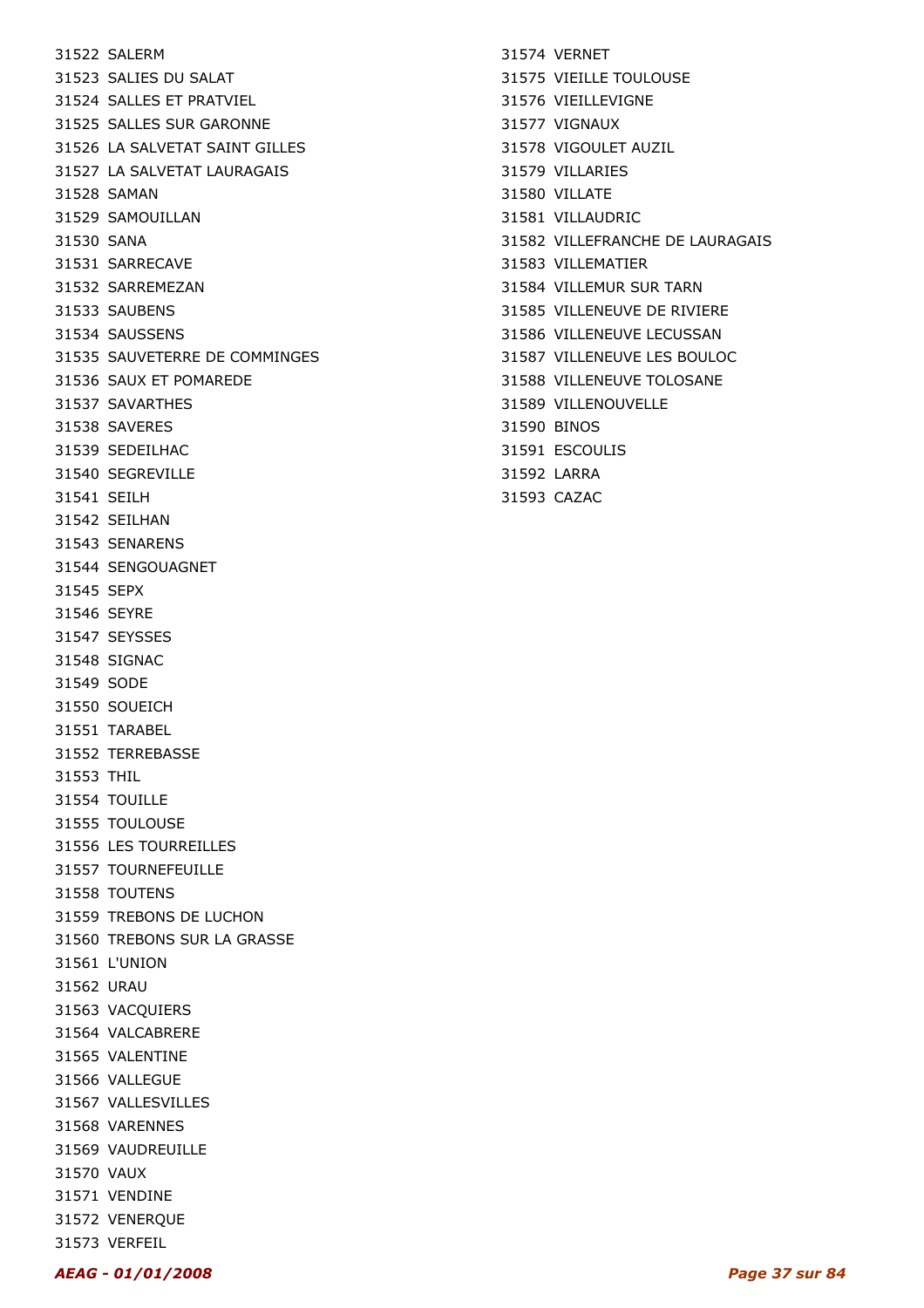31522 SALERM
31523 SALIES DU SALAT
31524 SALLES ET PRATVIEL
31525 SALLES SUR GARONNE
31526 LA SALVETAT SAINT GILLES
31527 LA SALVETAT LAURAGAIS
31528 SAMAN
31529 SAMOUILLAN
31530 SANA
31531 SARRECAVE
31532 SARREMEZAN
31533 SAUBENS
31534 SAUSSENS
31535 SAUVETERRE DE COMMINGES
31536 SAUX ET POMAREDE
31537 SAVARTHES
31538 SAVERES
31539 SEDEILHAC
31540 SEGREVILLE
31541 SEILH
31542 SEILHAN
31543 SENARENS
31544 SENGOUAGNET
31545 SEPX
31546 SEYRE
31547 SEYSSES
31548 SIGNAC
31549 SODE
31550 SOUEICH
31551 TARABEL
31552 TERREBASSE
31553 THIL
31554 TOUILLE
31555 TOULOUSE
31556 LES TOURREILLES
31557 TOURNEFEUILLE
31558 TOUTENS
31559 TREBONS DE LUCHON
31560 TREBONS SUR LA GRASSE
31561 L'UNION
31562 URAU
31563 VACQUIERS
31564 VALCABRERE
31565 VALENTINE
31566 VALLEGUE
31567 VALLESVILLES
31568 VARENNES
31569 VAUDREUILLE
31570 VAUX
31571 VENDINE
31572 VENERQUE
31573 VERFEIL
31574 VERNET
31575 VIEILLE TOULOUSE
31576 VIEILLEVIGNE
31577 VIGNAUX
31578 VIGOULET AUZIL
31579 VILLARIES
31580 VILLATE
31581 VILLAUDRIC
31582 VILLEFRANCHE DE LAURAGAIS
31583 VILLEMATIER
31584 VILLEMUR SUR TARN
31585 VILLENEUVE DE RIVIERE
31586 VILLENEUVE LECUSSAN
31587 VILLENEUVE LES BOULOC
31588 VILLENEUVE TOLOSANE
31589 VILLENOUVELLE
31590 BINOS
31591 ESCOULIS
31592 LARRA
31593 CAZAC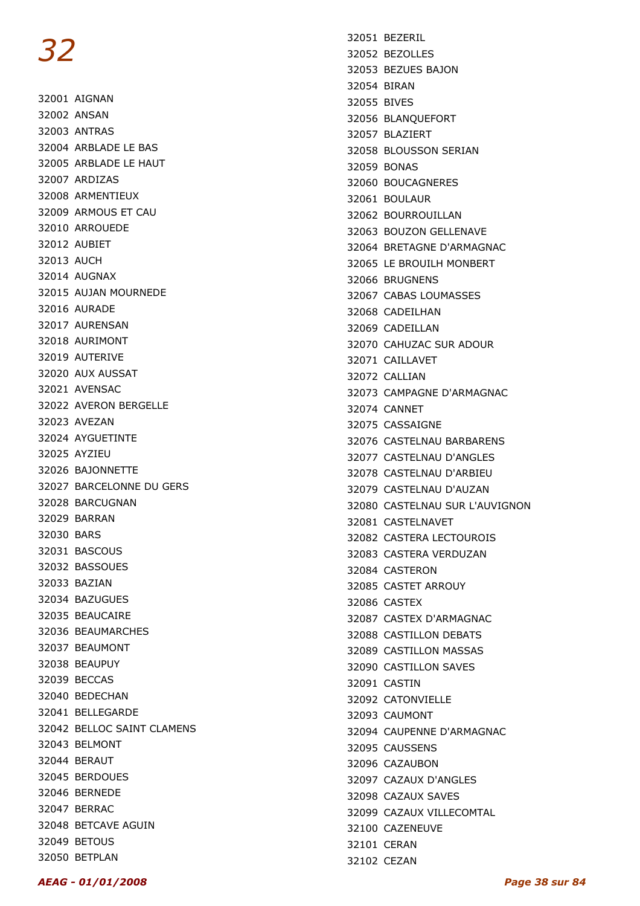# 32

32001 AIGNAN
32002 ANSAN
32003 ANTRAS
32004 ARBLADE LE BAS
32005 ARBLADE LE HAUT
32007 ARDIZAS
32008 ARMENTIEUX
32009 ARMOUS ET CAU
32010 ARROUEDE
32012 AUBIET
32013 AUCH
32014 AUGNAX
32015 AUJAN MOURNEDE
32016 AURADE
32017 AURENSAN
32018 AURIMONT
32019 AUTERIVE
32020 AUX AUSSAT
32021 AVENSAC
32022 AVERON BERGELLE
32023 AVEZAN
32024 AYGUETINTE
32025 AYZIEU
32026 BAJONNETTE
32027 BARCELONNE DU GERS
32028 BARCUGNAN
32029 BARRAN
32030 BARS
32031 BASCOUS
32032 BASSOUES
32033 BAZIAN
32034 BAZUGUES
32035 BEAUCAIRE
32036 BEAUMARCHES
32037 BEAUMONT
32038 BEAUPUY
32039 BECCAS
32040 BEDECHAN
32041 BELLEGARDE
32042 BELLOC SAINT CLAMENS
32043 BELMONT
32044 BERAUT
32045 BERDOUES
32046 BERNEDE
32047 BERRAC
32048 BETCAVE AGUIN
32049 BETOUS
32050 BETPLAN
32051 BEZERIL
32052 BEZOLLES
32053 BEZUES BAJON
32054 BIRAN
32055 BIVES
32056 BLANQUEFORT
32057 BLAZIERT
32058 BLOUSSON SERIAN
32059 BONAS
32060 BOUCAGNERES
32061 BOULAUR
32062 BOURROUILLAN
32063 BOUZON GELLENAVE
32064 BRETAGNE D'ARMAGNAC
32065 LE BROUILH MONBERT
32066 BRUGNENS
32067 CABAS LOUMASSES
32068 CADEILHAN
32069 CADEILLAN
32070 CAHUZAC SUR ADOUR
32071 CAILLAVET
32072 CALLIAN
32073 CAMPAGNE D'ARMAGNAC
32074 CANNET
32075 CASSAIGNE
32076 CASTELNAU BARBARENS
32077 CASTELNAU D'ANGLES
32078 CASTELNAU D'ARBIEU
32079 CASTELNAU D'AUZAN
32080 CASTELNAU SUR L'AUVIGNON
32081 CASTELNAVET
32082 CASTERA LECTOUROIS
32083 CASTERA VERDUZAN
32084 CASTERON
32085 CASTET ARROUY
32086 CASTEX
32087 CASTEX D'ARMAGNAC
32088 CASTILLON DEBATS
32089 CASTILLON MASSAS
32090 CASTILLON SAVES
32091 CASTIN
32092 CATONVIELLE
32093 CAUMONT
32094 CAUPENNE D'ARMAGNAC
32095 CAUSSENS
32096 CAZAUBON
32097 CAZAUX D'ANGLES
32098 CAZAUX SAVES
32099 CAZAUX VILLECOMTAL
32100 CAZENEUVE
32101 CERAN
32102 CEZAN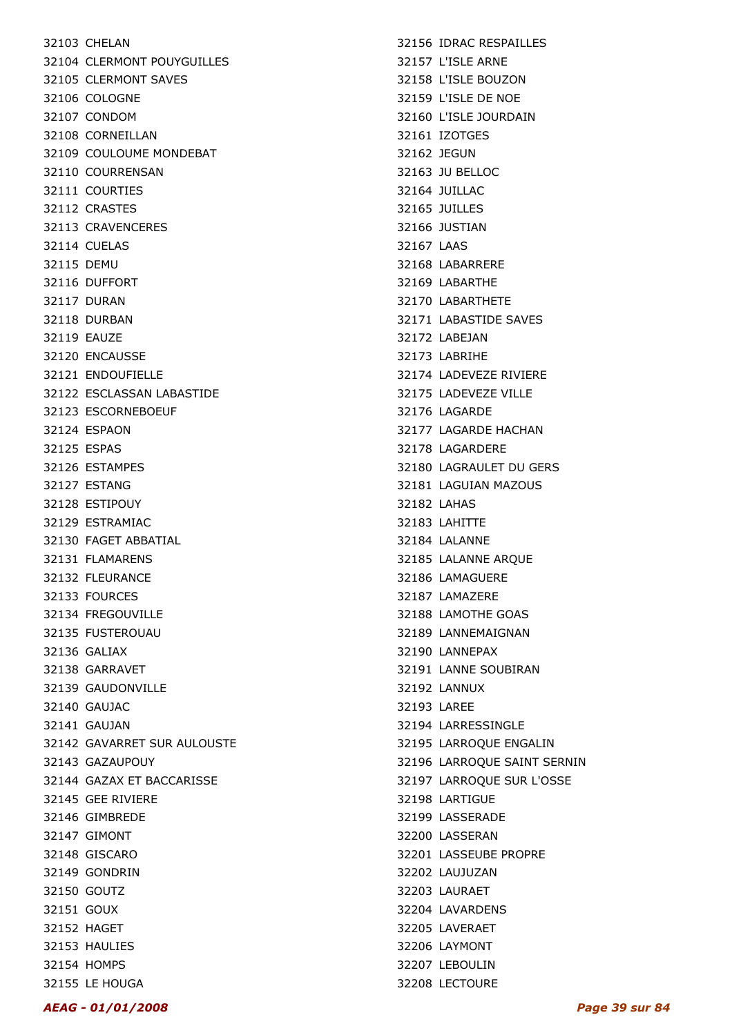32103 CHELAN
32104 CLERMONT POUYGUILLES
32105 CLERMONT SAVES
32106 COLOGNE
32107 CONDOM
32108 CORNEILLAN
32109 COULOUME MONDEBAT
32110 COURRENSAN
32111 COURTIES
32112 CRASTES
32113 CRAVENCERES
32114 CUELAS
32115 DEMU
32116 DUFFORT
32117 DURAN
32118 DURBAN
32119 EAUZE
32120 ENCAUSSE
32121 ENDOUFIELLE
32122 ESCLASSAN LABASTIDE
32123 ESCORNEBOEUF
32124 ESPAON
32125 ESPAS
32126 ESTAMPES
32127 ESTANG
32128 ESTIPOUY
32129 ESTRAMIAC
32130 FAGET ABBATIAL
32131 FLAMARENS
32132 FLEURANCE
32133 FOURCES
32134 FREGOUVILLE
32135 FUSTEROUAU
32136 GALIAX
32138 GARRAVET
32139 GAUDONVILLE
32140 GAUJAC
32141 GAUJAN
32142 GAVARRET SUR AULOUSTE
32143 GAZAUPOUY
32144 GAZAX ET BACCARISSE
32145 GEE RIVIERE
32146 GIMBREDE
32147 GIMONT
32148 GISCARO
32149 GONDRIN
32150 GOUTZ
32151 GOUX
32152 HAGET
32153 HAULIES
32154 HOMPS
32155 LE HOUGA
32156 IDRAC RESPAILLES
32157 L'ISLE ARNE
32158 L'ISLE BOUZON
32159 L'ISLE DE NOE
32160 L'ISLE JOURDAIN
32161 IZOTGES
32162 JEGUN
32163 JU BELLOC
32164 JUILLAC
32165 JUILLES
32166 JUSTIAN
32167 LAAS
32168 LABARRERE
32169 LABARTHE
32170 LABARTHETE
32171 LABASTIDE SAVES
32172 LABEJAN
32173 LABRIHE
32174 LADEVEZE RIVIERE
32175 LADEVEZE VILLE
32176 LAGARDE
32177 LAGARDE HACHAN
32178 LAGARDERE
32180 LAGRAULET DU GERS
32181 LAGUIAN MAZOUS
32182 LAHAS
32183 LAHITTE
32184 LALANNE
32185 LALANNE ARQUE
32186 LAMAGUERE
32187 LAMAZERE
32188 LAMOTHE GOAS
32189 LANNEMAIGNAN
32190 LANNEPAX
32191 LANNE SOUBIRAN
32192 LANNUX
32193 LAREE
32194 LARRESSINGLE
32195 LARROQUE ENGALIN
32196 LARROQUE SAINT SERNIN
32197 LARROQUE SUR L'OSSE
32198 LARTIGUE
32199 LASSERADE
32200 LASSERAN
32201 LASSEUBE PROPRE
32202 LAUJUZAN
32203 LAURAET
32204 LAVARDENS
32205 LAVERAET
32206 LAYMONT
32207 LEBOULIN
32208 LECTOURE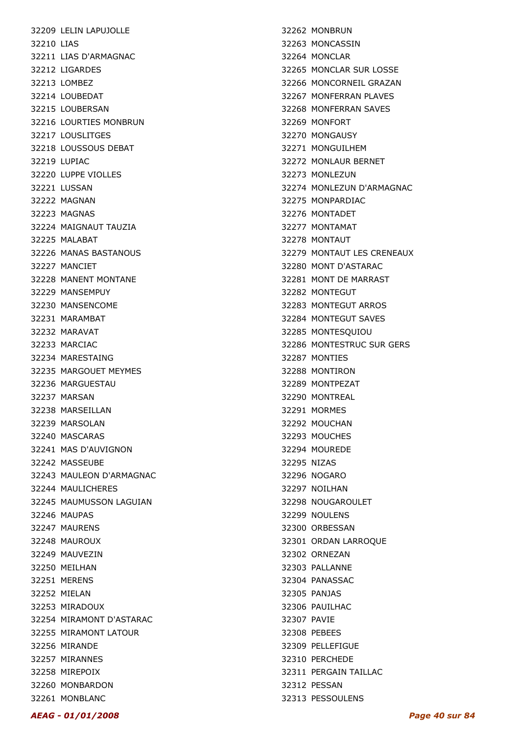32209 LELIN LAPUJOLLE
32210 LIAS
32211 LIAS D'ARMAGNAC
32212 LIGARDES
32213 LOMBEZ
32214 LOUBEDAT
32215 LOUBERSAN
32216 LOURTIES MONBRUN
32217 LOUSLITGES
32218 LOUSSOUS DEBAT
32219 LUPIAC
32220 LUPPE VIOLLES
32221 LUSSAN
32222 MAGNAN
32223 MAGNAS
32224 MAIGNAUT TAUZIA
32225 MALABAT
32226 MANAS BASTANOUS
32227 MANCIET
32228 MANENT MONTANE
32229 MANSEMPUY
32230 MANSENCOME
32231 MARAMBAT
32232 MARAVAT
32233 MARCIAC
32234 MARESTAING
32235 MARGOUET MEYMES
32236 MARGUESTAU
32237 MARSAN
32238 MARSEILLAN
32239 MARSOLAN
32240 MASCARAS
32241 MAS D'AUVIGNON
32242 MASSEUBE
32243 MAULEON D'ARMAGNAC
32244 MAULICHERES
32245 MAUMUSSON LAGUIAN
32246 MAUPAS
32247 MAURENS
32248 MAUROUX
32249 MAUVEZIN
32250 MEILHAN
32251 MERENS
32252 MIELAN
32253 MIRADOUX
32254 MIRAMONT D'ASTARAC
32255 MIRAMONT LATOUR
32256 MIRANDE
32257 MIRANNES
32258 MIREPOIX
32260 MONBARDON
32261 MONBLANC
32262 MONBRUN
32263 MONCASSIN
32264 MONCLAR
32265 MONCLAR SUR LOSSE
32266 MONCORNEIL GRAZAN
32267 MONFERRAN PLAVES
32268 MONFERRAN SAVES
32269 MONFORT
32270 MONGAUSY
32271 MONGUILHEM
32272 MONLAUR BERNET
32273 MONLEZUN
32274 MONLEZUN D'ARMAGNAC
32275 MONPARDIAC
32276 MONTADET
32277 MONTAMAT
32278 MONTAUT
32279 MONTAUT LES CRENEAUX
32280 MONT D'ASTARAC
32281 MONT DE MARRAST
32282 MONTEGUT
32283 MONTEGUT ARROS
32284 MONTEGUT SAVES
32285 MONTESQUIOU
32286 MONTESTRUC SUR GERS
32287 MONTIES
32288 MONTIRON
32289 MONTPEZAT
32290 MONTREAL
32291 MORMES
32292 MOUCHAN
32293 MOUCHES
32294 MOUREDE
32295 NIZAS
32296 NOGARO
32297 NOILHAN
32298 NOUGAROULET
32299 NOULENS
32300 ORBESSAN
32301 ORDAN LARROQUE
32302 ORNEZAN
32303 PALLANNE
32304 PANASSAC
32305 PANJAS
32306 PAUILHAC
32307 PAVIE
32308 PEBEES
32309 PELLEFIGUE
32310 PERCHEDE
32311 PERGAIN TAILLAC
32312 PESSAN
32313 PESSOULENS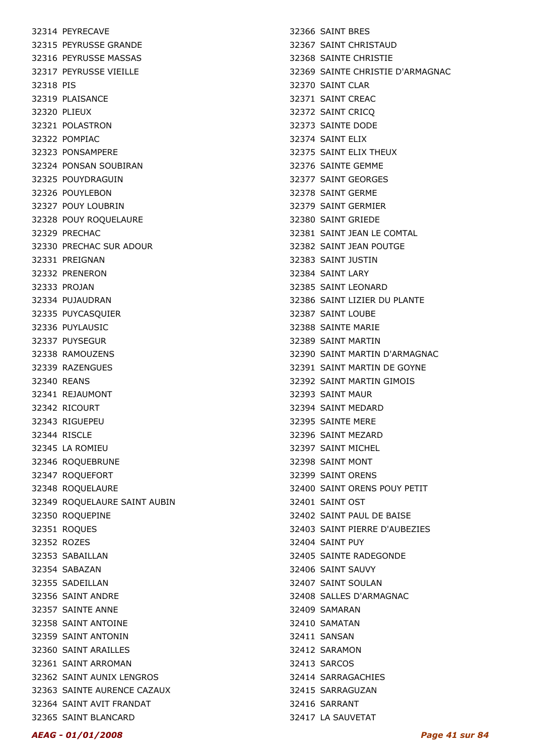32314 PEYRECAVE
32315 PEYRUSSE GRANDE
32316 PEYRUSSE MASSAS
32317 PEYRUSSE VIEILLE
32318 PIS
32319 PLAISANCE
32320 PLIEUX
32321 POLASTRON
32322 POMPIAC
32323 PONSAMPERE
32324 PONSAN SOUBIRAN
32325 POUYDRAGUIN
32326 POUYLEBON
32327 POUY LOUBRIN
32328 POUY ROQUELAURE
32329 PRECHAC
32330 PRECHAC SUR ADOUR
32331 PREIGNAN
32332 PRENERON
32333 PROJAN
32334 PUJAUDRAN
32335 PUYCASQUIER
32336 PUYLAUSIC
32337 PUYSEGUR
32338 RAMOUZENS
32339 RAZENGUES
32340 REANS
32341 REJAUMONT
32342 RICOURT
32343 RIGUEPEU
32344 RISCLE
32345 LA ROMIEU
32346 ROQUEBRUNE
32347 ROQUEFORT
32348 ROQUELAURE
32349 ROQUELAURE SAINT AUBIN
32350 ROQUEPINE
32351 ROQUES
32352 ROZES
32353 SABAILLAN
32354 SABAZAN
32355 SADEILLAN
32356 SAINT ANDRE
32357 SAINTE ANNE
32358 SAINT ANTOINE
32359 SAINT ANTONIN
32360 SAINT ARAILLES
32361 SAINT ARROMAN
32362 SAINT AUNIX LENGROS
32363 SAINTE AURENCE CAZAUX
32364 SAINT AVIT FRANDAT
32365 SAINT BLANCARD
32366 SAINT BRES
32367 SAINT CHRISTAUD
32368 SAINTE CHRISTIE
32369 SAINTE CHRISTIE D'ARMAGNAC
32370 SAINT CLAR
32371 SAINT CREAC
32372 SAINT CRICQ
32373 SAINTE DODE
32374 SAINT ELIX
32375 SAINT ELIX THEUX
32376 SAINTE GEMME
32377 SAINT GEORGES
32378 SAINT GERME
32379 SAINT GERMIER
32380 SAINT GRIEDE
32381 SAINT JEAN LE COMTAL
32382 SAINT JEAN POUTGE
32383 SAINT JUSTIN
32384 SAINT LARY
32385 SAINT LEONARD
32386 SAINT LIZIER DU PLANTE
32387 SAINT LOUBE
32388 SAINTE MARIE
32389 SAINT MARTIN
32390 SAINT MARTIN D'ARMAGNAC
32391 SAINT MARTIN DE GOYNE
32392 SAINT MARTIN GIMOIS
32393 SAINT MAUR
32394 SAINT MEDARD
32395 SAINTE MERE
32396 SAINT MEZARD
32397 SAINT MICHEL
32398 SAINT MONT
32399 SAINT ORENS
32400 SAINT ORENS POUY PETIT
32401 SAINT OST
32402 SAINT PAUL DE BAISE
32403 SAINT PIERRE D'AUBEZIES
32404 SAINT PUY
32405 SAINTE RADEGONDE
32406 SAINT SAUVY
32407 SAINT SOULAN
32408 SALLES D'ARMAGNAC
32409 SAMARAN
32410 SAMATAN
32411 SANSAN
32412 SARAMON
32413 SARCOS
32414 SARRAGACHIES
32415 SARRAGUZAN
32416 SARRANT
32417 LA SAUVETAT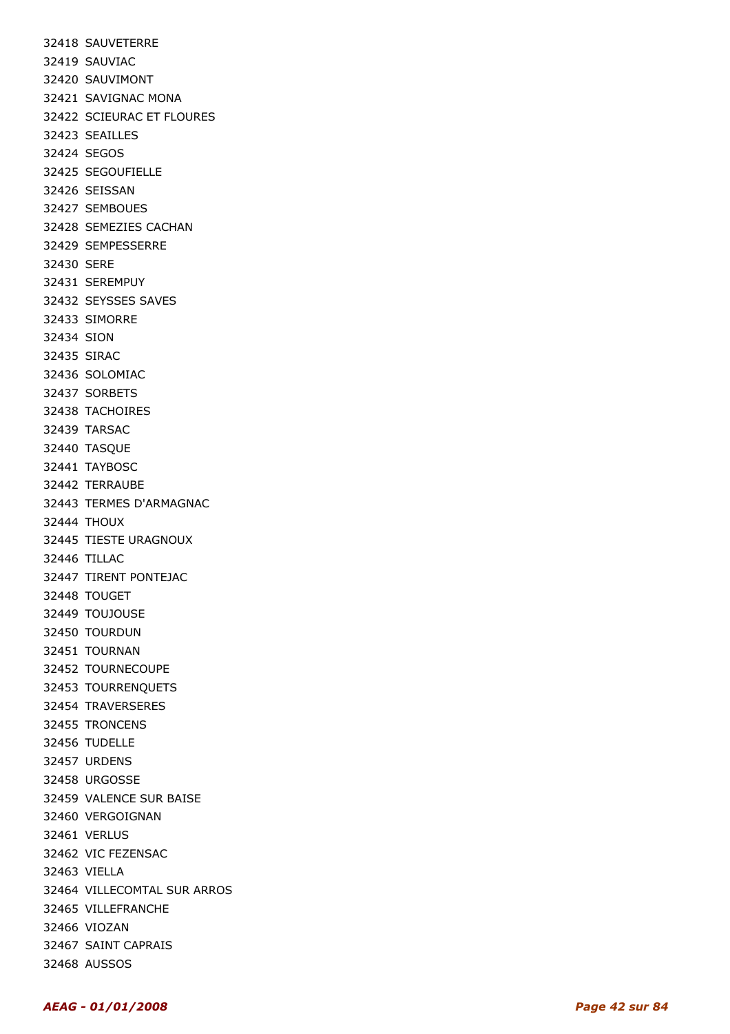32418 SAUVETERRE
32419 SAUVIAC
32420 SAUVIMONT
32421 SAVIGNAC MONA
32422 SCIEURAC ET FLOURES
32423 SEAILLES
32424 SEGOS
32425 SEGOUFIELLE
32426 SEISSAN
32427 SEMBOUES
32428 SEMEZIES CACHAN
32429 SEMPESSERRE
32430 SERE
32431 SEREMPUY
32432 SEYSSES SAVES
32433 SIMORRE
32434 SION
32435 SIRAC
32436 SOLOMIAC
32437 SORBETS
32438 TACHOIRES
32439 TARSAC
32440 TASQUE
32441 TAYBOSC
32442 TERRAUBE
32443 TERMES D'ARMAGNAC
32444 THOUX
32445 TIESTE URAGNOUX
32446 TILLAC
32447 TIRENT PONTEJAC
32448 TOUGET
32449 TOUJOUSE
32450 TOURDUN
32451 TOURNAN
32452 TOURNECOUPE
32453 TOURRENQUETS
32454 TRAVERSERES
32455 TRONCENS
32456 TUDELLE
32457 URDENS
32458 URGOSSE
32459 VALENCE SUR BAISE
32460 VERGOIGNAN
32461 VERLUS
32462 VIC FEZENSAC
32463 VIELLA
32464 VILLECOMTAL SUR ARROS
32465 VILLEFRANCHE
32466 VIOZAN
32467 SAINT CAPRAIS
32468 AUSSOS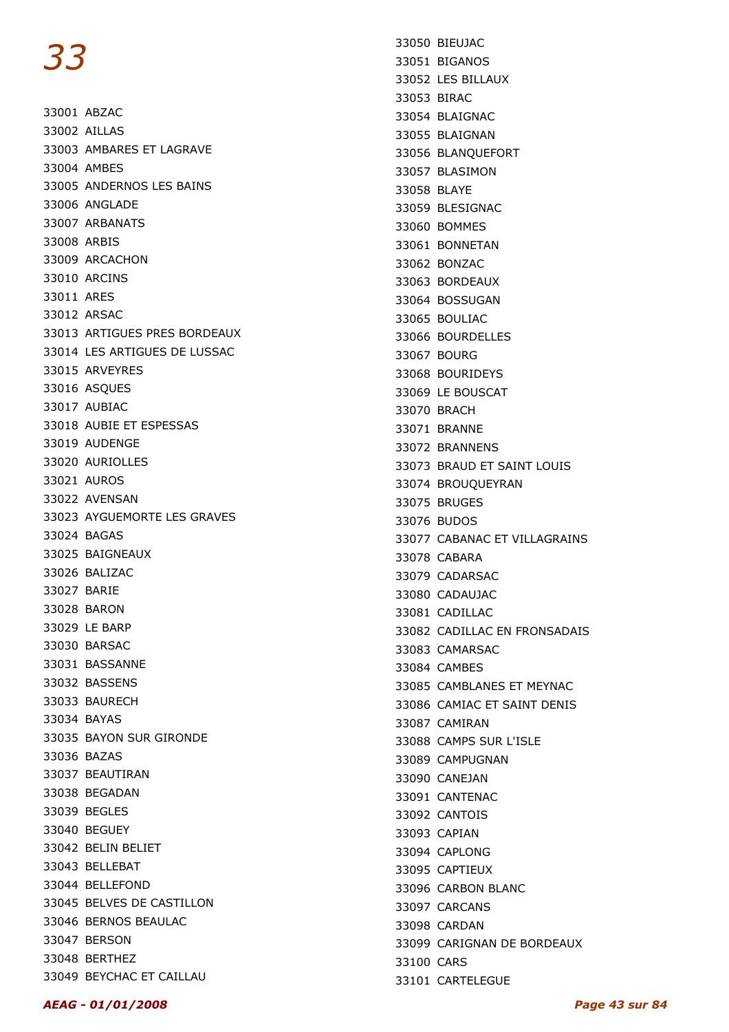# 33

33001 ABZAC
33002 AILLAS
33003 AMBARES ET LAGRAVE
33004 AMBES
33005 ANDERNOS LES BAINS
33006 ANGLADE
33007 ARBANATS
33008 ARBIS
33009 ARCACHON
33010 ARCINS
33011 ARES
33012 ARSAC
33013 ARTIGUES PRES BORDEAUX
33014 LES ARTIGUES DE LUSSAC
33015 ARVEYRES
33016 ASQUES
33017 AUBIAC
33018 AUBIE ET ESPESSAS
33019 AUDENGE
33020 AURIOLLES
33021 AUROS
33022 AVENSAN
33023 AYGUEMORTE LES GRAVES
33024 BAGAS
33025 BAIGNEAUX
33026 BALIZAC
33027 BARIE
33028 BARON
33029 LE BARP
33030 BARSAC
33031 BASSANNE
33032 BASSENS
33033 BAURECH
33034 BAYAS
33035 BAYON SUR GIRONDE
33036 BAZAS
33037 BEAUTIRAN
33038 BEGADAN
33039 BEGLES
33040 BEGUEY
33042 BELIN BELIET
33043 BELLEBAT
33044 BELLEFOND
33045 BELVES DE CASTILLON
33046 BERNOS BEAULAC
33047 BERSON
33048 BERTHEZ
33049 BEYCHAC ET CAILLAU
33050 BIEUJAC
33051 BIGANOS
33052 LES BILLAUX
33053 BIRAC
33054 BLAIGNAC
33055 BLAIGNAN
33056 BLANQUEFORT
33057 BLASIMON
33058 BLAYE
33059 BLESIGNAC
33060 BOMMES
33061 BONNETAN
33062 BONZAC
33063 BORDEAUX
33064 BOSSUGAN
33065 BOULIAC
33066 BOURDELLES
33067 BOURG
33068 BOURIDEYS
33069 LE BOUSCAT
33070 BRACH
33071 BRANNE
33072 BRANNENS
33073 BRAUD ET SAINT LOUIS
33074 BROUQUEYRAN
33075 BRUGES
33076 BUDOS
33077 CABANAC ET VILLAGRAINS
33078 CABARA
33079 CADARSAC
33080 CADAUJAC
33081 CADILLAC
33082 CADILLAC EN FRONSADAIS
33083 CAMARSAC
33084 CAMBES
33085 CAMBLANES ET MEYNAC
33086 CAMIAC ET SAINT DENIS
33087 CAMIRAN
33088 CAMPS SUR L'ISLE
33089 CAMPUGNAN
33090 CANEJAN
33091 CANTENAC
33092 CANTOIS
33093 CAPIAN
33094 CAPLONG
33095 CAPTIEUX
33096 CARBON BLANC
33097 CARCANS
33098 CARDAN
33099 CARIGNAN DE BORDEAUX
33100 CARS
33101 CARTELEGUE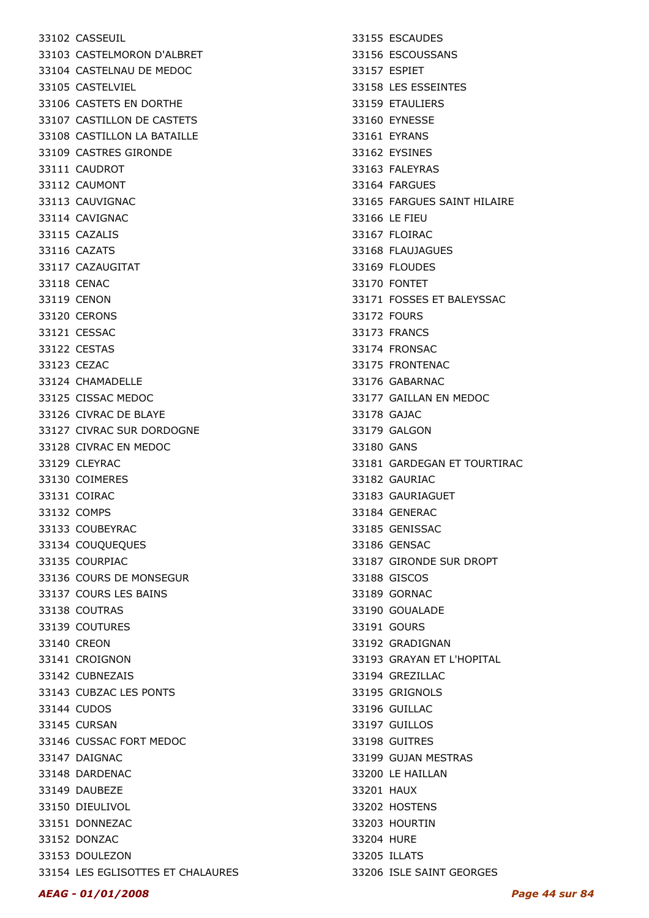33102 CASSEUIL
33103 CASTELMORON D'ALBRET
33104 CASTELNAU DE MEDOC
33105 CASTELVIEL
33106 CASTETS EN DORTHE
33107 CASTILLON DE CASTETS
33108 CASTILLON LA BATAILLE
33109 CASTRES GIRONDE
33111 CAUDROT
33112 CAUMONT
33113 CAUVIGNAC
33114 CAVIGNAC
33115 CAZALIS
33116 CAZATS
33117 CAZAUGITAT
33118 CENAC
33119 CENON
33120 CERONS
33121 CESSAC
33122 CESTAS
33123 CEZAC
33124 CHAMADELLE
33125 CISSAC MEDOC
33126 CIVRAC DE BLAYE
33127 CIVRAC SUR DORDOGNE
33128 CIVRAC EN MEDOC
33129 CLEYRAC
33130 COIMERES
33131 COIRAC
33132 COMPS
33133 COUBEYRAC
33134 COUQUEQUES
33135 COURPIAC
33136 COURS DE MONSEGUR
33137 COURS LES BAINS
33138 COUTRAS
33139 COUTURES
33140 CREON
33141 CROIGNON
33142 CUBNEZAIS
33143 CUBZAC LES PONTS
33144 CUDOS
33145 CURSAN
33146 CUSSAC FORT MEDOC
33147 DAIGNAC
33148 DARDENAC
33149 DAUBEZE
33150 DIEULIVOL
33151 DONNEZAC
33152 DONZAC
33153 DOULEZON
33154 LES EGLISOTTES ET CHALAURES
33155 ESCAUDES
33156 ESCOUSSANS
33157 ESPIET
33158 LES ESSEINTES
33159 ETAULIERS
33160 EYNESSE
33161 EYRANS
33162 EYSINES
33163 FALEYRAS
33164 FARGUES
33165 FARGUES SAINT HILAIRE
33166 LE FIEU
33167 FLOIRAC
33168 FLAUJAGUES
33169 FLOUDES
33170 FONTET
33171 FOSSES ET BALEYSSAC
33172 FOURS
33173 FRANCS
33174 FRONSAC
33175 FRONTENAC
33176 GABARNAC
33177 GAILLAN EN MEDOC
33178 GAJAC
33179 GALGON
33180 GANS
33181 GARDEGAN ET TOURTIRAC
33182 GAURIAC
33183 GAURIAGUET
33184 GENERAC
33185 GENISSAC
33186 GENSAC
33187 GIRONDE SUR DROPT
33188 GISCOS
33189 GORNAC
33190 GOUALADE
33191 GOURS
33192 GRADIGNAN
33193 GRAYAN ET L'HOPITAL
33194 GREZILLAC
33195 GRIGNOLS
33196 GUILLAC
33197 GUILLOS
33198 GUITRES
33199 GUJAN MESTRAS
33200 LE HAILLAN
33201 HAUX
33202 HOSTENS
33203 HOURTIN
33204 HURE
33205 ILLATS
33206 ISLE SAINT GEORGES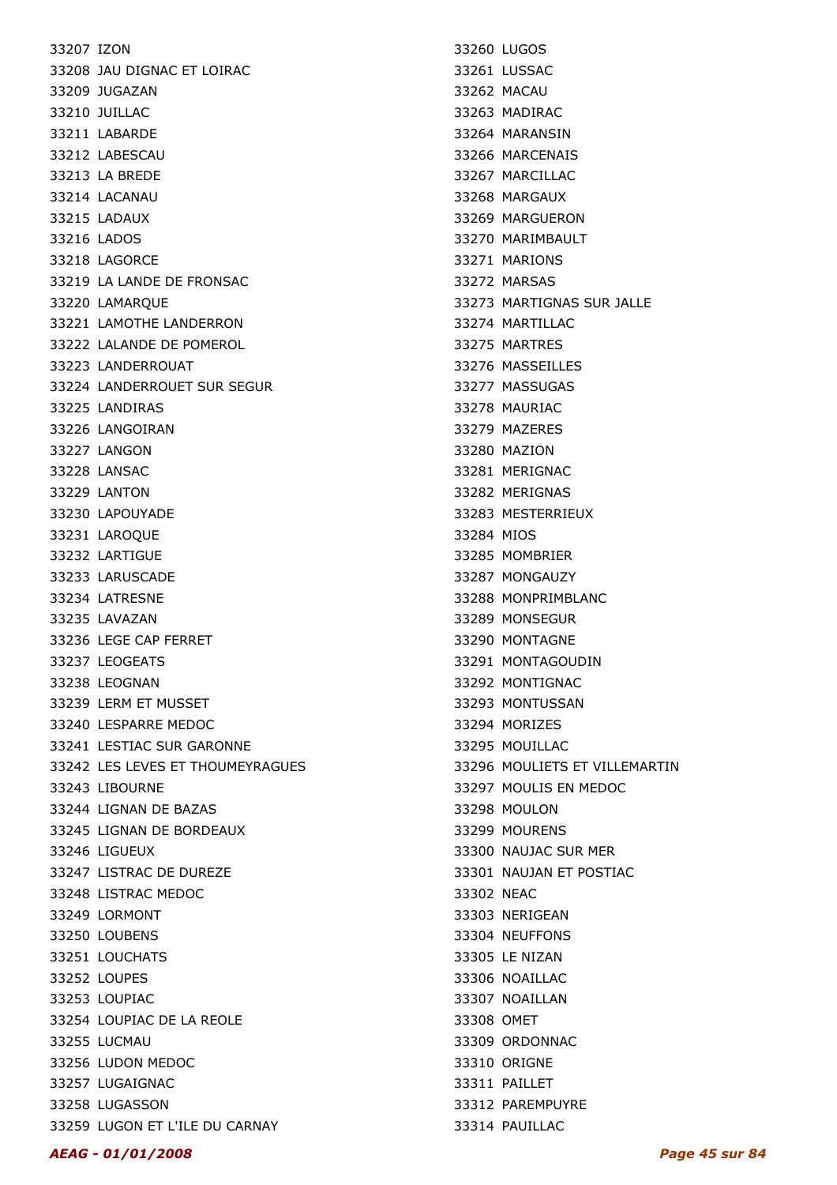33207 IZON
33208 JAU DIGNAC ET LOIRAC
33209 JUGAZAN
33210 JUILLAC
33211 LABARDE
33212 LABESCAU
33213 LA BREDE
33214 LACANAU
33215 LADAUX
33216 LADOS
33218 LAGORCE
33219 LA LANDE DE FRONSAC
33220 LAMARQUE
33221 LAMOTHE LANDERRON
33222 LALANDE DE POMEROL
33223 LANDERROUAT
33224 LANDERROUET SUR SEGUR
33225 LANDIRAS
33226 LANGOIRAN
33227 LANGON
33228 LANSAC
33229 LANTON
33230 LAPOUYADE
33231 LAROQUE
33232 LARTIGUE
33233 LARUSCADE
33234 LATRESNE
33235 LAVAZAN
33236 LEGE CAP FERRET
33237 LEOGEATS
33238 LEOGNAN
33239 LERM ET MUSSET
33240 LESPARRE MEDOC
33241 LESTIAC SUR GARONNE
33242 LES LEVES ET THOUMEYRAGUES
33243 LIBOURNE
33244 LIGNAN DE BAZAS
33245 LIGNAN DE BORDEAUX
33246 LIGUEUX
33247 LISTRAC DE DUREZE
33248 LISTRAC MEDOC
33249 LORMONT
33250 LOUBENS
33251 LOUCHATS
33252 LOUPES
33253 LOUPIAC
33254 LOUPIAC DE LA REOLE
33255 LUCMAU
33256 LUDON MEDOC
33257 LUGAIGNAC
33258 LUGASSON
33259 LUGON ET L'ILE DU CARNAY
33260 LUGOS
33261 LUSSAC
33262 MACAU
33263 MADIRAC
33264 MARANSIN
33266 MARCENAIS
33267 MARCILLAC
33268 MARGAUX
33269 MARGUERON
33270 MARIMBAULT
33271 MARIONS
33272 MARSAS
33273 MARTIGNAS SUR JALLE
33274 MARTILLAC
33275 MARTRES
33276 MASSEILLES
33277 MASSUGAS
33278 MAURIAC
33279 MAZERES
33280 MAZION
33281 MERIGNAC
33282 MERIGNAS
33283 MESTERRIEUX
33284 MIOS
33285 MOMBRIER
33287 MONGAUZY
33288 MONPRIMBLANC
33289 MONSEGUR
33290 MONTAGNE
33291 MONTAGOUDIN
33292 MONTIGNAC
33293 MONTUSSAN
33294 MORIZES
33295 MOUILLAC
33296 MOULIETS ET VILLEMARTIN
33297 MOULIS EN MEDOC
33298 MOULON
33299 MOURENS
33300 NAUJAC SUR MER
33301 NAUJAN ET POSTIAC
33302 NEAC
33303 NERIGEAN
33304 NEUFFONS
33305 LE NIZAN
33306 NOAILLAC
33307 NOAILLAN
33308 OMET
33309 ORDONNAC
33310 ORIGNE
33311 PAILLET
33312 PAREMPUYRE
33314 PAUILLAC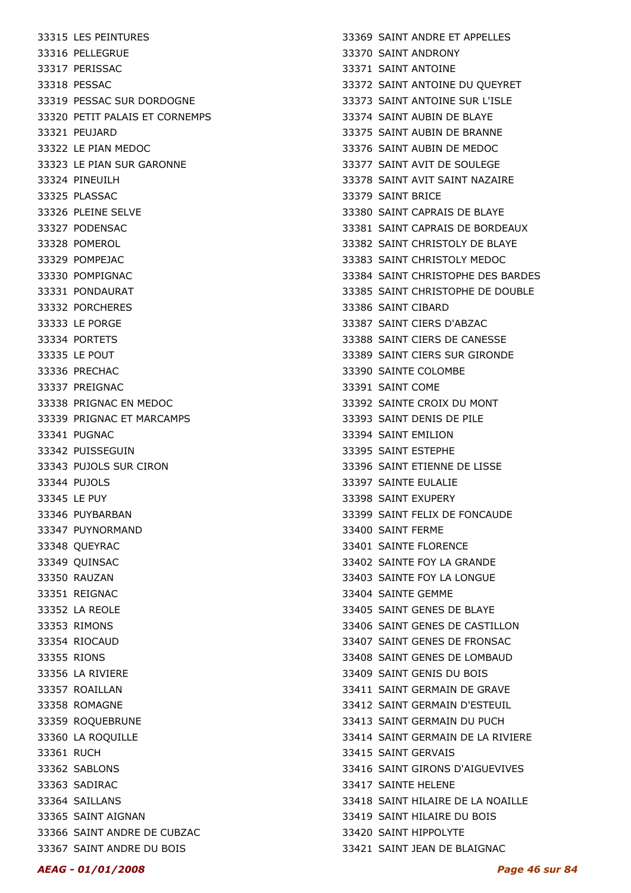33315 LES PEINTURES
33316 PELLEGRUE
33317 PERISSAC
33318 PESSAC
33319 PESSAC SUR DORDOGNE
33320 PETIT PALAIS ET CORNEMPS
33321 PEUJARD
33322 LE PIAN MEDOC
33323 LE PIAN SUR GARONNE
33324 PINEUILH
33325 PLASSAC
33326 PLEINE SELVE
33327 PODENSAC
33328 POMEROL
33329 POMPEJAC
33330 POMPIGNAC
33331 PONDAURAT
33332 PORCHERES
33333 LE PORGE
33334 PORTETS
33335 LE POUT
33336 PRECHAC
33337 PREIGNAC
33338 PRIGNAC EN MEDOC
33339 PRIGNAC ET MARCAMPS
33341 PUGNAC
33342 PUISSEGUIN
33343 PUJOLS SUR CIRON
33344 PUJOLS
33345 LE PUY
33346 PUYBARBAN
33347 PUYNORMAND
33348 QUEYRAC
33349 QUINSAC
33350 RAUZAN
33351 REIGNAC
33352 LA REOLE
33353 RIMONS
33354 RIOCAUD
33355 RIONS
33356 LA RIVIERE
33357 ROAILLAN
33358 ROMAGNE
33359 ROQUEBRUNE
33360 LA ROQUILLE
33361 RUCH
33362 SABLONS
33363 SADIRAC
33364 SAILLANS
33365 SAINT AIGNAN
33366 SAINT ANDRE DE CUBZAC
33367 SAINT ANDRE DU BOIS
33369 SAINT ANDRE ET APPELLES
33370 SAINT ANDRONY
33371 SAINT ANTOINE
33372 SAINT ANTOINE DU QUEYRET
33373 SAINT ANTOINE SUR L'ISLE
33374 SAINT AUBIN DE BLAYE
33375 SAINT AUBIN DE BRANNE
33376 SAINT AUBIN DE MEDOC
33377 SAINT AVIT DE SOULEGE
33378 SAINT AVIT SAINT NAZAIRE
33379 SAINT BRICE
33380 SAINT CAPRAIS DE BLAYE
33381 SAINT CAPRAIS DE BORDEAUX
33382 SAINT CHRISTOLY DE BLAYE
33383 SAINT CHRISTOLY MEDOC
33384 SAINT CHRISTOPHE DES BARDES
33385 SAINT CHRISTOPHE DE DOUBLE
33386 SAINT CIBARD
33387 SAINT CIERS D'ABZAC
33388 SAINT CIERS DE CANESSE
33389 SAINT CIERS SUR GIRONDE
33390 SAINTE COLOMBE
33391 SAINT COME
33392 SAINTE CROIX DU MONT
33393 SAINT DENIS DE PILE
33394 SAINT EMILION
33395 SAINT ESTEPHE
33396 SAINT ETIENNE DE LISSE
33397 SAINTE EULALIE
33398 SAINT EXUPERY
33399 SAINT FELIX DE FONCAUDE
33400 SAINT FERME
33401 SAINTE FLORENCE
33402 SAINTE FOY LA GRANDE
33403 SAINTE FOY LA LONGUE
33404 SAINTE GEMME
33405 SAINT GENES DE BLAYE
33406 SAINT GENES DE CASTILLON
33407 SAINT GENES DE FRONSAC
33408 SAINT GENES DE LOMBAUD
33409 SAINT GENIS DU BOIS
33411 SAINT GERMAIN DE GRAVE
33412 SAINT GERMAIN D'ESTEUIL
33413 SAINT GERMAIN DU PUCH
33414 SAINT GERMAIN DE LA RIVIERE
33415 SAINT GERVAIS
33416 SAINT GIRONS D'AIGUEVIVES
33417 SAINTE HELENE
33418 SAINT HILAIRE DE LA NOAILLE
33419 SAINT HILAIRE DU BOIS
33420 SAINT HIPPOLYTE
33421 SAINT JEAN DE BLAIGNAC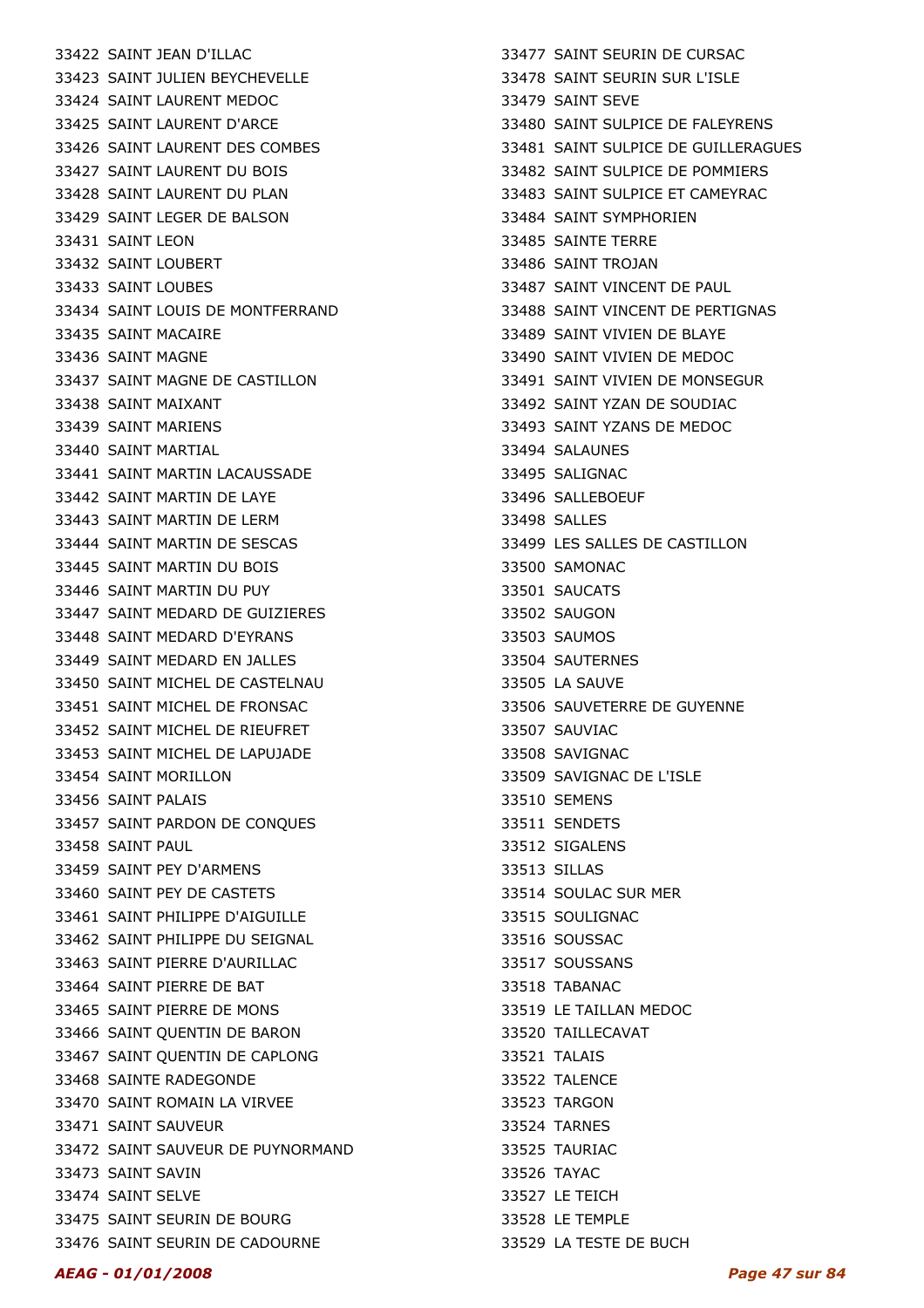33422 SAINT JEAN D'ILLAC
33423 SAINT JULIEN BEYCHEVELLE
33424 SAINT LAURENT MEDOC
33425 SAINT LAURENT D'ARCE
33426 SAINT LAURENT DES COMBES
33427 SAINT LAURENT DU BOIS
33428 SAINT LAURENT DU PLAN
33429 SAINT LEGER DE BALSON
33431 SAINT LEON
33432 SAINT LOUBERT
33433 SAINT LOUBES
33434 SAINT LOUIS DE MONTFERRAND
33435 SAINT MACAIRE
33436 SAINT MAGNE
33437 SAINT MAGNE DE CASTILLON
33438 SAINT MAIXANT
33439 SAINT MARIENS
33440 SAINT MARTIAL
33441 SAINT MARTIN LACAUSSADE
33442 SAINT MARTIN DE LAYE
33443 SAINT MARTIN DE LERM
33444 SAINT MARTIN DE SESCAS
33445 SAINT MARTIN DU BOIS
33446 SAINT MARTIN DU PUY
33447 SAINT MEDARD DE GUIZIERES
33448 SAINT MEDARD D'EYRANS
33449 SAINT MEDARD EN JALLES
33450 SAINT MICHEL DE CASTELNAU
33451 SAINT MICHEL DE FRONSAC
33452 SAINT MICHEL DE RIEUFRET
33453 SAINT MICHEL DE LAPUJADE
33454 SAINT MORILLON
33456 SAINT PALAIS
33457 SAINT PARDON DE CONQUES
33458 SAINT PAUL
33459 SAINT PEY D'ARMENS
33460 SAINT PEY DE CASTETS
33461 SAINT PHILIPPE D'AIGUILLE
33462 SAINT PHILIPPE DU SEIGNAL
33463 SAINT PIERRE D'AURILLAC
33464 SAINT PIERRE DE BAT
33465 SAINT PIERRE DE MONS
33466 SAINT QUENTIN DE BARON
33467 SAINT QUENTIN DE CAPLONG
33468 SAINTE RADEGONDE
33470 SAINT ROMAIN LA VIRVEE
33471 SAINT SAUVEUR
33472 SAINT SAUVEUR DE PUYNORMAND
33473 SAINT SAVIN
33474 SAINT SELVE
33475 SAINT SEURIN DE BOURG
33476 SAINT SEURIN DE CADOURNE
33477 SAINT SEURIN DE CURSAC
33478 SAINT SEURIN SUR L'ISLE
33479 SAINT SEVE
33480 SAINT SULPICE DE FALEYRENS
33481 SAINT SULPICE DE GUILLERAGUES
33482 SAINT SULPICE DE POMMIERS
33483 SAINT SULPICE ET CAMEYRAC
33484 SAINT SYMPHORIEN
33485 SAINTE TERRE
33486 SAINT TROJAN
33487 SAINT VINCENT DE PAUL
33488 SAINT VINCENT DE PERTIGNAS
33489 SAINT VIVIEN DE BLAYE
33490 SAINT VIVIEN DE MEDOC
33491 SAINT VIVIEN DE MONSEGUR
33492 SAINT YZAN DE SOUDIAC
33493 SAINT YZANS DE MEDOC
33494 SALAUNES
33495 SALIGNAC
33496 SALLEBOEUF
33498 SALLES
33499 LES SALLES DE CASTILLON
33500 SAMONAC
33501 SAUCATS
33502 SAUGON
33503 SAUMOS
33504 SAUTERNES
33505 LA SAUVE
33506 SAUVETERRE DE GUYENNE
33507 SAUVIAC
33508 SAVIGNAC
33509 SAVIGNAC DE L'ISLE
33510 SEMENS
33511 SENDETS
33512 SIGALENS
33513 SILLAS
33514 SOULAC SUR MER
33515 SOULIGNAC
33516 SOUSSAC
33517 SOUSSANS
33518 TABANAC
33519 LE TAILLAN MEDOC
33520 TAILLECAVAT
33521 TALAIS
33522 TALENCE
33523 TARGON
33524 TARNES
33525 TAURIAC
33526 TAYAC
33527 LE TEICH
33528 LE TEMPLE
33529 LA TESTE DE BUCH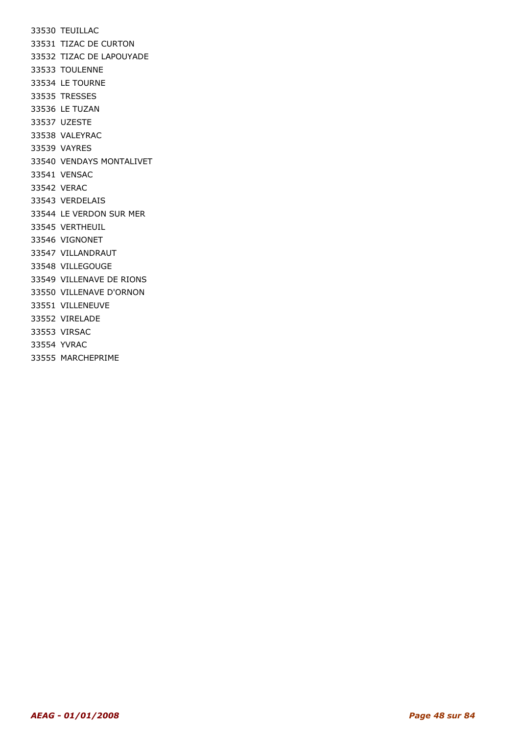33530 TEUILLAC
33531 TIZAC DE CURTON
33532 TIZAC DE LAPOUYADE
33533 TOULENNE
33534 LE TOURNE
33535 TRESSES
33536 LE TUZAN
33537 UZESTE
33538 VALEYRAC
33539 VAYRES
33540 VENDAYS MONTALIVET
33541 VENSAC
33542 VERAC
33543 VERDELAIS
33544 LE VERDON SUR MER
33545 VERTHEUIL
33546 VIGNONET
33547 VILLANDRAUT
33548 VILLEGOUGE
33549 VILLENAVE DE RIONS
33550 VILLENAVE D'ORNON
33551 VILLENEUVE
33552 VIRELADE
33553 VIRSAC
33554 YVRAC
33555 MARCHEPRIME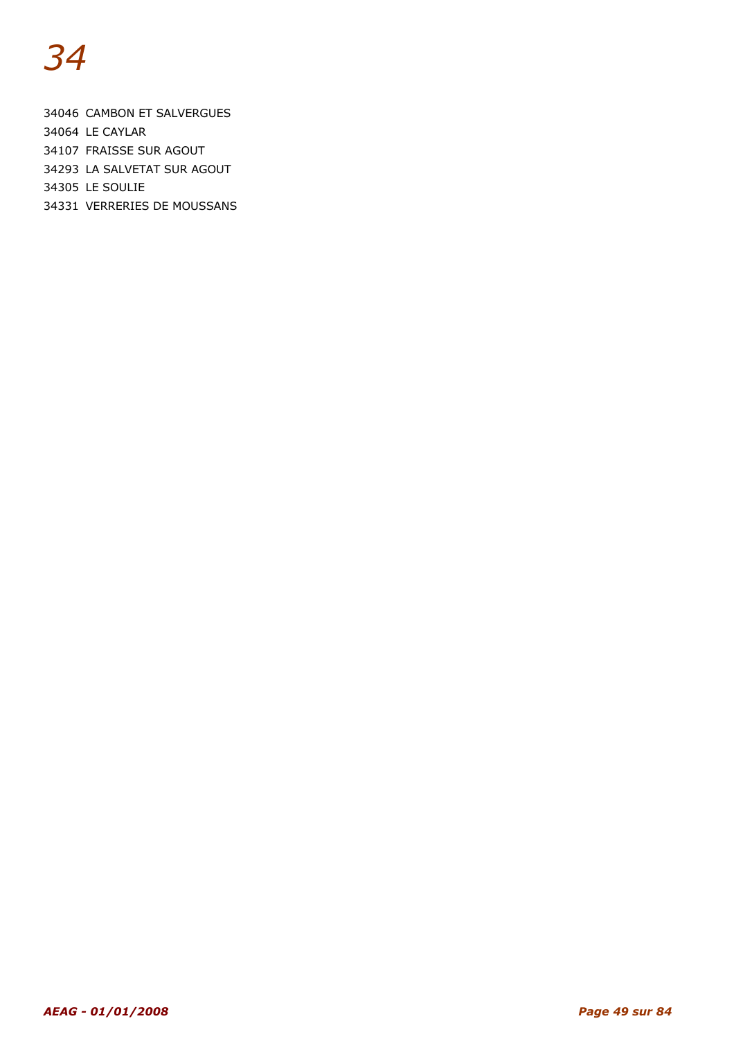# *34*

34046 CAMBON ET SALVERGUES
34064 LE CAYLAR
34107 FRAISSE SUR AGOUT
34293 LA SALVETAT SUR AGOUT
34305 LE SOULIE
34331 VERRERIES DE MOUSSANS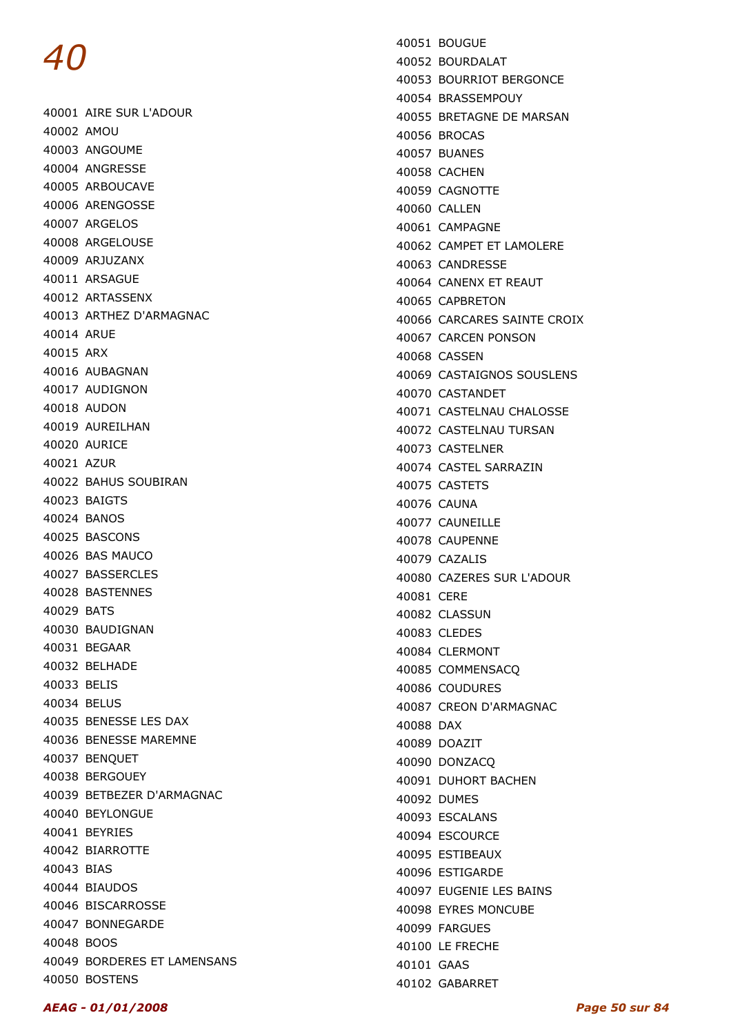# 40

40001 AIRE SUR L'ADOUR
40002 AMOU
40003 ANGOUME
40004 ANGRESSE
40005 ARBOUCAVE
40006 ARENGOSSE
40007 ARGELOS
40008 ARGELOUSE
40009 ARJUZANX
40011 ARSAGUE
40012 ARTASSENX
40013 ARTHEZ D'ARMAGNAC
40014 ARUE
40015 ARX
40016 AUBAGNAN
40017 AUDIGNON
40018 AUDON
40019 AUREILHAN
40020 AURICE
40021 AZUR
40022 BAHUS SOUBIRAN
40023 BAIGTS
40024 BANOS
40025 BASCONS
40026 BAS MAUCO
40027 BASSERCLES
40028 BASTENNES
40029 BATS
40030 BAUDIGNAN
40031 BEGAAR
40032 BELHADE
40033 BELIS
40034 BELUS
40035 BENESSE LES DAX
40036 BENESSE MAREMNE
40037 BENQUET
40038 BERGOUEY
40039 BETBEZER D'ARMAGNAC
40040 BEYLONGUE
40041 BEYRIES
40042 BIARROTTE
40043 BIAS
40044 BIAUDOS
40046 BISCARROSSE
40047 BONNEGARDE
40048 BOOS
40049 BORDERES ET LAMENSANS
40050 BOSTENS
40051 BOUGUE
40052 BOURDALAT
40053 BOURRIOT BERGONCE
40054 BRASSEMPOUY
40055 BRETAGNE DE MARSAN
40056 BROCAS
40057 BUANES
40058 CACHEN
40059 CAGNOTTE
40060 CALLEN
40061 CAMPAGNE
40062 CAMPET ET LAMOLERE
40063 CANDRESSE
40064 CANENX ET REAUT
40065 CAPBRETON
40066 CARCARES SAINTE CROIX
40067 CARCEN PONSON
40068 CASSEN
40069 CASTAIGNOS SOUSLENS
40070 CASTANDET
40071 CASTELNAU CHALOSSE
40072 CASTELNAU TURSAN
40073 CASTELNER
40074 CASTEL SARRAZIN
40075 CASTETS
40076 CAUNA
40077 CAUNEILLE
40078 CAUPENNE
40079 CAZALIS
40080 CAZERES SUR L'ADOUR
40081 CERE
40082 CLASSUN
40083 CLEDES
40084 CLERMONT
40085 COMMENSACQ
40086 COUDURES
40087 CREON D'ARMAGNAC
40088 DAX
40089 DOAZIT
40090 DONZACQ
40091 DUHORT BACHEN
40092 DUMES
40093 ESCALANS
40094 ESCOURCE
40095 ESTIBEAUX
40096 ESTIGARDE
40097 EUGENIE LES BAINS
40098 EYRES MONCUBE
40099 FARGUES
40100 LE FRECHE
40101 GAAS
40102 GABARRET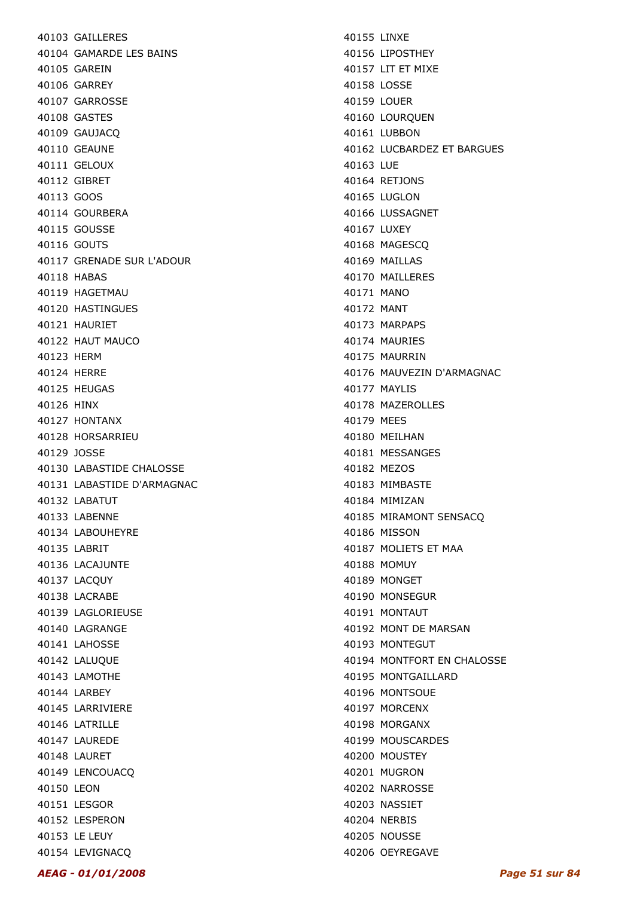40103 GAILLERES
40104 GAMARDE LES BAINS
40105 GAREIN
40106 GARREY
40107 GARROSSE
40108 GASTES
40109 GAUJACQ
40110 GEAUNE
40111 GELOUX
40112 GIBRET
40113 GOOS
40114 GOURBERA
40115 GOUSSE
40116 GOUTS
40117 GRENADE SUR L'ADOUR
40118 HABAS
40119 HAGETMAU
40120 HASTINGUES
40121 HAURIET
40122 HAUT MAUCO
40123 HERM
40124 HERRE
40125 HEUGAS
40126 HINX
40127 HONTANX
40128 HORSARRIEU
40129 JOSSE
40130 LABASTIDE CHALOSSE
40131 LABASTIDE D'ARMAGNAC
40132 LABATUT
40133 LABENNE
40134 LABOUHEYRE
40135 LABRIT
40136 LACAJUNTE
40137 LACQUY
40138 LACRABE
40139 LAGLORIEUSE
40140 LAGRANGE
40141 LAHOSSE
40142 LALUQUE
40143 LAMOTHE
40144 LARBEY
40145 LARRIVIERE
40146 LATRILLE
40147 LAUREDE
40148 LAURET
40149 LENCOUACQ
40150 LEON
40151 LESGOR
40152 LESPERON
40153 LE LEUY
40154 LEVIGNACQ
40155 LINXE
40156 LIPOSTHEY
40157 LIT ET MIXE
40158 LOSSE
40159 LOUER
40160 LOURQUEN
40161 LUBBON
40162 LUCBARDEZ ET BARGUES
40163 LUE
40164 RETJONS
40165 LUGLON
40166 LUSSAGNET
40167 LUXEY
40168 MAGESCQ
40169 MAILLAS
40170 MAILLERES
40171 MANO
40172 MANT
40173 MARPAPS
40174 MAURIES
40175 MAURRIN
40176 MAUVEZIN D'ARMAGNAC
40177 MAYLIS
40178 MAZEROLLES
40179 MEES
40180 MEILHAN
40181 MESSANGES
40182 MEZOS
40183 MIMBASTE
40184 MIMIZAN
40185 MIRAMONT SENSACQ
40186 MISSON
40187 MOLIETS ET MAA
40188 MOMUY
40189 MONGET
40190 MONSEGUR
40191 MONTAUT
40192 MONT DE MARSAN
40193 MONTEGUT
40194 MONTFORT EN CHALOSSE
40195 MONTGAILLARD
40196 MONTSOUE
40197 MORCENX
40198 MORGANX
40199 MOUSCARDES
40200 MOUSTEY
40201 MUGRON
40202 NARROSSE
40203 NASSIET
40204 NERBIS
40205 NOUSSE
40206 OEYREGAVE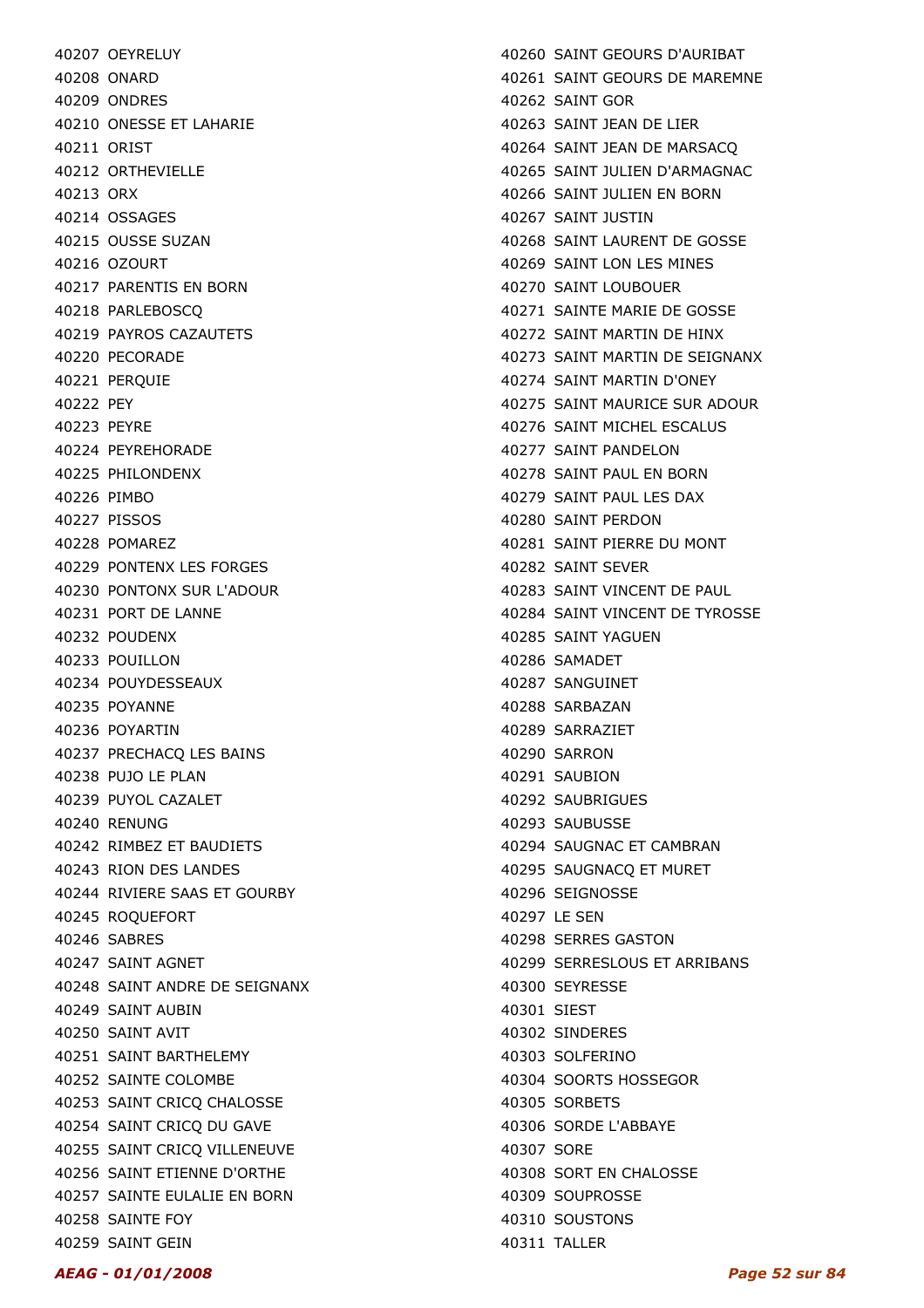40207 OEYRELUY
40208 ONARD
40209 ONDRES
40210 ONESSE ET LAHARIE
40211 ORIST
40212 ORTHEVIELLE
40213 ORX
40214 OSSAGES
40215 OUSSE SUZAN
40216 OZOURT
40217 PARENTIS EN BORN
40218 PARLEBOSCQ
40219 PAYROS CAZAUTETS
40220 PECORADE
40221 PERQUIE
40222 PEY
40223 PEYRE
40224 PEYREHORADE
40225 PHILONDENX
40226 PIMBO
40227 PISSOS
40228 POMAREZ
40229 PONTENX LES FORGES
40230 PONTONX SUR L'ADOUR
40231 PORT DE LANNE
40232 POUDENX
40233 POUILLON
40234 POUYDESSEAUX
40235 POYANNE
40236 POYARTIN
40237 PRECHACQ LES BAINS
40238 PUJO LE PLAN
40239 PUYOL CAZALET
40240 RENUNG
40242 RIMBEZ ET BAUDIETS
40243 RION DES LANDES
40244 RIVIERE SAAS ET GOURBY
40245 ROQUEFORT
40246 SABRES
40247 SAINT AGNET
40248 SAINT ANDRE DE SEIGNANX
40249 SAINT AUBIN
40250 SAINT AVIT
40251 SAINT BARTHELEMY
40252 SAINTE COLOMBE
40253 SAINT CRICQ CHALOSSE
40254 SAINT CRICQ DU GAVE
40255 SAINT CRICQ VILLENEUVE
40256 SAINT ETIENNE D'ORTHE
40257 SAINTE EULALIE EN BORN
40258 SAINTE FOY
40259 SAINT GEIN
40260 SAINT GEOURS D'AURIBAT
40261 SAINT GEOURS DE MAREMNE
40262 SAINT GOR
40263 SAINT JEAN DE LIER
40264 SAINT JEAN DE MARSACQ
40265 SAINT JULIEN D'ARMAGNAC
40266 SAINT JULIEN EN BORN
40267 SAINT JUSTIN
40268 SAINT LAURENT DE GOSSE
40269 SAINT LON LES MINES
40270 SAINT LOUBOUER
40271 SAINTE MARIE DE GOSSE
40272 SAINT MARTIN DE HINX
40273 SAINT MARTIN DE SEIGNANX
40274 SAINT MARTIN D'ONEY
40275 SAINT MAURICE SUR ADOUR
40276 SAINT MICHEL ESCALUS
40277 SAINT PANDELON
40278 SAINT PAUL EN BORN
40279 SAINT PAUL LES DAX
40280 SAINT PERDON
40281 SAINT PIERRE DU MONT
40282 SAINT SEVER
40283 SAINT VINCENT DE PAUL
40284 SAINT VINCENT DE TYROSSE
40285 SAINT YAGUEN
40286 SAMADET
40287 SANGUINET
40288 SARBAZAN
40289 SARRAZIET
40290 SARRON
40291 SAUBION
40292 SAUBRIGUES
40293 SAUBUSSE
40294 SAUGNAC ET CAMBRAN
40295 SAUGNACQ ET MURET
40296 SEIGNOSSE
40297 LE SEN
40298 SERRES GASTON
40299 SERRESLOUS ET ARRIBANS
40300 SEYRESSE
40301 SIEST
40302 SINDERES
40303 SOLFERINO
40304 SOORTS HOSSEGOR
40305 SORBETS
40306 SORDE L'ABBAYE
40307 SORE
40308 SORT EN CHALOSSE
40309 SOUPROSSE
40310 SOUSTONS
40311 TALLER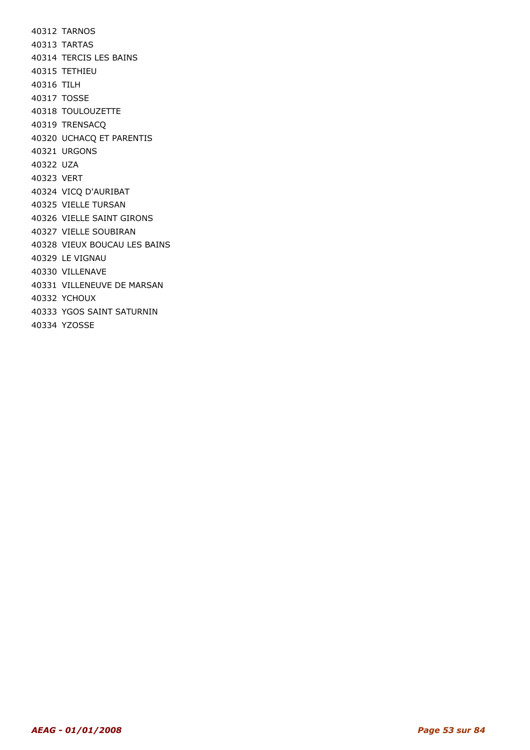40312 TARNOS
40313 TARTAS
40314 TERCIS LES BAINS
40315 TETHIEU
40316 TILH
40317 TOSSE
40318 TOULOUZETTE
40319 TRENSACQ
40320 UCHACQ ET PARENTIS
40321 URGONS
40322 UZA
40323 VERT
40324 VICQ D'AURIBAT
40325 VIELLE TURSAN
40326 VIELLE SAINT GIRONS
40327 VIELLE SOUBIRAN
40328 VIEUX BOUCAU LES BAINS
40329 LE VIGNAU
40330 VILLENAVE
40331 VILLENEUVE DE MARSAN
40332 YCHOUX
40333 YGOS SAINT SATURNIN
40334 YZOSSE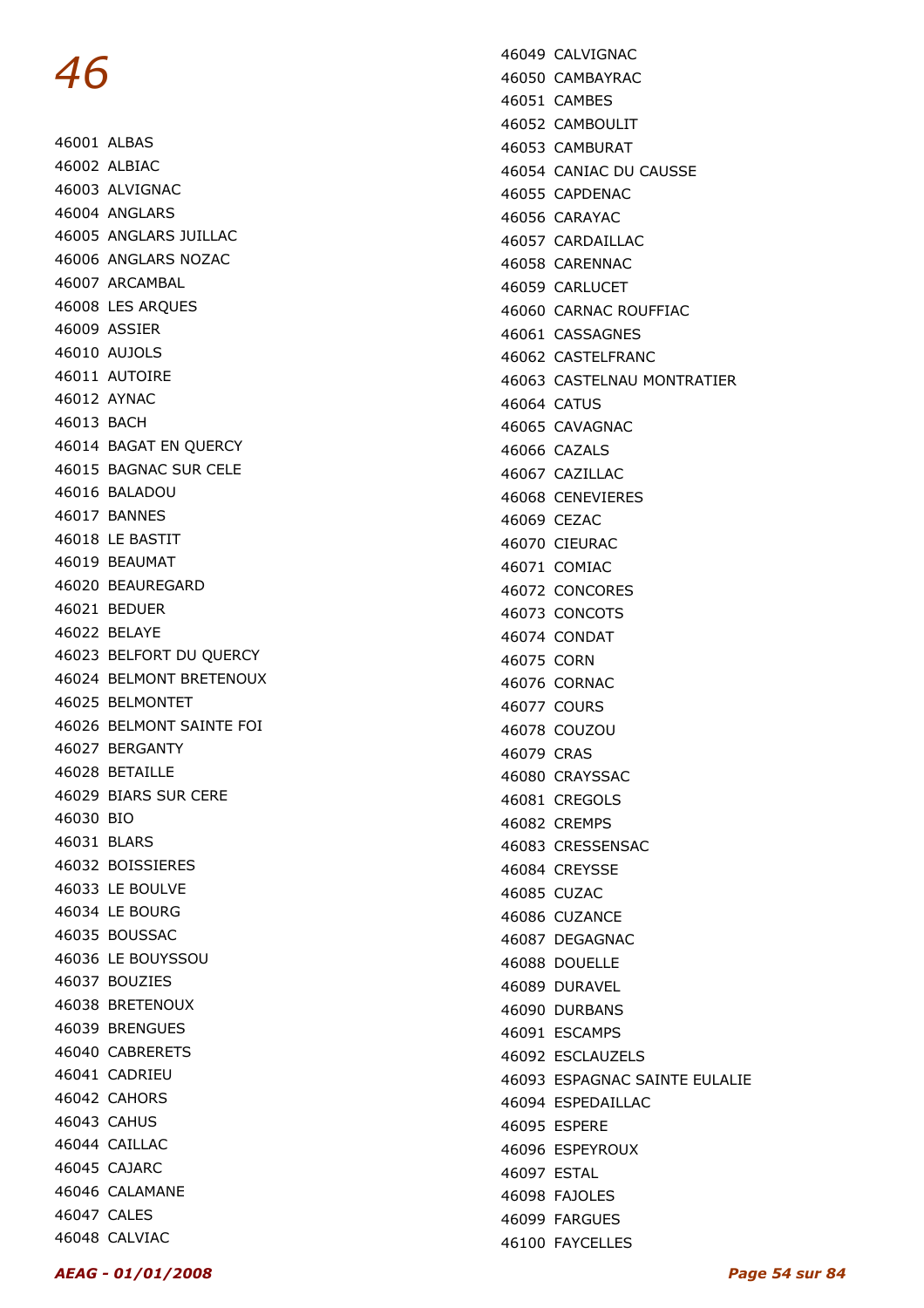# 46

46001 ALBAS
46002 ALBIAC
46003 ALVIGNAC
46004 ANGLARS
46005 ANGLARS JUILLAC
46006 ANGLARS NOZAC
46007 ARCAMBAL
46008 LES ARQUES
46009 ASSIER
46010 AUJOLS
46011 AUTOIRE
46012 AYNAC
46013 BACH
46014 BAGAT EN QUERCY
46015 BAGNAC SUR CELE
46016 BALADOU
46017 BANNES
46018 LE BASTIT
46019 BEAUMAT
46020 BEAUREGARD
46021 BEDUER
46022 BELAYE
46023 BELFORT DU QUERCY
46024 BELMONT BRETENOUX
46025 BELMONTET
46026 BELMONT SAINTE FOI
46027 BERGANTY
46028 BETAILLE
46029 BIARS SUR CERE
46030 BIO
46031 BLARS
46032 BOISSIERES
46033 LE BOULVE
46034 LE BOURG
46035 BOUSSAC
46036 LE BOUYSSOU
46037 BOUZIES
46038 BRETENOUX
46039 BRENGUES
46040 CABRERETS
46041 CADRIEU
46042 CAHORS
46043 CAHUS
46044 CAILLAC
46045 CAJARC
46046 CALAMANE
46047 CALES
46048 CALVIAC
46049 CALVIGNAC
46050 CAMBAYRAC
46051 CAMBES
46052 CAMBOULIT
46053 CAMBURAT
46054 CANIAC DU CAUSSE
46055 CAPDENAC
46056 CARAYAC
46057 CARDAILLAC
46058 CARENNAC
46059 CARLUCET
46060 CARNAC ROUFFIAC
46061 CASSAGNES
46062 CASTELFRANC
46063 CASTELNAU MONTRATIER
46064 CATUS
46065 CAVAGNAC
46066 CAZALS
46067 CAZILLAC
46068 CENEVIERES
46069 CEZAC
46070 CIEURAC
46071 COMIAC
46072 CONCORES
46073 CONCOTS
46074 CONDAT
46075 CORN
46076 CORNAC
46077 COURS
46078 COUZOU
46079 CRAS
46080 CRAYSSAC
46081 CREGOLS
46082 CREMPS
46083 CRESSENSAC
46084 CREYSSE
46085 CUZAC
46086 CUZANCE
46087 DEGAGNAC
46088 DOUELLE
46089 DURAVEL
46090 DURBANS
46091 ESCAMPS
46092 ESCLAUZELS
46093 ESPAGNAC SAINTE EULALIE
46094 ESPEDAILLAC
46095 ESPERE
46096 ESPEYROUX
46097 ESTAL
46098 FAJOLES
46099 FARGUES
46100 FAYCELLES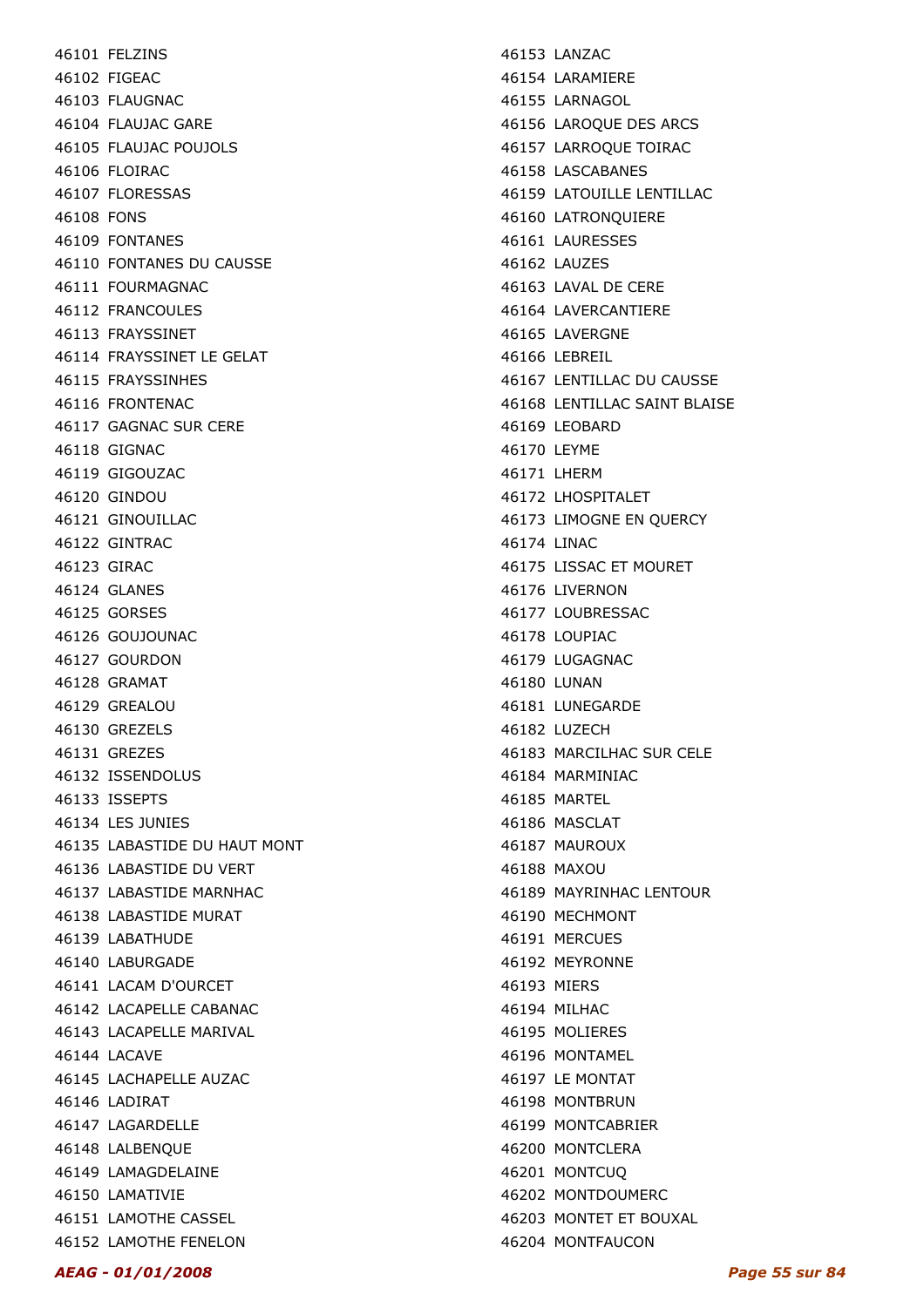46101 FELZINS
46102 FIGEAC
46103 FLAUGNAC
46104 FLAUJAC GARE
46105 FLAUJAC POUJOLS
46106 FLOIRAC
46107 FLORESSAS
46108 FONS
46109 FONTANES
46110 FONTANES DU CAUSSE
46111 FOURMAGNAC
46112 FRANCOULES
46113 FRAYSSINET
46114 FRAYSSINET LE GELAT
46115 FRAYSSINHES
46116 FRONTENAC
46117 GAGNAC SUR CERE
46118 GIGNAC
46119 GIGOUZAC
46120 GINDOU
46121 GINOUILLAC
46122 GINTRAC
46123 GIRAC
46124 GLANES
46125 GORSES
46126 GOUJOUNAC
46127 GOURDON
46128 GRAMAT
46129 GREALOU
46130 GREZELS
46131 GREZES
46132 ISSENDOLUS
46133 ISSEPTS
46134 LES JUNIES
46135 LABASTIDE DU HAUT MONT
46136 LABASTIDE DU VERT
46137 LABASTIDE MARNHAC
46138 LABASTIDE MURAT
46139 LABATHUDE
46140 LABURGADE
46141 LACAM D'OURCET
46142 LACAPELLE CABANAC
46143 LACAPELLE MARIVAL
46144 LACAVE
46145 LACHAPELLE AUZAC
46146 LADIRAT
46147 LAGARDELLE
46148 LALBENQUE
46149 LAMAGDELAINE
46150 LAMATIVIE
46151 LAMOTHE CASSEL
46152 LAMOTHE FENELON
46153 LANZAC
46154 LARAMIERE
46155 LARNAGOL
46156 LAROQUE DES ARCS
46157 LARROQUE TOIRAC
46158 LASCABANES
46159 LATOUILLE LENTILLAC
46160 LATRONQUIERE
46161 LAURESSES
46162 LAUZES
46163 LAVAL DE CERE
46164 LAVERCANTIERE
46165 LAVERGNE
46166 LEBREIL
46167 LENTILLAC DU CAUSSE
46168 LENTILLAC SAINT BLAISE
46169 LEOBARD
46170 LEYME
46171 LHERM
46172 LHOSPITALET
46173 LIMOGNE EN QUERCY
46174 LINAC
46175 LISSAC ET MOURET
46176 LIVERNON
46177 LOUBRESSAC
46178 LOUPIAC
46179 LUGAGNAC
46180 LUNAN
46181 LUNEGARDE
46182 LUZECH
46183 MARCILHAC SUR CELE
46184 MARMINIAC
46185 MARTEL
46186 MASCLAT
46187 MAUROUX
46188 MAXOU
46189 MAYRINHAC LENTOUR
46190 MECHMONT
46191 MERCUES
46192 MEYRONNE
46193 MIERS
46194 MILHAC
46195 MOLIERES
46196 MONTAMEL
46197 LE MONTAT
46198 MONTBRUN
46199 MONTCABRIER
46200 MONTCLERA
46201 MONTCUQ
46202 MONTDOUMERC
46203 MONTET ET BOUXAL
46204 MONTFAUCON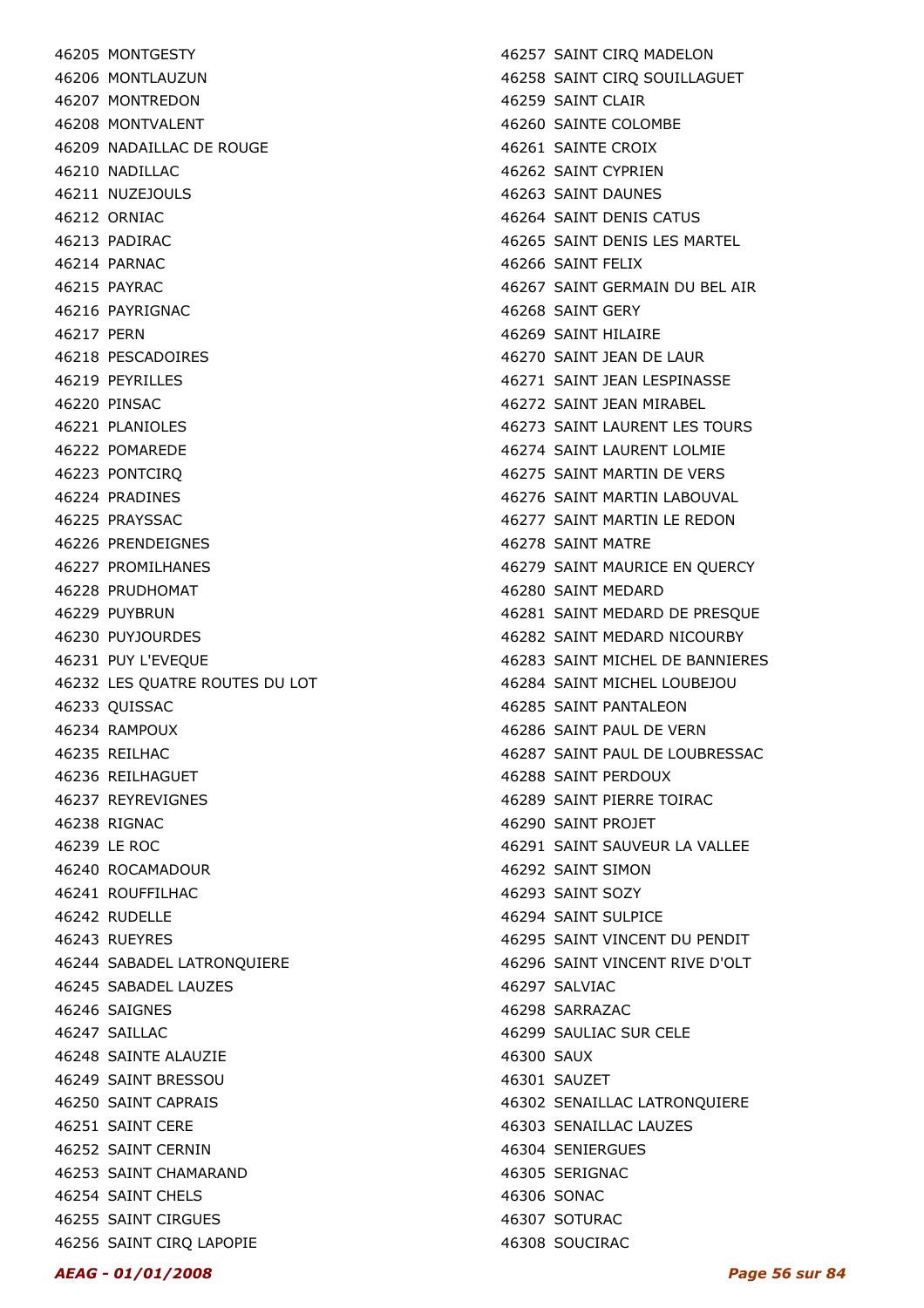46205 MONTGESTY
46206 MONTLAUZUN
46207 MONTREDON
46208 MONTVALENT
46209 NADAILLAC DE ROUGE
46210 NADILLAC
46211 NUZEJOULS
46212 ORNIAC
46213 PADIRAC
46214 PARNAC
46215 PAYRAC
46216 PAYRIGNAC
46217 PERN
46218 PESCADOIRES
46219 PEYRILLES
46220 PINSAC
46221 PLANIOLES
46222 POMAREDE
46223 PONTCIRQ
46224 PRADINES
46225 PRAYSSAC
46226 PRENDEIGNES
46227 PROMILHANES
46228 PRUDHOMAT
46229 PUYBRUN
46230 PUYJOURDES
46231 PUY L'EVEQUE
46232 LES QUATRE ROUTES DU LOT
46233 QUISSAC
46234 RAMPOUX
46235 REILHAC
46236 REILHAGUET
46237 REYREVIGNES
46238 RIGNAC
46239 LE ROC
46240 ROCAMADOUR
46241 ROUFFILHAC
46242 RUDELLE
46243 RUEYRES
46244 SABADEL LATRONQUIERE
46245 SABADEL LAUZES
46246 SAIGNES
46247 SAILLAC
46248 SAINTE ALAUZIE
46249 SAINT BRESSOU
46250 SAINT CAPRAIS
46251 SAINT CERE
46252 SAINT CERNIN
46253 SAINT CHAMARAND
46254 SAINT CHELS
46255 SAINT CIRGUES
46256 SAINT CIRQ LAPOPIE
46257 SAINT CIRQ MADELON
46258 SAINT CIRQ SOUILLAGUET
46259 SAINT CLAIR
46260 SAINTE COLOMBE
46261 SAINTE CROIX
46262 SAINT CYPRIEN
46263 SAINT DAUNES
46264 SAINT DENIS CATUS
46265 SAINT DENIS LES MARTEL
46266 SAINT FELIX
46267 SAINT GERMAIN DU BEL AIR
46268 SAINT GERY
46269 SAINT HILAIRE
46270 SAINT JEAN DE LAUR
46271 SAINT JEAN LESPINASSE
46272 SAINT JEAN MIRABEL
46273 SAINT LAURENT LES TOURS
46274 SAINT LAURENT LOLMIE
46275 SAINT MARTIN DE VERS
46276 SAINT MARTIN LABOUVAL
46277 SAINT MARTIN LE REDON
46278 SAINT MATRE
46279 SAINT MAURICE EN QUERCY
46280 SAINT MEDARD
46281 SAINT MEDARD DE PRESQUE
46282 SAINT MEDARD NICOURBY
46283 SAINT MICHEL DE BANNIERES
46284 SAINT MICHEL LOUBEJOU
46285 SAINT PANTALEON
46286 SAINT PAUL DE VERN
46287 SAINT PAUL DE LOUBRESSAC
46288 SAINT PERDOUX
46289 SAINT PIERRE TOIRAC
46290 SAINT PROJET
46291 SAINT SAUVEUR LA VALLEE
46292 SAINT SIMON
46293 SAINT SOZY
46294 SAINT SULPICE
46295 SAINT VINCENT DU PENDIT
46296 SAINT VINCENT RIVE D'OLT
46297 SALVIAC
46298 SARRAZAC
46299 SAULIAC SUR CELE
46300 SAUX
46301 SAUZET
46302 SENAILLAC LATRONQUIERE
46303 SENAILLAC LAUZES
46304 SENIERGUES
46305 SERIGNAC
46306 SONAC
46307 SOTURAC
46308 SOUCIRAC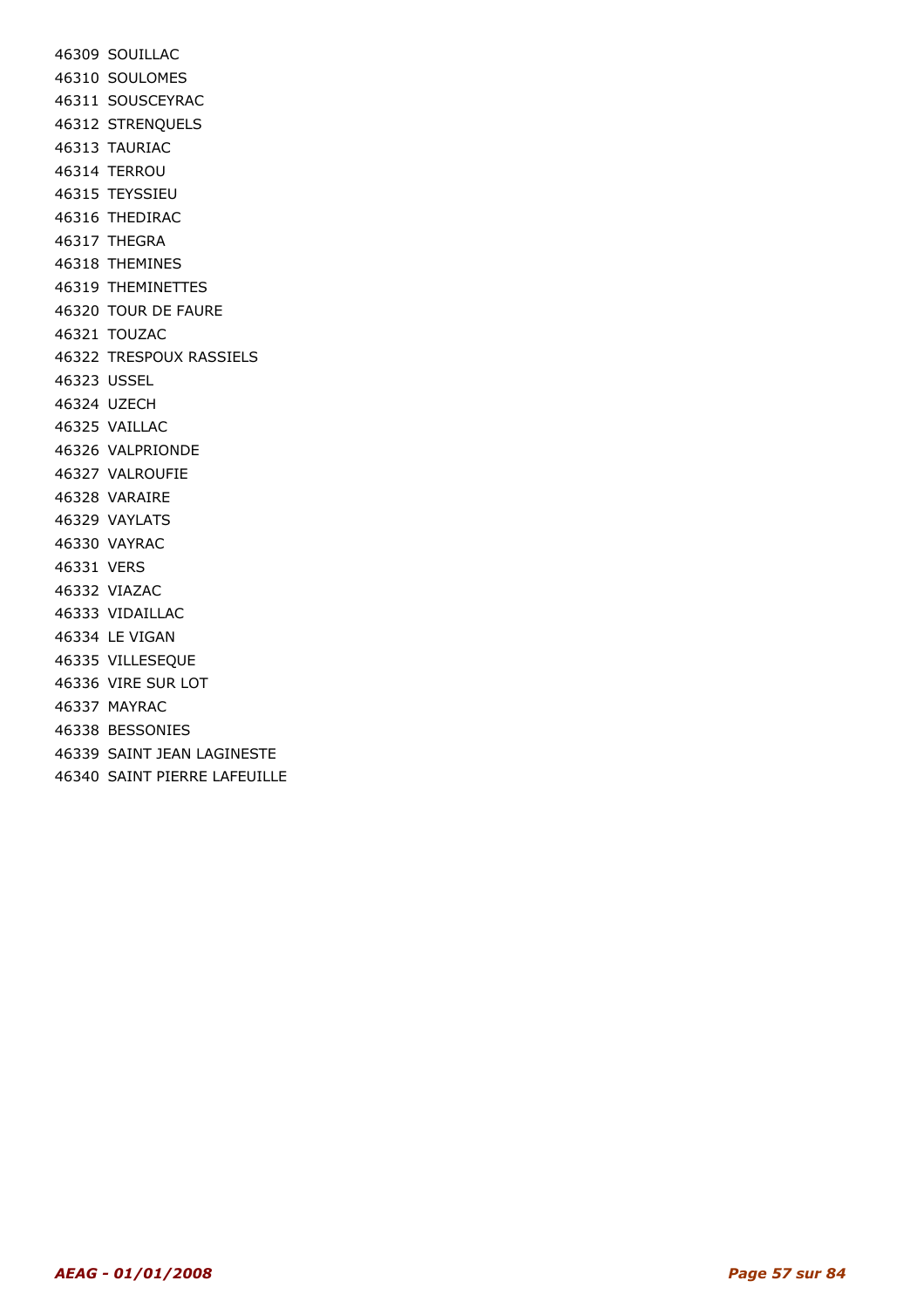46309 SOUILLAC
46310 SOULOMES
46311 SOUSCEYRAC
46312 STRENQUELS
46313 TAURIAC
46314 TERROU
46315 TEYSSIEU
46316 THEDIRAC
46317 THEGRA
46318 THEMINES
46319 THEMINETTES
46320 TOUR DE FAURE
46321 TOUZAC
46322 TRESPOUX RASSIELS
46323 USSEL
46324 UZECH
46325 VAILLAC
46326 VALPRIONDE
46327 VALROUFIE
46328 VARAIRE
46329 VAYLATS
46330 VAYRAC
46331 VERS
46332 VIAZAC
46333 VIDAILLAC
46334 LE VIGAN
46335 VILLESEQUE
46336 VIRE SUR LOT
46337 MAYRAC
46338 BESSONIES
46339 SAINT JEAN LAGINESTE
46340 SAINT PIERRE LAFEUILLE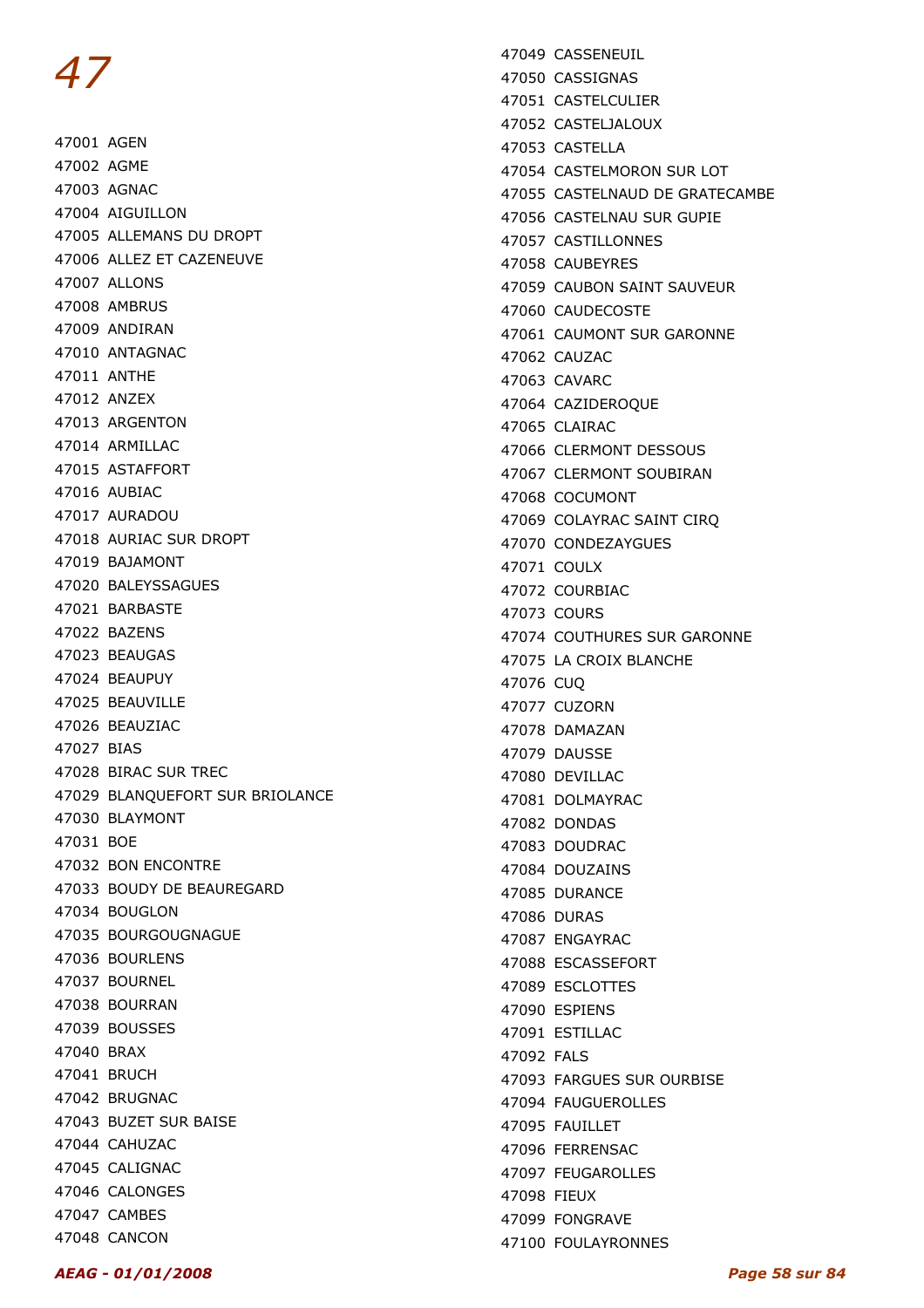# 47

47001 AGEN
47002 AGME
47003 AGNAC
47004 AIGUILLON
47005 ALLEMANS DU DROPT
47006 ALLEZ ET CAZENEUVE
47007 ALLONS
47008 AMBRUS
47009 ANDIRAN
47010 ANTAGNAC
47011 ANTHE
47012 ANZEX
47013 ARGENTON
47014 ARMILLAC
47015 ASTAFFORT
47016 AUBIAC
47017 AURADOU
47018 AURIAC SUR DROPT
47019 BAJAMONT
47020 BALEYSSAGUES
47021 BARBASTE
47022 BAZENS
47023 BEAUGAS
47024 BEAUPUY
47025 BEAUVILLE
47026 BEAUZIAC
47027 BIAS
47028 BIRAC SUR TREC
47029 BLANQUEFORT SUR BRIOLANCE
47030 BLAYMONT
47031 BOE
47032 BON ENCONTRE
47033 BOUDY DE BEAUREGARD
47034 BOUGLON
47035 BOURGOUGNAGUE
47036 BOURLENS
47037 BOURNEL
47038 BOURRAN
47039 BOUSSES
47040 BRAX
47041 BRUCH
47042 BRUGNAC
47043 BUZET SUR BAISE
47044 CAHUZAC
47045 CALIGNAC
47046 CALONGES
47047 CAMBES
47048 CANCON
47049 CASSENEUIL
47050 CASSIGNAS
47051 CASTELCULIER
47052 CASTELJALOUX
47053 CASTELLA
47054 CASTELMORON SUR LOT
47055 CASTELNAUD DE GRATECAMBE
47056 CASTELNAU SUR GUPIE
47057 CASTILLONNES
47058 CAUBEYRES
47059 CAUBON SAINT SAUVEUR
47060 CAUDECOSTE
47061 CAUMONT SUR GARONNE
47062 CAUZAC
47063 CAVARC
47064 CAZIDEROQUE
47065 CLAIRAC
47066 CLERMONT DESSOUS
47067 CLERMONT SOUBIRAN
47068 COCUMONT
47069 COLAYRAC SAINT CIRQ
47070 CONDEZAYGUES
47071 COULX
47072 COURBIAC
47073 COURS
47074 COUTHURES SUR GARONNE
47075 LA CROIX BLANCHE
47076 CUQ
47077 CUZORN
47078 DAMAZAN
47079 DAUSSE
47080 DEVILLAC
47081 DOLMAYRAC
47082 DONDAS
47083 DOUDRAC
47084 DOUZAINS
47085 DURANCE
47086 DURAS
47087 ENGAYRAC
47088 ESCASSEFORT
47089 ESCLOTTES
47090 ESPIENS
47091 ESTILLAC
47092 FALS
47093 FARGUES SUR OURBISE
47094 FAUGUEROLLES
47095 FAUILLET
47096 FERRENSAC
47097 FEUGAROLLES
47098 FIEUX
47099 FONGRAVE
47100 FOULAYRONNES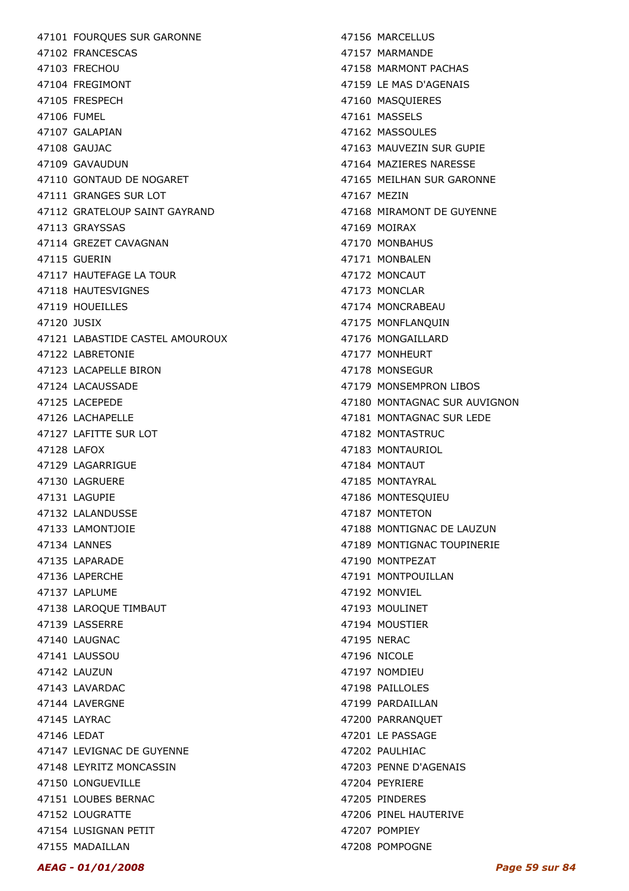47101 FOURQUES SUR GARONNE
47102 FRANCESCAS
47103 FRECHOU
47104 FREGIMONT
47105 FRESPECH
47106 FUMEL
47107 GALAPIAN
47108 GAUJAC
47109 GAVAUDUN
47110 GONTAUD DE NOGARET
47111 GRANGES SUR LOT
47112 GRATELOUP SAINT GAYRAND
47113 GRAYSSAS
47114 GREZET CAVAGNAN
47115 GUERIN
47117 HAUTEFAGE LA TOUR
47118 HAUTESVIGNES
47119 HOUEILLES
47120 JUSIX
47121 LABASTIDE CASTEL AMOUROUX
47122 LABRETONIE
47123 LACAPELLE BIRON
47124 LACAUSSADE
47125 LACEPEDE
47126 LACHAPELLE
47127 LAFITTE SUR LOT
47128 LAFOX
47129 LAGARRIGUE
47130 LAGRUERE
47131 LAGUPIE
47132 LALANDUSSE
47133 LAMONTJOIE
47134 LANNES
47135 LAPARADE
47136 LAPERCHE
47137 LAPLUME
47138 LAROQUE TIMBAUT
47139 LASSERRE
47140 LAUGNAC
47141 LAUSSOU
47142 LAUZUN
47143 LAVARDAC
47144 LAVERGNE
47145 LAYRAC
47146 LEDAT
47147 LEVIGNAC DE GUYENNE
47148 LEYRITZ MONCASSIN
47150 LONGUEVILLE
47151 LOUBES BERNAC
47152 LOUGRATTE
47154 LUSIGNAN PETIT
47155 MADAILLAN
47156 MARCELLUS
47157 MARMANDE
47158 MARMONT PACHAS
47159 LE MAS D'AGENAIS
47160 MASQUIERES
47161 MASSELS
47162 MASSOULES
47163 MAUVEZIN SUR GUPIE
47164 MAZIERES NARESSE
47165 MEILHAN SUR GARONNE
47167 MEZIN
47168 MIRAMONT DE GUYENNE
47169 MOIRAX
47170 MONBAHUS
47171 MONBALEN
47172 MONCAUT
47173 MONCLAR
47174 MONCRABEAU
47175 MONFLANQUIN
47176 MONGAILLARD
47177 MONHEURT
47178 MONSEGUR
47179 MONSEMPRON LIBOS
47180 MONTAGNAC SUR AUVIGNON
47181 MONTAGNAC SUR LEDE
47182 MONTASTRUC
47183 MONTAURIOL
47184 MONTAUT
47185 MONTAYRAL
47186 MONTESQUIEU
47187 MONTETON
47188 MONTIGNAC DE LAUZUN
47189 MONTIGNAC TOUPINERIE
47190 MONTPEZAT
47191 MONTPOUILLAN
47192 MONVIEL
47193 MOULINET
47194 MOUSTIER
47195 NERAC
47196 NICOLE
47197 NOMDIEU
47198 PAILLOLES
47199 PARDAILLAN
47200 PARRANQUET
47201 LE PASSAGE
47202 PAULHIAC
47203 PENNE D'AGENAIS
47204 PEYRIERE
47205 PINDERES
47206 PINEL HAUTERIVE
47207 POMPIEY
47208 POMPOGNE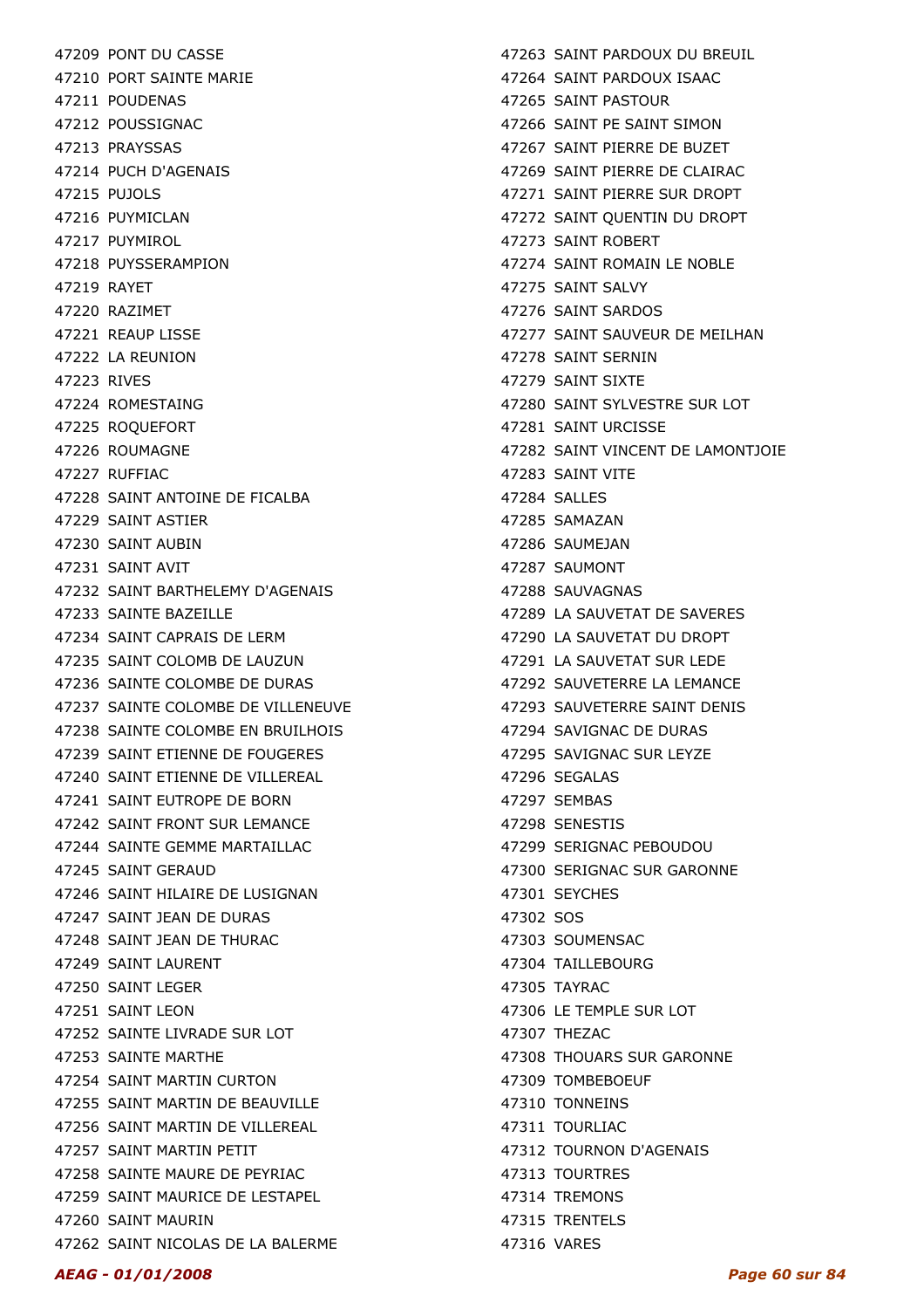47209 PONT DU CASSE
47210 PORT SAINTE MARIE
47211 POUDENAS
47212 POUSSIGNAC
47213 PRAYSSAS
47214 PUCH D'AGENAIS
47215 PUJOLS
47216 PUYMICLAN
47217 PUYMIROL
47218 PUYSSERAMPION
47219 RAYET
47220 RAZIMET
47221 REAUP LISSE
47222 LA REUNION
47223 RIVES
47224 ROMESTAING
47225 ROQUEFORT
47226 ROUMAGNE
47227 RUFFIAC
47228 SAINT ANTOINE DE FICALBA
47229 SAINT ASTIER
47230 SAINT AUBIN
47231 SAINT AVIT
47232 SAINT BARTHELEMY D'AGENAIS
47233 SAINTE BAZEILLE
47234 SAINT CAPRAIS DE LERM
47235 SAINT COLOMB DE LAUZUN
47236 SAINTE COLOMBE DE DURAS
47237 SAINTE COLOMBE DE VILLENEUVE
47238 SAINTE COLOMBE EN BRUILHOIS
47239 SAINT ETIENNE DE FOUGERES
47240 SAINT ETIENNE DE VILLEREAL
47241 SAINT EUTROPE DE BORN
47242 SAINT FRONT SUR LEMANCE
47244 SAINTE GEMME MARTAILLAC
47245 SAINT GERAUD
47246 SAINT HILAIRE DE LUSIGNAN
47247 SAINT JEAN DE DURAS
47248 SAINT JEAN DE THURAC
47249 SAINT LAURENT
47250 SAINT LEGER
47251 SAINT LEON
47252 SAINTE LIVRADE SUR LOT
47253 SAINTE MARTHE
47254 SAINT MARTIN CURTON
47255 SAINT MARTIN DE BEAUVILLE
47256 SAINT MARTIN DE VILLEREAL
47257 SAINT MARTIN PETIT
47258 SAINTE MAURE DE PEYRIAC
47259 SAINT MAURICE DE LESTAPEL
47260 SAINT MAURIN
47262 SAINT NICOLAS DE LA BALERME
47263 SAINT PARDOUX DU BREUIL
47264 SAINT PARDOUX ISAAC
47265 SAINT PASTOUR
47266 SAINT PE SAINT SIMON
47267 SAINT PIERRE DE BUZET
47269 SAINT PIERRE DE CLAIRAC
47271 SAINT PIERRE SUR DROPT
47272 SAINT QUENTIN DU DROPT
47273 SAINT ROBERT
47274 SAINT ROMAIN LE NOBLE
47275 SAINT SALVY
47276 SAINT SARDOS
47277 SAINT SAUVEUR DE MEILHAN
47278 SAINT SERNIN
47279 SAINT SIXTE
47280 SAINT SYLVESTRE SUR LOT
47281 SAINT URCISSE
47282 SAINT VINCENT DE LAMONTJOIE
47283 SAINT VITE
47284 SALLES
47285 SAMAZAN
47286 SAUMEJAN
47287 SAUMONT
47288 SAUVAGNAS
47289 LA SAUVETAT DE SAVERES
47290 LA SAUVETAT DU DROPT
47291 LA SAUVETAT SUR LEDE
47292 SAUVETERRE LA LEMANCE
47293 SAUVETERRE SAINT DENIS
47294 SAVIGNAC DE DURAS
47295 SAVIGNAC SUR LEYZE
47296 SEGALAS
47297 SEMBAS
47298 SENESTIS
47299 SERIGNAC PEBOUDOU
47300 SERIGNAC SUR GARONNE
47301 SEYCHES
47302 SOS
47303 SOUMENSAC
47304 TAILLEBOURG
47305 TAYRAC
47306 LE TEMPLE SUR LOT
47307 THEZAC
47308 THOUARS SUR GARONNE
47309 TOMBEBOEUF
47310 TONNEINS
47311 TOURLIAC
47312 TOURNON D'AGENAIS
47313 TOURTRES
47314 TREMONS
47315 TRENTELS
47316 VARES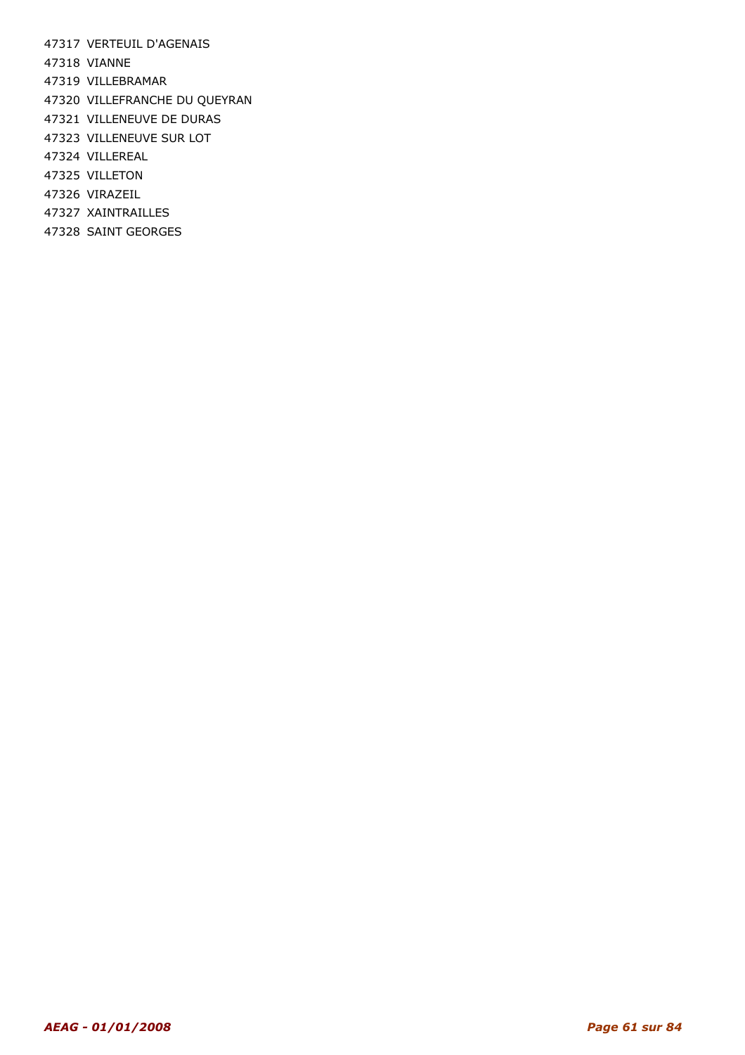47317 VERTEUIL D'AGENAIS

47318 VIANNE

47319 VILLEBRAMAR

47320 VILLEFRANCHE DU QUEYRAN

47321 VILLENEUVE DE DURAS

47323 VILLENEUVE SUR LOT

47324 VILLEREAL

47325 VILLETON

47326 VIRAZEIL

47327 XAINTRAILLES

47328 SAINT GEORGES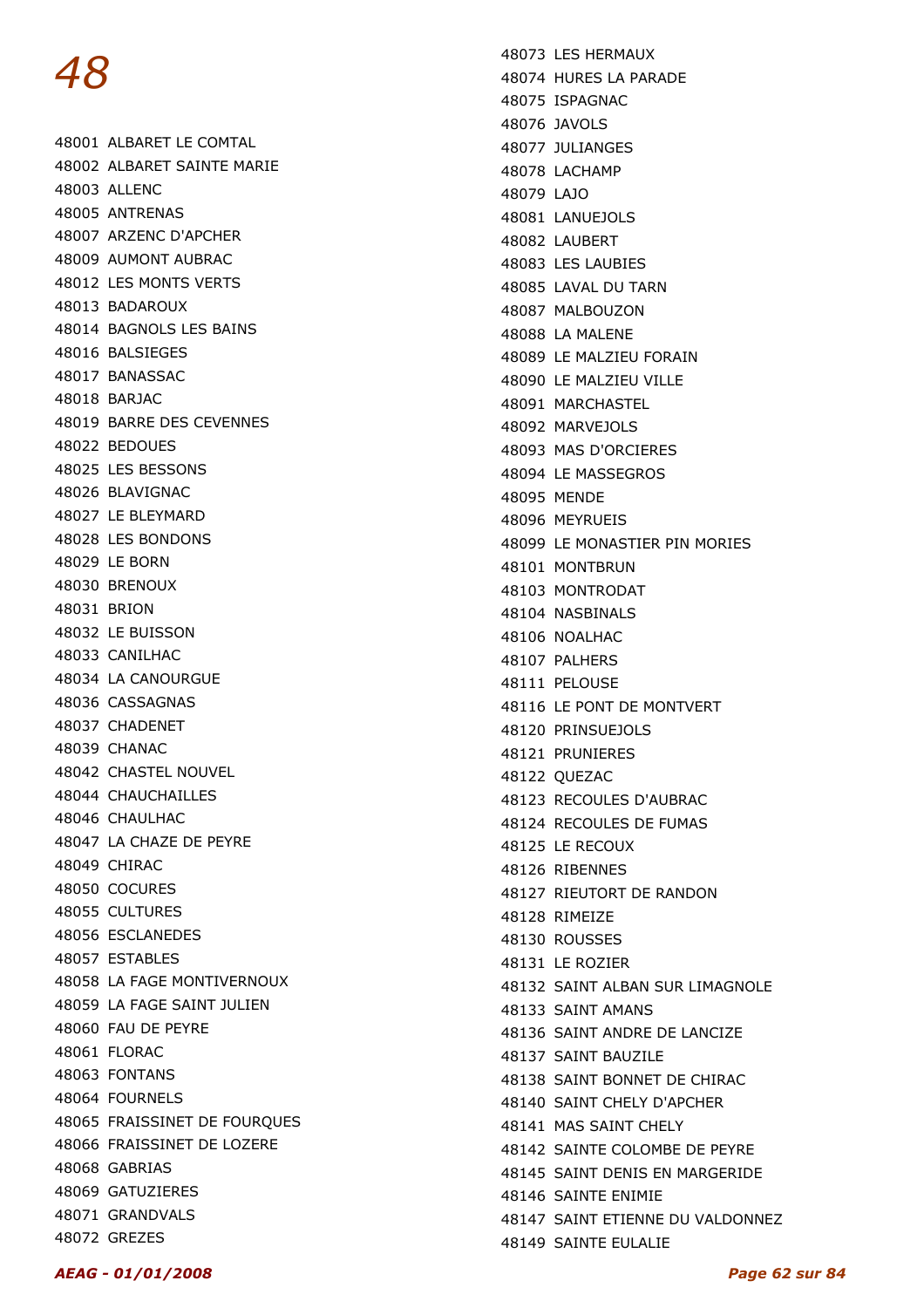# 48

48001 ALBARET LE COMTAL
48002 ALBARET SAINTE MARIE
48003 ALLENC
48005 ANTRENAS
48007 ARZENC D'APCHER
48009 AUMONT AUBRAC
48012 LES MONTS VERTS
48013 BADAROUX
48014 BAGNOLS LES BAINS
48016 BALSIEGES
48017 BANASSAC
48018 BARJAC
48019 BARRE DES CEVENNES
48022 BEDOUES
48025 LES BESSONS
48026 BLAVIGNAC
48027 LE BLEYMARD
48028 LES BONDONS
48029 LE BORN
48030 BRENOUX
48031 BRION
48032 LE BUISSON
48033 CANILHAC
48034 LA CANOURGUE
48036 CASSAGNAS
48037 CHADENET
48039 CHANAC
48042 CHASTEL NOUVEL
48044 CHAUCHAILLES
48046 CHAULHAC
48047 LA CHAZE DE PEYRE
48049 CHIRAC
48050 COCURES
48055 CULTURES
48056 ESCLANEDES
48057 ESTABLES
48058 LA FAGE MONTIVERNOUX
48059 LA FAGE SAINT JULIEN
48060 FAU DE PEYRE
48061 FLORAC
48063 FONTANS
48064 FOURNELS
48065 FRAISSINET DE FOURQUES
48066 FRAISSINET DE LOZERE
48068 GABRIAS
48069 GATUZIERES
48071 GRANDVALS
48072 GREZES
48073 LES HERMAUX
48074 HURES LA PARADE
48075 ISPAGNAC
48076 JAVOLS
48077 JULIANGES
48078 LACHAMP
48079 LAJO
48081 LANUEJOLS
48082 LAUBERT
48083 LES LAUBIES
48085 LAVAL DU TARN
48087 MALBOUZON
48088 LA MALENE
48089 LE MALZIEU FORAIN
48090 LE MALZIEU VILLE
48091 MARCHASTEL
48092 MARVEJOLS
48093 MAS D'ORCIERES
48094 LE MASSEGROS
48095 MENDE
48096 MEYRUEIS
48099 LE MONASTIER PIN MORIES
48101 MONTBRUN
48103 MONTRODAT
48104 NASBINALS
48106 NOALHAC
48107 PALHERS
48111 PELOUSE
48116 LE PONT DE MONTVERT
48120 PRINSUEJOLS
48121 PRUNIERES
48122 QUEZAC
48123 RECOULES D'AUBRAC
48124 RECOULES DE FUMAS
48125 LE RECOUX
48126 RIBENNES
48127 RIEUTORT DE RANDON
48128 RIMEIZE
48130 ROUSSES
48131 LE ROZIER
48132 SAINT ALBAN SUR LIMAGNOLE
48133 SAINT AMANS
48136 SAINT ANDRE DE LANCIZE
48137 SAINT BAUZILE
48138 SAINT BONNET DE CHIRAC
48140 SAINT CHELY D'APCHER
48141 MAS SAINT CHELY
48142 SAINTE COLOMBE DE PEYRE
48145 SAINT DENIS EN MARGERIDE
48146 SAINTE ENIMIE
48147 SAINT ETIENNE DU VALDONNEZ
48149 SAINTE EULALIE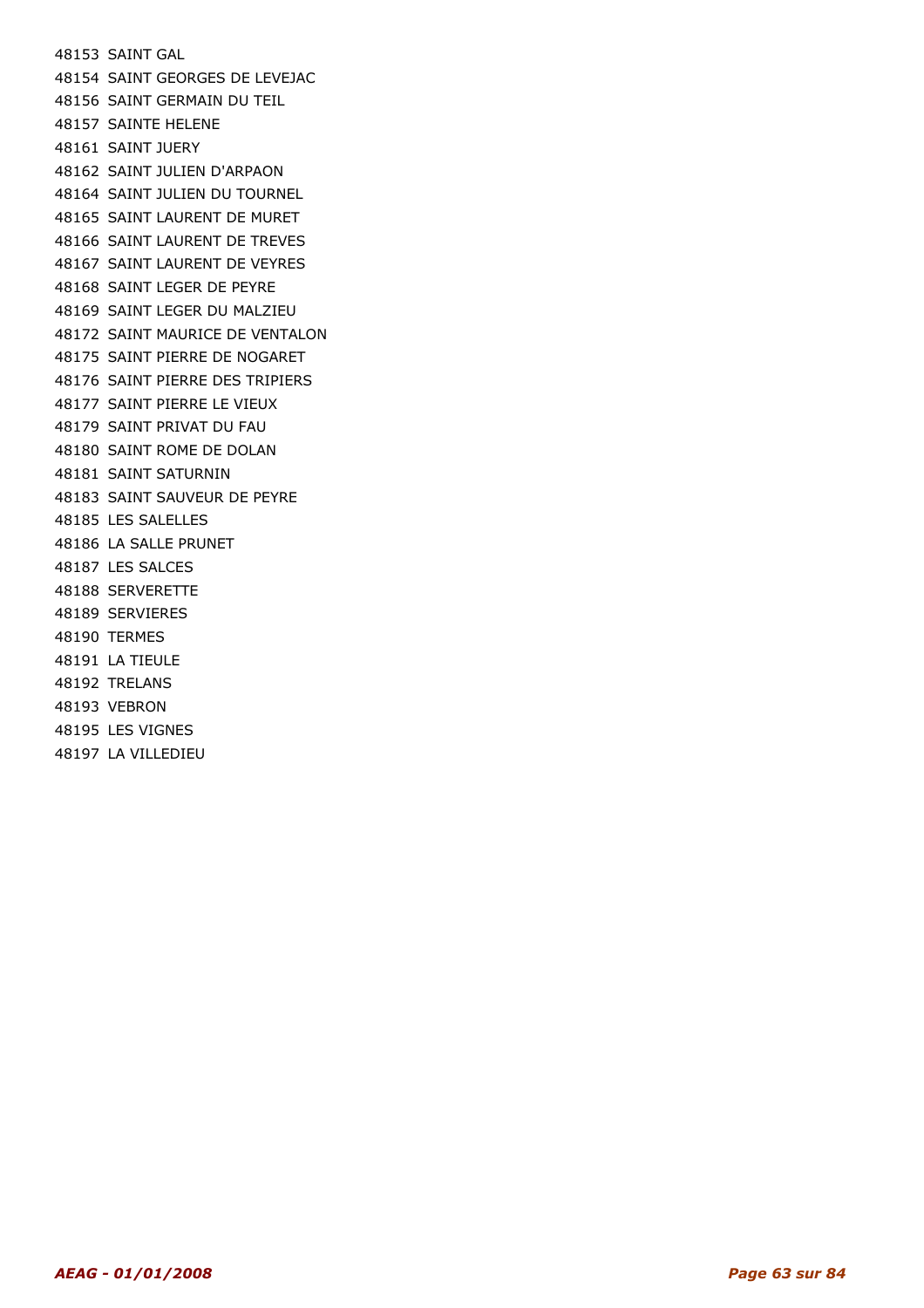48153 SAINT GAL
48154 SAINT GEORGES DE LEVEJAC
48156 SAINT GERMAIN DU TEIL
48157 SAINTE HELENE
48161 SAINT JUERY
48162 SAINT JULIEN D'ARPAON
48164 SAINT JULIEN DU TOURNEL
48165 SAINT LAURENT DE MURET
48166 SAINT LAURENT DE TREVES
48167 SAINT LAURENT DE VEYRES
48168 SAINT LEGER DE PEYRE
48169 SAINT LEGER DU MALZIEU
48172 SAINT MAURICE DE VENTALON
48175 SAINT PIERRE DE NOGARET
48176 SAINT PIERRE DES TRIPIERS
48177 SAINT PIERRE LE VIEUX
48179 SAINT PRIVAT DU FAU
48180 SAINT ROME DE DOLAN
48181 SAINT SATURNIN
48183 SAINT SAUVEUR DE PEYRE
48185 LES SALELLES
48186 LA SALLE PRUNET
48187 LES SALCES
48188 SERVERETTE
48189 SERVIERES
48190 TERMES
48191 LA TIEULE
48192 TRELANS
48193 VEBRON
48195 LES VIGNES
48197 LA VILLEDIEU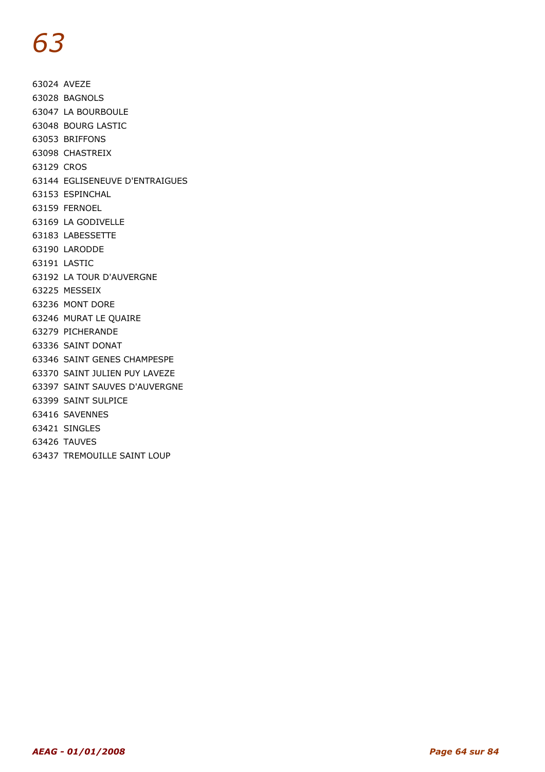# *63*

63024 AVEZE
63028 BAGNOLS
63047 LA BOURBOULE
63048 BOURG LASTIC
63053 BRIFFONS
63098 CHASTREIX
63129 CROS
63144 EGLISENEUVE D'ENTRAIGUES
63153 ESPINCHAL
63159 FERNOEL
63169 LA GODIVELLE
63183 LABESSETTE
63190 LARODDE
63191 LASTIC
63192 LA TOUR D'AUVERGNE
63225 MESSEIX
63236 MONT DORE
63246 MURAT LE QUAIRE
63279 PICHERANDE
63336 SAINT DONAT
63346 SAINT GENES CHAMPESPE
63370 SAINT JULIEN PUY LAVEZE
63397 SAINT SAUVES D'AUVERGNE
63399 SAINT SULPICE
63416 SAVENNES
63421 SINGLES
63426 TAUVES
63437 TREMOUILLE SAINT LOUP

*AEAG - 01/01/2008*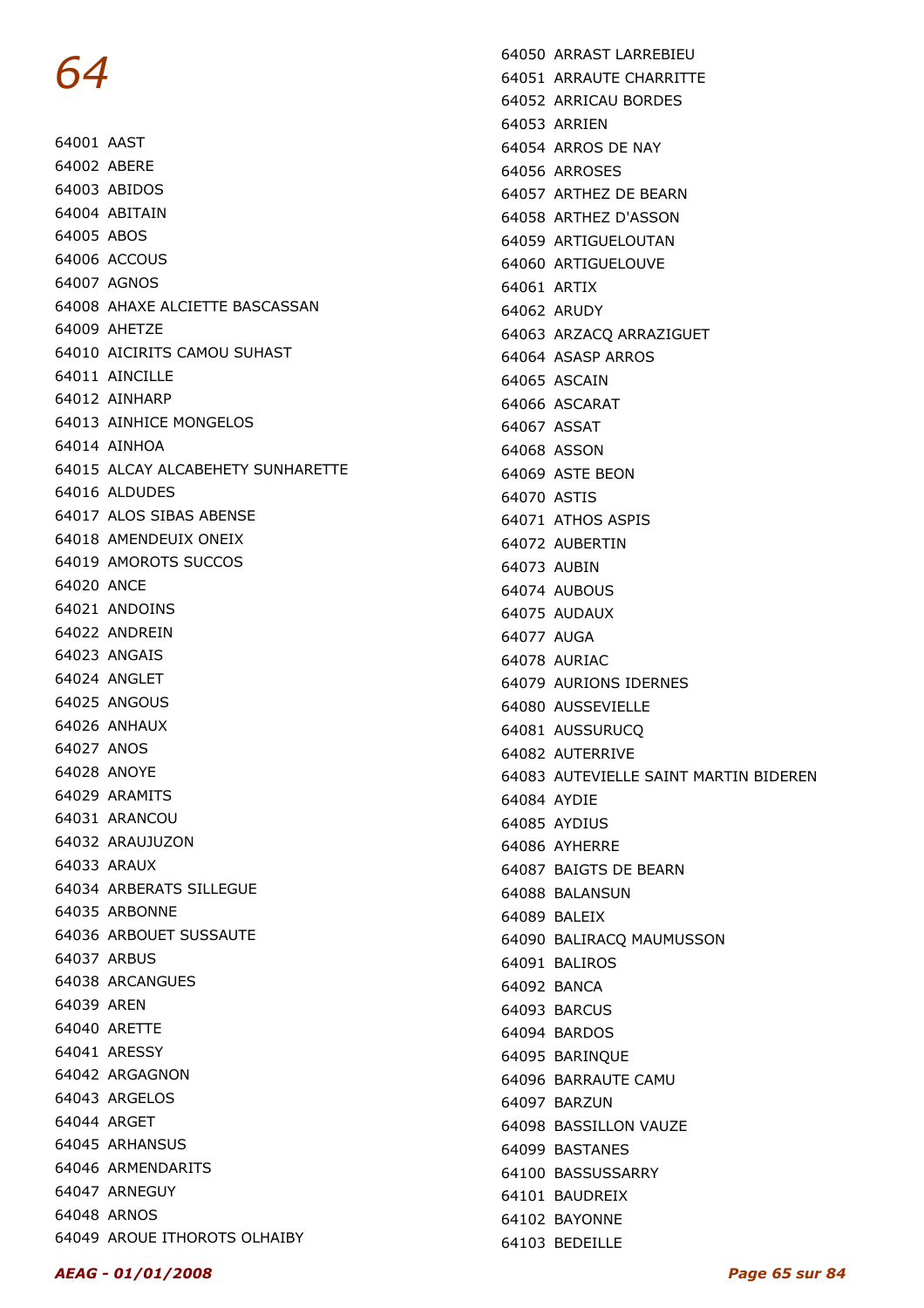# 64

64001 AAST
64002 ABERE
64003 ABIDOS
64004 ABITAIN
64005 ABOS
64006 ACCOUS
64007 AGNOS
64008 AHAXE ALCIETTE BASCASSAN
64009 AHETZE
64010 AICIRITS CAMOU SUHAST
64011 AINCILLE
64012 AINHARP
64013 AINHICE MONGELOS
64014 AINHOA
64015 ALCAY ALCABEHETY SUNHARETTE
64016 ALDUDES
64017 ALOS SIBAS ABENSE
64018 AMENDEUIX ONEIX
64019 AMOROTS SUCCOS
64020 ANCE
64021 ANDOINS
64022 ANDREIN
64023 ANGAIS
64024 ANGLET
64025 ANGOUS
64026 ANHAUX
64027 ANOS
64028 ANOYE
64029 ARAMITS
64031 ARANCOU
64032 ARAUJUZON
64033 ARAUX
64034 ARBERATS SILLEGUE
64035 ARBONNE
64036 ARBOUET SUSSAUTE
64037 ARBUS
64038 ARCANGUES
64039 AREN
64040 ARETTE
64041 ARESSY
64042 ARGAGNON
64043 ARGELOS
64044 ARGET
64045 ARHANSUS
64046 ARMENDARITS
64047 ARNEGUY
64048 ARNOS
64049 AROUE ITHOROTS OLHAIBY
64050 ARRAST LARREBIEU
64051 ARRAUTE CHARRITTE
64052 ARRICAU BORDES
64053 ARRIEN
64054 ARROS DE NAY
64056 ARROSES
64057 ARTHEZ DE BEARN
64058 ARTHEZ D'ASSON
64059 ARTIGUELOUTAN
64060 ARTIGUELOUVE
64061 ARTIX
64062 ARUDY
64063 ARZACQ ARRAZIGUET
64064 ASASP ARROS
64065 ASCAIN
64066 ASCARAT
64067 ASSAT
64068 ASSON
64069 ASTE BEON
64070 ASTIS
64071 ATHOS ASPIS
64072 AUBERTIN
64073 AUBIN
64074 AUBOUS
64075 AUDAUX
64077 AUGA
64078 AURIAC
64079 AURIONS IDERNES
64080 AUSSEVIELLE
64081 AUSSURUCQ
64082 AUTERRIVE
64083 AUTEVIELLE SAINT MARTIN BIDEREN
64084 AYDIE
64085 AYDIUS
64086 AYHERRE
64087 BAIGTS DE BEARN
64088 BALANSUN
64089 BALEIX
64090 BALIRACQ MAUMUSSON
64091 BALIROS
64092 BANCA
64093 BARCUS
64094 BARDOS
64095 BARINQUE
64096 BARRAUTE CAMU
64097 BARZUN
64098 BASSILLON VAUZE
64099 BASTANES
64100 BASSUSSARRY
64101 BAUDREIX
64102 BAYONNE
64103 BEDEILLE

*AEAG - 01/01/2008*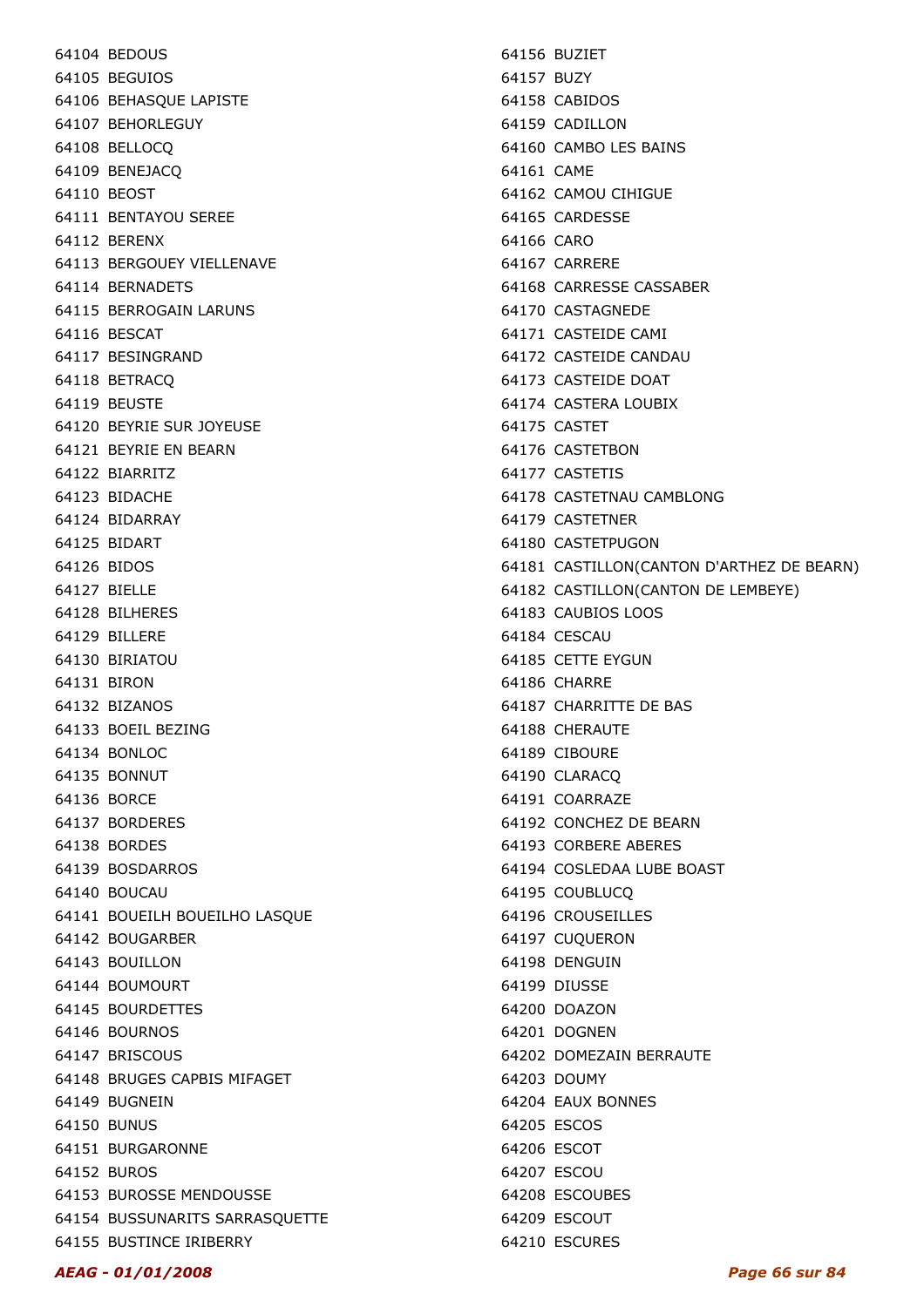64104 BEDOUS
64105 BEGUIOS
64106 BEHASQUE LAPISTE
64107 BEHORLEGUY
64108 BELLOCQ
64109 BENEJACQ
64110 BEOST
64111 BENTAYOU SEREE
64112 BERENX
64113 BERGOUEY VIELLENAVE
64114 BERNADETS
64115 BERROGAIN LARUNS
64116 BESCAT
64117 BESINGRAND
64118 BETRACQ
64119 BEUSTE
64120 BEYRIE SUR JOYEUSE
64121 BEYRIE EN BEARN
64122 BIARRITZ
64123 BIDACHE
64124 BIDARRAY
64125 BIDART
64126 BIDOS
64127 BIELLE
64128 BILHERES
64129 BILLERE
64130 BIRIATOU
64131 BIRON
64132 BIZANOS
64133 BOEIL BEZING
64134 BONLOC
64135 BONNUT
64136 BORCE
64137 BORDERES
64138 BORDES
64139 BOSDARROS
64140 BOUCAU
64141 BOUEILH BOUEILHO LASQUE
64142 BOUGARBER
64143 BOUILLON
64144 BOUMOURT
64145 BOURDETTES
64146 BOURNOS
64147 BRISCOUS
64148 BRUGES CAPBIS MIFAGET
64149 BUGNEIN
64150 BUNUS
64151 BURGARONNE
64152 BUROS
64153 BUROSSE MENDOUSSE
64154 BUSSUNARITS SARRASQUETTE
64155 BUSTINCE IRIBERRY
64156 BUZIET
64157 BUZY
64158 CABIDOS
64159 CADILLON
64160 CAMBO LES BAINS
64161 CAME
64162 CAMOU CIHIGUE
64165 CARDESSE
64166 CARO
64167 CARRERE
64168 CARRESSE CASSABER
64170 CASTAGNEDE
64171 CASTEIDE CAMI
64172 CASTEIDE CANDAU
64173 CASTEIDE DOAT
64174 CASTERA LOUBIX
64175 CASTET
64176 CASTETBON
64177 CASTETIS
64178 CASTETNAU CAMBLONG
64179 CASTETNER
64180 CASTETPUGON
64181 CASTILLON(CANTON D'ARTHEZ DE BEARN)
64182 CASTILLON(CANTON DE LEMBEYE)
64183 CAUBIOS LOOS
64184 CESCAU
64185 CETTE EYGUN
64186 CHARRE
64187 CHARRITTE DE BAS
64188 CHERAUTE
64189 CIBOURE
64190 CLARACQ
64191 COARRAZE
64192 CONCHEZ DE BEARN
64193 CORBERE ABERES
64194 COSLEDAA LUBE BOAST
64195 COUBLUCQ
64196 CROUSEILLES
64197 CUQUERON
64198 DENGUIN
64199 DIUSSE
64200 DOAZON
64201 DOGNEN
64202 DOMEZAIN BERRAUTE
64203 DOUMY
64204 EAUX BONNES
64205 ESCOS
64206 ESCOT
64207 ESCOU
64208 ESCOUBES
64209 ESCOUT
64210 ESCURES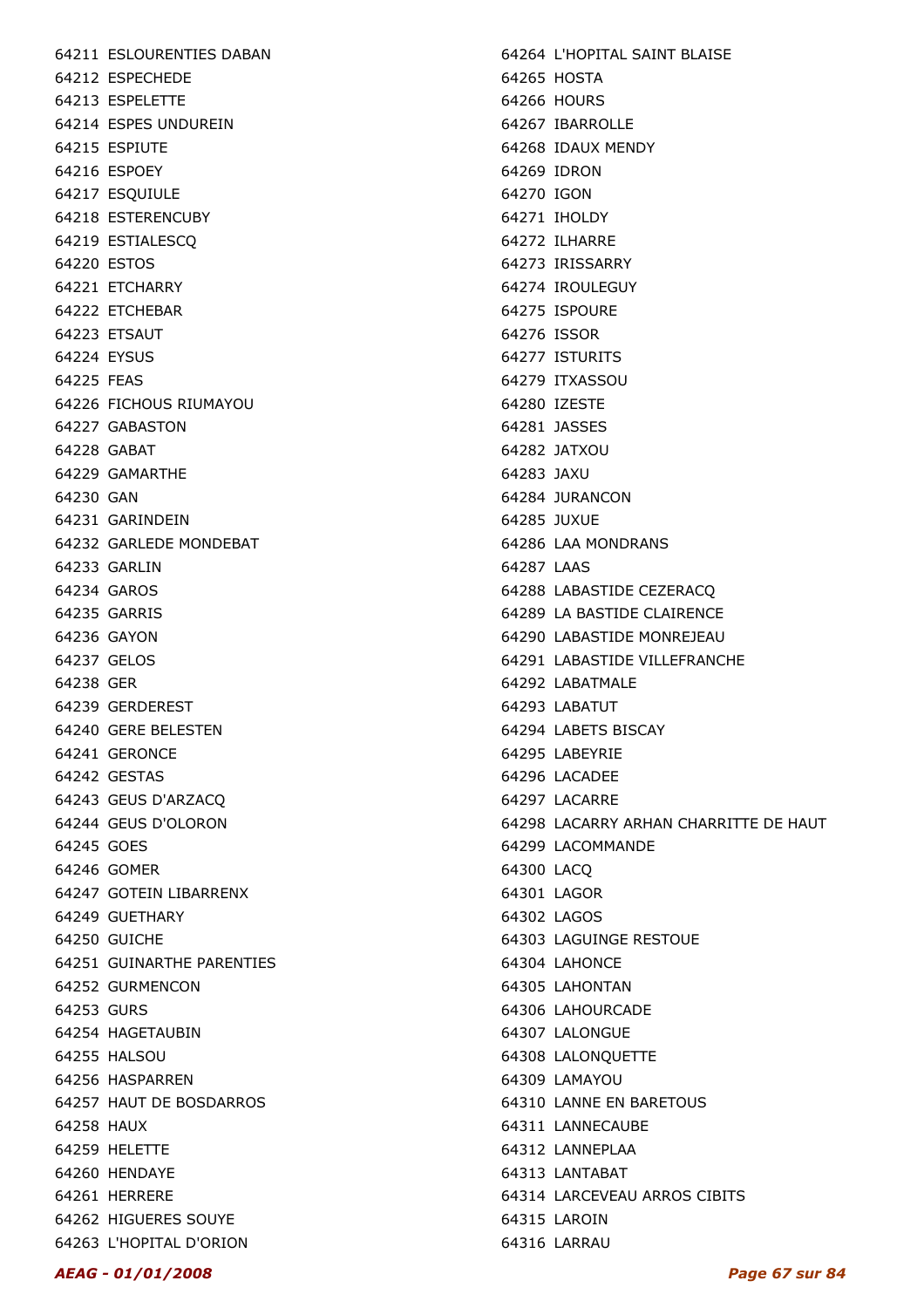64211 ESLOURENTIES DABAN
64212 ESPECHEDE
64213 ESPELETTE
64214 ESPES UNDUREIN
64215 ESPIUTE
64216 ESPOEY
64217 ESQUIULE
64218 ESTERENCUBY
64219 ESTIALESCQ
64220 ESTOS
64221 ETCHARRY
64222 ETCHEBAR
64223 ETSAUT
64224 EYSUS
64225 FEAS
64226 FICHOUS RIUMAYOU
64227 GABASTON
64228 GABAT
64229 GAMARTHE
64230 GAN
64231 GARINDEIN
64232 GARLEDE MONDEBAT
64233 GARLIN
64234 GAROS
64235 GARRIS
64236 GAYON
64237 GELOS
64238 GER
64239 GERDEREST
64240 GERE BELESTEN
64241 GERONCE
64242 GESTAS
64243 GEUS D'ARZACQ
64244 GEUS D'OLORON
64245 GOES
64246 GOMER
64247 GOTEIN LIBARRENX
64249 GUETHARY
64250 GUICHE
64251 GUINARTHE PARENTIES
64252 GURMENCON
64253 GURS
64254 HAGETAUBIN
64255 HALSOU
64256 HASPARREN
64257 HAUT DE BOSDARROS
64258 HAUX
64259 HELETTE
64260 HENDAYE
64261 HERRERE
64262 HIGUERES SOUYE
64263 L'HOPITAL D'ORION
64264 L'HOPITAL SAINT BLAISE
64265 HOSTA
64266 HOURS
64267 IBARROLLE
64268 IDAUX MENDY
64269 IDRON
64270 IGON
64271 IHOLDY
64272 ILHARRE
64273 IRISSARRY
64274 IROULEGUY
64275 ISPOURE
64276 ISSOR
64277 ISTURITS
64279 ITXASSOU
64280 IZESTE
64281 JASSES
64282 JATXOU
64283 JAXU
64284 JURANCON
64285 JUXUE
64286 LAA MONDRANS
64287 LAAS
64288 LABASTIDE CEZERACQ
64289 LA BASTIDE CLAIRENCE
64290 LABASTIDE MONREJEAU
64291 LABASTIDE VILLEFRANCHE
64292 LABATMALE
64293 LABATUT
64294 LABETS BISCAY
64295 LABEYRIE
64296 LACADEE
64297 LACARRE
64298 LACARRY ARHAN CHARRITTE DE HAUT
64299 LACOMMANDE
64300 LACQ
64301 LAGOR
64302 LAGOS
64303 LAGUINGE RESTOUE
64304 LAHONCE
64305 LAHONTAN
64306 LAHOURCADE
64307 LALONGUE
64308 LALONQUETTE
64309 LAMAYOU
64310 LANNE EN BARETOUS
64311 LANNECAUBE
64312 LANNEPLAA
64313 LANTABAT
64314 LARCEVEAU ARROS CIBITS
64315 LAROIN
64316 LARRAU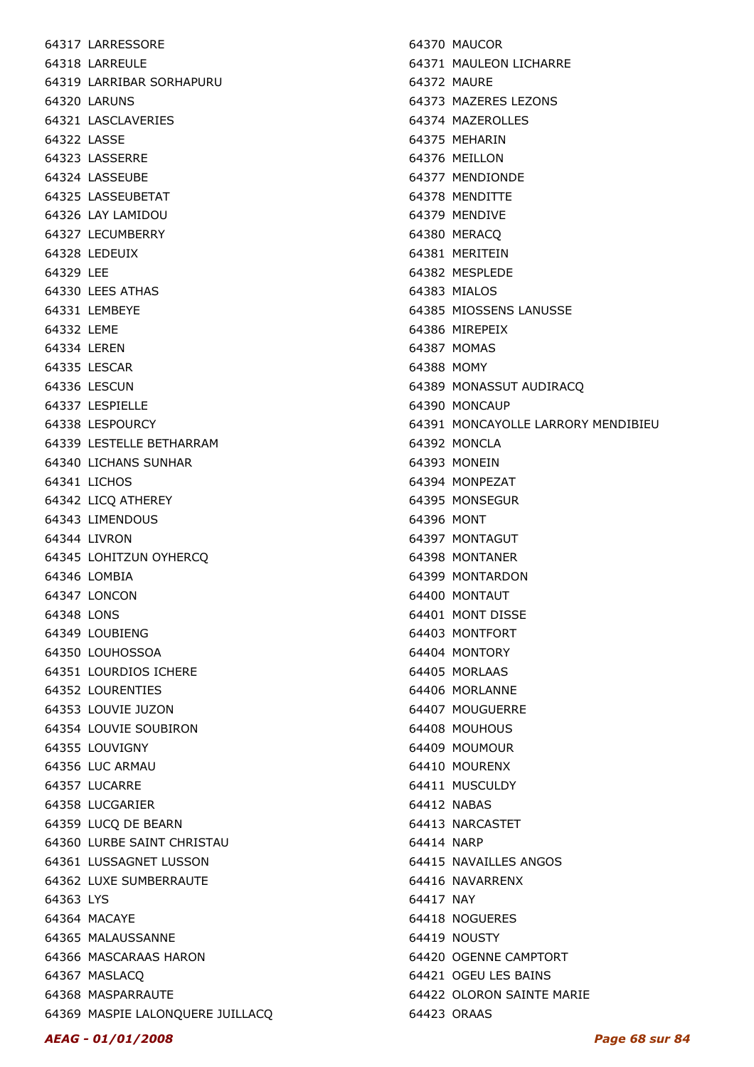64317 LARRESSORE
64318 LARREULE
64319 LARRIBAR SORHAPURU
64320 LARUNS
64321 LASCLAVERIES
64322 LASSE
64323 LASSERRE
64324 LASSEUBE
64325 LASSEUBETAT
64326 LAY LAMIDOU
64327 LECUMBERRY
64328 LEDEUIX
64329 LEE
64330 LEES ATHAS
64331 LEMBEYE
64332 LEME
64334 LEREN
64335 LESCAR
64336 LESCUN
64337 LESPIELLE
64338 LESPOURCY
64339 LESTELLE BETHARRAM
64340 LICHANS SUNHAR
64341 LICHOS
64342 LICQ ATHEREY
64343 LIMENDOUS
64344 LIVRON
64345 LOHITZUN OYHERCQ
64346 LOMBIA
64347 LONCON
64348 LONS
64349 LOUBIENG
64350 LOUHOSSOA
64351 LOURDIOS ICHERE
64352 LOURENTIES
64353 LOUVIE JUZON
64354 LOUVIE SOUBIRON
64355 LOUVIGNY
64356 LUC ARMAU
64357 LUCARRE
64358 LUCGARIER
64359 LUCQ DE BEARN
64360 LURBE SAINT CHRISTAU
64361 LUSSAGNET LUSSON
64362 LUXE SUMBERRAUTE
64363 LYS
64364 MACAYE
64365 MALAUSSANNE
64366 MASCARAAS HARON
64367 MASLACQ
64368 MASPARRAUTE
64369 MASPIE LALONQUERE JUILLACQ
64370 MAUCOR
64371 MAULEON LICHARRE
64372 MAURE
64373 MAZERES LEZONS
64374 MAZEROLLES
64375 MEHARIN
64376 MEILLON
64377 MENDIONDE
64378 MENDITTE
64379 MENDIVE
64380 MERACQ
64381 MERITEIN
64382 MESPLEDE
64383 MIALOS
64385 MIOSSENS LANUSSE
64386 MIREPEIX
64387 MOMAS
64388 MOMY
64389 MONASSUT AUDIRACQ
64390 MONCAUP
64391 MONCAYOLLE LARRORY MENDIBIEU
64392 MONCLA
64393 MONEIN
64394 MONPEZAT
64395 MONSEGUR
64396 MONT
64397 MONTAGUT
64398 MONTANER
64399 MONTARDON
64400 MONTAUT
64401 MONT DISSE
64403 MONTFORT
64404 MONTORY
64405 MORLAAS
64406 MORLANNE
64407 MOUGUERRE
64408 MOUHOUS
64409 MOUMOUR
64410 MOURENX
64411 MUSCULDY
64412 NABAS
64413 NARCASTET
64414 NARP
64415 NAVAILLES ANGOS
64416 NAVARRENX
64417 NAY
64418 NOGUERES
64419 NOUSTY
64420 OGENNE CAMPTORT
64421 OGEU LES BAINS
64422 OLORON SAINTE MARIE
64423 ORAAS

*AEAG - 01/01/2008*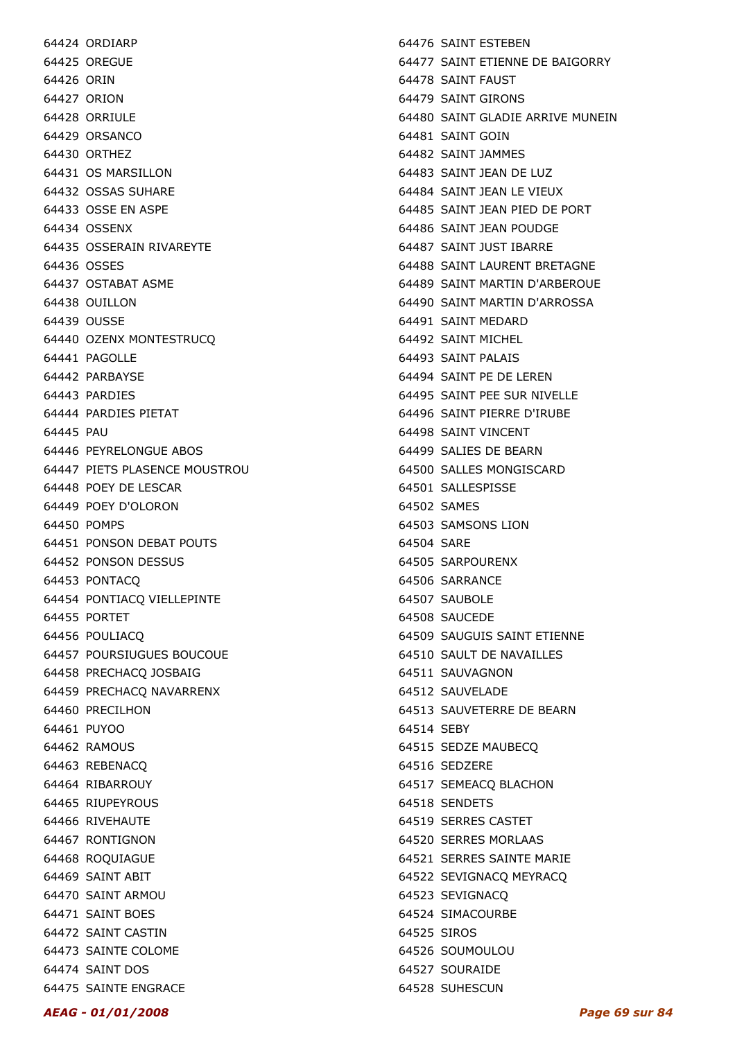64424 ORDIARP
64425 OREGUE
64426 ORIN
64427 ORION
64428 ORRIULE
64429 ORSANCO
64430 ORTHEZ
64431 OS MARSILLON
64432 OSSAS SUHARE
64433 OSSE EN ASPE
64434 OSSENX
64435 OSSERAIN RIVAREYTE
64436 OSSES
64437 OSTABAT ASME
64438 OUILLON
64439 OUSSE
64440 OZENX MONTESTRUCQ
64441 PAGOLLE
64442 PARBAYSE
64443 PARDIES
64444 PARDIES PIETAT
64445 PAU
64446 PEYRELONGUE ABOS
64447 PIETS PLASENCE MOUSTROU
64448 POEY DE LESCAR
64449 POEY D'OLORON
64450 POMPS
64451 PONSON DEBAT POUTS
64452 PONSON DESSUS
64453 PONTACQ
64454 PONTIACQ VIELLEPINTE
64455 PORTET
64456 POULIACQ
64457 POURSIUGUES BOUCOUE
64458 PRECHACQ JOSBAIG
64459 PRECHACQ NAVARRENX
64460 PRECILHON
64461 PUYOO
64462 RAMOUS
64463 REBENACQ
64464 RIBARROUY
64465 RIUPEYROUS
64466 RIVEHAUTE
64467 RONTIGNON
64468 ROQUIAGUE
64469 SAINT ABIT
64470 SAINT ARMOU
64471 SAINT BOES
64472 SAINT CASTIN
64473 SAINTE COLOME
64474 SAINT DOS
64475 SAINTE ENGRACE
64476 SAINT ESTEBEN
64477 SAINT ETIENNE DE BAIGORRY
64478 SAINT FAUST
64479 SAINT GIRONS
64480 SAINT GLADIE ARRIVE MUNEIN
64481 SAINT GOIN
64482 SAINT JAMMES
64483 SAINT JEAN DE LUZ
64484 SAINT JEAN LE VIEUX
64485 SAINT JEAN PIED DE PORT
64486 SAINT JEAN POUDGE
64487 SAINT JUST IBARRE
64488 SAINT LAURENT BRETAGNE
64489 SAINT MARTIN D'ARBEROUE
64490 SAINT MARTIN D'ARROSSA
64491 SAINT MEDARD
64492 SAINT MICHEL
64493 SAINT PALAIS
64494 SAINT PE DE LEREN
64495 SAINT PEE SUR NIVELLE
64496 SAINT PIERRE D'IRUBE
64498 SAINT VINCENT
64499 SALIES DE BEARN
64500 SALLES MONGISCARD
64501 SALLESPISSE
64502 SAMES
64503 SAMSONS LION
64504 SARE
64505 SARPOURENX
64506 SARRANCE
64507 SAUBOLE
64508 SAUCEDE
64509 SAUGUIS SAINT ETIENNE
64510 SAULT DE NAVAILLES
64511 SAUVAGNON
64512 SAUVELADE
64513 SAUVETERRE DE BEARN
64514 SEBY
64515 SEDZE MAUBECQ
64516 SEDZERE
64517 SEMEACQ BLACHON
64518 SENDETS
64519 SERRES CASTET
64520 SERRES MORLAAS
64521 SERRES SAINTE MARIE
64522 SEVIGNACQ MEYRACQ
64523 SEVIGNACQ
64524 SIMACOURBE
64525 SIROS
64526 SOUMOULOU
64527 SOURAIDE
64528 SUHESCUN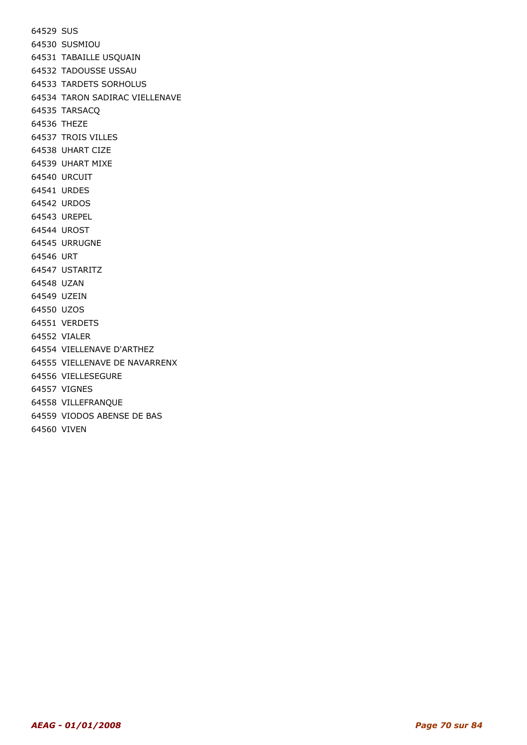64529 SUS
64530 SUSMIOU
64531 TABAILLE USQUAIN
64532 TADOUSSE USSAU
64533 TARDETS SORHOLUS
64534 TARON SADIRAC VIELLENAVE
64535 TARSACQ
64536 THEZE
64537 TROIS VILLES
64538 UHART CIZE
64539 UHART MIXE
64540 URCUIT
64541 URDES
64542 URDOS
64543 UREPEL
64544 UROST
64545 URRUGNE
64546 URT
64547 USTARITZ
64548 UZAN
64549 UZEIN
64550 UZOS
64551 VERDETS
64552 VIALER
64554 VIELLENAVE D'ARTHEZ
64555 VIELLENAVE DE NAVARRENX
64556 VIELLESEGURE
64557 VIGNES
64558 VILLEFRANQUE
64559 VIODOS ABENSE DE BAS
64560 VIVEN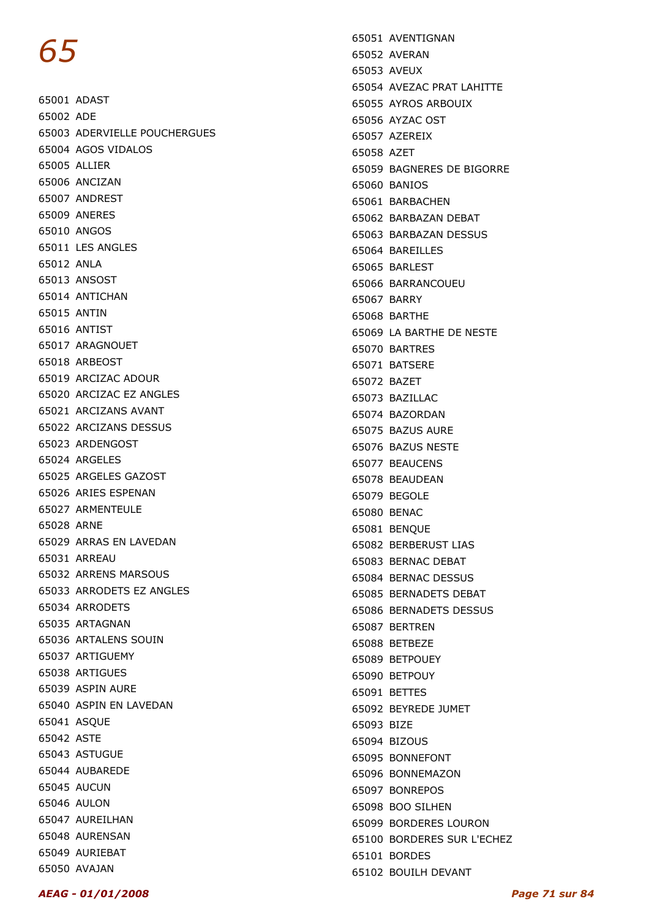# 65

65001 ADAST
65002 ADE
65003 ADERVIELLE POUCHERGUES
65004 AGOS VIDALOS
65005 ALLIER
65006 ANCIZAN
65007 ANDREST
65009 ANERES
65010 ANGOS
65011 LES ANGLES
65012 ANLA
65013 ANSOST
65014 ANTICHAN
65015 ANTIN
65016 ANTIST
65017 ARAGNOUET
65018 ARBEOST
65019 ARCIZAC ADOUR
65020 ARCIZAC EZ ANGLES
65021 ARCIZANS AVANT
65022 ARCIZANS DESSUS
65023 ARDENGOST
65024 ARGELES
65025 ARGELES GAZOST
65026 ARIES ESPENAN
65027 ARMENTEULE
65028 ARNE
65029 ARRAS EN LAVEDAN
65031 ARREAU
65032 ARRENS MARSOUS
65033 ARRODETS EZ ANGLES
65034 ARRODETS
65035 ARTAGNAN
65036 ARTALENS SOUIN
65037 ARTIGUEMY
65038 ARTIGUES
65039 ASPIN AURE
65040 ASPIN EN LAVEDAN
65041 ASQUE
65042 ASTE
65043 ASTUGUE
65044 AUBAREDE
65045 AUCUN
65046 AULON
65047 AUREILHAN
65048 AURENSAN
65049 AURIEBAT
65050 AVAJAN
65051 AVENTIGNAN
65052 AVERAN
65053 AVEUX
65054 AVEZAC PRAT LAHITTE
65055 AYROS ARBOUIX
65056 AYZAC OST
65057 AZEREIX
65058 AZET
65059 BAGNERES DE BIGORRE
65060 BANIOS
65061 BARBACHEN
65062 BARBAZAN DEBAT
65063 BARBAZAN DESSUS
65064 BAREILLES
65065 BARLEST
65066 BARRANCOUEU
65067 BARRY
65068 BARTHE
65069 LA BARTHE DE NESTE
65070 BARTRES
65071 BATSERE
65072 BAZET
65073 BAZILLAC
65074 BAZORDAN
65075 BAZUS AURE
65076 BAZUS NESTE
65077 BEAUCENS
65078 BEAUDEAN
65079 BEGOLE
65080 BENAC
65081 BENQUE
65082 BERBERUST LIAS
65083 BERNAC DEBAT
65084 BERNAC DESSUS
65085 BERNADETS DEBAT
65086 BERNADETS DESSUS
65087 BERTREN
65088 BETBEZE
65089 BETPOUEY
65090 BETPOUY
65091 BETTES
65092 BEYREDE JUMET
65093 BIZE
65094 BIZOUS
65095 BONNEFONT
65096 BONNEMAZON
65097 BONREPOS
65098 BOO SILHEN
65099 BORDERES LOURON
65100 BORDERES SUR L'ECHEZ
65101 BORDES
65102 BOUILH DEVANT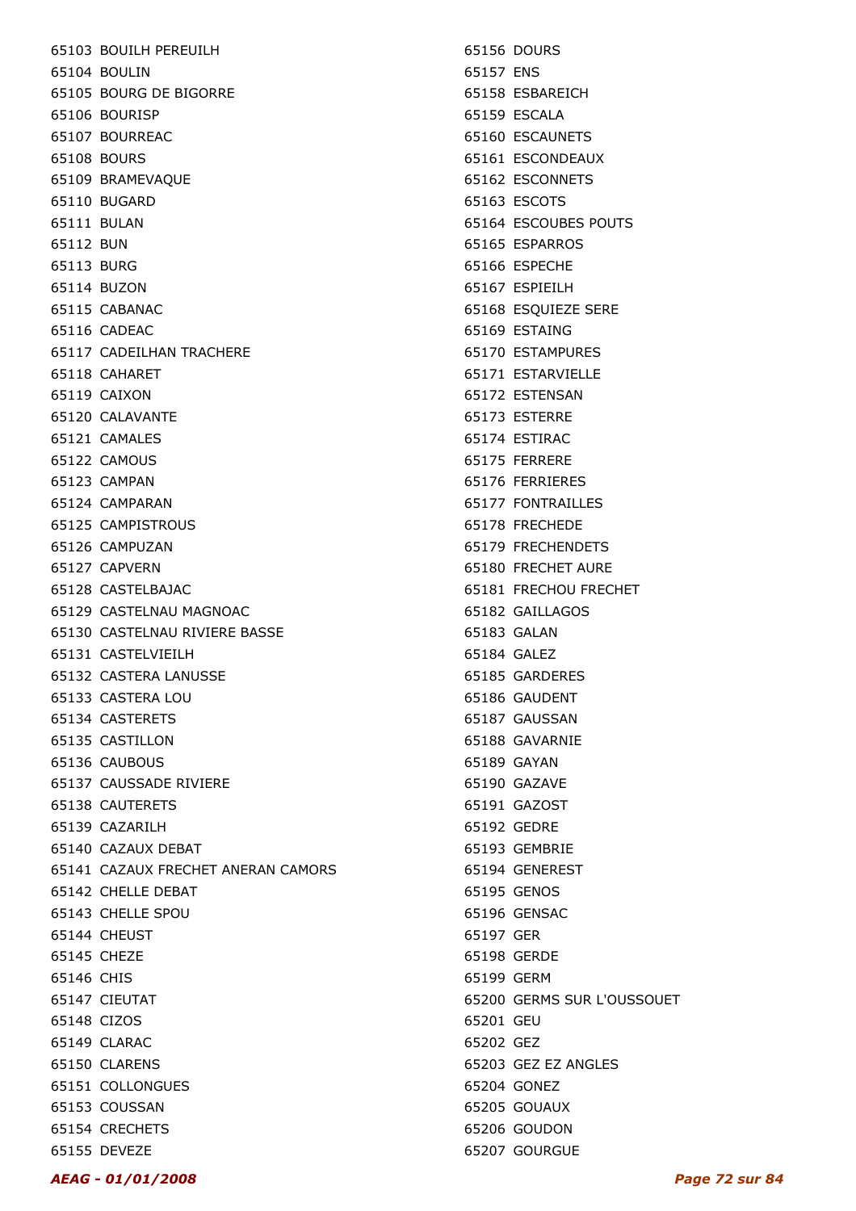65103 BOUILH PEREUILH
65104 BOULIN
65105 BOURG DE BIGORRE
65106 BOURISP
65107 BOURREAC
65108 BOURS
65109 BRAMEVAQUE
65110 BUGARD
65111 BULAN
65112 BUN
65113 BURG
65114 BUZON
65115 CABANAC
65116 CADEAC
65117 CADEILHAN TRACHERE
65118 CAHARET
65119 CAIXON
65120 CALAVANTE
65121 CAMALES
65122 CAMOUS
65123 CAMPAN
65124 CAMPARAN
65125 CAMPISTROUS
65126 CAMPUZAN
65127 CAPVERN
65128 CASTELBAJAC
65129 CASTELNAU MAGNOAC
65130 CASTELNAU RIVIERE BASSE
65131 CASTELVIEILH
65132 CASTERA LANUSSE
65133 CASTERA LOU
65134 CASTERETS
65135 CASTILLON
65136 CAUBOUS
65137 CAUSSADE RIVIERE
65138 CAUTERETS
65139 CAZARILH
65140 CAZAUX DEBAT
65141 CAZAUX FRECHET ANERAN CAMORS
65142 CHELLE DEBAT
65143 CHELLE SPOU
65144 CHEUST
65145 CHEZE
65146 CHIS
65147 CIEUTAT
65148 CIZOS
65149 CLARAC
65150 CLARENS
65151 COLLONGUES
65153 COUSSAN
65154 CRECHETS
65155 DEVEZE
65156 DOURS
65157 ENS
65158 ESBAREICH
65159 ESCALA
65160 ESCAUNETS
65161 ESCONDEAUX
65162 ESCONNETS
65163 ESCOTS
65164 ESCOUBES POUTS
65165 ESPARROS
65166 ESPECHE
65167 ESPIEILH
65168 ESQUIEZE SERE
65169 ESTAING
65170 ESTAMPURES
65171 ESTARVIELLE
65172 ESTENSAN
65173 ESTERRE
65174 ESTIRAC
65175 FERRERE
65176 FERRIERES
65177 FONTRAILLES
65178 FRECHEDE
65179 FRECHENDETS
65180 FRECHET AURE
65181 FRECHOU FRECHET
65182 GAILLAGOS
65183 GALAN
65184 GALEZ
65185 GARDERES
65186 GAUDENT
65187 GAUSSAN
65188 GAVARNIE
65189 GAYAN
65190 GAZAVE
65191 GAZOST
65192 GEDRE
65193 GEMBRIE
65194 GENEREST
65195 GENOS
65196 GENSAC
65197 GER
65198 GERDE
65199 GERM
65200 GERMS SUR L'OUSSOUET
65201 GEU
65202 GEZ
65203 GEZ EZ ANGLES
65204 GONEZ
65205 GOUAUX
65206 GOUDON
65207 GOURGUE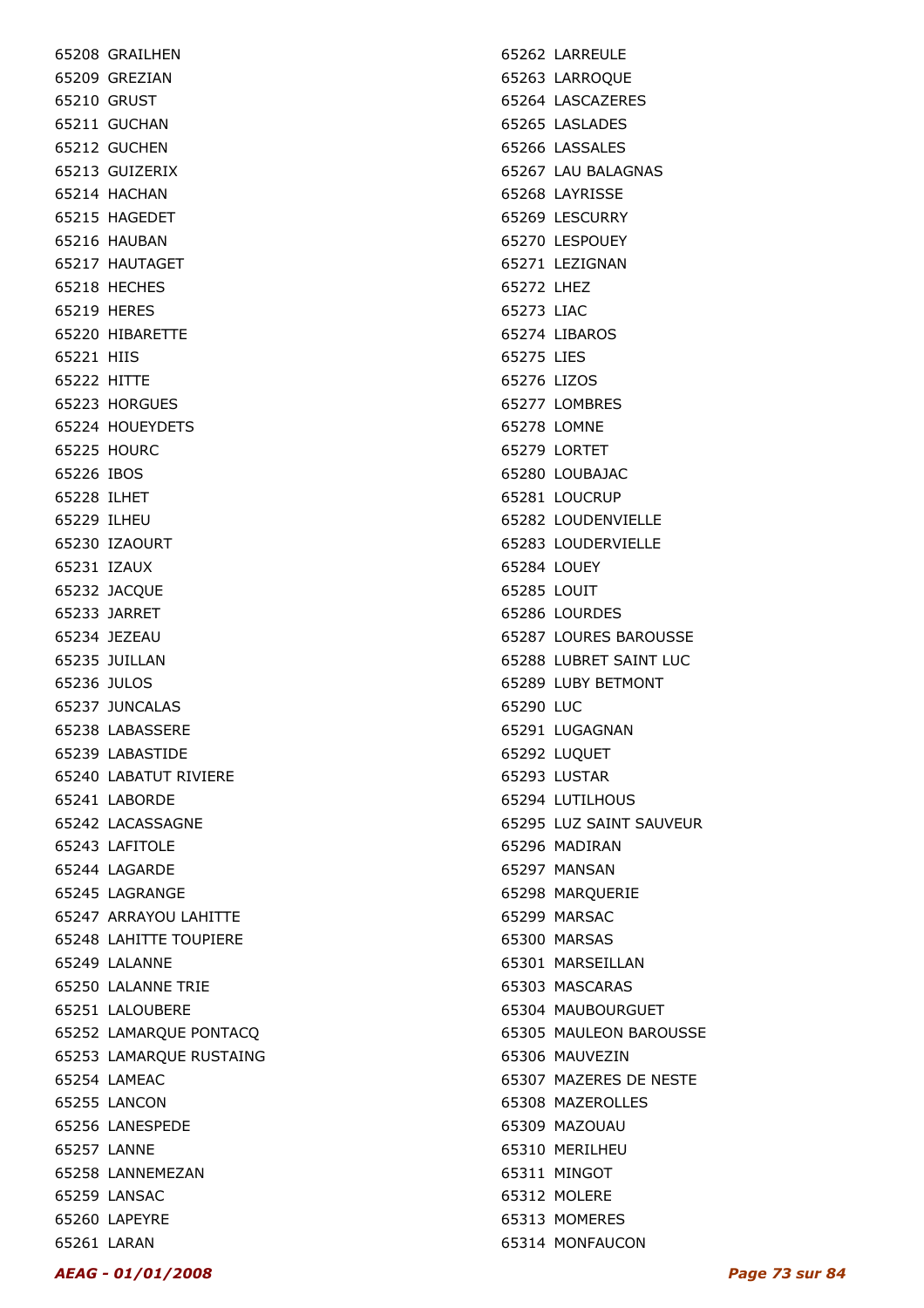65208 GRAILHEN
65209 GREZIAN
65210 GRUST
65211 GUCHAN
65212 GUCHEN
65213 GUIZERIX
65214 HACHAN
65215 HAGEDET
65216 HAUBAN
65217 HAUTAGET
65218 HECHES
65219 HERES
65220 HIBARETTE
65221 HIIS
65222 HITTE
65223 HORGUES
65224 HOUEYDETS
65225 HOURC
65226 IBOS
65228 ILHET
65229 ILHEU
65230 IZAOURT
65231 IZAUX
65232 JACQUE
65233 JARRET
65234 JEZEAU
65235 JUILLAN
65236 JULOS
65237 JUNCALAS
65238 LABASSERE
65239 LABASTIDE
65240 LABATUT RIVIERE
65241 LABORDE
65242 LACASSAGNE
65243 LAFITOLE
65244 LAGARDE
65245 LAGRANGE
65247 ARRAYOU LAHITTE
65248 LAHITTE TOUPIERE
65249 LALANNE
65250 LALANNE TRIE
65251 LALOUBERE
65252 LAMARQUE PONTACQ
65253 LAMARQUE RUSTAING
65254 LAMEAC
65255 LANCON
65256 LANESPEDE
65257 LANNE
65258 LANNEMEZAN
65259 LANSAC
65260 LAPEYRE
65261 LARAN
65262 LARREULE
65263 LARROQUE
65264 LASCAZERES
65265 LASLADES
65266 LASSALES
65267 LAU BALAGNAS
65268 LAYRISSE
65269 LESCURRY
65270 LESPOUEY
65271 LEZIGNAN
65272 LHEZ
65273 LIAC
65274 LIBAROS
65275 LIES
65276 LIZOS
65277 LOMBRES
65278 LOMNE
65279 LORTET
65280 LOUBAJAC
65281 LOUCRUP
65282 LOUDENVIELLE
65283 LOUDERVIELLE
65284 LOUEY
65285 LOUIT
65286 LOURDES
65287 LOURES BAROUSSE
65288 LUBRET SAINT LUC
65289 LUBY BETMONT
65290 LUC
65291 LUGAGNAN
65292 LUQUET
65293 LUSTAR
65294 LUTILHOUS
65295 LUZ SAINT SAUVEUR
65296 MADIRAN
65297 MANSAN
65298 MARQUERIE
65299 MARSAC
65300 MARSAS
65301 MARSEILLAN
65303 MASCARAS
65304 MAUBOURGUET
65305 MAULEON BAROUSSE
65306 MAUVEZIN
65307 MAZERES DE NESTE
65308 MAZEROLLES
65309 MAZOUAU
65310 MERILHEU
65311 MINGOT
65312 MOLERE
65313 MOMERES
65314 MONFAUCON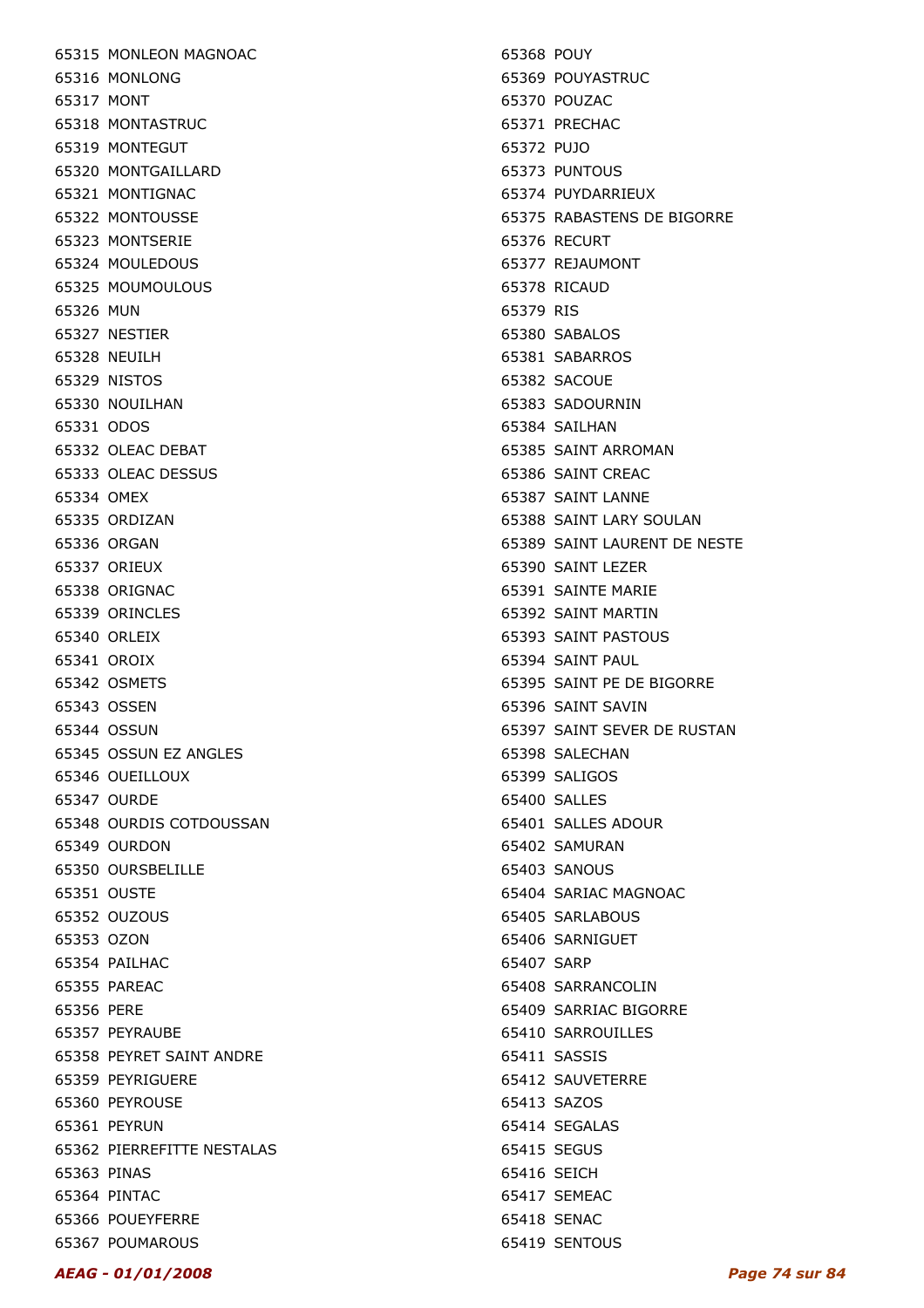65315 MONLEON MAGNOAC
65316 MONLONG
65317 MONT
65318 MONTASTRUC
65319 MONTEGUT
65320 MONTGAILLARD
65321 MONTIGNAC
65322 MONTOUSSE
65323 MONTSERIE
65324 MOULEDOUS
65325 MOUMOULOUS
65326 MUN
65327 NESTIER
65328 NEUILH
65329 NISTOS
65330 NOUILHAN
65331 ODOS
65332 OLEAC DEBAT
65333 OLEAC DESSUS
65334 OMEX
65335 ORDIZAN
65336 ORGAN
65337 ORIEUX
65338 ORIGNAC
65339 ORINCLES
65340 ORLEIX
65341 OROIX
65342 OSMETS
65343 OSSEN
65344 OSSUN
65345 OSSUN EZ ANGLES
65346 OUEILLOUX
65347 OURDE
65348 OURDIS COTDOUSSAN
65349 OURDON
65350 OURSBELILLE
65351 OUSTE
65352 OUZOUS
65353 OZON
65354 PAILHAC
65355 PAREAC
65356 PERE
65357 PEYRAUBE
65358 PEYRET SAINT ANDRE
65359 PEYRIGUERE
65360 PEYROUSE
65361 PEYRUN
65362 PIERREFITTE NESTALAS
65363 PINAS
65364 PINTAC
65366 POUEYFERRE
65367 POUMAROUS
65368 POUY
65369 POUYASTRUC
65370 POUZAC
65371 PRECHAC
65372 PUJO
65373 PUNTOUS
65374 PUYDARRIEUX
65375 RABASTENS DE BIGORRE
65376 RECURT
65377 REJAUMONT
65378 RICAUD
65379 RIS
65380 SABALOS
65381 SABARROS
65382 SACOUE
65383 SADOURNIN
65384 SAILHAN
65385 SAINT ARROMAN
65386 SAINT CREAC
65387 SAINT LANNE
65388 SAINT LARY SOULAN
65389 SAINT LAURENT DE NESTE
65390 SAINT LEZER
65391 SAINTE MARIE
65392 SAINT MARTIN
65393 SAINT PASTOUS
65394 SAINT PAUL
65395 SAINT PE DE BIGORRE
65396 SAINT SAVIN
65397 SAINT SEVER DE RUSTAN
65398 SALECHAN
65399 SALIGOS
65400 SALLES
65401 SALLES ADOUR
65402 SAMURAN
65403 SANOUS
65404 SARIAC MAGNOAC
65405 SARLABOUS
65406 SARNIGUET
65407 SARP
65408 SARRANCOLIN
65409 SARRIAC BIGORRE
65410 SARROUILLES
65411 SASSIS
65412 SAUVETERRE
65413 SAZOS
65414 SEGALAS
65415 SEGUS
65416 SEICH
65417 SEMEAC
65418 SENAC
65419 SENTOUS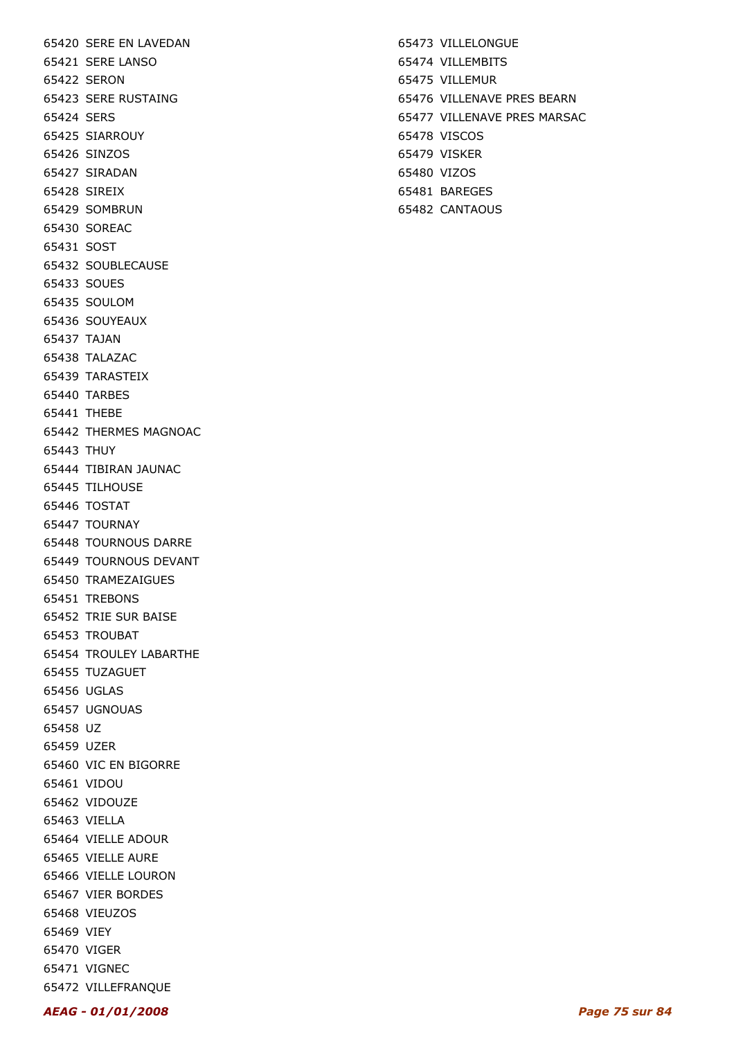65420 SERE EN LAVEDAN
65421 SERE LANSO
65422 SERON
65423 SERE RUSTAING
65424 SERS
65425 SIARROUY
65426 SINZOS
65427 SIRADAN
65428 SIREIX
65429 SOMBRUN
65430 SOREAC
65431 SOST
65432 SOUBLECAUSE
65433 SOUES
65435 SOULOM
65436 SOUYEAUX
65437 TAJAN
65438 TALAZAC
65439 TARASTEIX
65440 TARBES
65441 THEBE
65442 THERMES MAGNOAC
65443 THUY
65444 TIBIRAN JAUNAC
65445 TILHOUSE
65446 TOSTAT
65447 TOURNAY
65448 TOURNOUS DARRE
65449 TOURNOUS DEVANT
65450 TRAMEZAIGUES
65451 TREBONS
65452 TRIE SUR BAISE
65453 TROUBAT
65454 TROULEY LABARTHE
65455 TUZAGUET
65456 UGLAS
65457 UGNOUAS
65458 UZ
65459 UZER
65460 VIC EN BIGORRE
65461 VIDOU
65462 VIDOUZE
65463 VIELLA
65464 VIELLE ADOUR
65465 VIELLE AURE
65466 VIELLE LOURON
65467 VIER BORDES
65468 VIEUZOS
65469 VIEY
65470 VIGER
65471 VIGNEC
65472 VILLEFRANQUE
65473 VILLELONGUE
65474 VILLEMBITS
65475 VILLEMUR
65476 VILLENAVE PRES BEARN
65477 VILLENAVE PRES MARSAC
65478 VISCOS
65479 VISKER
65480 VIZOS
65481 BAREGES
65482 CANTAOUS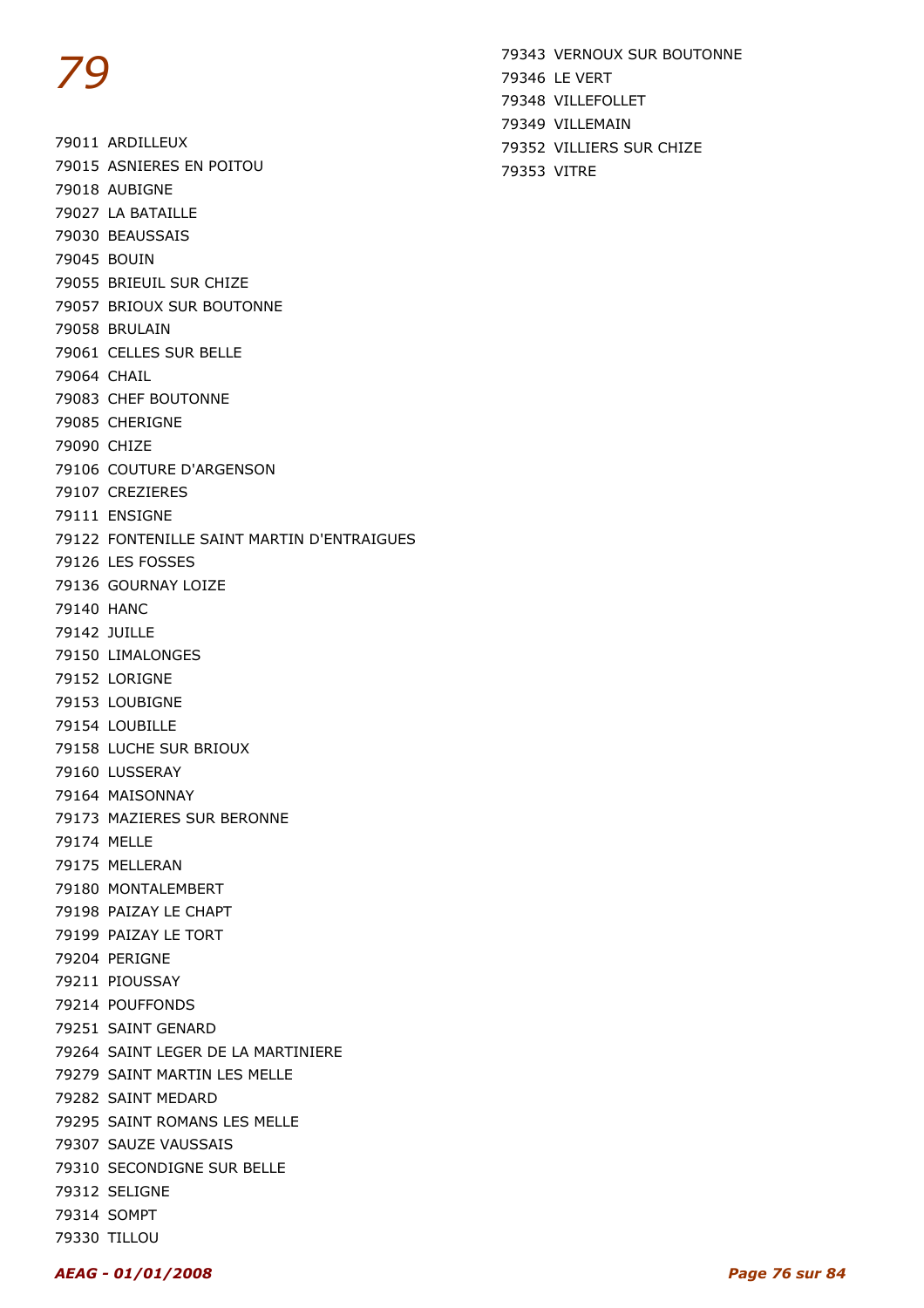# 79

79011 ARDILLEUX
79015 ASNIERES EN POITOU
79018 AUBIGNE
79027 LA BATAILLE
79030 BEAUSSAIS
79045 BOUIN
79055 BRIEUIL SUR CHIZE
79057 BRIOUX SUR BOUTONNE
79058 BRULAIN
79061 CELLES SUR BELLE
79064 CHAIL
79083 CHEF BOUTONNE
79085 CHERIGNE
79090 CHIZE
79106 COUTURE D'ARGENSON
79107 CREZIERES
79111 ENSIGNE
79122 FONTENILLE SAINT MARTIN D'ENTRAIGUES
79126 LES FOSSES
79136 GOURNAY LOIZE
79140 HANC
79142 JUILLE
79150 LIMALONGES
79152 LORIGNE
79153 LOUBIGNE
79154 LOUBILLE
79158 LUCHE SUR BRIOUX
79160 LUSSERAY
79164 MAISONNAY
79173 MAZIERES SUR BERONNE
79174 MELLE
79175 MELLERAN
79180 MONTALEMBERT
79198 PAIZAY LE CHAPT
79199 PAIZAY LE TORT
79204 PERIGNE
79211 PIOUSSAY
79214 POUFFONDS
79251 SAINT GENARD
79264 SAINT LEGER DE LA MARTINIERE
79279 SAINT MARTIN LES MELLE
79282 SAINT MEDARD
79295 SAINT ROMANS LES MELLE
79307 SAUZE VAUSSAIS
79310 SECONDIGNE SUR BELLE
79312 SELIGNE
79314 SOMPT
79330 TILLOU
79343 VERNOUX SUR BOUTONNE
79346 LE VERT
79348 VILLEFOLLET
79349 VILLEMAIN
79352 VILLIERS SUR CHIZE
79353 VITRE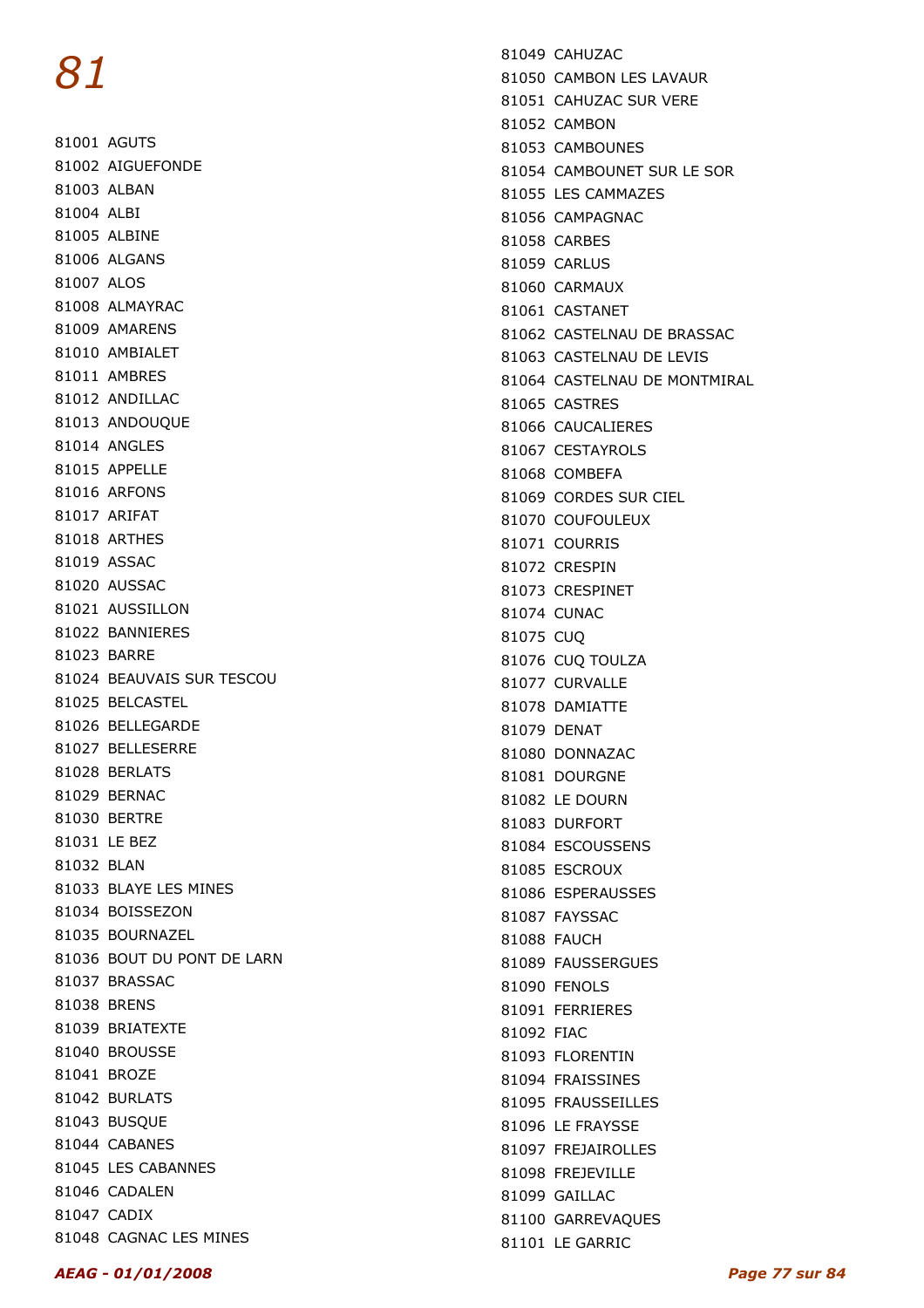# *81*

81001 AGUTS
81002 AIGUEFONDE
81003 ALBAN
81004 ALBI
81005 ALBINE
81006 ALGANS
81007 ALOS
81008 ALMAYRAC
81009 AMARENS
81010 AMBIALET
81011 AMBRES
81012 ANDILLAC
81013 ANDOUQUE
81014 ANGLES
81015 APPELLE
81016 ARFONS
81017 ARIFAT
81018 ARTHES
81019 ASSAC
81020 AUSSAC
81021 AUSSILLON
81022 BANNIERES
81023 BARRE
81024 BEAUVAIS SUR TESCOU
81025 BELCASTEL
81026 BELLEGARDE
81027 BELLESERRE
81028 BERLATS
81029 BERNAC
81030 BERTRE
81031 LE BEZ
81032 BLAN
81033 BLAYE LES MINES
81034 BOISSEZON
81035 BOURNAZEL
81036 BOUT DU PONT DE LARN
81037 BRASSAC
81038 BRENS
81039 BRIATEXTE
81040 BROUSSE
81041 BROZE
81042 BURLATS
81043 BUSQUE
81044 CABANES
81045 LES CABANNES
81046 CADALEN
81047 CADIX
81048 CAGNAC LES MINES
81049 CAHUZAC
81050 CAMBON LES LAVAUR
81051 CAHUZAC SUR VERE
81052 CAMBON
81053 CAMBOUNES
81054 CAMBOUNET SUR LE SOR
81055 LES CAMMAZES
81056 CAMPAGNAC
81058 CARBES
81059 CARLUS
81060 CARMAUX
81061 CASTANET
81062 CASTELNAU DE BRASSAC
81063 CASTELNAU DE LEVIS
81064 CASTELNAU DE MONTMIRAL
81065 CASTRES
81066 CAUCALIERES
81067 CESTAYROLS
81068 COMBEFA
81069 CORDES SUR CIEL
81070 COUFOULEUX
81071 COURRIS
81072 CRESPIN
81073 CRESPINET
81074 CUNAC
81075 CUQ
81076 CUQ TOULZA
81077 CURVALLE
81078 DAMIATTE
81079 DENAT
81080 DONNAZAC
81081 DOURGNE
81082 LE DOURN
81083 DURFORT
81084 ESCOUSSENS
81085 ESCROUX
81086 ESPERAUSSES
81087 FAYSSAC
81088 FAUCH
81089 FAUSSERGUES
81090 FENOLS
81091 FERRIERES
81092 FIAC
81093 FLORENTIN
81094 FRAISSINES
81095 FRAUSSEILLES
81096 LE FRAYSSE
81097 FREJAIROLLES
81098 FREJEVILLE
81099 GAILLAC
81100 GARREVAQUES
81101 LE GARRIC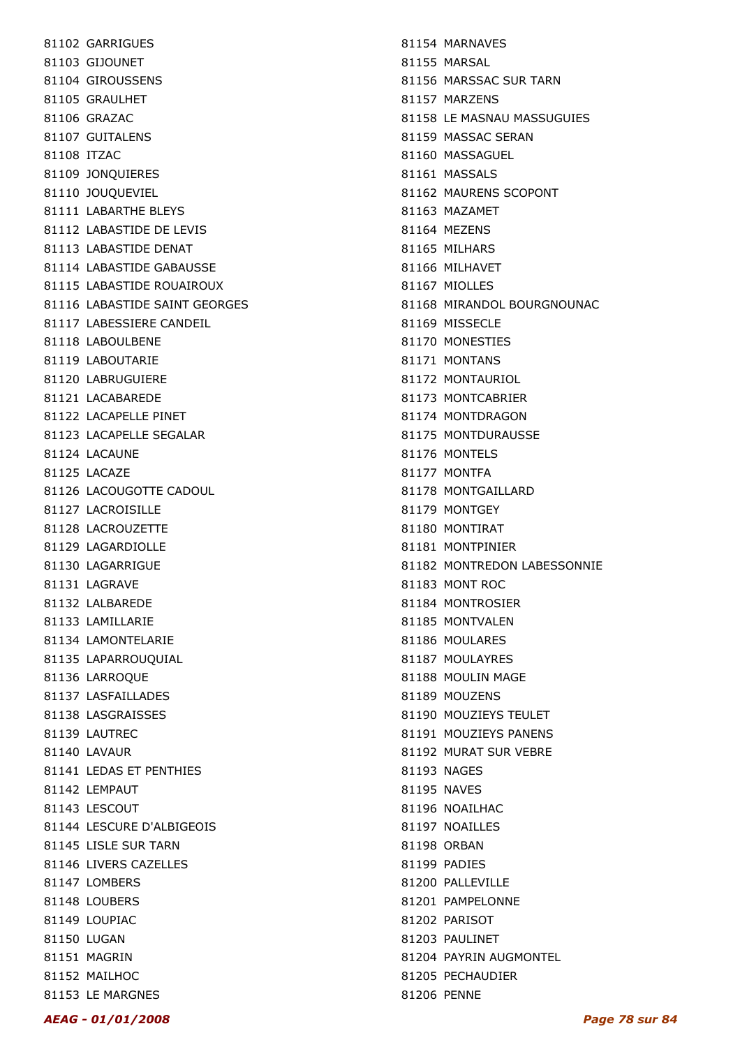81102 GARRIGUES
81103 GIJOUNET
81104 GIROUSSENS
81105 GRAULHET
81106 GRAZAC
81107 GUITALENS
81108 ITZAC
81109 JONQUIERES
81110 JOUQUEVIEL
81111 LABARTHE BLEYS
81112 LABASTIDE DE LEVIS
81113 LABASTIDE DENAT
81114 LABASTIDE GABAUSSE
81115 LABASTIDE ROUAIROUX
81116 LABASTIDE SAINT GEORGES
81117 LABESSIERE CANDEIL
81118 LABOULBENE
81119 LABOUTARIE
81120 LABRUGUIERE
81121 LACABAREDE
81122 LACAPELLE PINET
81123 LACAPELLE SEGALAR
81124 LACAUNE
81125 LACAZE
81126 LACOUGOTTE CADOUL
81127 LACROISILLE
81128 LACROUZETTE
81129 LAGARDIOLLE
81130 LAGARRIGUE
81131 LAGRAVE
81132 LALBAREDE
81133 LAMILLARIE
81134 LAMONTELARIE
81135 LAPARROUQUIAL
81136 LARROQUE
81137 LASFAILLADES
81138 LASGRAISSES
81139 LAUTREC
81140 LAVAUR
81141 LEDAS ET PENTHIES
81142 LEMPAUT
81143 LESCOUT
81144 LESCURE D'ALBIGEOIS
81145 LISLE SUR TARN
81146 LIVERS CAZELLES
81147 LOMBERS
81148 LOUBERS
81149 LOUPIAC
81150 LUGAN
81151 MAGRIN
81152 MAILHOC
81153 LE MARGNES
81154 MARNAVES
81155 MARSAL
81156 MARSSAC SUR TARN
81157 MARZENS
81158 LE MASNAU MASSUGUIES
81159 MASSAC SERAN
81160 MASSAGUEL
81161 MASSALS
81162 MAURENS SCOPONT
81163 MAZAMET
81164 MEZENS
81165 MILHARS
81166 MILHAVET
81167 MIOLLES
81168 MIRANDOL BOURGNOUNAC
81169 MISSECLE
81170 MONESTIES
81171 MONTANS
81172 MONTAURIOL
81173 MONTCABRIER
81174 MONTDRAGON
81175 MONTDURAUSSE
81176 MONTELS
81177 MONTFA
81178 MONTGAILLARD
81179 MONTGEY
81180 MONTIRAT
81181 MONTPINIER
81182 MONTREDON LABESSONNIE
81183 MONT ROC
81184 MONTROSIER
81185 MONTVALEN
81186 MOULARES
81187 MOULAYRES
81188 MOULIN MAGE
81189 MOUZENS
81190 MOUZIEYS TEULET
81191 MOUZIEYS PANENS
81192 MURAT SUR VEBRE
81193 NAGES
81195 NAVES
81196 NOAILHAC
81197 NOAILLES
81198 ORBAN
81199 PADIES
81200 PALLEVILLE
81201 PAMPELONNE
81202 PARISOT
81203 PAULINET
81204 PAYRIN AUGMONTEL
81205 PECHAUDIER
81206 PENNE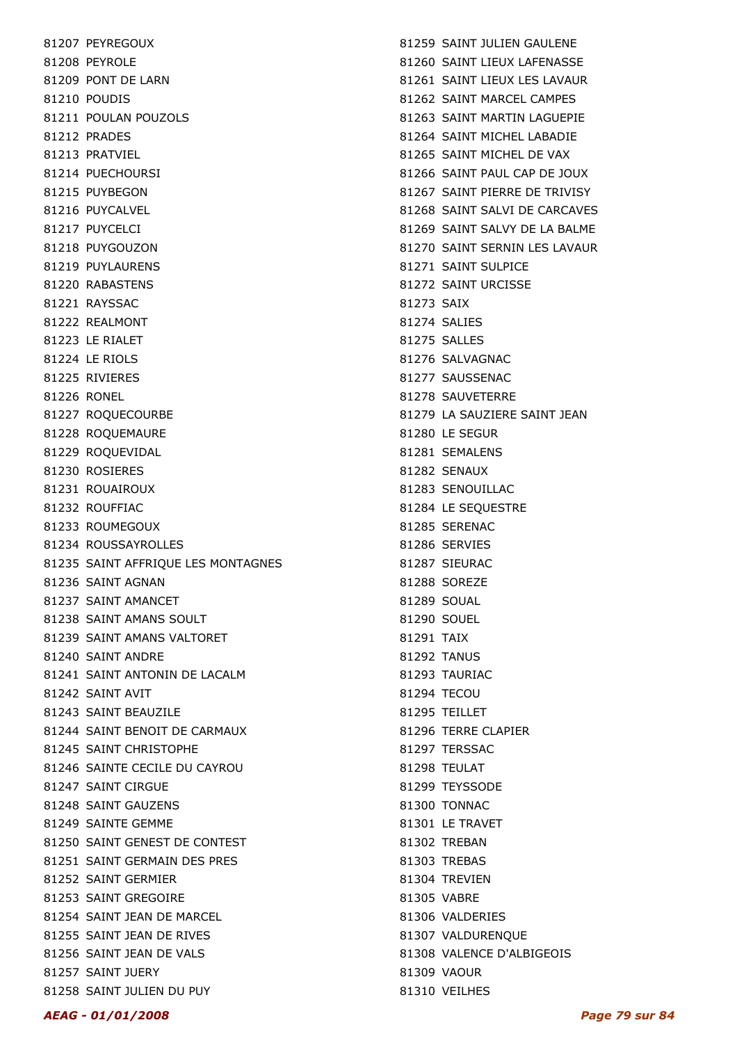81207 PEYREGOUX
81208 PEYROLE
81209 PONT DE LARN
81210 POUDIS
81211 POULAN POUZOLS
81212 PRADES
81213 PRATVIEL
81214 PUECHOURSI
81215 PUYBEGON
81216 PUYCALVEL
81217 PUYCELCI
81218 PUYGOUZON
81219 PUYLAURENS
81220 RABASTENS
81221 RAYSSAC
81222 REALMONT
81223 LE RIALET
81224 LE RIOLS
81225 RIVIERES
81226 RONEL
81227 ROQUECOURBE
81228 ROQUEMAURE
81229 ROQUEVIDAL
81230 ROSIERES
81231 ROUAIROUX
81232 ROUFFIAC
81233 ROUMEGOUX
81234 ROUSSAYROLLES
81235 SAINT AFFRIQUE LES MONTAGNES
81236 SAINT AGNAN
81237 SAINT AMANCET
81238 SAINT AMANS SOULT
81239 SAINT AMANS VALTORET
81240 SAINT ANDRE
81241 SAINT ANTONIN DE LACALM
81242 SAINT AVIT
81243 SAINT BEAUZILE
81244 SAINT BENOIT DE CARMAUX
81245 SAINT CHRISTOPHE
81246 SAINTE CECILE DU CAYROU
81247 SAINT CIRGUE
81248 SAINT GAUZENS
81249 SAINTE GEMME
81250 SAINT GENEST DE CONTEST
81251 SAINT GERMAIN DES PRES
81252 SAINT GERMIER
81253 SAINT GREGOIRE
81254 SAINT JEAN DE MARCEL
81255 SAINT JEAN DE RIVES
81256 SAINT JEAN DE VALS
81257 SAINT JUERY
81258 SAINT JULIEN DU PUY
81259 SAINT JULIEN GAULENE
81260 SAINT LIEUX LAFENASSE
81261 SAINT LIEUX LES LAVAUR
81262 SAINT MARCEL CAMPES
81263 SAINT MARTIN LAGUEPIE
81264 SAINT MICHEL LABADIE
81265 SAINT MICHEL DE VAX
81266 SAINT PAUL CAP DE JOUX
81267 SAINT PIERRE DE TRIVISY
81268 SAINT SALVI DE CARCAVES
81269 SAINT SALVY DE LA BALME
81270 SAINT SERNIN LES LAVAUR
81271 SAINT SULPICE
81272 SAINT URCISSE
81273 SAIX
81274 SALIES
81275 SALLES
81276 SALVAGNAC
81277 SAUSSENAC
81278 SAUVETERRE
81279 LA SAUZIERE SAINT JEAN
81280 LE SEGUR
81281 SEMALENS
81282 SENAUX
81283 SENOUILLAC
81284 LE SEQUESTRE
81285 SERENAC
81286 SERVIES
81287 SIEURAC
81288 SOREZE
81289 SOUAL
81290 SOUEL
81291 TAIX
81292 TANUS
81293 TAURIAC
81294 TECOU
81295 TEILLET
81296 TERRE CLAPIER
81297 TERSSAC
81298 TEULAT
81299 TEYSSODE
81300 TONNAC
81301 LE TRAVET
81302 TREBAN
81303 TREBAS
81304 TREVIEN
81305 VABRE
81306 VALDERIES
81307 VALDURENQUE
81308 VALENCE D'ALBIGEOIS
81309 VAOUR
81310 VEILHES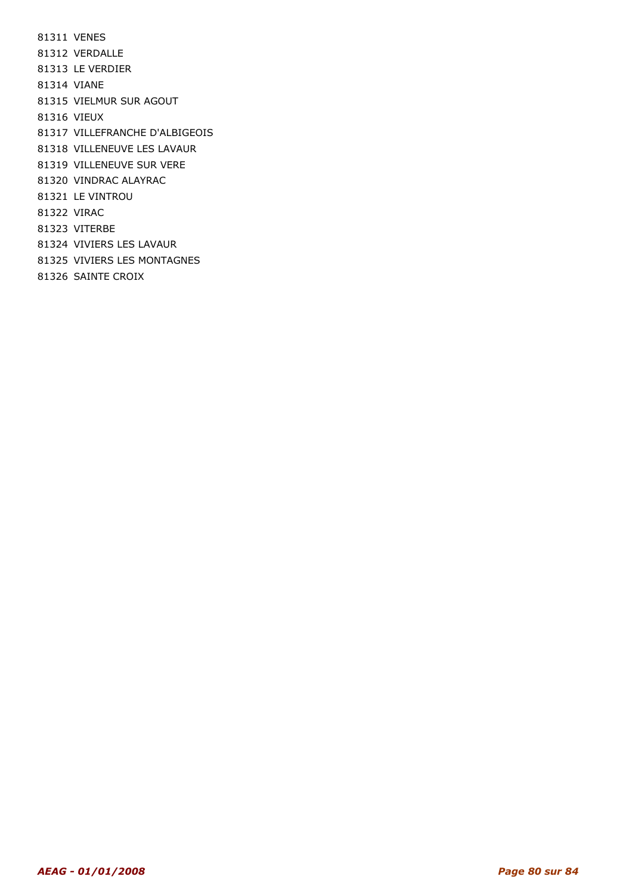81311 VENES
81312 VERDALLE
81313 LE VERDIER
81314 VIANE
81315 VIELMUR SUR AGOUT
81316 VIEUX
81317 VILLEFRANCHE D'ALBIGEOIS
81318 VILLENEUVE LES LAVAUR
81319 VILLENEUVE SUR VERE
81320 VINDRAC ALAYRAC
81321 LE VINTROU
81322 VIRAC
81323 VITERBE
81324 VIVIERS LES LAVAUR
81325 VIVIERS LES MONTAGNES
81326 SAINTE CROIX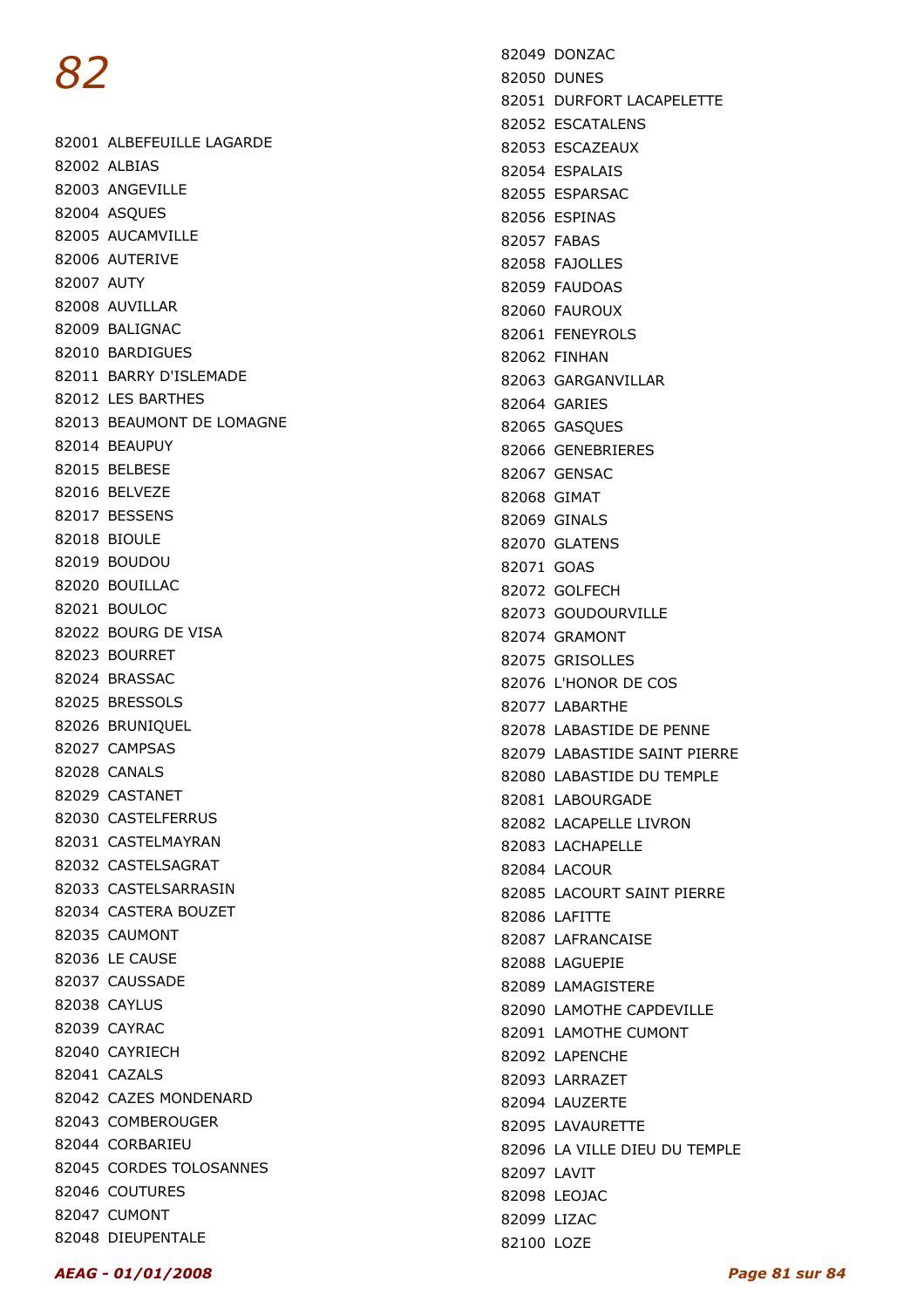# *82*

82001 ALBEFEUILLE LAGARDE
82002 ALBIAS
82003 ANGEVILLE
82004 ASQUES
82005 AUCAMVILLE
82006 AUTERIVE
82007 AUTY
82008 AUVILLAR
82009 BALIGNAC
82010 BARDIGUES
82011 BARRY D'ISLEMADE
82012 LES BARTHES
82013 BEAUMONT DE LOMAGNE
82014 BEAUPUY
82015 BELBESE
82016 BELVEZE
82017 BESSENS
82018 BIOULE
82019 BOUDOU
82020 BOUILLAC
82021 BOULOC
82022 BOURG DE VISA
82023 BOURRET
82024 BRASSAC
82025 BRESSOLS
82026 BRUNIQUEL
82027 CAMPSAS
82028 CANALS
82029 CASTANET
82030 CASTELFERRUS
82031 CASTELMAYRAN
82032 CASTELSAGRAT
82033 CASTELSARRASIN
82034 CASTERA BOUZET
82035 CAUMONT
82036 LE CAUSE
82037 CAUSSADE
82038 CAYLUS
82039 CAYRAC
82040 CAYRIECH
82041 CAZALS
82042 CAZES MONDENARD
82043 COMBEROUGER
82044 CORBARIEU
82045 CORDES TOLOSANNES
82046 COUTURES
82047 CUMONT
82048 DIEUPENTALE
82049 DONZAC
82050 DUNES
82051 DURFORT LACAPELETTE
82052 ESCATALENS
82053 ESCAZEAUX
82054 ESPALAIS
82055 ESPARSAC
82056 ESPINAS
82057 FABAS
82058 FAJOLLES
82059 FAUDOAS
82060 FAUROUX
82061 FENEYROLS
82062 FINHAN
82063 GARGANVILLAR
82064 GARIES
82065 GASQUES
82066 GENEBRIERES
82067 GENSAC
82068 GIMAT
82069 GINALS
82070 GLATENS
82071 GOAS
82072 GOLFECH
82073 GOUDOURVILLE
82074 GRAMONT
82075 GRISOLLES
82076 L'HONOR DE COS
82077 LABARTHE
82078 LABASTIDE DE PENNE
82079 LABASTIDE SAINT PIERRE
82080 LABASTIDE DU TEMPLE
82081 LABOURGADE
82082 LACAPELLE LIVRON
82083 LACHAPELLE
82084 LACOUR
82085 LACOURT SAINT PIERRE
82086 LAFITTE
82087 LAFRANCAISE
82088 LAGUEPIE
82089 LAMAGISTERE
82090 LAMOTHE CAPDEVILLE
82091 LAMOTHE CUMONT
82092 LAPENCHE
82093 LARRAZET
82094 LAUZERTE
82095 LAVAURETTE
82096 LA VILLE DIEU DU TEMPLE
82097 LAVIT
82098 LEOJAC
82099 LIZAC
82100 LOZE

***AEAG - 01/01/2008***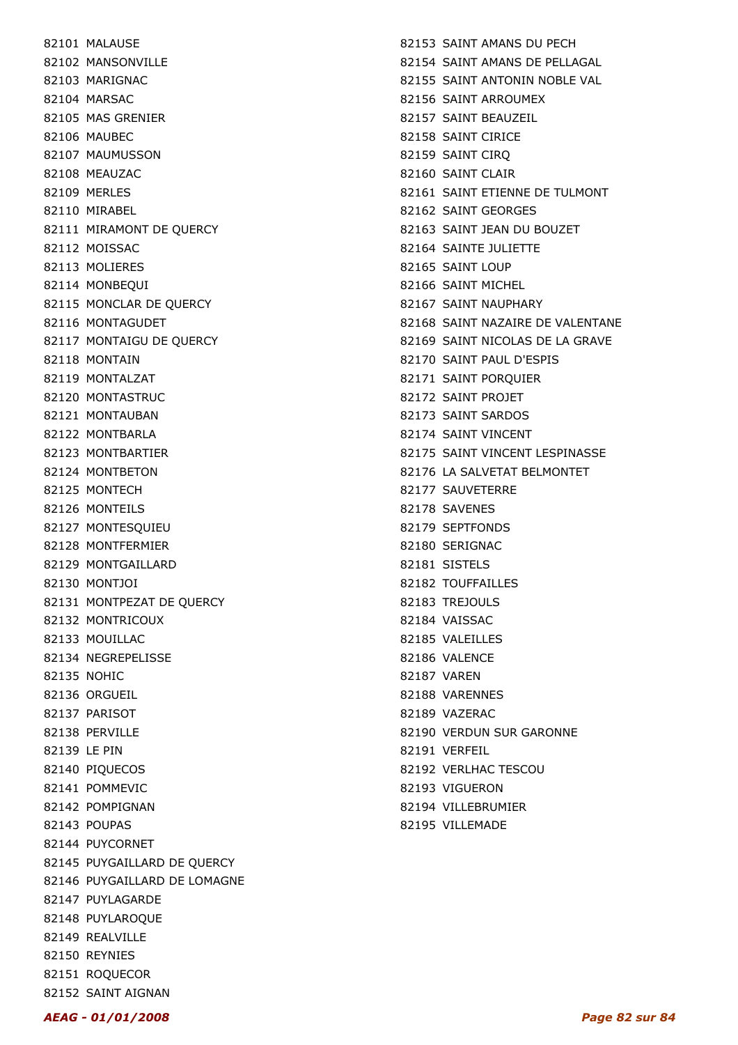82101 MALAUSE
82102 MANSONVILLE
82103 MARIGNAC
82104 MARSAC
82105 MAS GRENIER
82106 MAUBEC
82107 MAUMUSSON
82108 MEAUZAC
82109 MERLES
82110 MIRABEL
82111 MIRAMONT DE QUERCY
82112 MOISSAC
82113 MOLIERES
82114 MONBEQUI
82115 MONCLAR DE QUERCY
82116 MONTAGUDET
82117 MONTAIGU DE QUERCY
82118 MONTAIN
82119 MONTALZAT
82120 MONTASTRUC
82121 MONTAUBAN
82122 MONTBARLA
82123 MONTBARTIER
82124 MONTBETON
82125 MONTECH
82126 MONTEILS
82127 MONTESQUIEU
82128 MONTFERMIER
82129 MONTGAILLARD
82130 MONTJOI
82131 MONTPEZAT DE QUERCY
82132 MONTRICOUX
82133 MOUILLAC
82134 NEGREPELISSE
82135 NOHIC
82136 ORGUEIL
82137 PARISOT
82138 PERVILLE
82139 LE PIN
82140 PIQUECOS
82141 POMMEVIC
82142 POMPIGNAN
82143 POUPAS
82144 PUYCORNET
82145 PUYGAILLARD DE QUERCY
82146 PUYGAILLARD DE LOMAGNE
82147 PUYLAGARDE
82148 PUYLAROQUE
82149 REALVILLE
82150 REYNIES
82151 ROQUECOR
82152 SAINT AIGNAN
82153 SAINT AMANS DU PECH
82154 SAINT AMANS DE PELLAGAL
82155 SAINT ANTONIN NOBLE VAL
82156 SAINT ARROUMEX
82157 SAINT BEAUZEIL
82158 SAINT CIRICE
82159 SAINT CIRQ
82160 SAINT CLAIR
82161 SAINT ETIENNE DE TULMONT
82162 SAINT GEORGES
82163 SAINT JEAN DU BOUZET
82164 SAINTE JULIETTE
82165 SAINT LOUP
82166 SAINT MICHEL
82167 SAINT NAUPHARY
82168 SAINT NAZAIRE DE VALENTANE
82169 SAINT NICOLAS DE LA GRAVE
82170 SAINT PAUL D'ESPIS
82171 SAINT PORQUIER
82172 SAINT PROJET
82173 SAINT SARDOS
82174 SAINT VINCENT
82175 SAINT VINCENT LESPINASSE
82176 LA SALVETAT BELMONTET
82177 SAUVETERRE
82178 SAVENES
82179 SEPTFONDS
82180 SERIGNAC
82181 SISTELS
82182 TOUFFAILLES
82183 TREJOULS
82184 VAISSAC
82185 VALEILLES
82186 VALENCE
82187 VAREN
82188 VARENNES
82189 VAZERAC
82190 VERDUN SUR GARONNE
82191 VERFEIL
82192 VERLHAC TESCOU
82193 VIGUERON
82194 VILLEBRUMIER
82195 VILLEMADE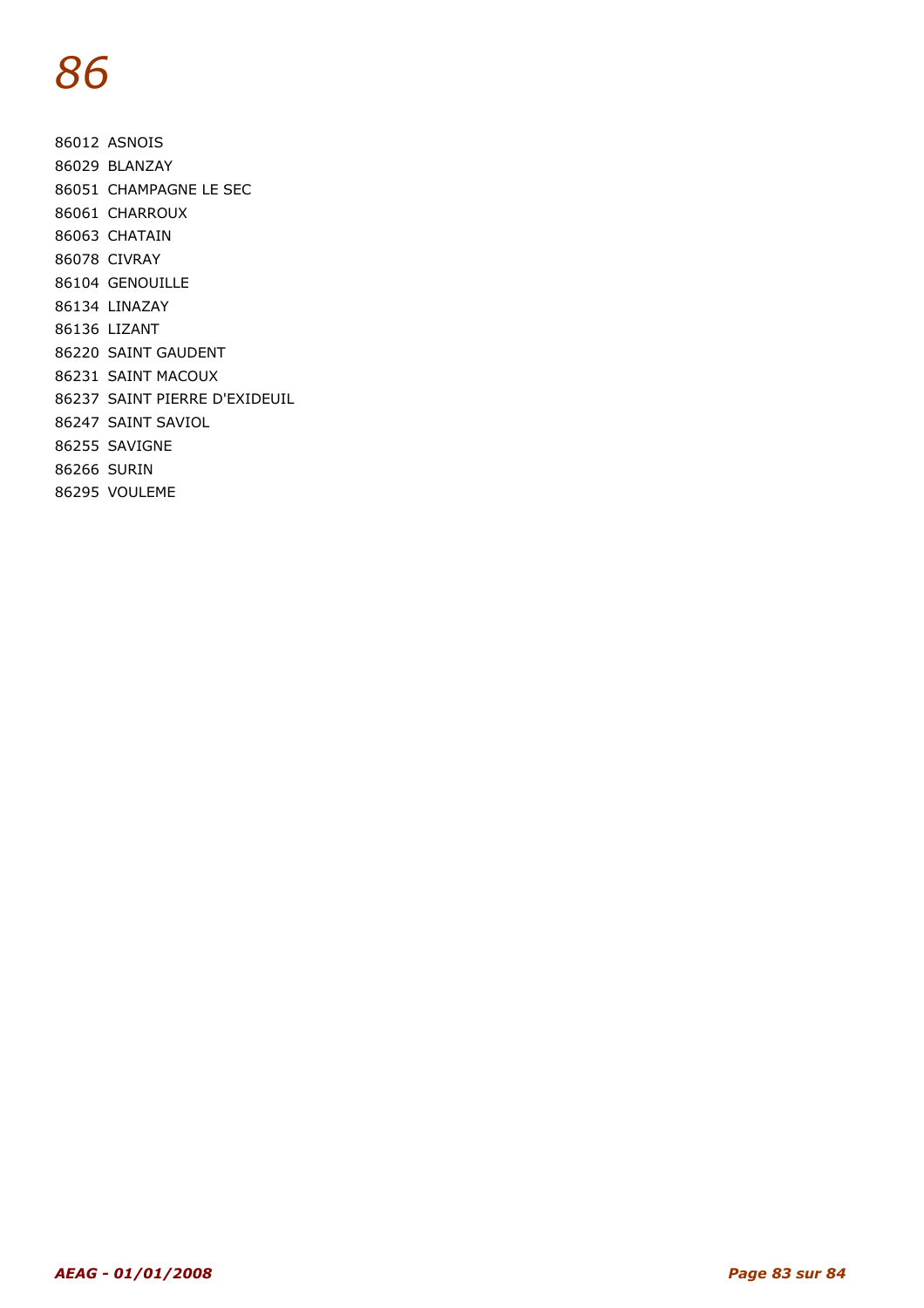# *86*

86012 ASNOIS
86029 BLANZAY
86051 CHAMPAGNE LE SEC
86061 CHARROUX
86063 CHATAIN
86078 CIVRAY
86104 GENOUILLE
86134 LINAZAY
86136 LIZANT
86220 SAINT GAUDENT
86231 SAINT MACOUX
86237 SAINT PIERRE D'EXIDEUIL
86247 SAINT SAVIOL
86255 SAVIGNE
86266 SURIN
86295 VOULEME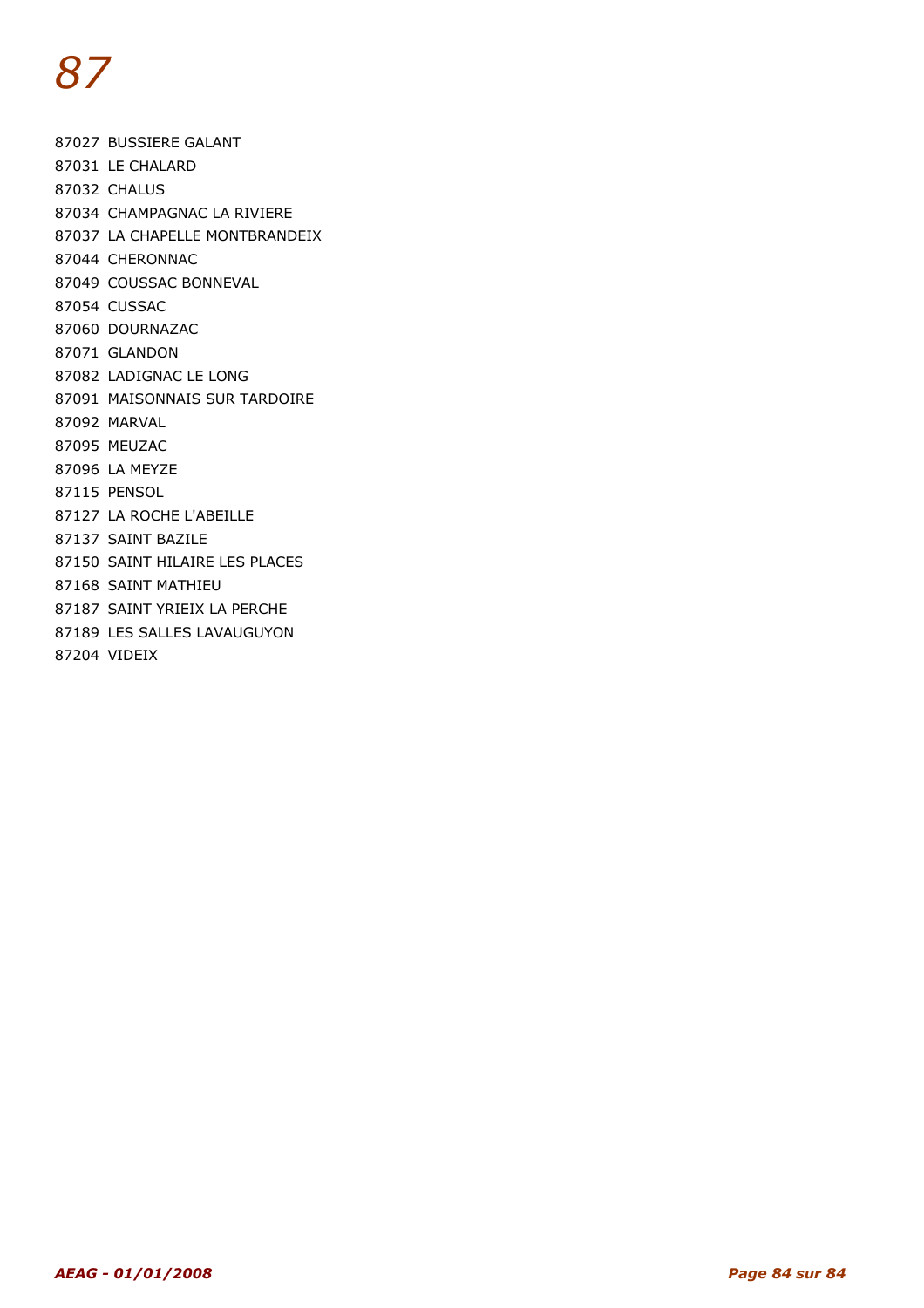# *87*

87027 BUSSIERE GALANT
87031 LE CHALARD
87032 CHALUS
87034 CHAMPAGNAC LA RIVIERE
87037 LA CHAPELLE MONTBRANDEIX
87044 CHERONNAC
87049 COUSSAC BONNEVAL
87054 CUSSAC
87060 DOURNAZAC
87071 GLANDON
87082 LADIGNAC LE LONG
87091 MAISONNAIS SUR TARDOIRE
87092 MARVAL
87095 MEUZAC
87096 LA MEYZE
87115 PENSOL
87127 LA ROCHE L'ABEILLE
87137 SAINT BAZILE
87150 SAINT HILAIRE LES PLACES
87168 SAINT MATHIEU
87187 SAINT YRIEIX LA PERCHE
87189 LES SALLES LAVAUGUYON
87204 VIDEIX